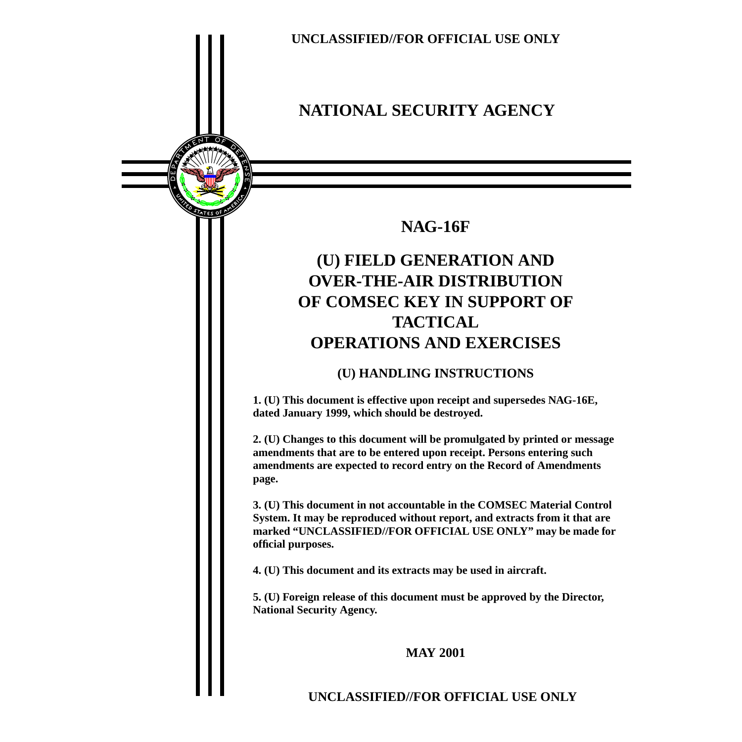UNCLASSIFIED//FOR OFFICIAL USE ONLY

# NATIONAL SECURITY AGENCY

## NAG-16F

# (U) FIELD GENERATION AND OVER-THE-AIR DISTRIBUTION OF COMSEC KEY IN SUPPORT OF TACTICAL OPERATIONS AND EXERCISES

### (U) HANDLING INSTRUCTIONS

**1. (U) This document is effective upon receipt and supersedes NAG-16E, dated January 1999, which should be destroyed.**

**2. (U) Changes to this document will be promulgated by printed or message amendments that are to be entered upon receipt. Persons entering such amendments are expected to record entry on the Record of Amendments page.**

**3. (U) This document in not accountable in the COMSEC Material Control System. It may be reproduced without report, and extracts from it that are marked "UNCLASSIFIED//FOR OFFICIAL USE ONLY" may be made for official purposes.**

**4. (U) This document and its extracts may be used in aircraft.**

**5. (U) Foreign release of this document must be approved by the Director, National Security Agency.**

**MAY 2001**

UNCLASSIFIED//FOR OFFICIAL USE ONLY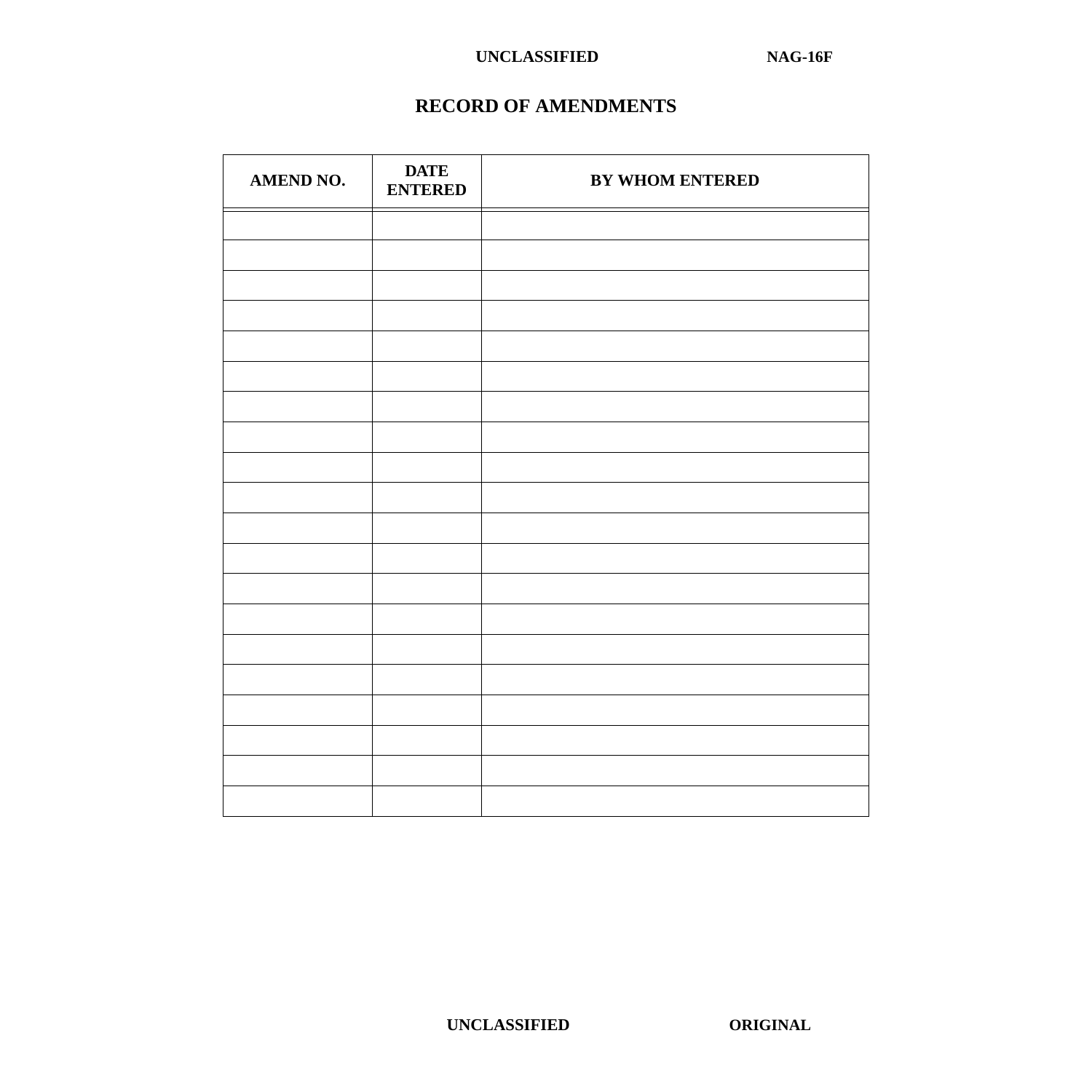# RECORD OF AMENDMENTS

| AMEND NO. | DATE ENTERED | BY WHOM ENTERED |
|---|---|---|
| | | |
| | | |
| | | |
| | | |
| | | |
| | | |
| | | |
| | | |
| | | |
| | | |
| | | |
| | | |
| | | |
| | | |
| | | |
| | | |
| | | |
| | | |
| | | |
| | | |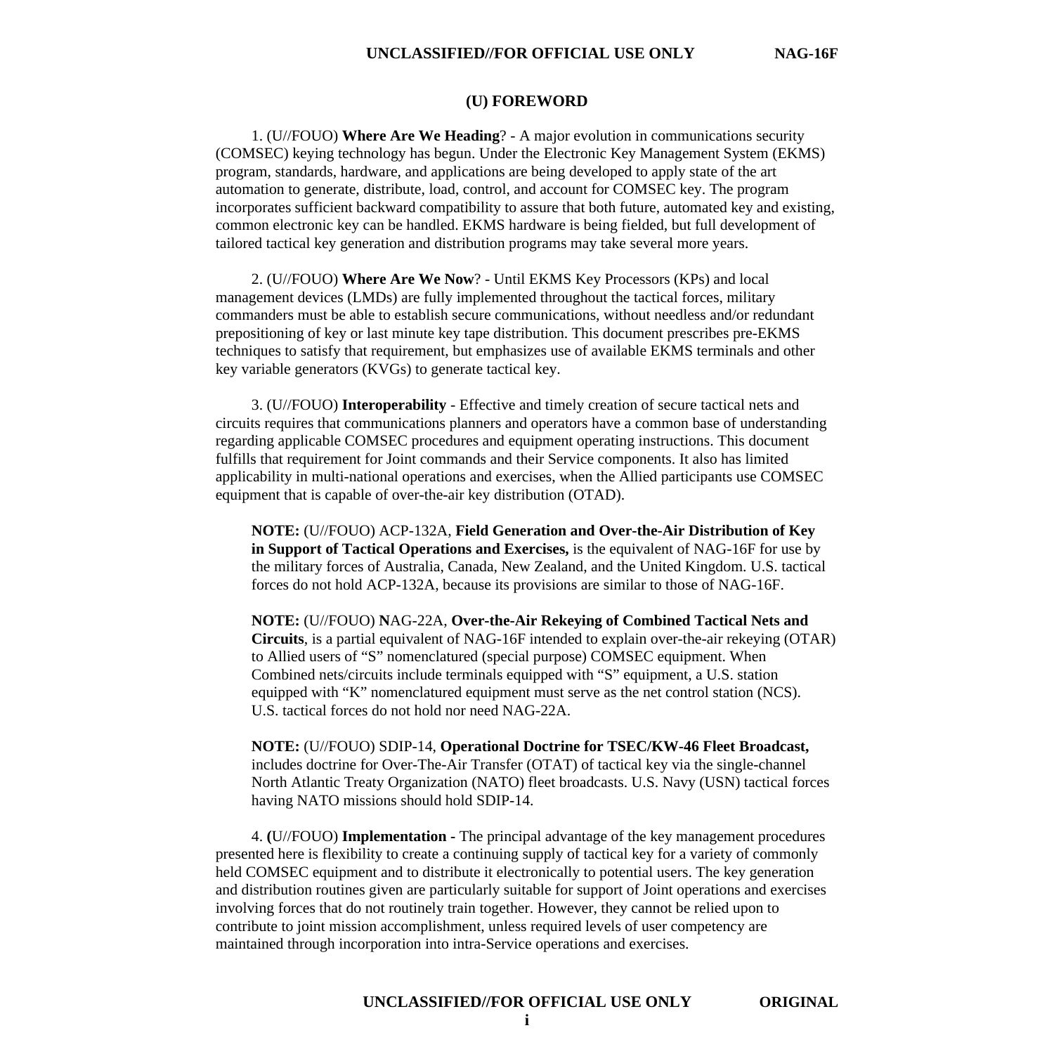## (U) FOREWORD

1. (U//FOUO) **Where Are We Heading**? - A major evolution in communications security (COMSEC) keying technology has begun. Under the Electronic Key Management System (EKMS) program, standards, hardware, and applications are being developed to apply state of the art automation to generate, distribute, load, control, and account for COMSEC key. The program incorporates sufficient backward compatibility to assure that both future, automated key and existing, common electronic key can be handled. EKMS hardware is being fielded, but full development of tailored tactical key generation and distribution programs may take several more years.

2. (U//FOUO) **Where Are We Now**? - Until EKMS Key Processors (KPs) and local management devices (LMDs) are fully implemented throughout the tactical forces, military commanders must be able to establish secure communications, without needless and/or redundant prepositioning of key or last minute key tape distribution. This document prescribes pre-EKMS techniques to satisfy that requirement, but emphasizes use of available EKMS terminals and other key variable generators (KVGs) to generate tactical key.

3. (U//FOUO) **Interoperability** - Effective and timely creation of secure tactical nets and circuits requires that communications planners and operators have a common base of understanding regarding applicable COMSEC procedures and equipment operating instructions. This document fulfills that requirement for Joint commands and their Service components. It also has limited applicability in multi-national operations and exercises, when the Allied participants use COMSEC equipment that is capable of over-the-air key distribution (OTAD).

> **NOTE:** (U//FOUO) ACP-132A, **Field Generation and Over-the-Air Distribution of Key in Support of Tactical Operations and Exercises,** is the equivalent of NAG-16F for use by the military forces of Australia, Canada, New Zealand, and the United Kingdom. U.S. tactical forces do not hold ACP-132A, because its provisions are similar to those of NAG-16F.

> **NOTE:** (U//FOUO) NAG-22A, **Over-the-Air Rekeying of Combined Tactical Nets and Circuits**, is a partial equivalent of NAG-16F intended to explain over-the-air rekeying (OTAR) to Allied users of “S” nomenclatured (special purpose) COMSEC equipment. When Combined nets/circuits include terminals equipped with “S” equipment, a U.S. station equipped with “K” nomenclatured equipment must serve as the net control station (NCS). U.S. tactical forces do not hold nor need NAG-22A.

> **NOTE:** (U//FOUO) SDIP-14, **Operational Doctrine for TSEC/KW-46 Fleet Broadcast,** includes doctrine for Over-The-Air Transfer (OTAT) of tactical key via the single-channel North Atlantic Treaty Organization (NATO) fleet broadcasts. U.S. Navy (USN) tactical forces having NATO missions should hold SDIP-14.

4. (U//FOUO) **Implementation** - The principal advantage of the key management procedures presented here is flexibility to create a continuing supply of tactical key for a variety of commonly held COMSEC equipment and to distribute it electronically to potential users. The key generation and distribution routines given are particularly suitable for support of Joint operations and exercises involving forces that do not routinely train together. However, they cannot be relied upon to contribute to joint mission accomplishment, unless required levels of user competency are maintained through incorporation into intra-Service operations and exercises.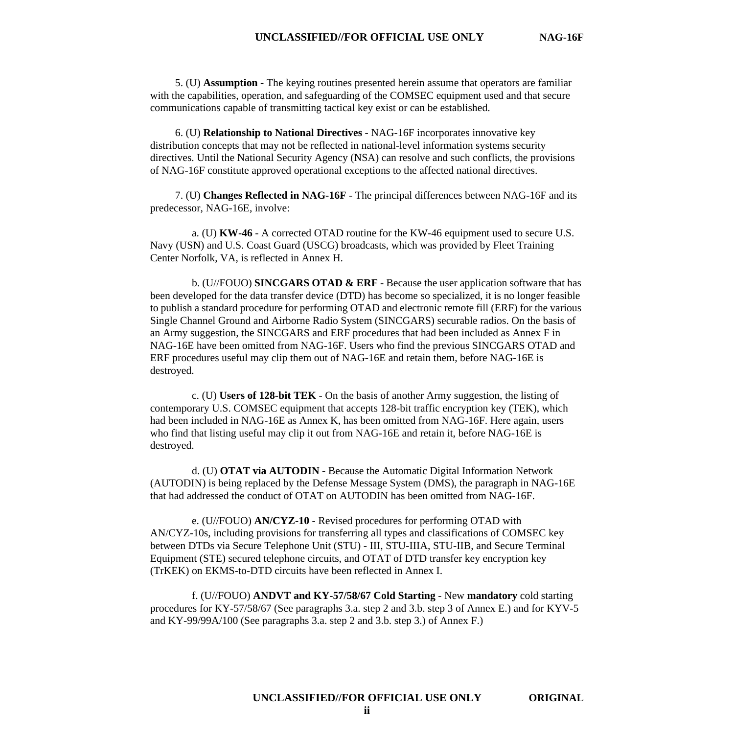5. (U) **Assumption -** The keying routines presented herein assume that operators are familiar with the capabilities, operation, and safeguarding of the COMSEC equipment used and that secure communications capable of transmitting tactical key exist or can be established.

6. (U) **Relationship to National Directives** - NAG-16F incorporates innovative key distribution concepts that may not be reflected in national-level information systems security directives. Until the National Security Agency (NSA) can resolve and such conflicts, the provisions of NAG-16F constitute approved operational exceptions to the affected national directives.

7. (U) **Changes Reflected in NAG-16F** - The principal differences between NAG-16F and its predecessor, NAG-16E, involve:

a. (U) **KW-46** - A corrected OTAD routine for the KW-46 equipment used to secure U.S. Navy (USN) and U.S. Coast Guard (USCG) broadcasts, which was provided by Fleet Training Center Norfolk, VA, is reflected in Annex H.

b. (U//FOUO) **SINCGARS OTAD & ERF** - Because the user application software that has been developed for the data transfer device (DTD) has become so specialized, it is no longer feasible to publish a standard procedure for performing OTAD and electronic remote fill (ERF) for the various Single Channel Ground and Airborne Radio System (SINCGARS) securable radios. On the basis of an Army suggestion, the SINCGARS and ERF procedures that had been included as Annex F in NAG-16E have been omitted from NAG-16F. Users who find the previous SINCGARS OTAD and ERF procedures useful may clip them out of NAG-16E and retain them, before NAG-16E is destroyed.

c. (U) **Users of 128-bit TEK** - On the basis of another Army suggestion, the listing of contemporary U.S. COMSEC equipment that accepts 128-bit traffic encryption key (TEK), which had been included in NAG-16E as Annex K, has been omitted from NAG-16F. Here again, users who find that listing useful may clip it out from NAG-16E and retain it, before NAG-16E is destroyed.

d. (U) **OTAT via AUTODIN** - Because the Automatic Digital Information Network (AUTODIN) is being replaced by the Defense Message System (DMS), the paragraph in NAG-16E that had addressed the conduct of OTAT on AUTODIN has been omitted from NAG-16F.

e. (U//FOUO) **AN/CYZ-10** - Revised procedures for performing OTAD with AN/CYZ-10s, including provisions for transferring all types and classifications of COMSEC key between DTDs via Secure Telephone Unit (STU) - III, STU-IIIA, STU-IIB, and Secure Terminal Equipment (STE) secured telephone circuits, and OTAT of DTD transfer key encryption key (TrKEK) on EKMS-to-DTD circuits have been reflected in Annex I.

f. (U//FOUO) **ANDVT and KY-57/58/67 Cold Starting** - New **mandatory** cold starting procedures for KY-57/58/67 (See paragraphs 3.a. step 2 and 3.b. step 3 of Annex E.) and for KYV-5 and KY-99/99A/100 (See paragraphs 3.a. step 2 and 3.b. step 3.) of Annex F.)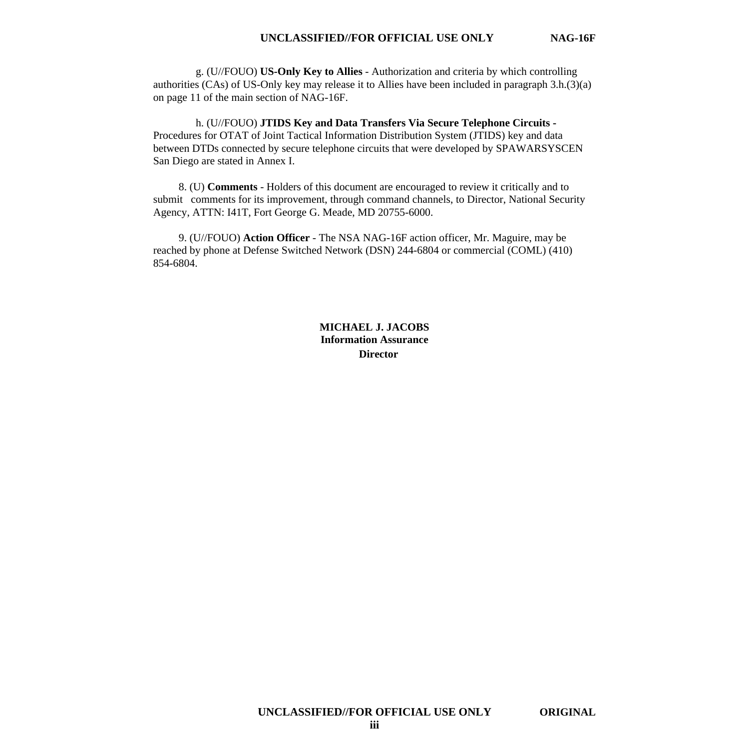g. (U//FOUO) **US-Only Key to Allies** - Authorization and criteria by which controlling authorities (CAs) of US-Only key may release it to Allies have been included in paragraph 3.h.(3)(a) on page 11 of the main section of NAG-16F.

h. (U//FOUO) **JTIDS Key and Data Transfers Via Secure Telephone Circuits** - Procedures for OTAT of Joint Tactical Information Distribution System (JTIDS) key and data between DTDs connected by secure telephone circuits that were developed by SPAWARSYSCEN San Diego are stated in Annex I.

8. (U) **Comments** - Holders of this document are encouraged to review it critically and to submit comments for its improvement, through command channels, to Director, National Security Agency, ATTN: I41T, Fort George G. Meade, MD 20755-6000.

9. (U//FOUO) **Action Officer** - The NSA NAG-16F action officer, Mr. Maguire, may be reached by phone at Defense Switched Network (DSN) 244-6804 or commercial (COML) (410) 854-6804.

**MICHAEL J. JACOBS**
**Information Assurance**
**Director**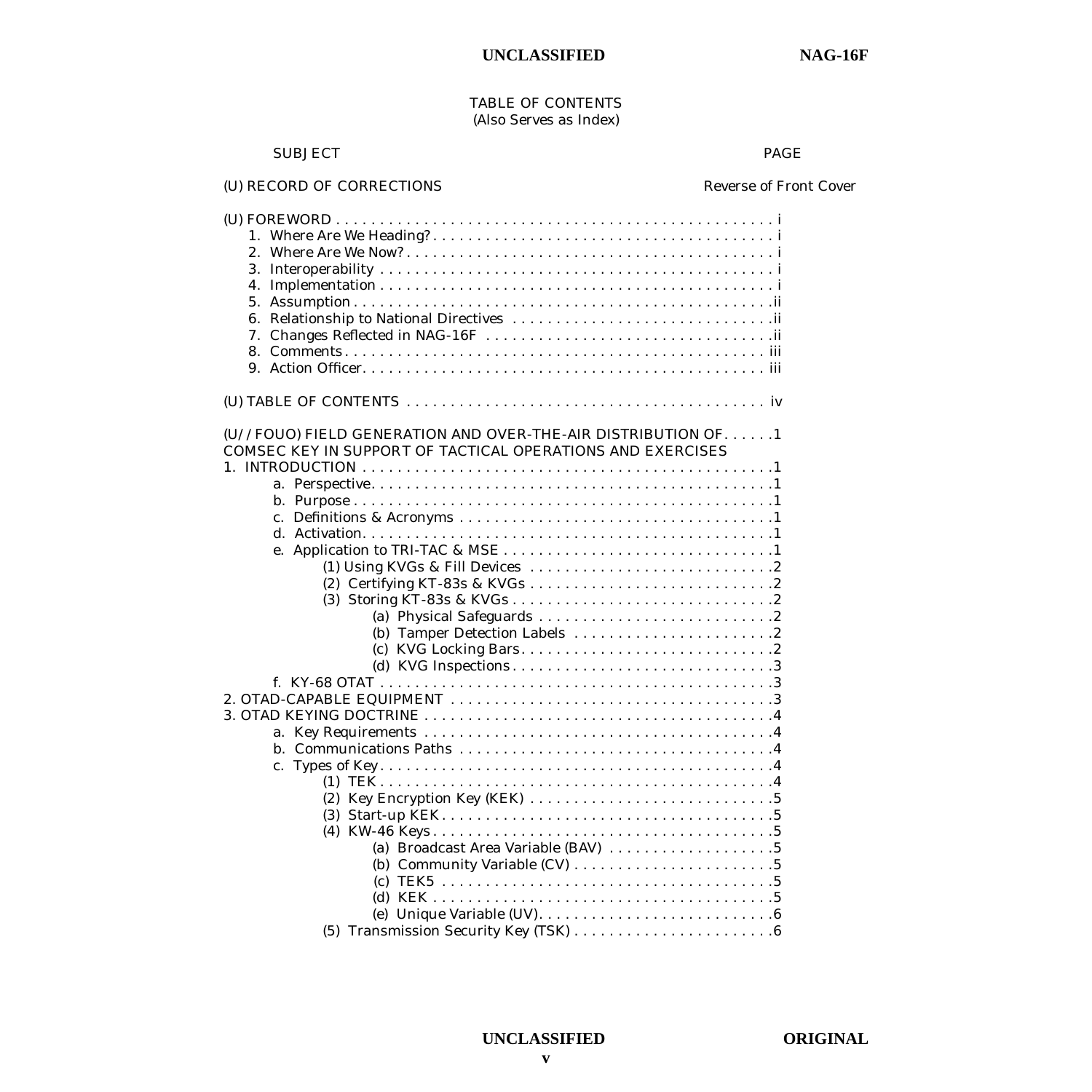TABLE OF CONTENTS
(Also Serves as Index)

| SUBJECT | PAGE |
|---|---|
| (U) RECORD OF CORRECTIONS | Reverse of Front Cover |
| (U) FOREWORD | i |
| 1. Where Are We Heading? | i |
| 2. Where Are We Now? | i |
| 3. Interoperability | i |
| 4. Implementation | i |
| 5. Assumption | ii |
| 6. Relationship to National Directives | ii |
| 7. Changes Reflected in NAG-16F | ii |
| 8. Comments | iii |
| 9. Action Officer | iii |
| (U) TABLE OF CONTENTS | iv |
| (U//FOUO) FIELD GENERATION AND OVER-THE-AIR DISTRIBUTION OF COMSEC KEY IN SUPPORT OF TACTICAL OPERATIONS AND EXERCISES | 1 |
| 1. INTRODUCTION | 1 |
| a. Perspective | 1 |
| b. Purpose | 1 |
| c. Definitions & Acronyms | 1 |
| d. Activation | 1 |
| e. Application to TRI-TAC & MSE | 1 |
| (1) Using KVGs & Fill Devices | 2 |
| (2) Certifying KT-83s & KVGs | 2 |
| (3) Storing KT-83s & KVGs | 2 |
| (a) Physical Safeguards | 2 |
| (b) Tamper Detection Labels | 2 |
| (c) KVG Locking Bars | 2 |
| (d) KVG Inspections | 3 |
| f. KY-68 OTAT | 3 |
| 2. OTAD-CAPABLE EQUIPMENT | 3 |
| 3. OTAD KEYING DOCTRINE | 4 |
| a. Key Requirements | 4 |
| b. Communications Paths | 4 |
| c. Types of Key | 4 |
| (1) TEK | 4 |
| (2) Key Encryption Key (KEK) | 5 |
| (3) Start-up KEK | 5 |
| (4) KW-46 Keys | 5 |
| (a) Broadcast Area Variable (BAV) | 5 |
| (b) Community Variable (CV) | 5 |
| (c) TEK5 | 5 |
| (d) KEK | 5 |
| (e) Unique Variable (UV) | 6 |
| (5) Transmission Security Key (TSK) | 6 |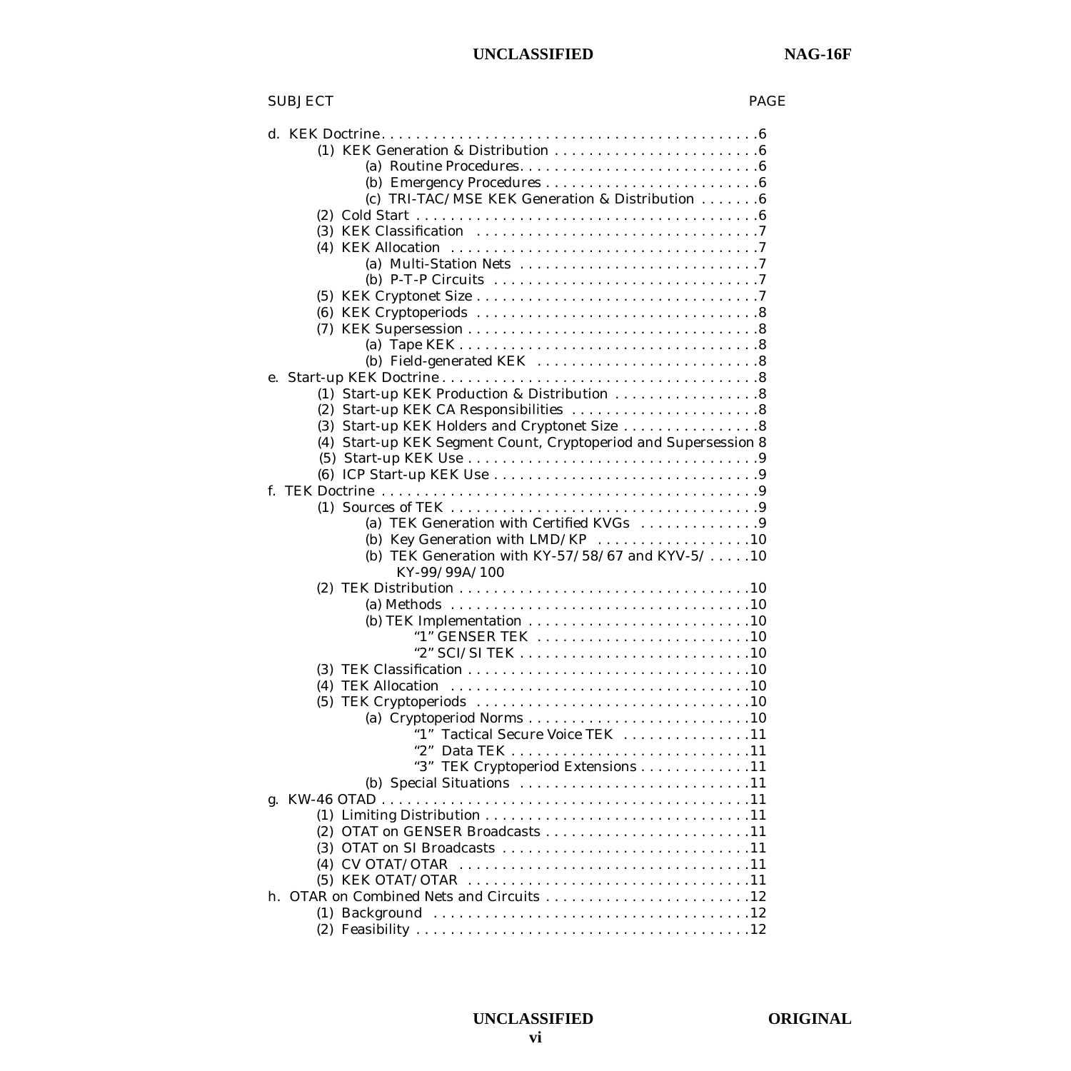| SUBJECT | PAGE |
|---|---|
| d. KEK Doctrine | 6 |
| (1) KEK Generation & Distribution | 6 |
| (a) Routine Procedures | 6 |
| (b) Emergency Procedures | 6 |
| (c) TRI-TAC/MSE KEK Generation & Distribution | 6 |
| (2) Cold Start | 6 |
| (3) KEK Classification | 7 |
| (4) KEK Allocation | 7 |
| (a) Multi-Station Nets | 7 |
| (b) P-T-P Circuits | 7 |
| (5) KEK Cryptonet Size | 7 |
| (6) KEK Cryptoperiods | 8 |
| (7) KEK Supersession | 8 |
| (a) Tape KEK | 8 |
| (b) Field-generated KEK | 8 |
| e. Start-up KEK Doctrine | 8 |
| (1) Start-up KEK Production & Distribution | 8 |
| (2) Start-up KEK CA Responsibilities | 8 |
| (3) Start-up KEK Holders and Cryptonet Size | 8 |
| (4) Start-up KEK Segment Count, Cryptoperiod and Supersession | 8 |
| (5) Start-up KEK Use | 9 |
| (6) ICP Start-up KEK Use | 9 |
| f. TEK Doctrine | 9 |
| (1) Sources of TEK | 9 |
| (a) TEK Generation with Certified KVGs | 9 |
| (b) Key Generation with LMD/KP | 10 |
| (b) TEK Generation with KY-57/58/67 and KYV-5/ KY-99/99A/100 | 10 |
| (2) TEK Distribution | 10 |
| (a) Methods | 10 |
| (b) TEK Implementation | 10 |
| "1" GENSER TEK | 10 |
| "2" SCI/SI TEK | 10 |
| (3) TEK Classification | 10 |
| (4) TEK Allocation | 10 |
| (5) TEK Cryptoperiods | 10 |
| (a) Cryptoperiod Norms | 10 |
| "1" Tactical Secure Voice TEK | 11 |
| "2" Data TEK | 11 |
| "3" TEK Cryptoperiod Extensions | 11 |
| (b) Special Situations | 11 |
| g. KW-46 OTAD | 11 |
| (1) Limiting Distribution | 11 |
| (2) OTAT on GENSER Broadcasts | 11 |
| (3) OTAT on SI Broadcasts | 11 |
| (4) CV OTAT/OTAR | 11 |
| (5) KEK OTAT/OTAR | 11 |
| h. OTAR on Combined Nets and Circuits | 12 |
| (1) Background | 12 |
| (2) Feasibility | 12 |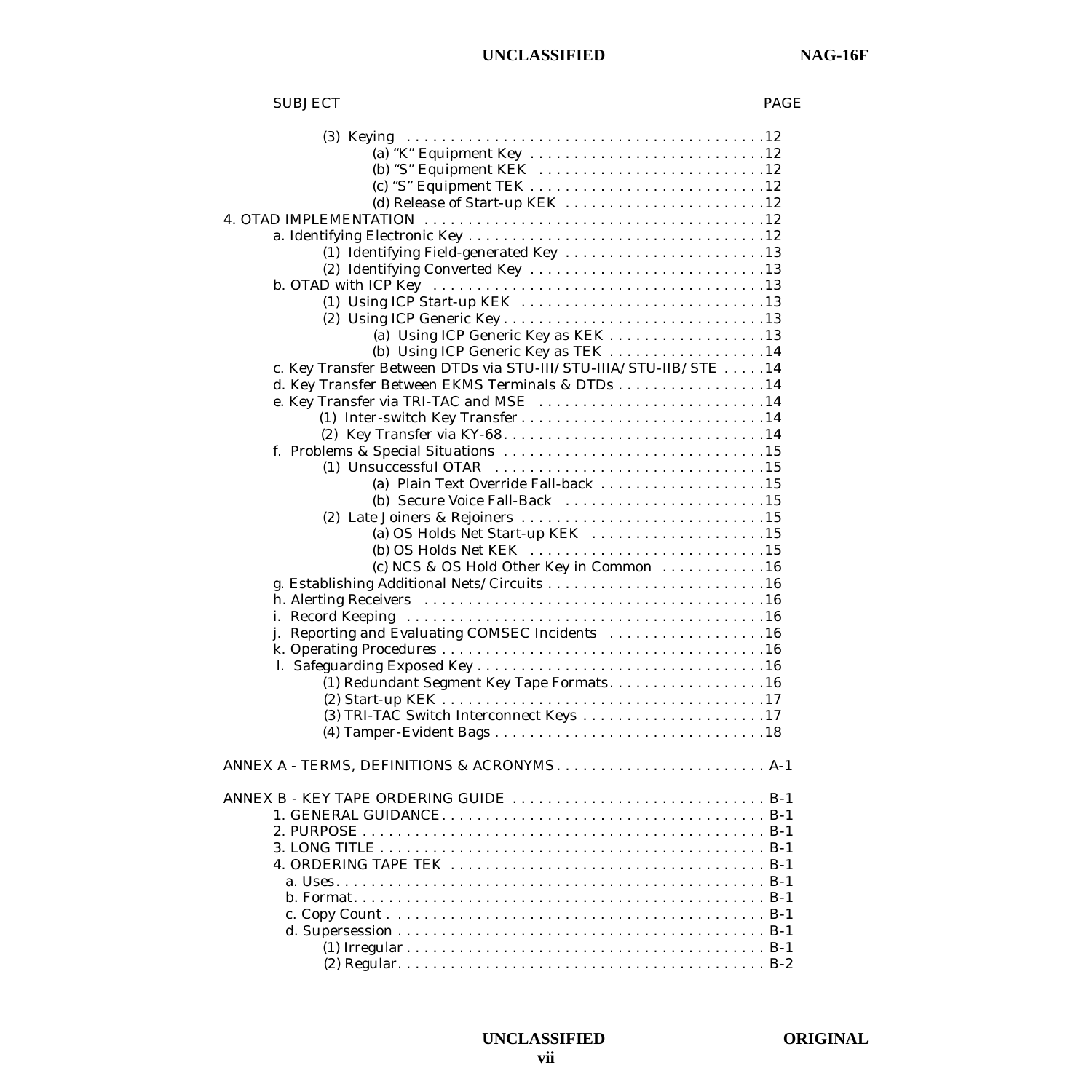| SUBJECT | PAGE |
|---|---|
| (3) Keying | 12 |
| (a) "K" Equipment Key | 12 |
| (b) "S" Equipment KEK | 12 |
| (c) "S" Equipment TEK | 12 |
| (d) Release of Start-up KEK | 12 |
| 4. OTAD IMPLEMENTATION | 12 |
| a. Identifying Electronic Key | 12 |
| (1) Identifying Field-generated Key | 13 |
| (2) Identifying Converted Key | 13 |
| b. OTAD with ICP Key | 13 |
| (1) Using ICP Start-up KEK | 13 |
| (2) Using ICP Generic Key | 13 |
| (a) Using ICP Generic Key as KEK | 13 |
| (b) Using ICP Generic Key as TEK | 14 |
| c. Key Transfer Between DTDs via STU-III/STU-IIIA/STU-IIB/STE | 14 |
| d. Key Transfer Between EKMS Terminals & DTDs | 14 |
| e. Key Transfer via TRI-TAC and MSE | 14 |
| (1) Inter-switch Key Transfer | 14 |
| (2) Key Transfer via KY-68 | 14 |
| f. Problems & Special Situations | 15 |
| (1) Unsuccessful OTAR | 15 |
| (a) Plain Text Override Fall-back | 15 |
| (b) Secure Voice Fall-Back | 15 |
| (2) Late Joiners & Rejoiners | 15 |
| (a) OS Holds Net Start-up KEK | 15 |
| (b) OS Holds Net KEK | 15 |
| (c) NCS & OS Hold Other Key in Common | 16 |
| g. Establishing Additional Nets/Circuits | 16 |
| h. Alerting Receivers | 16 |
| i. Record Keeping | 16 |
| j. Reporting and Evaluating COMSEC Incidents | 16 |
| k. Operating Procedures | 16 |
| l. Safeguarding Exposed Key | 16 |
| (1) Redundant Segment Key Tape Formats | 16 |
| (2) Start-up KEK | 17 |
| (3) TRI-TAC Switch Interconnect Keys | 17 |
| (4) Tamper-Evident Bags | 18 |
| ANNEX A - TERMS, DEFINITIONS & ACRONYMS | A-1 |
| ANNEX B - KEY TAPE ORDERING GUIDE | B-1 |
| 1. GENERAL GUIDANCE | B-1 |
| 2. PURPOSE | B-1 |
| 3. LONG TITLE | B-1 |
| 4. ORDERING TAPE TEK | B-1 |
| a. Uses | B-1 |
| b. Format | B-1 |
| c. Copy Count | B-1 |
| d. Supersession | B-1 |
| (1) Irregular | B-1 |
| (2) Regular | B-2 |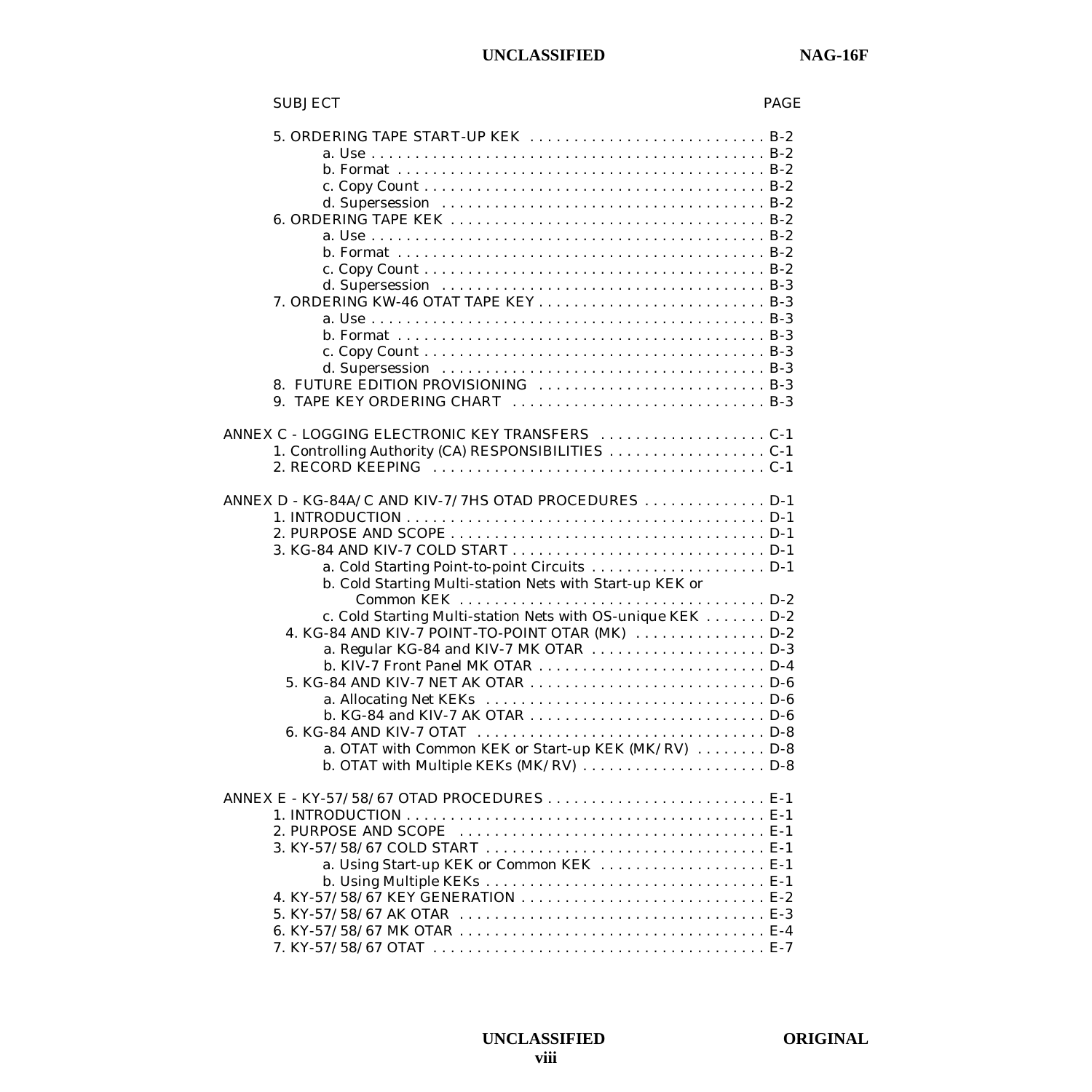| SUBJECT | PAGE |
|---|---|
| 5. ORDERING TAPE START-UP KEK | B-2 |
| a. Use | B-2 |
| b. Format | B-2 |
| c. Copy Count | B-2 |
| d. Supersession | B-2 |
| 6. ORDERING TAPE KEK | B-2 |
| a. Use | B-2 |
| b. Format | B-2 |
| c. Copy Count | B-2 |
| d. Supersession | B-3 |
| 7. ORDERING KW-46 OTAT TAPE KEY | B-3 |
| a. Use | B-3 |
| b. Format | B-3 |
| c. Copy Count | B-3 |
| d. Supersession | B-3 |
| 8. FUTURE EDITION PROVISIONING | B-3 |
| 9. TAPE KEY ORDERING CHART | B-3 |
| | |
| ANNEX C - LOGGING ELECTRONIC KEY TRANSFERS | C-1 |
| 1. Controlling Authority (CA) RESPONSIBILITIES | C-1 |
| 2. RECORD KEEPING | C-1 |
| | |
| ANNEX D - KG-84A/C AND KIV-7/7HS OTAD PROCEDURES | D-1 |
| 1. INTRODUCTION | D-1 |
| 2. PURPOSE AND SCOPE | D-1 |
| 3. KG-84 AND KIV-7 COLD START | D-1 |
| a. Cold Starting Point-to-point Circuits | D-1 |
| b. Cold Starting Multi-station Nets with Start-up KEK or Common KEK | D-2 |
| c. Cold Starting Multi-station Nets with OS-unique KEK | D-2 |
| 4. KG-84 AND KIV-7 POINT-TO-POINT OTAR (MK) | D-2 |
| a. Regular KG-84 and KIV-7 MK OTAR | D-3 |
| b. KIV-7 Front Panel MK OTAR | D-4 |
| 5. KG-84 AND KIV-7 NET AK OTAR | D-6 |
| a. Allocating Net KEKs | D-6 |
| b. KG-84 and KIV-7 AK OTAR | D-6 |
| 6. KG-84 AND KIV-7 OTAT | D-8 |
| a. OTAT with Common KEK or Start-up KEK (MK/RV) | D-8 |
| b. OTAT with Multiple KEKs (MK/RV) | D-8 |
| | |
| ANNEX E - KY-57/58/67 OTAD PROCEDURES | E-1 |
| 1. INTRODUCTION | E-1 |
| 2. PURPOSE AND SCOPE | E-1 |
| 3. KY-57/58/67 COLD START | E-1 |
| a. Using Start-up KEK or Common KEK | E-1 |
| b. Using Multiple KEKs | E-1 |
| 4. KY-57/58/67 KEY GENERATION | E-2 |
| 5. KY-57/58/67 AK OTAR | E-3 |
| 6. KY-57/58/67 MK OTAR | E-4 |
| 7. KY-57/58/67 OTAT | E-7 |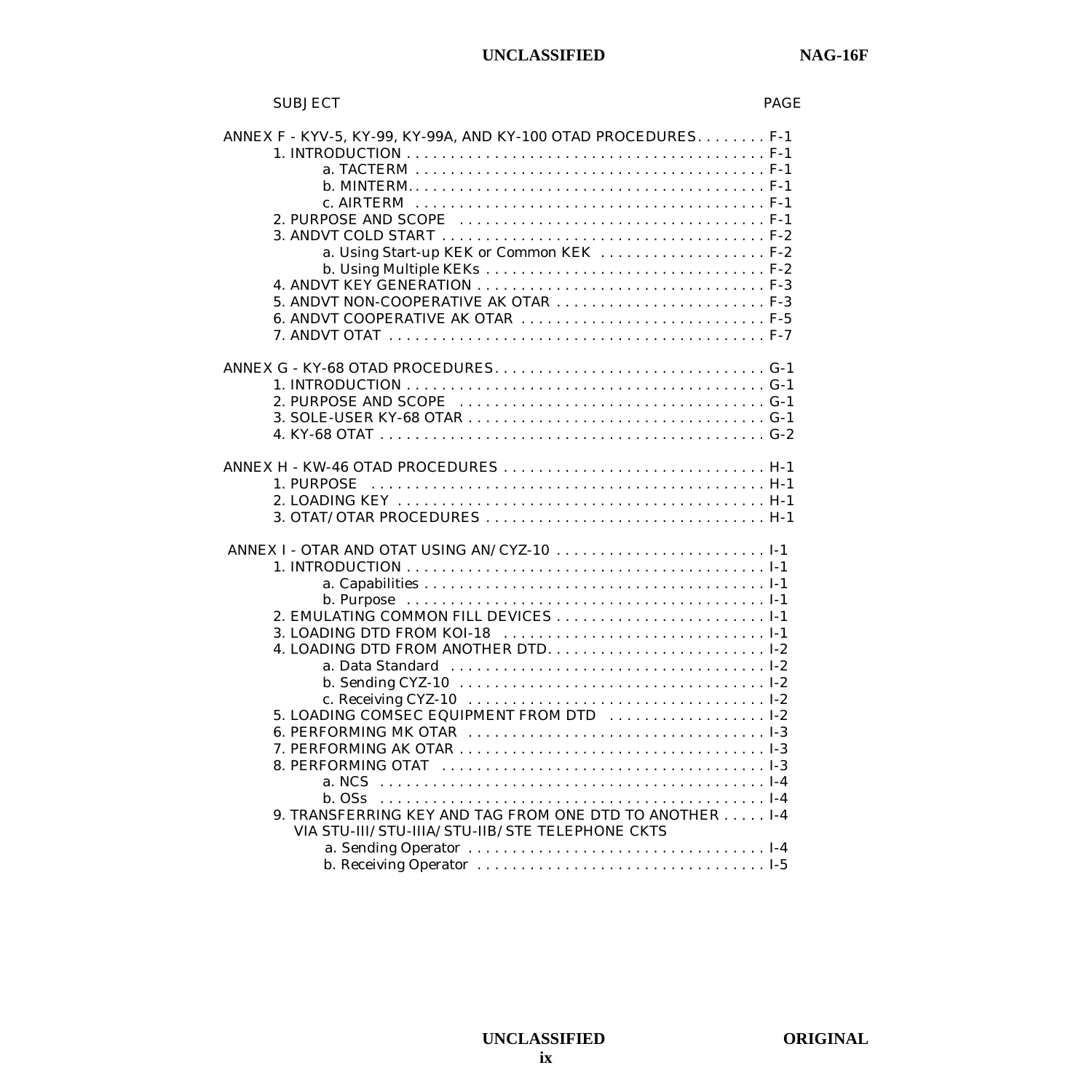| SUBJECT | PAGE |
|---|---|
| ANNEX F - KYV-5, KY-99, KY-99A, AND KY-100 OTAD PROCEDURES | F-1 |
| 1. INTRODUCTION | F-1 |
| a. TACTERM | F-1 |
| b. MINTERM | F-1 |
| c. AIRTERM | F-1 |
| 2. PURPOSE AND SCOPE | F-1 |
| 3. ANDVT COLD START | F-2 |
| a. Using Start-up KEK or Common KEK | F-2 |
| b. Using Multiple KEKs | F-2 |
| 4. ANDVT KEY GENERATION | F-3 |
| 5. ANDVT NON-COOPERATIVE AK OTAR | F-3 |
| 6. ANDVT COOPERATIVE AK OTAR | F-5 |
| 7. ANDVT OTAT | F-7 |
| ANNEX G - KY-68 OTAD PROCEDURES | G-1 |
| 1. INTRODUCTION | G-1 |
| 2. PURPOSE AND SCOPE | G-1 |
| 3. SOLE-USER KY-68 OTAR | G-1 |
| 4. KY-68 OTAT | G-2 |
| ANNEX H - KW-46 OTAD PROCEDURES | H-1 |
| 1. PURPOSE | H-1 |
| 2. LOADING KEY | H-1 |
| 3. OTAT/OTAR PROCEDURES | H-1 |
| ANNEX I - OTAR AND OTAT USING AN/CYZ-10 | I-1 |
| 1. INTRODUCTION | I-1 |
| a. Capabilities | I-1 |
| b. Purpose | I-1 |
| 2. EMULATING COMMON FILL DEVICES | I-1 |
| 3. LOADING DTD FROM KOI-18 | I-1 |
| 4. LOADING DTD FROM ANOTHER DTD | I-2 |
| a. Data Standard | I-2 |
| b. Sending CYZ-10 | I-2 |
| c. Receiving CYZ-10 | I-2 |
| 5. LOADING COMSEC EQUIPMENT FROM DTD | I-2 |
| 6. PERFORMING MK OTAR | I-3 |
| 7. PERFORMING AK OTAR | I-3 |
| 8. PERFORMING OTAT | I-3 |
| a. NCS | I-4 |
| b. OSs | I-4 |
| 9. TRANSFERRING KEY AND TAG FROM ONE DTD TO ANOTHER VIA STU-III/STU-IIIA/STU-IIB/STE TELEPHONE CKTS | I-4 |
| a. Sending Operator | I-4 |
| b. Receiving Operator | I-5 |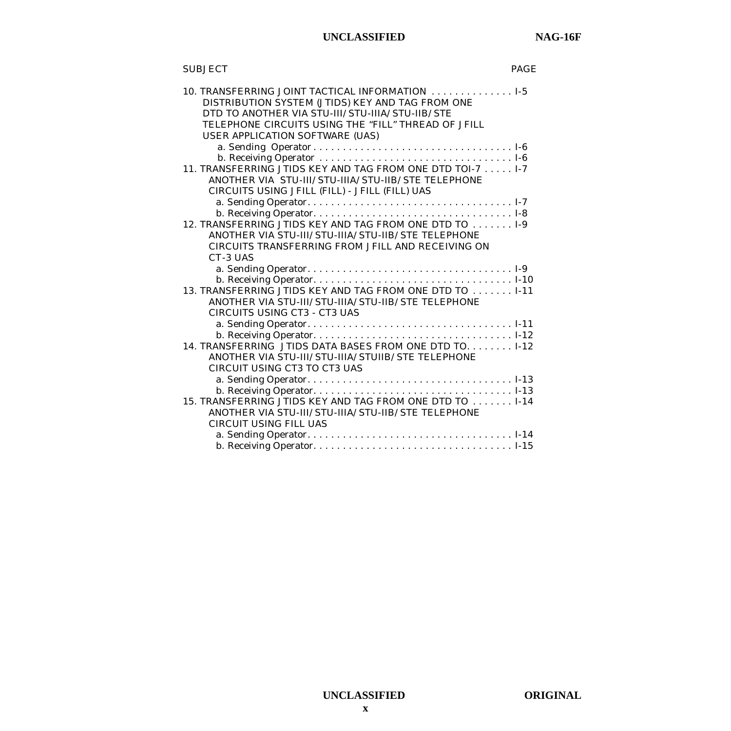| SUBJECT | PAGE |
|---|---|
| 10. TRANSFERRING JOINT TACTICAL INFORMATION DISTRIBUTION SYSTEM (JTIDS) KEY AND TAG FROM ONE DTD TO ANOTHER VIA STU-III/STU-IIIA/STU-IIB/STE TELEPHONE CIRCUITS USING THE "FILL" THREAD OF JFILL USER APPLICATION SOFTWARE (UAS) | I-5 |
| a. Sending Operator | I-6 |
| b. Receiving Operator | I-6 |
| 11. TRANSFERRING JTIDS KEY AND TAG FROM ONE DTD TO ANOTHER VIA STU-III/STU-IIIA/STU-IIB/STE TELEPHONE CIRCUITS USING JFILL (FILL) - JFILL (FILL) UAS | I-7 |
| a. Sending Operator | I-7 |
| b. Receiving Operator | I-8 |
| 12. TRANSFERRING JTIDS KEY AND TAG FROM ONE DTD TO ANOTHER VIA STU-III/STU-IIIA/STU-IIB/STE TELEPHONE CIRCUITS TRANSFERRING FROM JFILL AND RECEIVING ON CT-3 UAS | I-9 |
| a. Sending Operator | I-9 |
| b. Receiving Operator | I-10 |
| 13. TRANSFERRING JTIDS KEY AND TAG FROM ONE DTD TO ANOTHER VIA STU-III/STU-IIIA/STU-IIB/STE TELEPHONE CIRCUITS USING CT3 - CT3 UAS | I-11 |
| a. Sending Operator | I-11 |
| b. Receiving Operator | I-12 |
| 14. TRANSFERRING JTIDS DATA BASES FROM ONE DTD TO ANOTHER VIA STU-III/STU-IIIA/STUIIB/STE TELEPHONE CIRCUIT USING CT3 TO CT3 UAS | I-12 |
| a. Sending Operator | I-13 |
| b. Receiving Operator | I-13 |
| 15. TRANSFERRING JTIDS KEY AND TAG FROM ONE DTD TO ANOTHER VIA STU-III/STU-IIIA/STU-IIB/STE TELEPHONE CIRCUIT USING FILL UAS | I-14 |
| a. Sending Operator | I-14 |
| b. Receiving Operator | I-15 |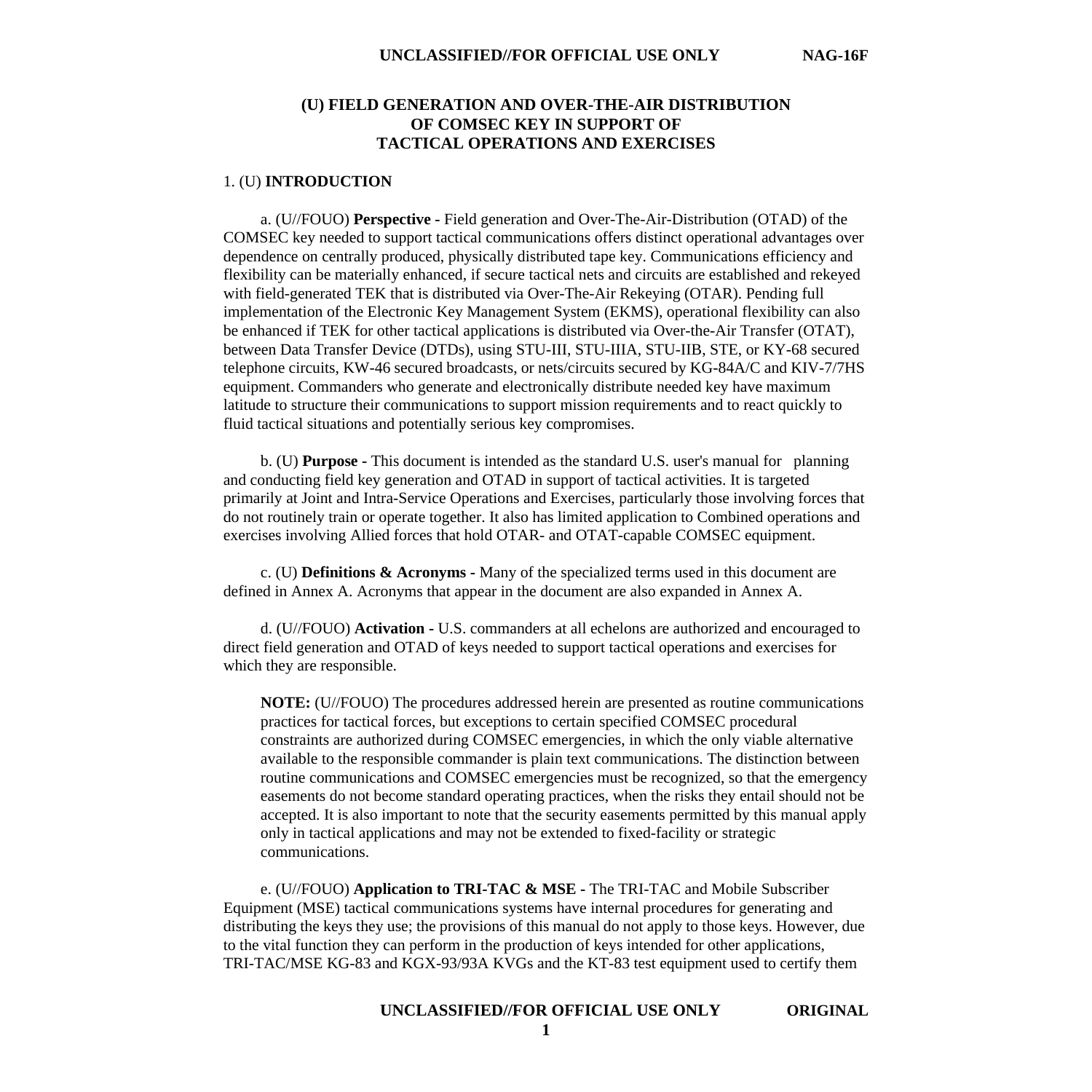# (U) FIELD GENERATION AND OVER-THE-AIR DISTRIBUTION OF COMSEC KEY IN SUPPORT OF TACTICAL OPERATIONS AND EXERCISES

## 1. (U) INTRODUCTION

a. (U//FOUO) **Perspective -** Field generation and Over-The-Air-Distribution (OTAD) of the COMSEC key needed to support tactical communications offers distinct operational advantages over dependence on centrally produced, physically distributed tape key. Communications efficiency and flexibility can be materially enhanced, if secure tactical nets and circuits are established and rekeyed with field-generated TEK that is distributed via Over-The-Air Rekeying (OTAR). Pending full implementation of the Electronic Key Management System (EKMS), operational flexibility can also be enhanced if TEK for other tactical applications is distributed via Over-the-Air Transfer (OTAT), between Data Transfer Device (DTDs), using STU-III, STU-IIIA, STU-IIB, STE, or KY-68 secured telephone circuits, KW-46 secured broadcasts, or nets/circuits secured by KG-84A/C and KIV-7/7HS equipment. Commanders who generate and electronically distribute needed key have maximum latitude to structure their communications to support mission requirements and to react quickly to fluid tactical situations and potentially serious key compromises.

b. (U) **Purpose -** This document is intended as the standard U.S. user's manual for planning and conducting field key generation and OTAD in support of tactical activities. It is targeted primarily at Joint and Intra-Service Operations and Exercises, particularly those involving forces that do not routinely train or operate together. It also has limited application to Combined operations and exercises involving Allied forces that hold OTAR- and OTAT-capable COMSEC equipment.

c. (U) **Definitions & Acronyms -** Many of the specialized terms used in this document are defined in Annex A. Acronyms that appear in the document are also expanded in Annex A.

d. (U//FOUO) **Activation -** U.S. commanders at all echelons are authorized and encouraged to direct field generation and OTAD of keys needed to support tactical operations and exercises for which they are responsible.

> **NOTE:** (U//FOUO) The procedures addressed herein are presented as routine communications practices for tactical forces, but exceptions to certain specified COMSEC procedural constraints are authorized during COMSEC emergencies, in which the only viable alternative available to the responsible commander is plain text communications. The distinction between routine communications and COMSEC emergencies must be recognized, so that the emergency easements do not become standard operating practices, when the risks they entail should not be accepted. It is also important to note that the security easements permitted by this manual apply only in tactical applications and may not be extended to fixed-facility or strategic communications.

e. (U//FOUO) **Application to TRI-TAC & MSE -** The TRI-TAC and Mobile Subscriber Equipment (MSE) tactical communications systems have internal procedures for generating and distributing the keys they use; the provisions of this manual do not apply to those keys. However, due to the vital function they can perform in the production of keys intended for other applications, TRI-TAC/MSE KG-83 and KGX-93/93A KVGs and the KT-83 test equipment used to certify them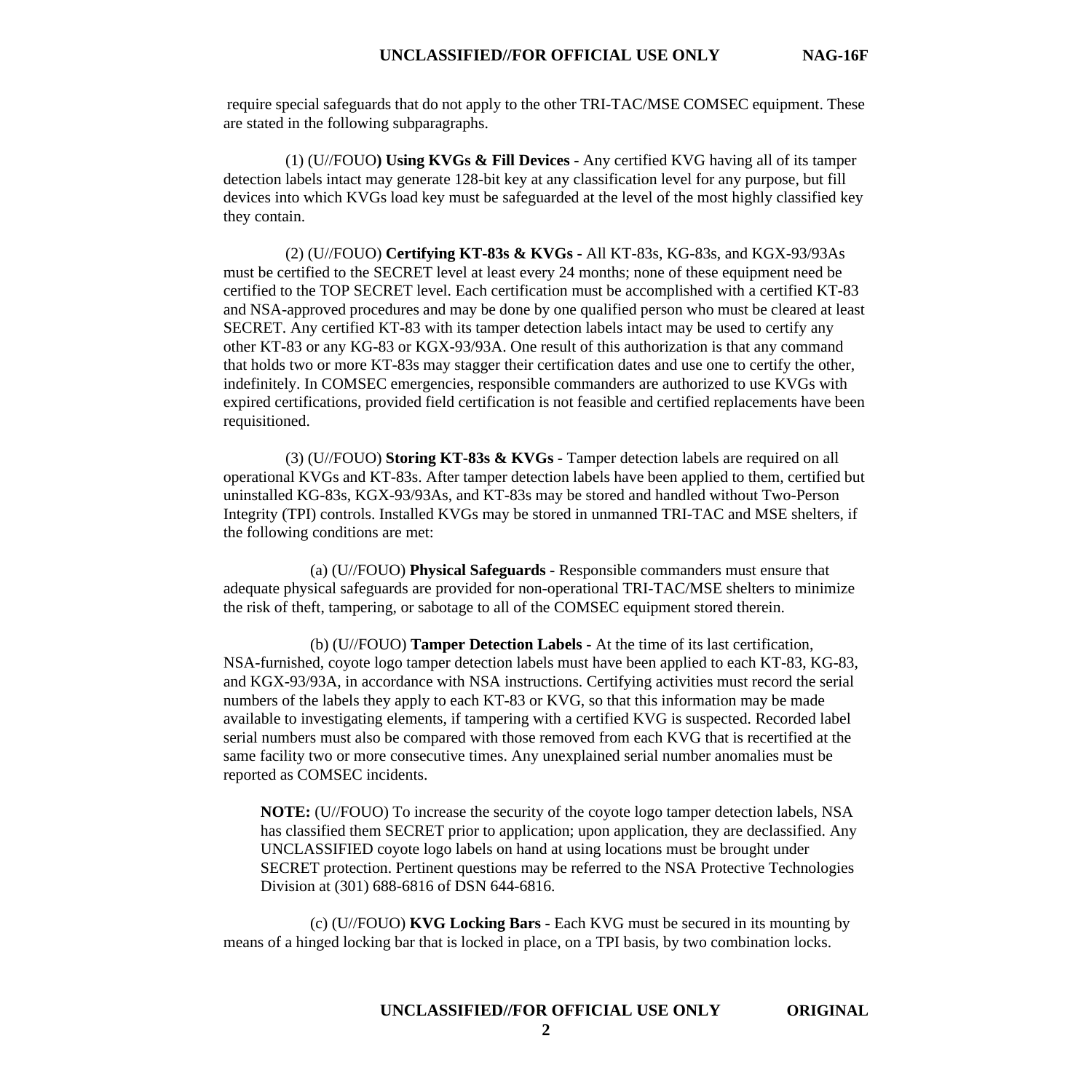require special safeguards that do not apply to the other TRI-TAC/MSE COMSEC equipment. These are stated in the following subparagraphs.

(1) (U//FOUO**) Using KVGs & Fill Devices -** Any certified KVG having all of its tamper detection labels intact may generate 128-bit key at any classification level for any purpose, but fill devices into which KVGs load key must be safeguarded at the level of the most highly classified key they contain.

(2) (U//FOUO) **Certifying KT-83s & KVGs -** All KT-83s, KG-83s, and KGX-93/93As must be certified to the SECRET level at least every 24 months; none of these equipment need be certified to the TOP SECRET level. Each certification must be accomplished with a certified KT-83 and NSA-approved procedures and may be done by one qualified person who must be cleared at least SECRET. Any certified KT-83 with its tamper detection labels intact may be used to certify any other KT-83 or any KG-83 or KGX-93/93A. One result of this authorization is that any command that holds two or more KT-83s may stagger their certification dates and use one to certify the other, indefinitely. In COMSEC emergencies, responsible commanders are authorized to use KVGs with expired certifications, provided field certification is not feasible and certified replacements have been requisitioned.

(3) (U//FOUO) **Storing KT-83s & KVGs -** Tamper detection labels are required on all operational KVGs and KT-83s. After tamper detection labels have been applied to them, certified but uninstalled KG-83s, KGX-93/93As, and KT-83s may be stored and handled without Two-Person Integrity (TPI) controls. Installed KVGs may be stored in unmanned TRI-TAC and MSE shelters, if the following conditions are met:

(a) (U//FOUO) **Physical Safeguards -** Responsible commanders must ensure that adequate physical safeguards are provided for non-operational TRI-TAC/MSE shelters to minimize the risk of theft, tampering, or sabotage to all of the COMSEC equipment stored therein.

(b) (U//FOUO) **Tamper Detection Labels -** At the time of its last certification, NSA-furnished, coyote logo tamper detection labels must have been applied to each KT-83, KG-83, and KGX-93/93A, in accordance with NSA instructions. Certifying activities must record the serial numbers of the labels they apply to each KT-83 or KVG, so that this information may be made available to investigating elements, if tampering with a certified KVG is suspected. Recorded label serial numbers must also be compared with those removed from each KVG that is recertified at the same facility two or more consecutive times. Any unexplained serial number anomalies must be reported as COMSEC incidents.

> **NOTE:** (U//FOUO) To increase the security of the coyote logo tamper detection labels, NSA has classified them SECRET prior to application; upon application, they are declassified. Any UNCLASSIFIED coyote logo labels on hand at using locations must be brought under SECRET protection. Pertinent questions may be referred to the NSA Protective Technologies Division at (301) 688-6816 of DSN 644-6816.

(c) (U//FOUO) **KVG Locking Bars -** Each KVG must be secured in its mounting by means of a hinged locking bar that is locked in place, on a TPI basis, by two combination locks.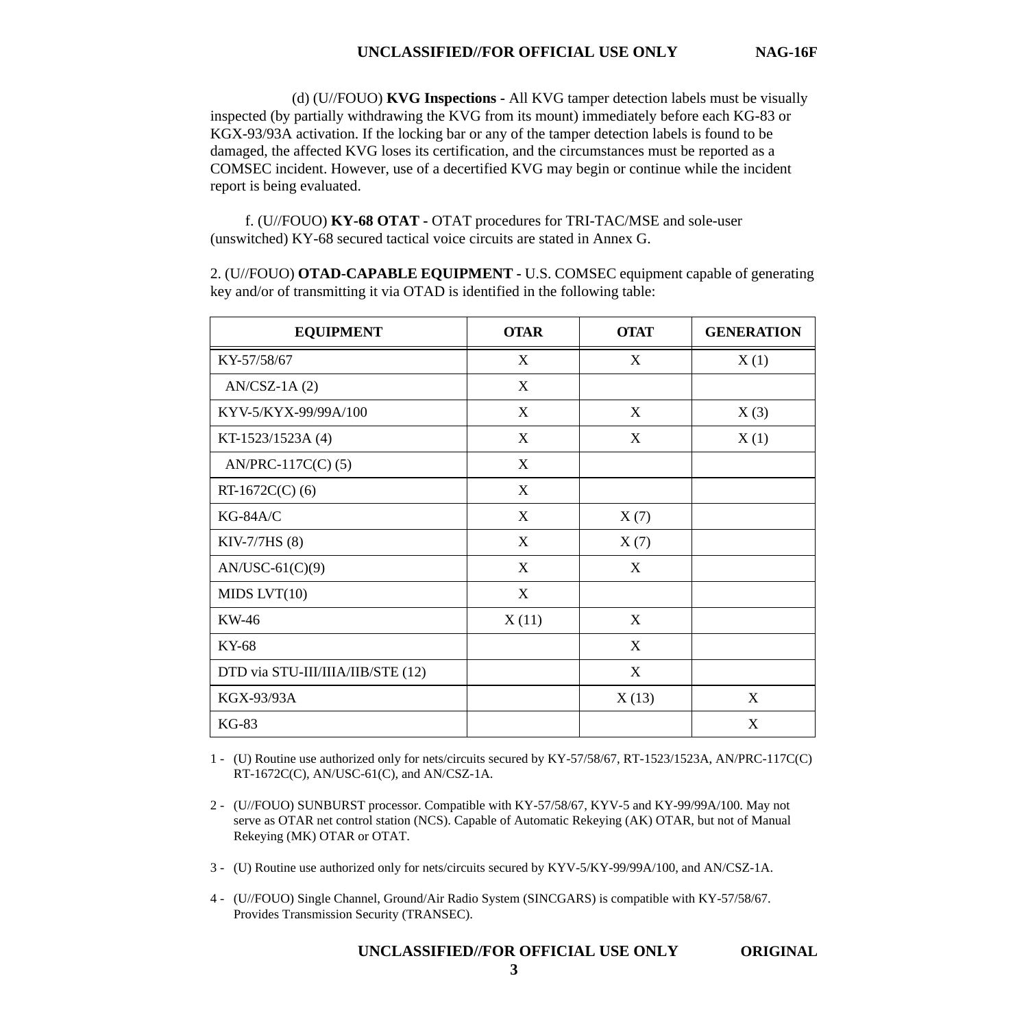(d) (U//FOUO) **KVG Inspections -** All KVG tamper detection labels must be visually inspected (by partially withdrawing the KVG from its mount) immediately before each KG-83 or KGX-93/93A activation. If the locking bar or any of the tamper detection labels is found to be damaged, the affected KVG loses its certification, and the circumstances must be reported as a COMSEC incident. However, use of a decertified KVG may begin or continue while the incident report is being evaluated.

f. (U//FOUO) **KY-68 OTAT -** OTAT procedures for TRI-TAC/MSE and sole-user (unswitched) KY-68 secured tactical voice circuits are stated in Annex G.

2. (U//FOUO) **OTAD-CAPABLE EQUIPMENT -** U.S. COMSEC equipment capable of generating key and/or of transmitting it via OTAD is identified in the following table:

| EQUIPMENT | OTAR | OTAT | GENERATION |
|---|---|---|---|
| KY-57/58/67 | X | X | X (1) |
| AN/CSZ-1A (2) | X | | |
| KYV-5/KYX-99/99A/100 | X | X | X (3) |
| KT-1523/1523A (4) | X | X | X (1) |
| AN/PRC-117C(C) (5) | X | | |
| RT-1672C(C) (6) | X | | |
| KG-84A/C | X | X (7) | |
| KIV-7/7HS (8) | X | X (7) | |
| AN/USC-61(C)(9) | X | X | |
| MIDS LVT(10) | X | | |
| KW-46 | X (11) | X | |
| KY-68 | | X | |
| DTD via STU-III/IIIA/IIB/STE (12) | | X | |
| KGX-93/93A | | X (13) | X |
| KG-83 | | | X |

1 - (U) Routine use authorized only for nets/circuits secured by KY-57/58/67, RT-1523/1523A, AN/PRC-117C(C) RT-1672C(C), AN/USC-61(C), and AN/CSZ-1A.

2 - (U//FOUO) SUNBURST processor. Compatible with KY-57/58/67, KYV-5 and KY-99/99A/100. May not serve as OTAR net control station (NCS). Capable of Automatic Rekeying (AK) OTAR, but not of Manual Rekeying (MK) OTAR or OTAT.

3 - (U) Routine use authorized only for nets/circuits secured by KYV-5/KY-99/99A/100, and AN/CSZ-1A.

4 - (U//FOUO) Single Channel, Ground/Air Radio System (SINCGARS) is compatible with KY-57/58/67. Provides Transmission Security (TRANSEC).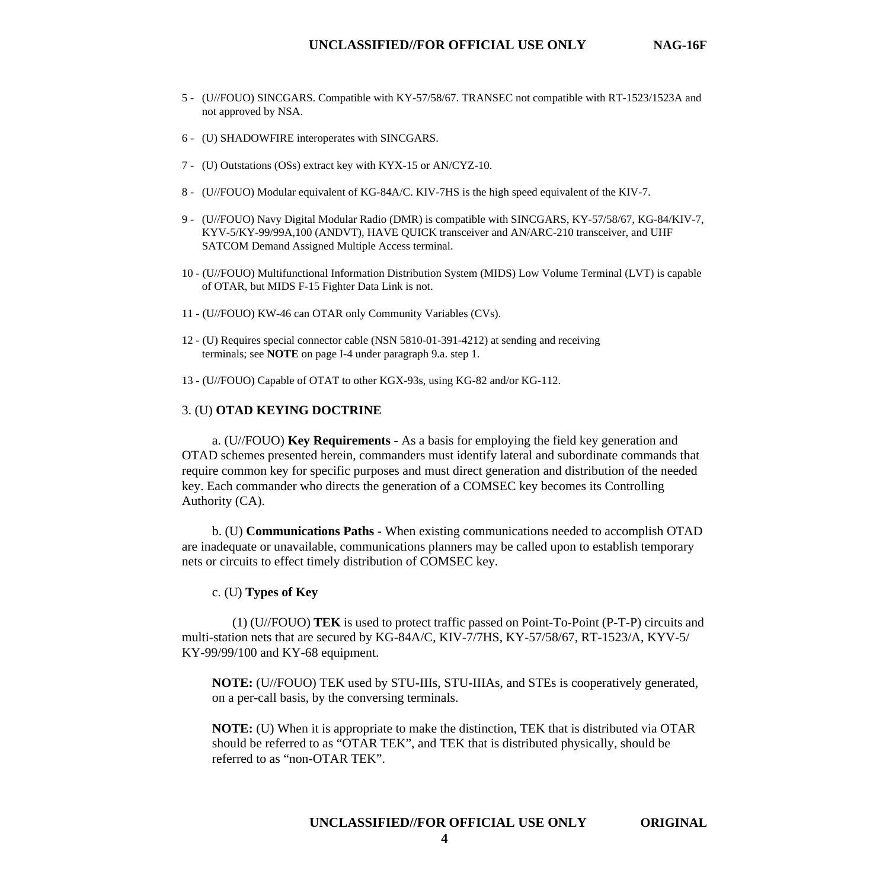5 - (U//FOUO) SINCGARS. Compatible with KY-57/58/67. TRANSEC not compatible with RT-1523/1523A and not approved by NSA.

6 - (U) SHADOWFIRE interoperates with SINCGARS.

7 - (U) Outstations (OSs) extract key with KYX-15 or AN/CYZ-10.

8 - (U//FOUO) Modular equivalent of KG-84A/C. KIV-7HS is the high speed equivalent of the KIV-7.

9 - (U//FOUO) Navy Digital Modular Radio (DMR) is compatible with SINCGARS, KY-57/58/67, KG-84/KIV-7, KYV-5/KY-99/99A,100 (ANDVT), HAVE QUICK transceiver and AN/ARC-210 transceiver, and UHF SATCOM Demand Assigned Multiple Access terminal.

10 - (U//FOUO) Multifunctional Information Distribution System (MIDS) Low Volume Terminal (LVT) is capable of OTAR, but MIDS F-15 Fighter Data Link is not.

11 - (U//FOUO) KW-46 can OTAR only Community Variables (CVs).

12 - (U) Requires special connector cable (NSN 5810-01-391-4212) at sending and receiving terminals; see **NOTE** on page I-4 under paragraph 9.a. step 1.

13 - (U//FOUO) Capable of OTAT to other KGX-93s, using KG-82 and/or KG-112.

3. (U) **OTAD KEYING DOCTRINE**

a. (U//FOUO) **Key Requirements -** As a basis for employing the field key generation and OTAD schemes presented herein, commanders must identify lateral and subordinate commands that require common key for specific purposes and must direct generation and distribution of the needed key. Each commander who directs the generation of a COMSEC key becomes its Controlling Authority (CA).

b. (U) **Communications Paths -** When existing communications needed to accomplish OTAD are inadequate or unavailable, communications planners may be called upon to establish temporary nets or circuits to effect timely distribution of COMSEC key.

c. (U) **Types of Key**

(1) (U//FOUO) **TEK** is used to protect traffic passed on Point-To-Point (P-T-P) circuits and multi-station nets that are secured by KG-84A/C, KIV-7/7HS, KY-57/58/67, RT-1523/A, KYV-5/ KY-99/99/100 and KY-68 equipment.

**NOTE:** (U//FOUO) TEK used by STU-IIIs, STU-IIIAs, and STEs is cooperatively generated, on a per-call basis, by the conversing terminals.

**NOTE:** (U) When it is appropriate to make the distinction, TEK that is distributed via OTAR should be referred to as “OTAR TEK”, and TEK that is distributed physically, should be referred to as “non-OTAR TEK”.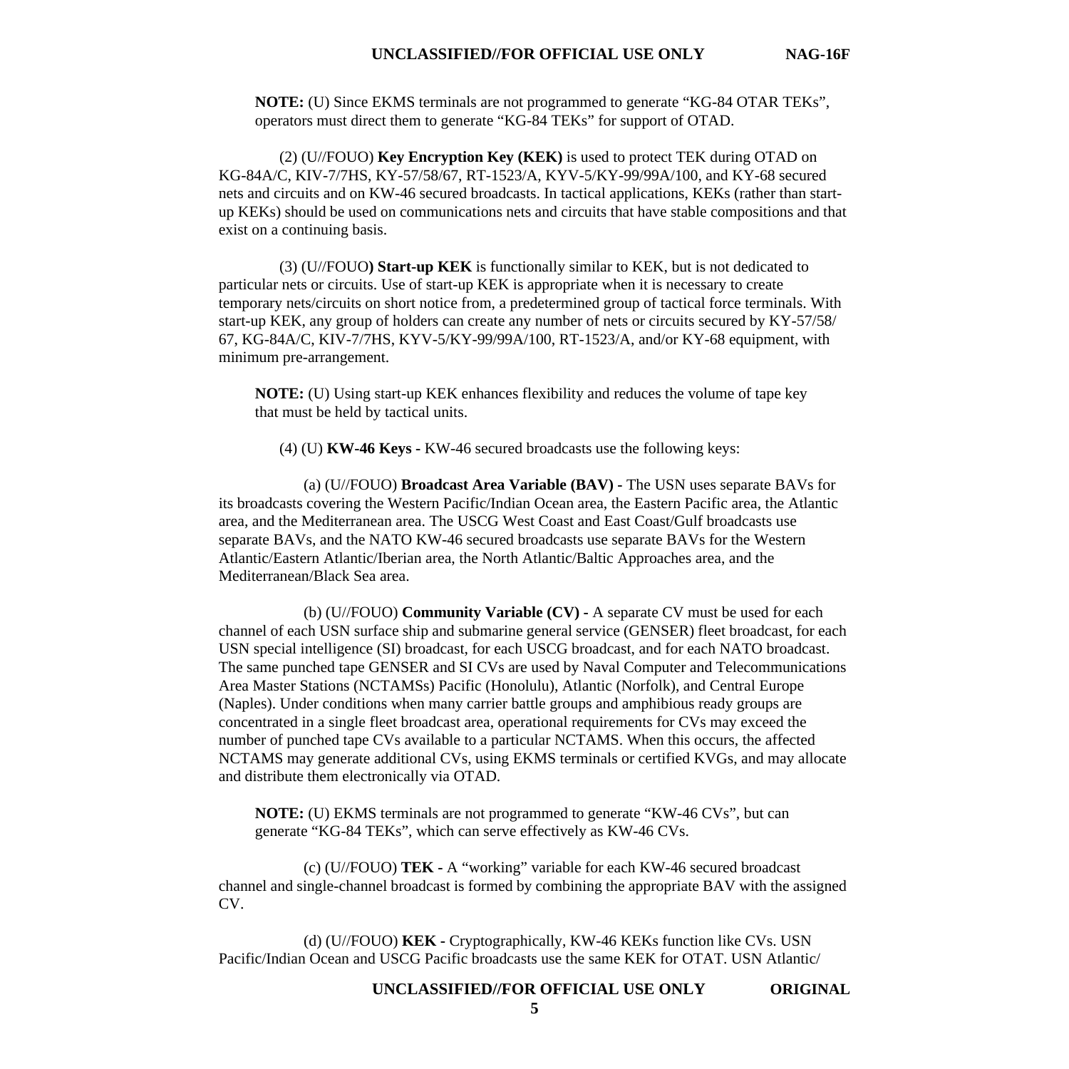**NOTE:** (U) Since EKMS terminals are not programmed to generate "KG-84 OTAR TEKs", operators must direct them to generate "KG-84 TEKs" for support of OTAD.

(2) (U//FOUO) **Key Encryption Key (KEK)** is used to protect TEK during OTAD on KG-84A/C, KIV-7/7HS, KY-57/58/67, RT-1523/A, KYV-5/KY-99/99A/100, and KY-68 secured nets and circuits and on KW-46 secured broadcasts. In tactical applications, KEKs (rather than start-up KEKs) should be used on communications nets and circuits that have stable compositions and that exist on a continuing basis.

(3) (U//FOUO**) Start-up KEK** is functionally similar to KEK, but is not dedicated to particular nets or circuits. Use of start-up KEK is appropriate when it is necessary to create temporary nets/circuits on short notice from, a predetermined group of tactical force terminals. With start-up KEK, any group of holders can create any number of nets or circuits secured by KY-57/58/67, KG-84A/C, KIV-7/7HS, KYV-5/KY-99/99A/100, RT-1523/A, and/or KY-68 equipment, with minimum pre-arrangement.

**NOTE:** (U) Using start-up KEK enhances flexibility and reduces the volume of tape key that must be held by tactical units.

(4) (U) **KW-46 Keys -** KW-46 secured broadcasts use the following keys:

(a) (U//FOUO) **Broadcast Area Variable (BAV) -** The USN uses separate BAVs for its broadcasts covering the Western Pacific/Indian Ocean area, the Eastern Pacific area, the Atlantic area, and the Mediterranean area. The USCG West Coast and East Coast/Gulf broadcasts use separate BAVs, and the NATO KW-46 secured broadcasts use separate BAVs for the Western Atlantic/Eastern Atlantic/Iberian area, the North Atlantic/Baltic Approaches area, and the Mediterranean/Black Sea area.

(b) (U//FOUO) **Community Variable (CV) -** A separate CV must be used for each channel of each USN surface ship and submarine general service (GENSER) fleet broadcast, for each USN special intelligence (SI) broadcast, for each USCG broadcast, and for each NATO broadcast. The same punched tape GENSER and SI CVs are used by Naval Computer and Telecommunications Area Master Stations (NCTAMSs) Pacific (Honolulu), Atlantic (Norfolk), and Central Europe (Naples). Under conditions when many carrier battle groups and amphibious ready groups are concentrated in a single fleet broadcast area, operational requirements for CVs may exceed the number of punched tape CVs available to a particular NCTAMS. When this occurs, the affected NCTAMS may generate additional CVs, using EKMS terminals or certified KVGs, and may allocate and distribute them electronically via OTAD.

**NOTE:** (U) EKMS terminals are not programmed to generate "KW-46 CVs", but can generate "KG-84 TEKs", which can serve effectively as KW-46 CVs.

(c) (U//FOUO) **TEK -** A "working" variable for each KW-46 secured broadcast channel and single-channel broadcast is formed by combining the appropriate BAV with the assigned CV.

(d) (U//FOUO) **KEK -** Cryptographically, KW-46 KEKs function like CVs. USN Pacific/Indian Ocean and USCG Pacific broadcasts use the same KEK for OTAT. USN Atlantic/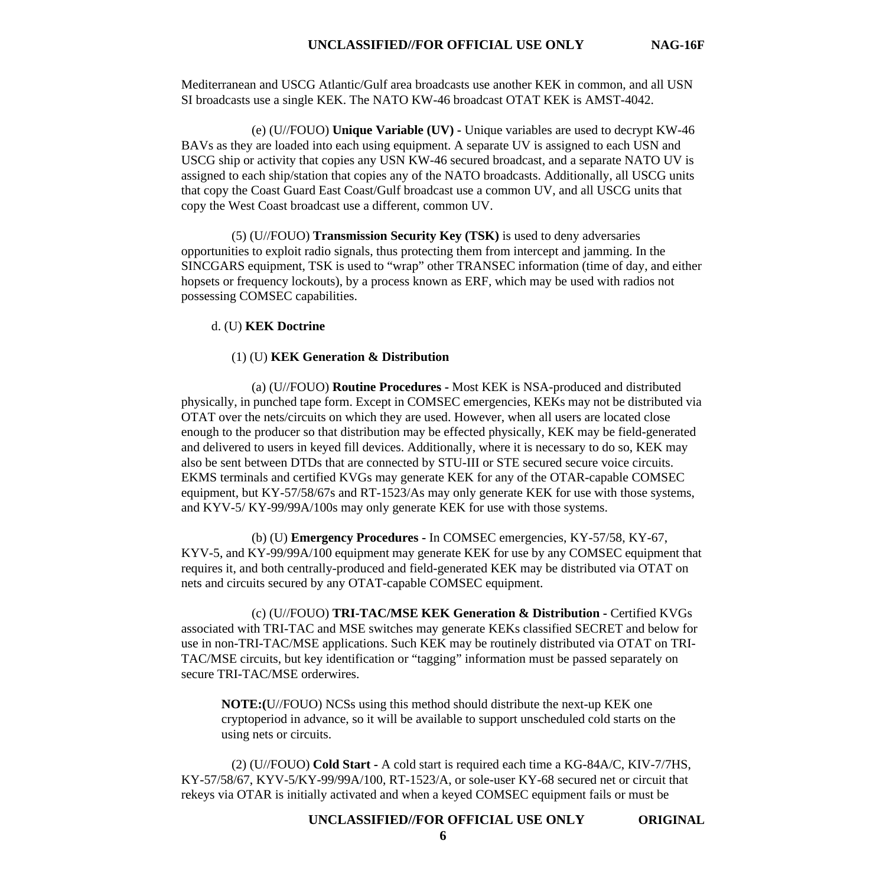Mediterranean and USCG Atlantic/Gulf area broadcasts use another KEK in common, and all USN SI broadcasts use a single KEK. The NATO KW-46 broadcast OTAT KEK is AMST-4042.

(e) (U//FOUO) **Unique Variable (UV) -** Unique variables are used to decrypt KW-46 BAVs as they are loaded into each using equipment. A separate UV is assigned to each USN and USCG ship or activity that copies any USN KW-46 secured broadcast, and a separate NATO UV is assigned to each ship/station that copies any of the NATO broadcasts. Additionally, all USCG units that copy the Coast Guard East Coast/Gulf broadcast use a common UV, and all USCG units that copy the West Coast broadcast use a different, common UV.

(5) (U//FOUO) **Transmission Security Key (TSK)** is used to deny adversaries opportunities to exploit radio signals, thus protecting them from intercept and jamming. In the SINCGARS equipment, TSK is used to "wrap" other TRANSEC information (time of day, and either hopsets or frequency lockouts), by a process known as ERF, which may be used with radios not possessing COMSEC capabilities.

d. (U) **KEK Doctrine**

(1) (U) **KEK Generation & Distribution**

(a) (U//FOUO) **Routine Procedures -** Most KEK is NSA-produced and distributed physically, in punched tape form. Except in COMSEC emergencies, KEKs may not be distributed via OTAT over the nets/circuits on which they are used. However, when all users are located close enough to the producer so that distribution may be effected physically, KEK may be field-generated and delivered to users in keyed fill devices. Additionally, where it is necessary to do so, KEK may also be sent between DTDs that are connected by STU-III or STE secured secure voice circuits. EKMS terminals and certified KVGs may generate KEK for any of the OTAR-capable COMSEC equipment, but KY-57/58/67s and RT-1523/As may only generate KEK for use with those systems, and KYV-5/ KY-99/99A/100s may only generate KEK for use with those systems.

(b) (U) **Emergency Procedures -** In COMSEC emergencies, KY-57/58, KY-67, KYV-5, and KY-99/99A/100 equipment may generate KEK for use by any COMSEC equipment that requires it, and both centrally-produced and field-generated KEK may be distributed via OTAT on nets and circuits secured by any OTAT-capable COMSEC equipment.

(c) (U//FOUO) **TRI-TAC/MSE KEK Generation & Distribution -** Certified KVGs associated with TRI-TAC and MSE switches may generate KEKs classified SECRET and below for use in non-TRI-TAC/MSE applications. Such KEK may be routinely distributed via OTAT on TRI-TAC/MSE circuits, but key identification or "tagging" information must be passed separately on secure TRI-TAC/MSE orderwires.

> **NOTE:(**U//FOUO) NCSs using this method should distribute the next-up KEK one cryptoperiod in advance, so it will be available to support unscheduled cold starts on the using nets or circuits.

(2) (U//FOUO) **Cold Start -** A cold start is required each time a KG-84A/C, KIV-7/7HS, KY-57/58/67, KYV-5/KY-99/99A/100, RT-1523/A, or sole-user KY-68 secured net or circuit that rekeys via OTAR is initially activated and when a keyed COMSEC equipment fails or must be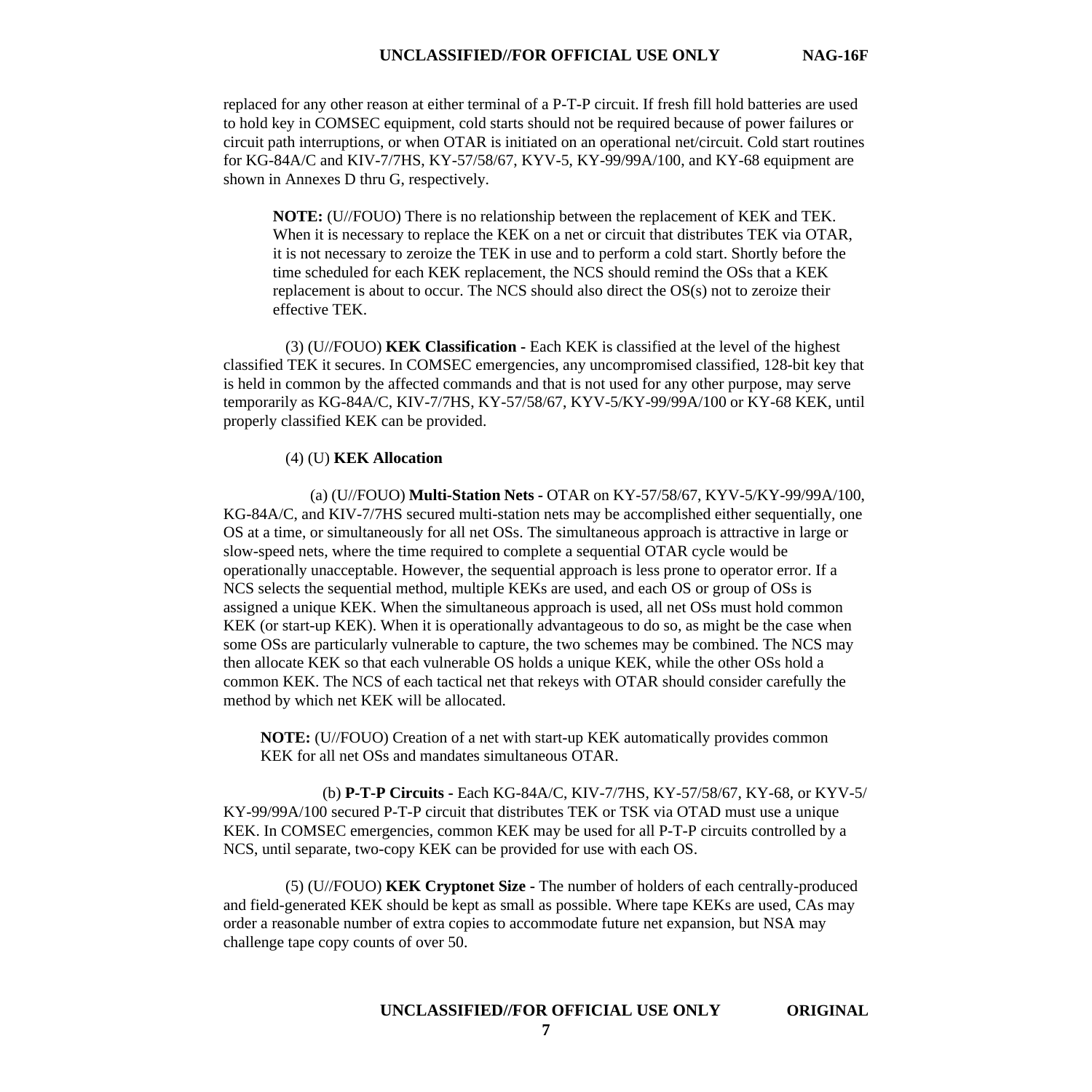replaced for any other reason at either terminal of a P-T-P circuit. If fresh fill hold batteries are used to hold key in COMSEC equipment, cold starts should not be required because of power failures or circuit path interruptions, or when OTAR is initiated on an operational net/circuit. Cold start routines for KG-84A/C and KIV-7/7HS, KY-57/58/67, KYV-5, KY-99/99A/100, and KY-68 equipment are shown in Annexes D thru G, respectively.

> **NOTE:** (U//FOUO) There is no relationship between the replacement of KEK and TEK. When it is necessary to replace the KEK on a net or circuit that distributes TEK via OTAR, it is not necessary to zeroize the TEK in use and to perform a cold start. Shortly before the time scheduled for each KEK replacement, the NCS should remind the OSs that a KEK replacement is about to occur. The NCS should also direct the OS(s) not to zeroize their effective TEK.

(3) (U//FOUO) **KEK Classification -** Each KEK is classified at the level of the highest classified TEK it secures. In COMSEC emergencies, any uncompromised classified, 128-bit key that is held in common by the affected commands and that is not used for any other purpose, may serve temporarily as KG-84A/C, KIV-7/7HS, KY-57/58/67, KYV-5/KY-99/99A/100 or KY-68 KEK, until properly classified KEK can be provided.

(4) (U) **KEK Allocation**

(a) (U//FOUO) **Multi-Station Nets -** OTAR on KY-57/58/67, KYV-5/KY-99/99A/100, KG-84A/C, and KIV-7/7HS secured multi-station nets may be accomplished either sequentially, one OS at a time, or simultaneously for all net OSs. The simultaneous approach is attractive in large or slow-speed nets, where the time required to complete a sequential OTAR cycle would be operationally unacceptable. However, the sequential approach is less prone to operator error. If a NCS selects the sequential method, multiple KEKs are used, and each OS or group of OSs is assigned a unique KEK. When the simultaneous approach is used, all net OSs must hold common KEK (or start-up KEK). When it is operationally advantageous to do so, as might be the case when some OSs are particularly vulnerable to capture, the two schemes may be combined. The NCS may then allocate KEK so that each vulnerable OS holds a unique KEK, while the other OSs hold a common KEK. The NCS of each tactical net that rekeys with OTAR should consider carefully the method by which net KEK will be allocated.

> **NOTE:** (U//FOUO) Creation of a net with start-up KEK automatically provides common KEK for all net OSs and mandates simultaneous OTAR.

(b) **P-T-P Circuits -** Each KG-84A/C, KIV-7/7HS, KY-57/58/67, KY-68, or KYV-5/ KY-99/99A/100 secured P-T-P circuit that distributes TEK or TSK via OTAD must use a unique KEK. In COMSEC emergencies, common KEK may be used for all P-T-P circuits controlled by a NCS, until separate, two-copy KEK can be provided for use with each OS.

(5) (U//FOUO) **KEK Cryptonet Size -** The number of holders of each centrally-produced and field-generated KEK should be kept as small as possible. Where tape KEKs are used, CAs may order a reasonable number of extra copies to accommodate future net expansion, but NSA may challenge tape copy counts of over 50.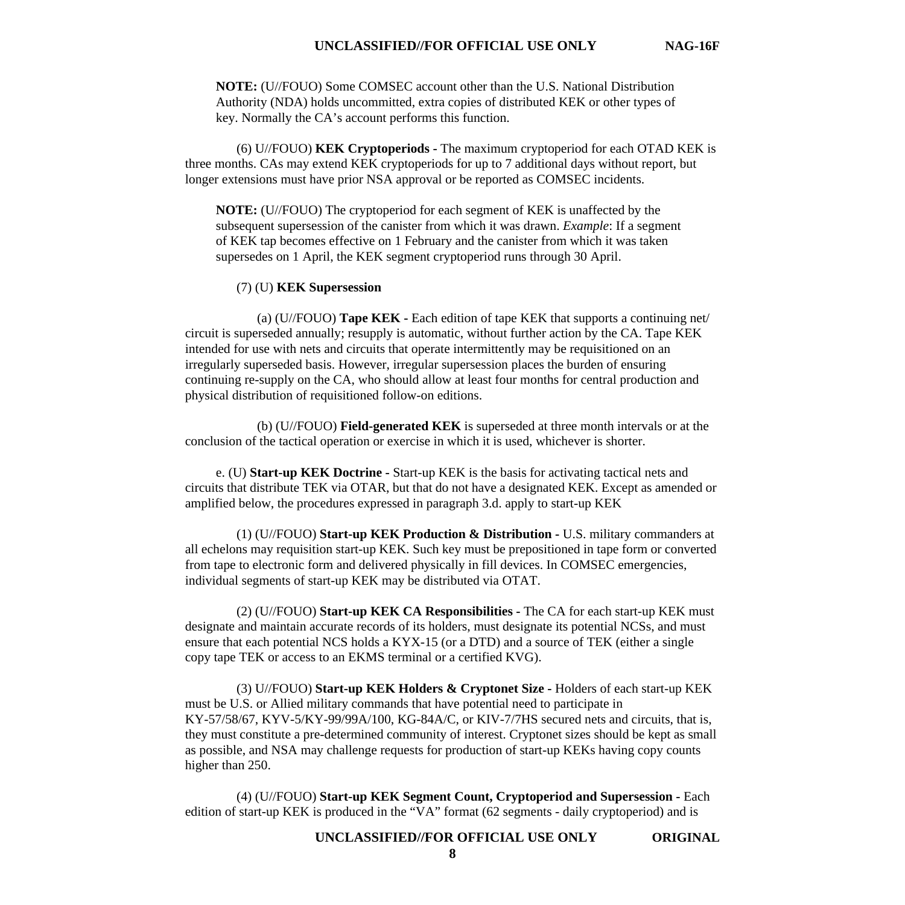**NOTE:** (U//FOUO) Some COMSEC account other than the U.S. National Distribution Authority (NDA) holds uncommitted, extra copies of distributed KEK or other types of key. Normally the CA's account performs this function.

(6) U//FOUO) **KEK Cryptoperiods -** The maximum cryptoperiod for each OTAD KEK is three months. CAs may extend KEK cryptoperiods for up to 7 additional days without report, but longer extensions must have prior NSA approval or be reported as COMSEC incidents.

**NOTE:** (U//FOUO) The cryptoperiod for each segment of KEK is unaffected by the subsequent supersession of the canister from which it was drawn. *Example*: If a segment of KEK tap becomes effective on 1 February and the canister from which it was taken supersedes on 1 April, the KEK segment cryptoperiod runs through 30 April.

(7) (U) **KEK Supersession**

(a) (U//FOUO) **Tape KEK -** Each edition of tape KEK that supports a continuing net/circuit is superseded annually; resupply is automatic, without further action by the CA. Tape KEK intended for use with nets and circuits that operate intermittently may be requisitioned on an irregularly superseded basis. However, irregular supersession places the burden of ensuring continuing re-supply on the CA, who should allow at least four months for central production and physical distribution of requisitioned follow-on editions.

(b) (U//FOUO) **Field-generated KEK** is superseded at three month intervals or at the conclusion of the tactical operation or exercise in which it is used, whichever is shorter.

e. (U) **Start-up KEK Doctrine -** Start-up KEK is the basis for activating tactical nets and circuits that distribute TEK via OTAR, but that do not have a designated KEK. Except as amended or amplified below, the procedures expressed in paragraph 3.d. apply to start-up KEK

(1) (U//FOUO) **Start-up KEK Production & Distribution -** U.S. military commanders at all echelons may requisition start-up KEK. Such key must be prepositioned in tape form or converted from tape to electronic form and delivered physically in fill devices. In COMSEC emergencies, individual segments of start-up KEK may be distributed via OTAT.

(2) (U//FOUO) **Start-up KEK CA Responsibilities -** The CA for each start-up KEK must designate and maintain accurate records of its holders, must designate its potential NCSs, and must ensure that each potential NCS holds a KYX-15 (or a DTD) and a source of TEK (either a single copy tape TEK or access to an EKMS terminal or a certified KVG).

(3) U//FOUO) **Start-up KEK Holders & Cryptonet Size -** Holders of each start-up KEK must be U.S. or Allied military commands that have potential need to participate in KY-57/58/67, KYV-5/KY-99/99A/100, KG-84A/C, or KIV-7/7HS secured nets and circuits, that is, they must constitute a pre-determined community of interest. Cryptonet sizes should be kept as small as possible, and NSA may challenge requests for production of start-up KEKs having copy counts higher than 250.

(4) (U//FOUO) **Start-up KEK Segment Count, Cryptoperiod and Supersession -** Each edition of start-up KEK is produced in the "VA" format (62 segments - daily cryptoperiod) and is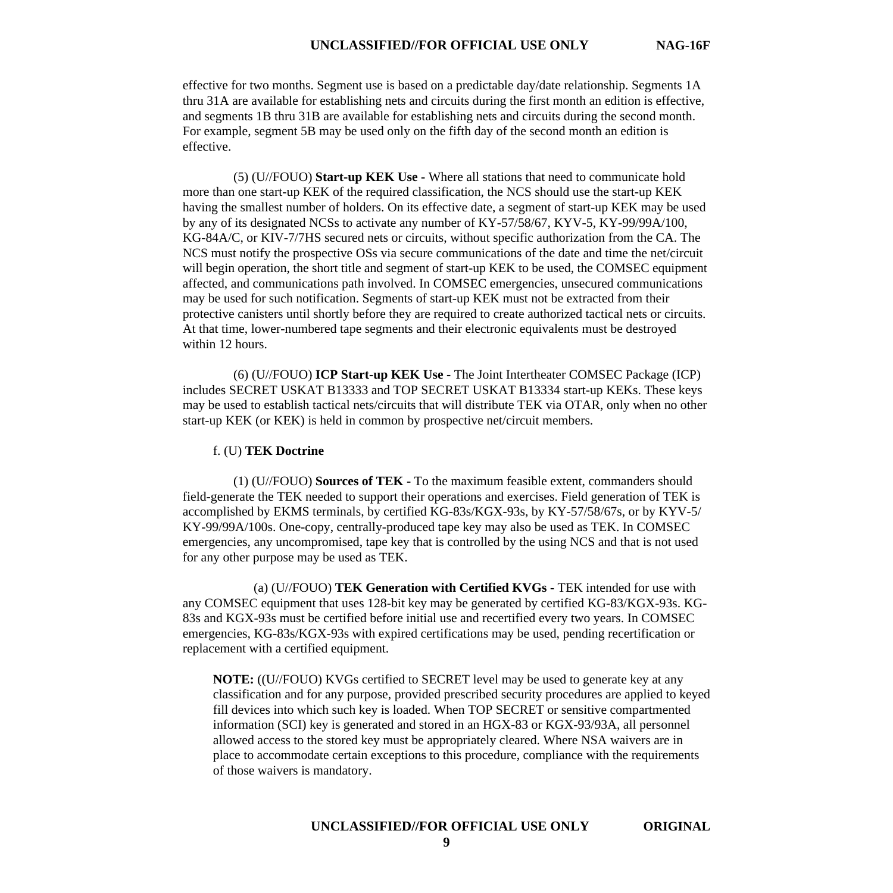effective for two months. Segment use is based on a predictable day/date relationship. Segments 1A thru 31A are available for establishing nets and circuits during the first month an edition is effective, and segments 1B thru 31B are available for establishing nets and circuits during the second month. For example, segment 5B may be used only on the fifth day of the second month an edition is effective.

(5) (U//FOUO) **Start-up KEK Use -** Where all stations that need to communicate hold more than one start-up KEK of the required classification, the NCS should use the start-up KEK having the smallest number of holders. On its effective date, a segment of start-up KEK may be used by any of its designated NCSs to activate any number of KY-57/58/67, KYV-5, KY-99/99A/100, KG-84A/C, or KIV-7/7HS secured nets or circuits, without specific authorization from the CA. The NCS must notify the prospective OSs via secure communications of the date and time the net/circuit will begin operation, the short title and segment of start-up KEK to be used, the COMSEC equipment affected, and communications path involved. In COMSEC emergencies, unsecured communications may be used for such notification. Segments of start-up KEK must not be extracted from their protective canisters until shortly before they are required to create authorized tactical nets or circuits. At that time, lower-numbered tape segments and their electronic equivalents must be destroyed within 12 hours.

(6) (U//FOUO) **ICP Start-up KEK Use -** The Joint Intertheater COMSEC Package (ICP) includes SECRET USKAT B13333 and TOP SECRET USKAT B13334 start-up KEKs. These keys may be used to establish tactical nets/circuits that will distribute TEK via OTAR, only when no other start-up KEK (or KEK) is held in common by prospective net/circuit members.

f. (U) **TEK Doctrine**

(1) (U//FOUO) **Sources of TEK -** To the maximum feasible extent, commanders should field-generate the TEK needed to support their operations and exercises. Field generation of TEK is accomplished by EKMS terminals, by certified KG-83s/KGX-93s, by KY-57/58/67s, or by KYV-5/ KY-99/99A/100s. One-copy, centrally-produced tape key may also be used as TEK. In COMSEC emergencies, any uncompromised, tape key that is controlled by the using NCS and that is not used for any other purpose may be used as TEK.

(a) (U//FOUO) **TEK Generation with Certified KVGs -** TEK intended for use with any COMSEC equipment that uses 128-bit key may be generated by certified KG-83/KGX-93s. KG-83s and KGX-93s must be certified before initial use and recertified every two years. In COMSEC emergencies, KG-83s/KGX-93s with expired certifications may be used, pending recertification or replacement with a certified equipment.

**NOTE:** ((U//FOUO) KVGs certified to SECRET level may be used to generate key at any classification and for any purpose, provided prescribed security procedures are applied to keyed fill devices into which such key is loaded. When TOP SECRET or sensitive compartmented information (SCI) key is generated and stored in an HGX-83 or KGX-93/93A, all personnel allowed access to the stored key must be appropriately cleared. Where NSA waivers are in place to accommodate certain exceptions to this procedure, compliance with the requirements of those waivers is mandatory.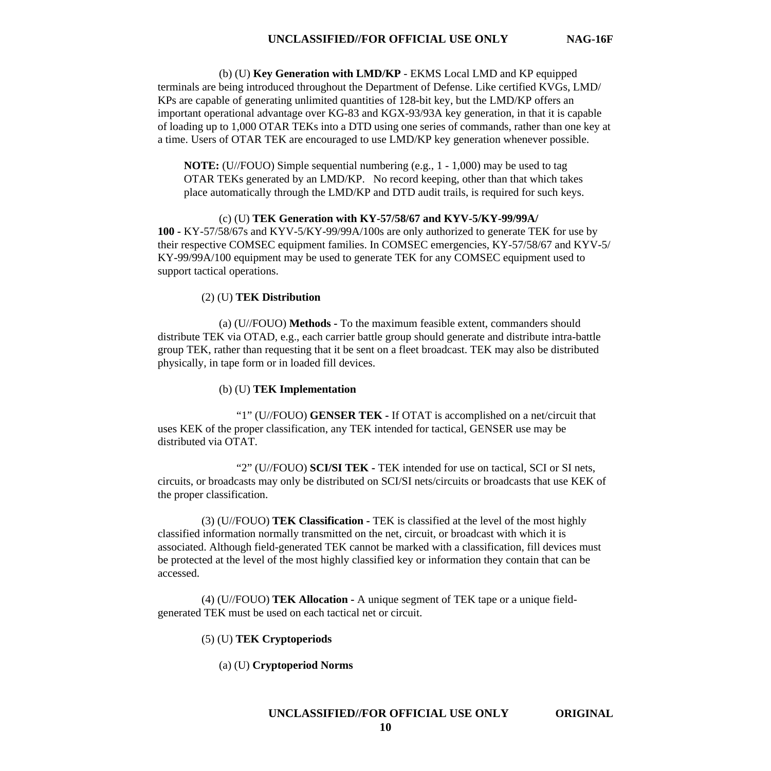(b) (U) **Key Generation with LMD/KP** - EKMS Local LMD and KP equipped terminals are being introduced throughout the Department of Defense. Like certified KVGs, LMD/KPs are capable of generating unlimited quantities of 128-bit key, but the LMD/KP offers an important operational advantage over KG-83 and KGX-93/93A key generation, in that it is capable of loading up to 1,000 OTAR TEKs into a DTD using one series of commands, rather than one key at a time. Users of OTAR TEK are encouraged to use LMD/KP key generation whenever possible.

**NOTE:** (U//FOUO) Simple sequential numbering (e.g., 1 - 1,000) may be used to tag OTAR TEKs generated by an LMD/KP. No record keeping, other than that which takes place automatically through the LMD/KP and DTD audit trails, is required for such keys.

(c) (U) **TEK Generation with KY-57/58/67 and KYV-5/KY-99/99A/100 -** KY-57/58/67s and KYV-5/KY-99/99A/100s are only authorized to generate TEK for use by their respective COMSEC equipment families. In COMSEC emergencies, KY-57/58/67 and KYV-5/KY-99/99A/100 equipment may be used to generate TEK for any COMSEC equipment used to support tactical operations.

(2) (U) **TEK Distribution**

(a) (U//FOUO) **Methods -** To the maximum feasible extent, commanders should distribute TEK via OTAD, e.g., each carrier battle group should generate and distribute intra-battle group TEK, rather than requesting that it be sent on a fleet broadcast. TEK may also be distributed physically, in tape form or in loaded fill devices.

(b) (U) **TEK Implementation**

"1" (U//FOUO) **GENSER TEK -** If OTAT is accomplished on a net/circuit that uses KEK of the proper classification, any TEK intended for tactical, GENSER use may be distributed via OTAT.

"2" (U//FOUO) **SCI/SI TEK -** TEK intended for use on tactical, SCI or SI nets, circuits, or broadcasts may only be distributed on SCI/SI nets/circuits or broadcasts that use KEK of the proper classification.

(3) (U//FOUO) **TEK Classification -** TEK is classified at the level of the most highly classified information normally transmitted on the net, circuit, or broadcast with which it is associated. Although field-generated TEK cannot be marked with a classification, fill devices must be protected at the level of the most highly classified key or information they contain that can be accessed.

(4) (U//FOUO) **TEK Allocation -** A unique segment of TEK tape or a unique field-generated TEK must be used on each tactical net or circuit.

(5) (U) **TEK Cryptoperiods**

(a) (U) **Cryptoperiod Norms**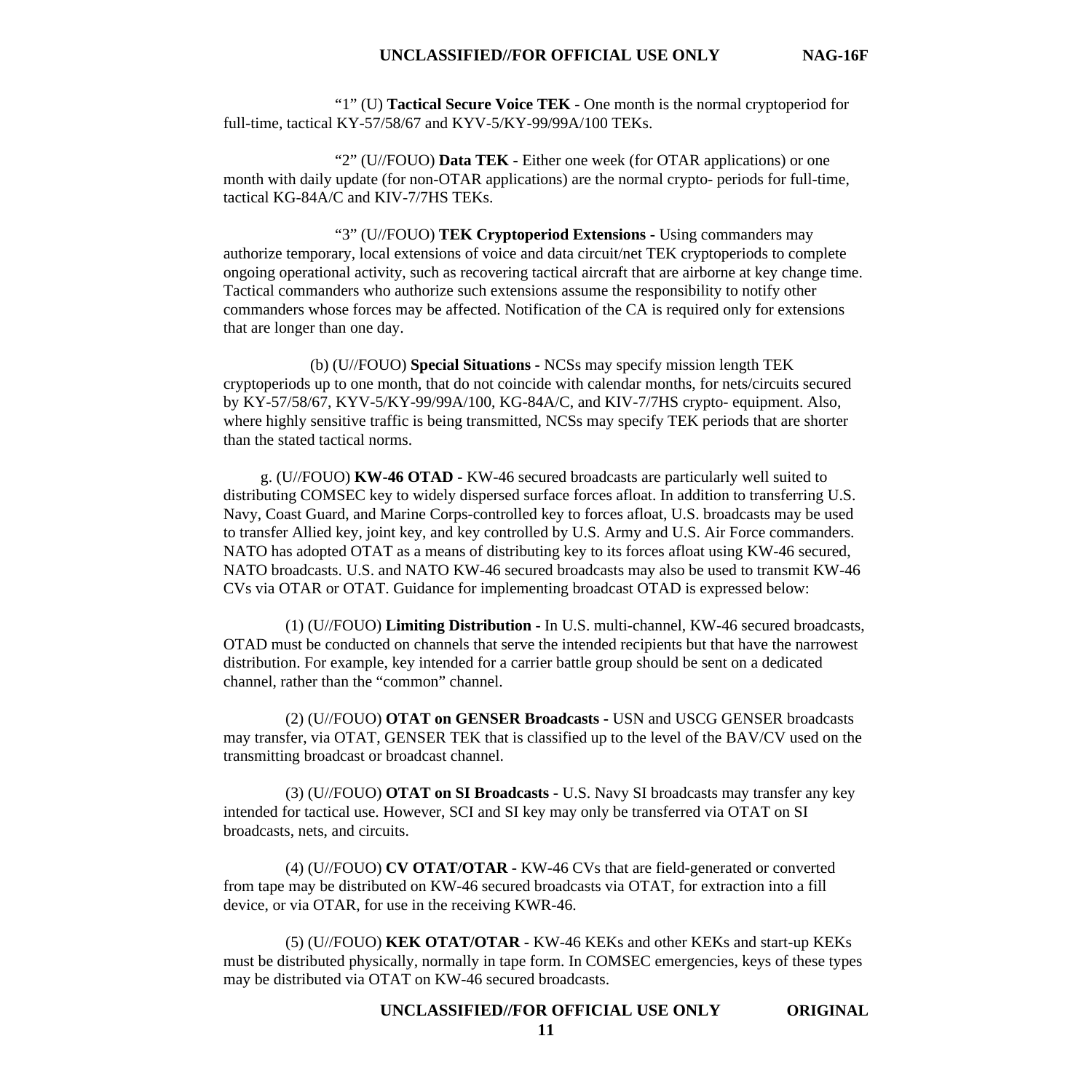"1" (U) **Tactical Secure Voice TEK -** One month is the normal cryptoperiod for full-time, tactical KY-57/58/67 and KYV-5/KY-99/99A/100 TEKs.

"2" (U//FOUO) **Data TEK -** Either one week (for OTAR applications) or one month with daily update (for non-OTAR applications) are the normal crypto- periods for full-time, tactical KG-84A/C and KIV-7/7HS TEKs.

"3" (U//FOUO) **TEK Cryptoperiod Extensions -** Using commanders may authorize temporary, local extensions of voice and data circuit/net TEK cryptoperiods to complete ongoing operational activity, such as recovering tactical aircraft that are airborne at key change time. Tactical commanders who authorize such extensions assume the responsibility to notify other commanders whose forces may be affected. Notification of the CA is required only for extensions that are longer than one day.

(b) (U//FOUO) **Special Situations** - NCSs may specify mission length TEK cryptoperiods up to one month, that do not coincide with calendar months, for nets/circuits secured by KY-57/58/67, KYV-5/KY-99/99A/100, KG-84A/C, and KIV-7/7HS crypto- equipment. Also, where highly sensitive traffic is being transmitted, NCSs may specify TEK periods that are shorter than the stated tactical norms.

g. (U//FOUO) **KW-46 OTAD -** KW-46 secured broadcasts are particularly well suited to distributing COMSEC key to widely dispersed surface forces afloat. In addition to transferring U.S. Navy, Coast Guard, and Marine Corps-controlled key to forces afloat, U.S. broadcasts may be used to transfer Allied key, joint key, and key controlled by U.S. Army and U.S. Air Force commanders. NATO has adopted OTAT as a means of distributing key to its forces afloat using KW-46 secured, NATO broadcasts. U.S. and NATO KW-46 secured broadcasts may also be used to transmit KW-46 CVs via OTAR or OTAT. Guidance for implementing broadcast OTAD is expressed below:

(1) (U//FOUO) **Limiting Distribution** - In U.S. multi-channel, KW-46 secured broadcasts, OTAD must be conducted on channels that serve the intended recipients but that have the narrowest distribution. For example, key intended for a carrier battle group should be sent on a dedicated channel, rather than the "common" channel.

(2) (U//FOUO) **OTAT on GENSER Broadcasts -** USN and USCG GENSER broadcasts may transfer, via OTAT, GENSER TEK that is classified up to the level of the BAV/CV used on the transmitting broadcast or broadcast channel.

(3) (U//FOUO) **OTAT on SI Broadcasts -** U.S. Navy SI broadcasts may transfer any key intended for tactical use. However, SCI and SI key may only be transferred via OTAT on SI broadcasts, nets, and circuits.

(4) (U//FOUO) **CV OTAT/OTAR -** KW-46 CVs that are field-generated or converted from tape may be distributed on KW-46 secured broadcasts via OTAT, for extraction into a fill device, or via OTAR, for use in the receiving KWR-46.

(5) (U//FOUO) **KEK OTAT/OTAR -** KW-46 KEKs and other KEKs and start-up KEKs must be distributed physically, normally in tape form. In COMSEC emergencies, keys of these types may be distributed via OTAT on KW-46 secured broadcasts.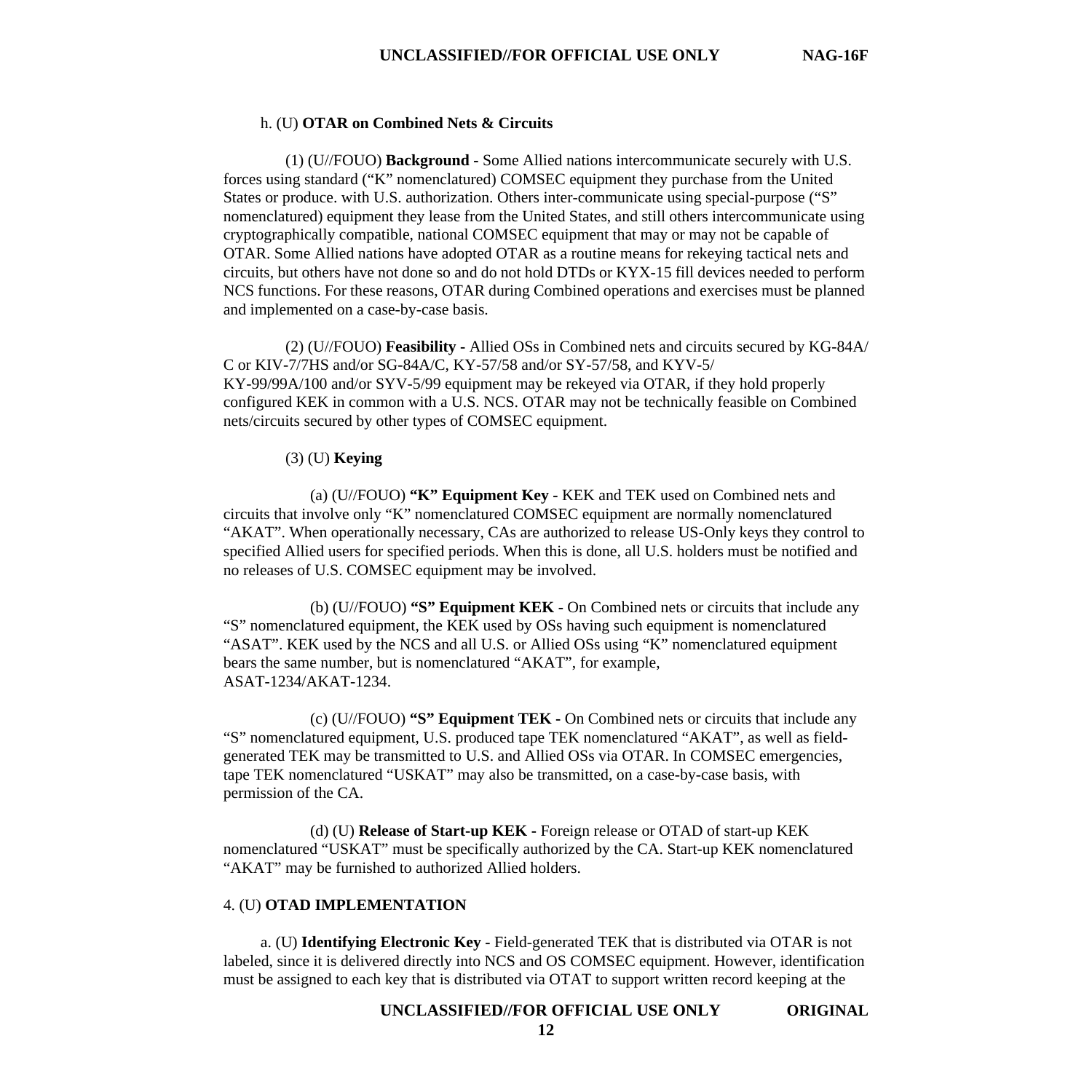h. (U) **OTAR on Combined Nets & Circuits**

(1) (U//FOUO) **Background** - Some Allied nations intercommunicate securely with U.S. forces using standard ("K" nomenclatured) COMSEC equipment they purchase from the United States or produce. with U.S. authorization. Others inter-communicate using special-purpose ("S" nomenclatured) equipment they lease from the United States, and still others intercommunicate using cryptographically compatible, national COMSEC equipment that may or may not be capable of OTAR. Some Allied nations have adopted OTAR as a routine means for rekeying tactical nets and circuits, but others have not done so and do not hold DTDs or KYX-15 fill devices needed to perform NCS functions. For these reasons, OTAR during Combined operations and exercises must be planned and implemented on a case-by-case basis.

(2) (U//FOUO) **Feasibility -** Allied OSs in Combined nets and circuits secured by KG-84A/C or KIV-7/7HS and/or SG-84A/C, KY-57/58 and/or SY-57/58, and KYV-5/KY-99/99A/100 and/or SYV-5/99 equipment may be rekeyed via OTAR, if they hold properly configured KEK in common with a U.S. NCS. OTAR may not be technically feasible on Combined nets/circuits secured by other types of COMSEC equipment.

(3) (U) **Keying**

(a) (U//FOUO) **"K" Equipment Key** - KEK and TEK used on Combined nets and circuits that involve only "K" nomenclatured COMSEC equipment are normally nomenclatured "AKAT". When operationally necessary, CAs are authorized to release US-Only keys they control to specified Allied users for specified periods. When this is done, all U.S. holders must be notified and no releases of U.S. COMSEC equipment may be involved.

(b) (U//FOUO) **"S" Equipment KEK -** On Combined nets or circuits that include any "S" nomenclatured equipment, the KEK used by OSs having such equipment is nomenclatured "ASAT". KEK used by the NCS and all U.S. or Allied OSs using "K" nomenclatured equipment bears the same number, but is nomenclatured "AKAT", for example, ASAT-1234/AKAT-1234.

(c) (U//FOUO) **"S" Equipment TEK -** On Combined nets or circuits that include any "S" nomenclatured equipment, U.S. produced tape TEK nomenclatured "AKAT", as well as field-generated TEK may be transmitted to U.S. and Allied OSs via OTAR. In COMSEC emergencies, tape TEK nomenclatured "USKAT" may also be transmitted, on a case-by-case basis, with permission of the CA.

(d) (U) **Release of Start-up KEK -** Foreign release or OTAD of start-up KEK nomenclatured "USKAT" must be specifically authorized by the CA. Start-up KEK nomenclatured "AKAT" may be furnished to authorized Allied holders.

4. (U) **OTAD IMPLEMENTATION**

a. (U) **Identifying Electronic Key** - Field-generated TEK that is distributed via OTAR is not labeled, since it is delivered directly into NCS and OS COMSEC equipment. However, identification must be assigned to each key that is distributed via OTAT to support written record keeping at the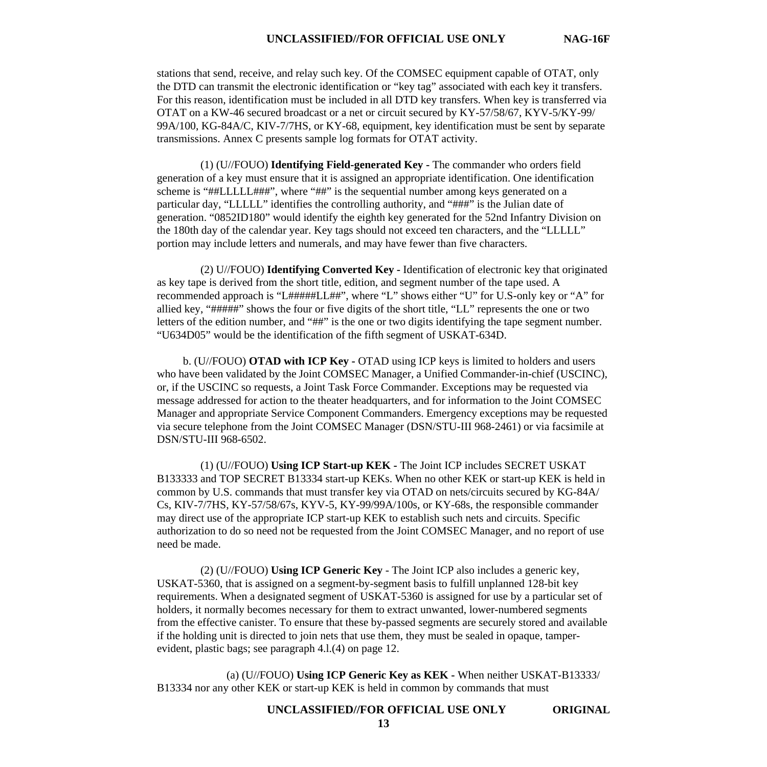stations that send, receive, and relay such key. Of the COMSEC equipment capable of OTAT, only the DTD can transmit the electronic identification or "key tag" associated with each key it transfers. For this reason, identification must be included in all DTD key transfers. When key is transferred via OTAT on a KW-46 secured broadcast or a net or circuit secured by KY-57/58/67, KYV-5/KY-99/99A/100, KG-84A/C, KIV-7/7HS, or KY-68, equipment, key identification must be sent by separate transmissions. Annex C presents sample log formats for OTAT activity.

(1) (U//FOUO) **Identifying Field-generated Key -** The commander who orders field generation of a key must ensure that it is assigned an appropriate identification. One identification scheme is "##LLLLL###", where "##" is the sequential number among keys generated on a particular day, "LLLLL" identifies the controlling authority, and "###" is the Julian date of generation. "0852ID180" would identify the eighth key generated for the 52nd Infantry Division on the 180th day of the calendar year. Key tags should not exceed ten characters, and the "LLLLL" portion may include letters and numerals, and may have fewer than five characters.

(2) U//FOUO) **Identifying Converted Key -** Identification of electronic key that originated as key tape is derived from the short title, edition, and segment number of the tape used. A recommended approach is "L#####LL##", where "L" shows either "U" for U.S.-only key or "A" for allied key, "#####" shows the four or five digits of the short title, "LL" represents the one or two letters of the edition number, and "##" is the one or two digits identifying the tape segment number. "U634D05" would be the identification of the fifth segment of USKAT-634D.

b. (U//FOUO) **OTAD with ICP Key -** OTAD using ICP keys is limited to holders and users who have been validated by the Joint COMSEC Manager, a Unified Commander-in-chief (USCINC), or, if the USCINC so requests, a Joint Task Force Commander. Exceptions may be requested via message addressed for action to the theater headquarters, and for information to the Joint COMSEC Manager and appropriate Service Component Commanders. Emergency exceptions may be requested via secure telephone from the Joint COMSEC Manager (DSN/STU-III 968-2461) or via facsimile at DSN/STU-III 968-6502.

(1) (U//FOUO) **Using ICP Start-up KEK** - The Joint ICP includes SECRET USKAT B133333 and TOP SECRET B13334 start-up KEKs. When no other KEK or start-up KEK is held in common by U.S. commands that must transfer key via OTAD on nets/circuits secured by KG-84A/Cs, KIV-7/7HS, KY-57/58/67s, KYV-5, KY-99/99A/100s, or KY-68s, the responsible commander may direct use of the appropriate ICP start-up KEK to establish such nets and circuits. Specific authorization to do so need not be requested from the Joint COMSEC Manager, and no report of use need be made.

(2) (U//FOUO) **Using ICP Generic Key** - The Joint ICP also includes a generic key, USKAT-5360, that is assigned on a segment-by-segment basis to fulfill unplanned 128-bit key requirements. When a designated segment of USKAT-5360 is assigned for use by a particular set of holders, it normally becomes necessary for them to extract unwanted, lower-numbered segments from the effective canister. To ensure that these by-passed segments are securely stored and available if the holding unit is directed to join nets that use them, they must be sealed in opaque, tamper-evident, plastic bags; see paragraph 4.l.(4) on page 12.

(a) (U//FOUO) **Using ICP Generic Key as KEK -** When neither USKAT-B13333/B13334 nor any other KEK or start-up KEK is held in common by commands that must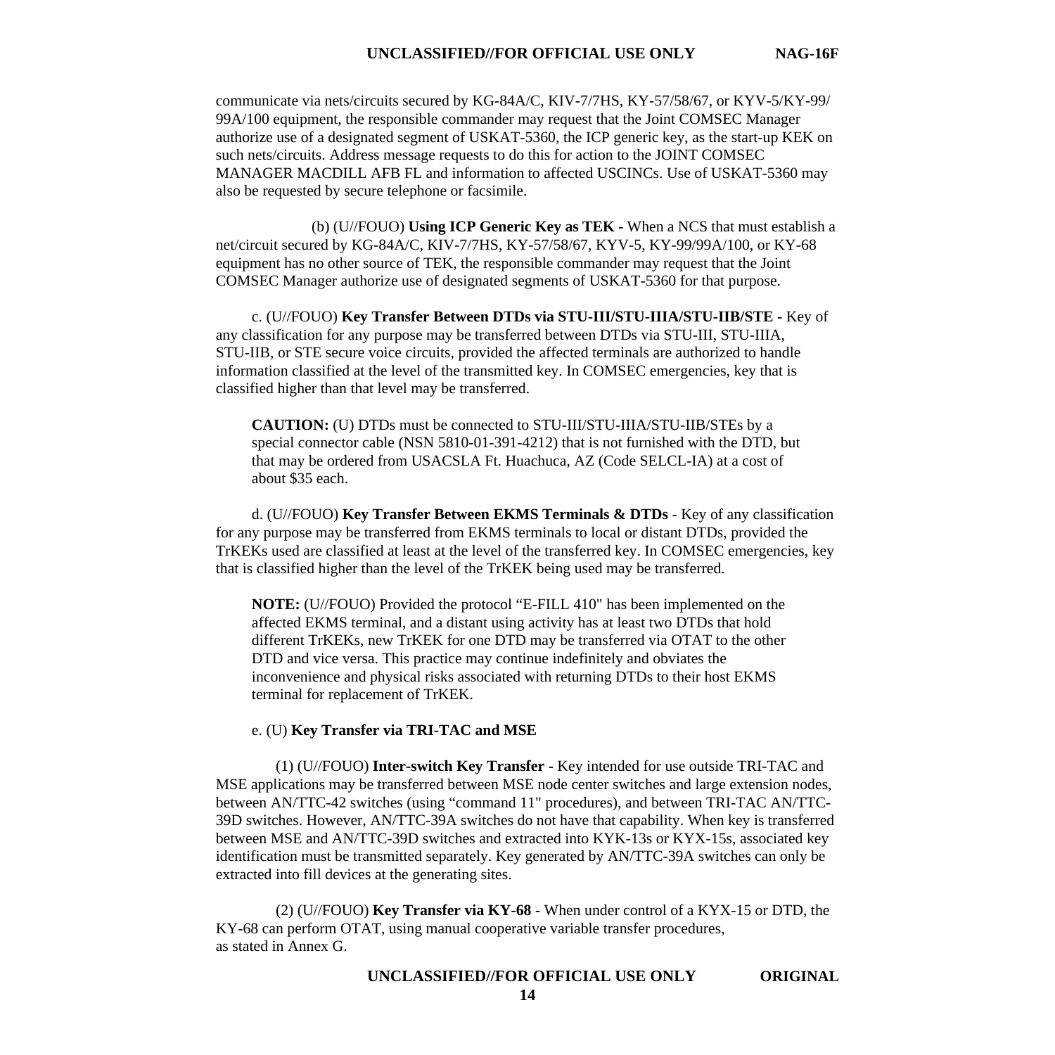communicate via nets/circuits secured by KG-84A/C, KIV-7/7HS, KY-57/58/67, or KYV-5/KY-99/99A/100 equipment, the responsible commander may request that the Joint COMSEC Manager authorize use of a designated segment of USKAT-5360, the ICP generic key, as the start-up KEK on such nets/circuits. Address message requests to do this for action to the JOINT COMSEC MANAGER MACDILL AFB FL and information to affected USCINCs. Use of USKAT-5360 may also be requested by secure telephone or facsimile.

(b) (U//FOUO) **Using ICP Generic Key as TEK -** When a NCS that must establish a net/circuit secured by KG-84A/C, KIV-7/7HS, KY-57/58/67, KYV-5, KY-99/99A/100, or KY-68 equipment has no other source of TEK, the responsible commander may request that the Joint COMSEC Manager authorize use of designated segments of USKAT-5360 for that purpose.

c. (U//FOUO) **Key Transfer Between DTDs via STU-III/STU-IIIA/STU-IIB/STE -** Key of any classification for any purpose may be transferred between DTDs via STU-III, STU-IIIA, STU-IIB, or STE secure voice circuits, provided the affected terminals are authorized to handle information classified at the level of the transmitted key. In COMSEC emergencies, key that is classified higher than that level may be transferred.

**CAUTION:** (U) DTDs must be connected to STU-III/STU-IIIA/STU-IIB/STEs by a special connector cable (NSN 5810-01-391-4212) that is not furnished with the DTD, but that may be ordered from USACSLA Ft. Huachuca, AZ (Code SELCL-IA) at a cost of about $35 each.

d. (U//FOUO) **Key Transfer Between EKMS Terminals & DTDs** - Key of any classification for any purpose may be transferred from EKMS terminals to local or distant DTDs, provided the TrKEKs used are classified at least at the level of the transferred key. In COMSEC emergencies, key that is classified higher than the level of the TrKEK being used may be transferred.

**NOTE:** (U//FOUO) Provided the protocol “E-FILL 410" has been implemented on the affected EKMS terminal, and a distant using activity has at least two DTDs that hold different TrKEKs, new TrKEK for one DTD may be transferred via OTAT to the other DTD and vice versa. This practice may continue indefinitely and obviates the inconvenience and physical risks associated with returning DTDs to their host EKMS terminal for replacement of TrKEK.

e. (U) **Key Transfer via TRI-TAC and MSE**

(1) (U//FOUO) **Inter-switch Key Transfer -** Key intended for use outside TRI-TAC and MSE applications may be transferred between MSE node center switches and large extension nodes, between AN/TTC-42 switches (using “command 11" procedures), and between TRI-TAC AN/TTC-39D switches. However, AN/TTC-39A switches do not have that capability. When key is transferred between MSE and AN/TTC-39D switches and extracted into KYK-13s or KYX-15s, associated key identification must be transmitted separately. Key generated by AN/TTC-39A switches can only be extracted into fill devices at the generating sites.

(2) (U//FOUO) **Key Transfer via KY-68 -** When under control of a KYX-15 or DTD, the KY-68 can perform OTAT, using manual cooperative variable transfer procedures, as stated in Annex G.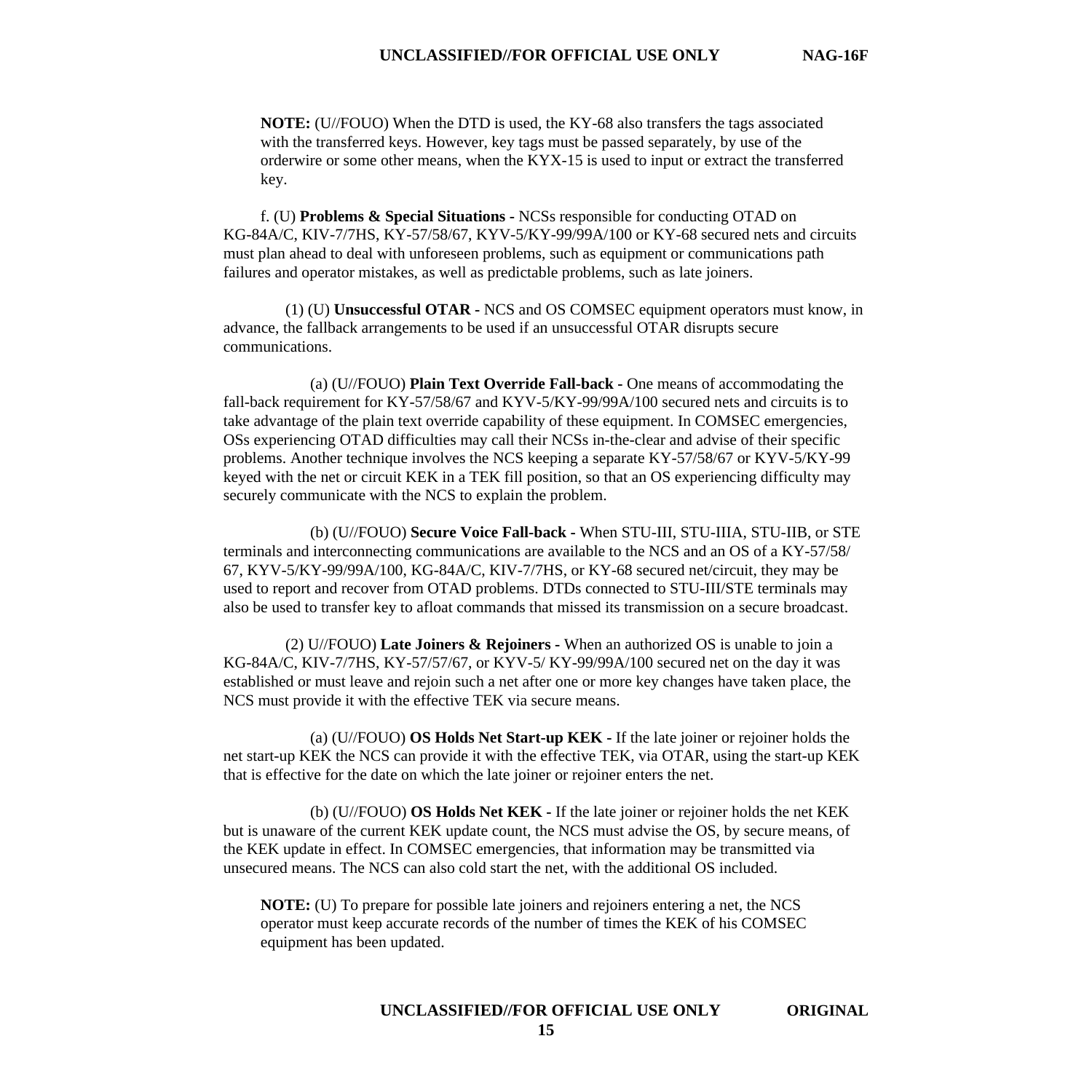**NOTE:** (U//FOUO) When the DTD is used, the KY-68 also transfers the tags associated with the transferred keys. However, key tags must be passed separately, by use of the orderwire or some other means, when the KYX-15 is used to input or extract the transferred key.

f. (U) **Problems & Special Situations -** NCSs responsible for conducting OTAD on KG-84A/C, KIV-7/7HS, KY-57/58/67, KYV-5/KY-99/99A/100 or KY-68 secured nets and circuits must plan ahead to deal with unforeseen problems, such as equipment or communications path failures and operator mistakes, as well as predictable problems, such as late joiners.

(1) (U) **Unsuccessful OTAR** - NCS and OS COMSEC equipment operators must know, in advance, the fallback arrangements to be used if an unsuccessful OTAR disrupts secure communications.

(a) (U//FOUO) **Plain Text Override Fall-back -** One means of accommodating the fall-back requirement for KY-57/58/67 and KYV-5/KY-99/99A/100 secured nets and circuits is to take advantage of the plain text override capability of these equipment. In COMSEC emergencies, OSs experiencing OTAD difficulties may call their NCSs in-the-clear and advise of their specific problems. Another technique involves the NCS keeping a separate KY-57/58/67 or KYV-5/KY-99 keyed with the net or circuit KEK in a TEK fill position, so that an OS experiencing difficulty may securely communicate with the NCS to explain the problem.

(b) (U//FOUO) **Secure Voice Fall-back -** When STU-III, STU-IIIA, STU-IIB, or STE terminals and interconnecting communications are available to the NCS and an OS of a KY-57/58/67, KYV-5/KY-99/99A/100, KG-84A/C, KIV-7/7HS, or KY-68 secured net/circuit, they may be used to report and recover from OTAD problems. DTDs connected to STU-III/STE terminals may also be used to transfer key to afloat commands that missed its transmission on a secure broadcast.

(2) U//FOUO) **Late Joiners & Rejoiners -** When an authorized OS is unable to join a KG-84A/C, KIV-7/7HS, KY-57/57/67, or KYV-5/ KY-99/99A/100 secured net on the day it was established or must leave and rejoin such a net after one or more key changes have taken place, the NCS must provide it with the effective TEK via secure means.

(a) (U//FOUO) **OS Holds Net Start-up KEK** - If the late joiner or rejoiner holds the net start-up KEK the NCS can provide it with the effective TEK, via OTAR, using the start-up KEK that is effective for the date on which the late joiner or rejoiner enters the net.

(b) (U//FOUO) **OS Holds Net KEK -** If the late joiner or rejoiner holds the net KEK but is unaware of the current KEK update count, the NCS must advise the OS, by secure means, of the KEK update in effect. In COMSEC emergencies, that information may be transmitted via unsecured means. The NCS can also cold start the net, with the additional OS included.

**NOTE:** (U) To prepare for possible late joiners and rejoiners entering a net, the NCS operator must keep accurate records of the number of times the KEK of his COMSEC equipment has been updated.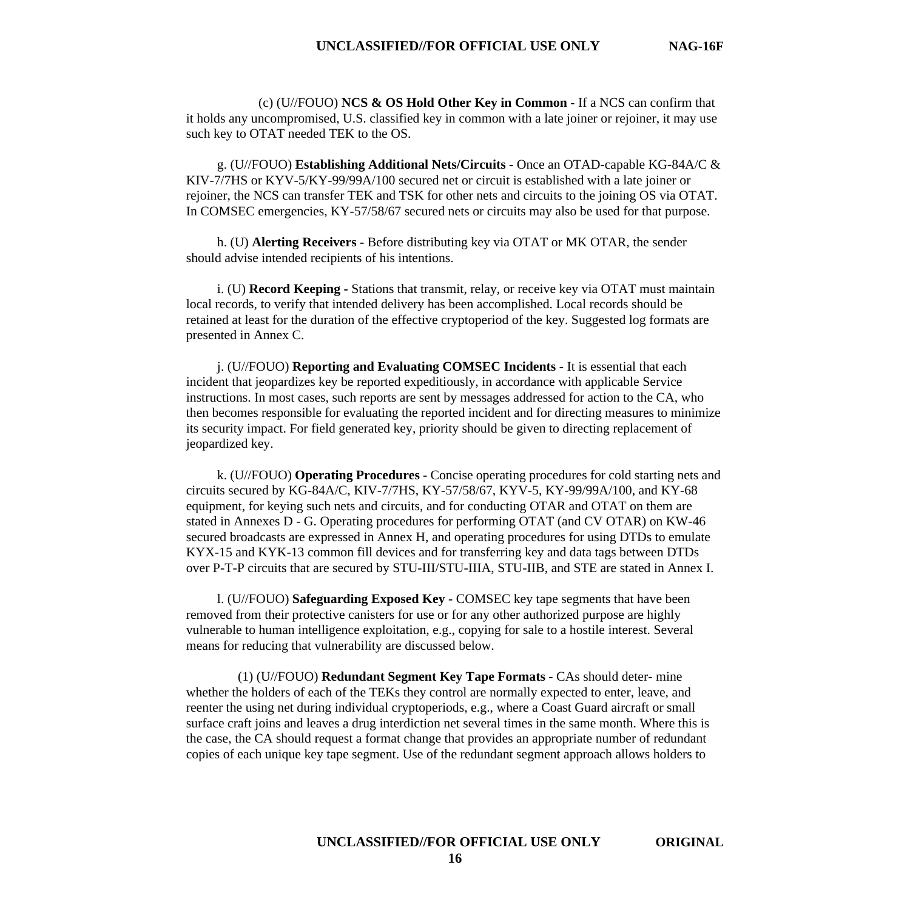(c) (U//FOUO) **NCS & OS Hold Other Key in Common -** If a NCS can confirm that it holds any uncompromised, U.S. classified key in common with a late joiner or rejoiner, it may use such key to OTAT needed TEK to the OS.

g. (U//FOUO) **Establishing Additional Nets/Circuits -** Once an OTAD-capable KG-84A/C & KIV-7/7HS or KYV-5/KY-99/99A/100 secured net or circuit is established with a late joiner or rejoiner, the NCS can transfer TEK and TSK for other nets and circuits to the joining OS via OTAT. In COMSEC emergencies, KY-57/58/67 secured nets or circuits may also be used for that purpose.

h. (U) **Alerting Receivers -** Before distributing key via OTAT or MK OTAR, the sender should advise intended recipients of his intentions.

i. (U) **Record Keeping -** Stations that transmit, relay, or receive key via OTAT must maintain local records, to verify that intended delivery has been accomplished. Local records should be retained at least for the duration of the effective cryptoperiod of the key. Suggested log formats are presented in Annex C.

j. (U//FOUO) **Reporting and Evaluating COMSEC Incidents -** It is essential that each incident that jeopardizes key be reported expeditiously, in accordance with applicable Service instructions. In most cases, such reports are sent by messages addressed for action to the CA, who then becomes responsible for evaluating the reported incident and for directing measures to minimize its security impact. For field generated key, priority should be given to directing replacement of jeopardized key.

k. (U//FOUO) **Operating Procedures -** Concise operating procedures for cold starting nets and circuits secured by KG-84A/C, KIV-7/7HS, KY-57/58/67, KYV-5, KY-99/99A/100, and KY-68 equipment, for keying such nets and circuits, and for conducting OTAR and OTAT on them are stated in Annexes D - G. Operating procedures for performing OTAT (and CV OTAR) on KW-46 secured broadcasts are expressed in Annex H, and operating procedures for using DTDs to emulate KYX-15 and KYK-13 common fill devices and for transferring key and data tags between DTDs over P-T-P circuits that are secured by STU-III/STU-IIIA, STU-IIB, and STE are stated in Annex I.

l. (U//FOUO) **Safeguarding Exposed Key** - COMSEC key tape segments that have been removed from their protective canisters for use or for any other authorized purpose are highly vulnerable to human intelligence exploitation, e.g., copying for sale to a hostile interest. Several means for reducing that vulnerability are discussed below.

(1) (U//FOUO) **Redundant Segment Key Tape Formats** - CAs should deter- mine whether the holders of each of the TEKs they control are normally expected to enter, leave, and reenter the using net during individual cryptoperiods, e.g., where a Coast Guard aircraft or small surface craft joins and leaves a drug interdiction net several times in the same month. Where this is the case, the CA should request a format change that provides an appropriate number of redundant copies of each unique key tape segment. Use of the redundant segment approach allows holders to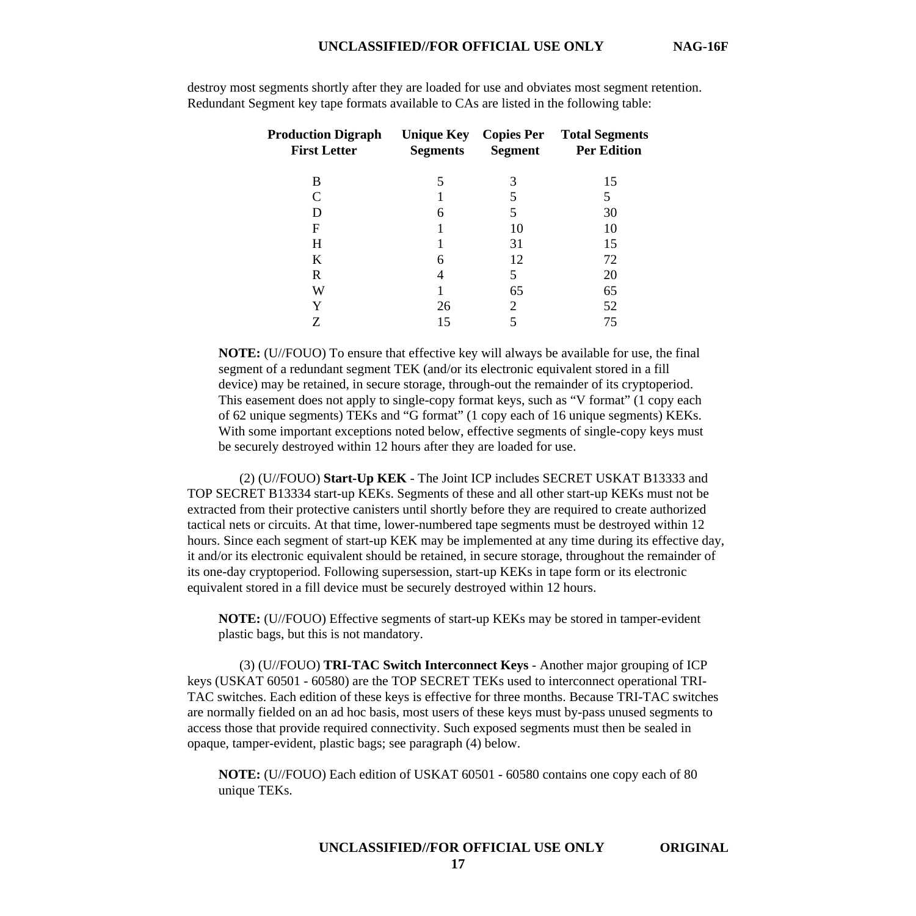destroy most segments shortly after they are loaded for use and obviates most segment retention. Redundant Segment key tape formats available to CAs are listed in the following table:

| Production Digraph First Letter | Unique Key Segments | Copies Per Segment | Total Segments Per Edition |
|---|---|---|---|
| B | 5 | 3 | 15 |
| C | 1 | 5 | 5 |
| D | 6 | 5 | 30 |
| F | 1 | 10 | 10 |
| H | 1 | 31 | 15 |
| K | 6 | 12 | 72 |
| R | 4 | 5 | 20 |
| W | 1 | 65 | 65 |
| Y | 26 | 2 | 52 |
| Z | 15 | 5 | 75 |

**NOTE:** (U//FOUO) To ensure that effective key will always be available for use, the final segment of a redundant segment TEK (and/or its electronic equivalent stored in a fill device) may be retained, in secure storage, through-out the remainder of its cryptoperiod. This easement does not apply to single-copy format keys, such as "V format" (1 copy each of 62 unique segments) TEKs and "G format" (1 copy each of 16 unique segments) KEKs. With some important exceptions noted below, effective segments of single-copy keys must be securely destroyed within 12 hours after they are loaded for use.

(2) (U//FOUO) **Start-Up KEK** - The Joint ICP includes SECRET USKAT B13333 and TOP SECRET B13334 start-up KEKs. Segments of these and all other start-up KEKs must not be extracted from their protective canisters until shortly before they are required to create authorized tactical nets or circuits. At that time, lower-numbered tape segments must be destroyed within 12 hours. Since each segment of start-up KEK may be implemented at any time during its effective day, it and/or its electronic equivalent should be retained, in secure storage, throughout the remainder of its one-day cryptoperiod. Following supersession, start-up KEKs in tape form or its electronic equivalent stored in a fill device must be securely destroyed within 12 hours.

**NOTE:** (U//FOUO) Effective segments of start-up KEKs may be stored in tamper-evident plastic bags, but this is not mandatory.

(3) (U//FOUO) **TRI-TAC Switch Interconnect Keys** - Another major grouping of ICP keys (USKAT 60501 - 60580) are the TOP SECRET TEKs used to interconnect operational TRI-TAC switches. Each edition of these keys is effective for three months. Because TRI-TAC switches are normally fielded on an ad hoc basis, most users of these keys must by-pass unused segments to access those that provide required connectivity. Such exposed segments must then be sealed in opaque, tamper-evident, plastic bags; see paragraph (4) below.

**NOTE:** (U//FOUO) Each edition of USKAT 60501 - 60580 contains one copy each of 80 unique TEKs.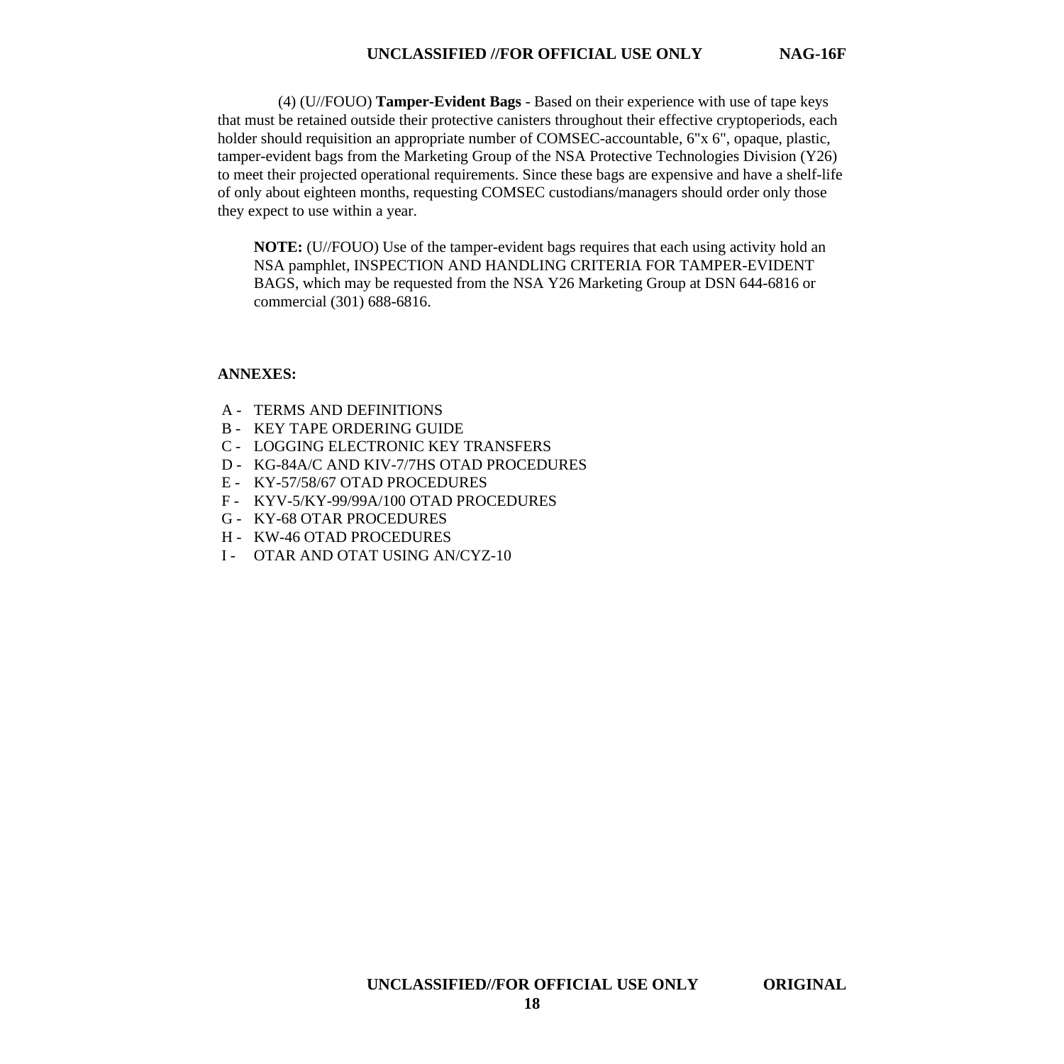(4) (U//FOUO) **Tamper-Evident Bags** - Based on their experience with use of tape keys that must be retained outside their protective canisters throughout their effective cryptoperiods, each holder should requisition an appropriate number of COMSEC-accountable, 6"x 6", opaque, plastic, tamper-evident bags from the Marketing Group of the NSA Protective Technologies Division (Y26) to meet their projected operational requirements. Since these bags are expensive and have a shelf-life of only about eighteen months, requesting COMSEC custodians/managers should order only those they expect to use within a year.

> **NOTE:** (U//FOUO) Use of the tamper-evident bags requires that each using activity hold an NSA pamphlet, INSPECTION AND HANDLING CRITERIA FOR TAMPER-EVIDENT BAGS, which may be requested from the NSA Y26 Marketing Group at DSN 644-6816 or commercial (301) 688-6816.

**ANNEXES:**

A - TERMS AND DEFINITIONS
B - KEY TAPE ORDERING GUIDE
C - LOGGING ELECTRONIC KEY TRANSFERS
D - KG-84A/C AND KIV-7/7HS OTAD PROCEDURES
E - KY-57/58/67 OTAD PROCEDURES
F - KYV-5/KY-99/99A/100 OTAD PROCEDURES
G - KY-68 OTAR PROCEDURES
H - KW-46 OTAD PROCEDURES
I - OTAR AND OTAT USING AN/CYZ-10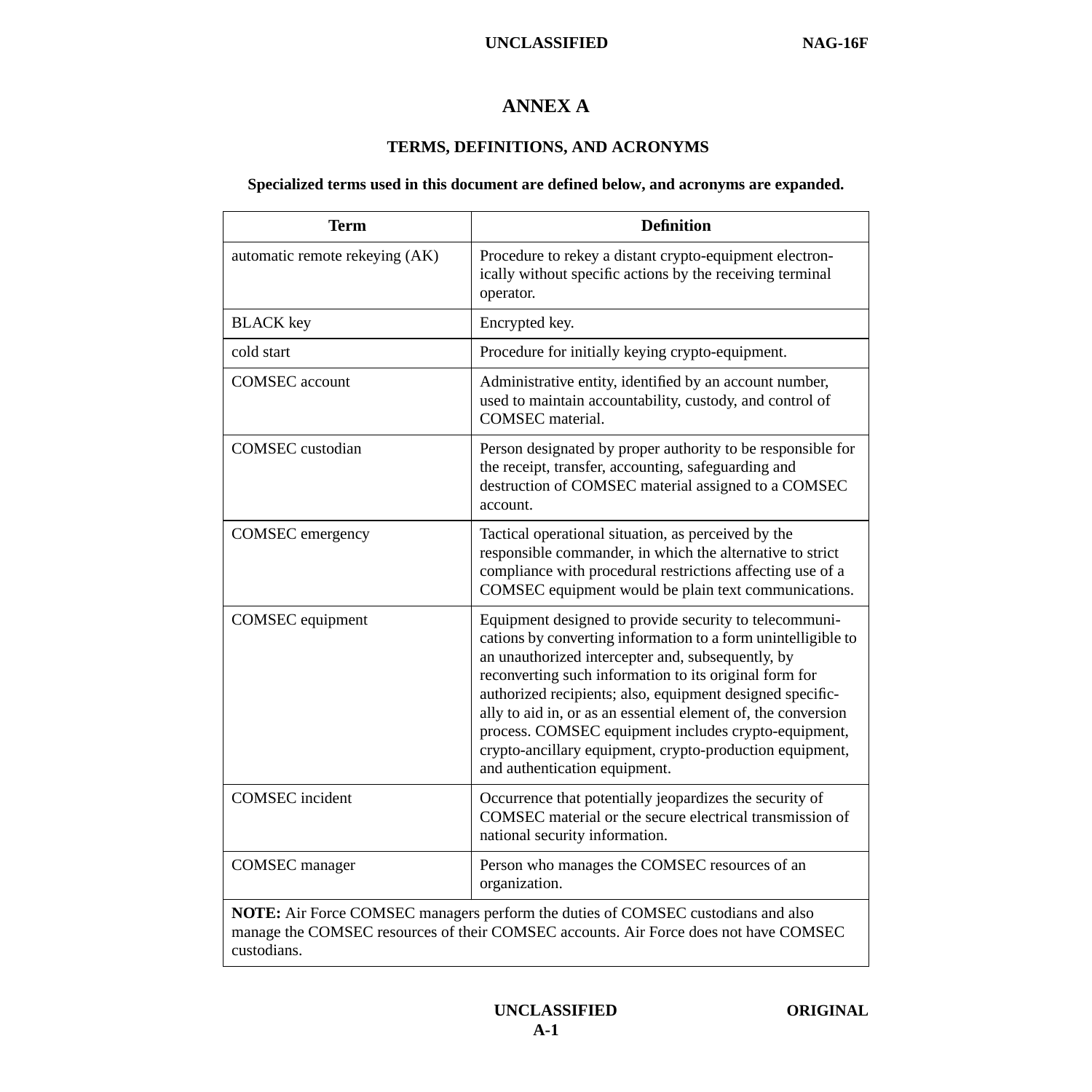# ANNEX A

## TERMS, DEFINITIONS, AND ACRONYMS

**Specialized terms used in this document are defined below, and acronyms are expanded.**

| Term | Definition |
|---|---|
| automatic remote rekeying (AK) | Procedure to rekey a distant crypto-equipment electronically without specific actions by the receiving terminal operator. |
| BLACK key | Encrypted key. |
| cold start | Procedure for initially keying crypto-equipment. |
| COMSEC account | Administrative entity, identified by an account number, used to maintain accountability, custody, and control of COMSEC material. |
| COMSEC custodian | Person designated by proper authority to be responsible for the receipt, transfer, accounting, safeguarding and destruction of COMSEC material assigned to a COMSEC account. |
| COMSEC emergency | Tactical operational situation, as perceived by the responsible commander, in which the alternative to strict compliance with procedural restrictions affecting use of a COMSEC equipment would be plain text communications. |
| COMSEC equipment | Equipment designed to provide security to telecommunications by converting information to a form unintelligible to an unauthorized intercepter and, subsequently, by reconverting such information to its original form for authorized recipients; also, equipment designed specifically to aid in, or as an essential element of, the conversion process. COMSEC equipment includes crypto-equipment, crypto-ancillary equipment, crypto-production equipment, and authentication equipment. |
| COMSEC incident | Occurrence that potentially jeopardizes the security of COMSEC material or the secure electrical transmission of national security information. |
| COMSEC manager | Person who manages the COMSEC resources of an organization. |
| **NOTE:** Air Force COMSEC managers perform the duties of COMSEC custodians and also manage the COMSEC resources of their COMSEC accounts. Air Force does not have COMSEC custodians. | |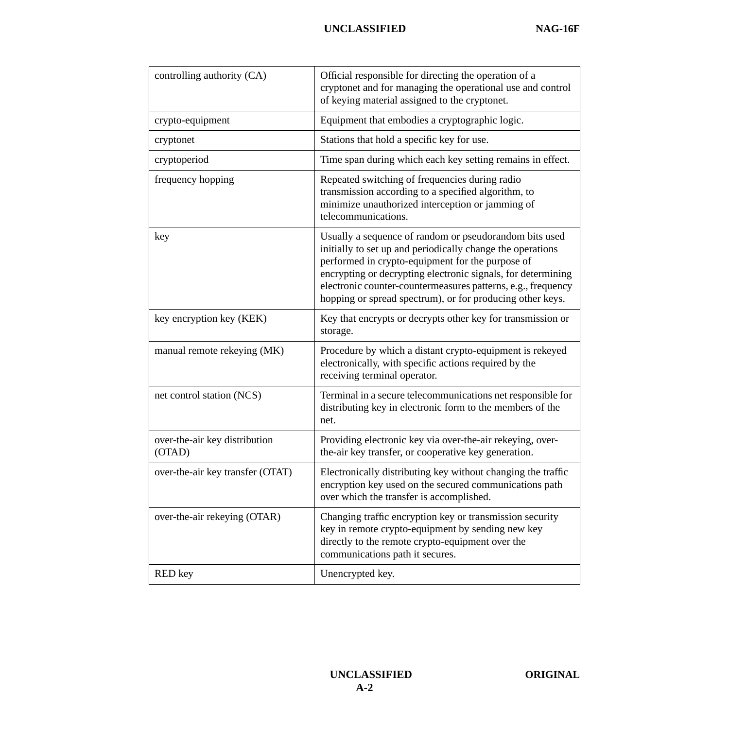| | |
|---|---|
| controlling authority (CA) | Official responsible for directing the operation of a cryptonet and for managing the operational use and control of keying material assigned to the cryptonet. |
| crypto-equipment | Equipment that embodies a cryptographic logic. |
| cryptonet | Stations that hold a specific key for use. |
| cryptoperiod | Time span during which each key setting remains in effect. |
| frequency hopping | Repeated switching of frequencies during radio transmission according to a specified algorithm, to minimize unauthorized interception or jamming of telecommunications. |
| key | Usually a sequence of random or pseudorandom bits used initially to set up and periodically change the operations performed in crypto-equipment for the purpose of encrypting or decrypting electronic signals, for determining electronic counter-countermeasures patterns, e.g., frequency hopping or spread spectrum), or for producing other keys. |
| key encryption key (KEK) | Key that encrypts or decrypts other key for transmission or storage. |
| manual remote rekeying (MK) | Procedure by which a distant crypto-equipment is rekeyed electronically, with specific actions required by the receiving terminal operator. |
| net control station (NCS) | Terminal in a secure telecommunications net responsible for distributing key in electronic form to the members of the net. |
| over-the-air key distribution (OTAD) | Providing electronic key via over-the-air rekeying, over-the-air key transfer, or cooperative key generation. |
| over-the-air key transfer (OTAT) | Electronically distributing key without changing the traffic encryption key used on the secured communications path over which the transfer is accomplished. |
| over-the-air rekeying (OTAR) | Changing traffic encryption key or transmission security key in remote crypto-equipment by sending new key directly to the remote crypto-equipment over the communications path it secures. |
| RED key | Unencrypted key. |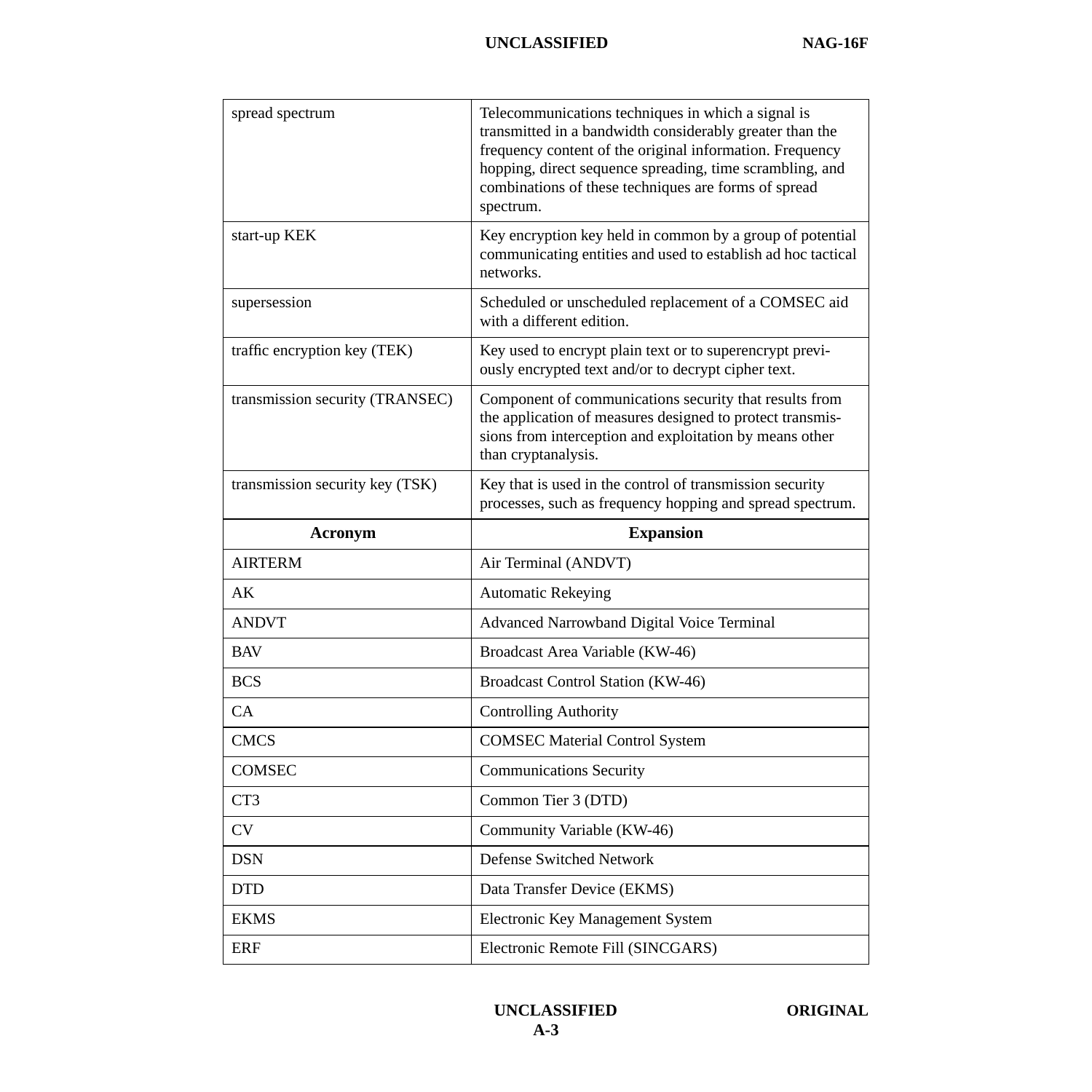| | |
|---|---|
| spread spectrum | Telecommunications techniques in which a signal is transmitted in a bandwidth considerably greater than the frequency content of the original information. Frequency hopping, direct sequence spreading, time scrambling, and combinations of these techniques are forms of spread spectrum. |
| start-up KEK | Key encryption key held in common by a group of potential communicating entities and used to establish ad hoc tactical networks. |
| supersession | Scheduled or unscheduled replacement of a COMSEC aid with a different edition. |
| traffic encryption key (TEK) | Key used to encrypt plain text or to superencrypt previously encrypted text and/or to decrypt cipher text. |
| transmission security (TRANSEC) | Component of communications security that results from the application of measures designed to protect transmissions from interception and exploitation by means other than cryptanalysis. |
| transmission security key (TSK) | Key that is used in the control of transmission security processes, such as frequency hopping and spread spectrum. |

| Acronym | Expansion |
|---|---|
| AIRTERM | Air Terminal (ANDVT) |
| AK | Automatic Rekeying |
| ANDVT | Advanced Narrowband Digital Voice Terminal |
| BAV | Broadcast Area Variable (KW-46) |
| BCS | Broadcast Control Station (KW-46) |
| CA | Controlling Authority |
| CMCS | COMSEC Material Control System |
| COMSEC | Communications Security |
| CT3 | Common Tier 3 (DTD) |
| CV | Community Variable (KW-46) |
| DSN | Defense Switched Network |
| DTD | Data Transfer Device (EKMS) |
| EKMS | Electronic Key Management System |
| ERF | Electronic Remote Fill (SINCGARS) |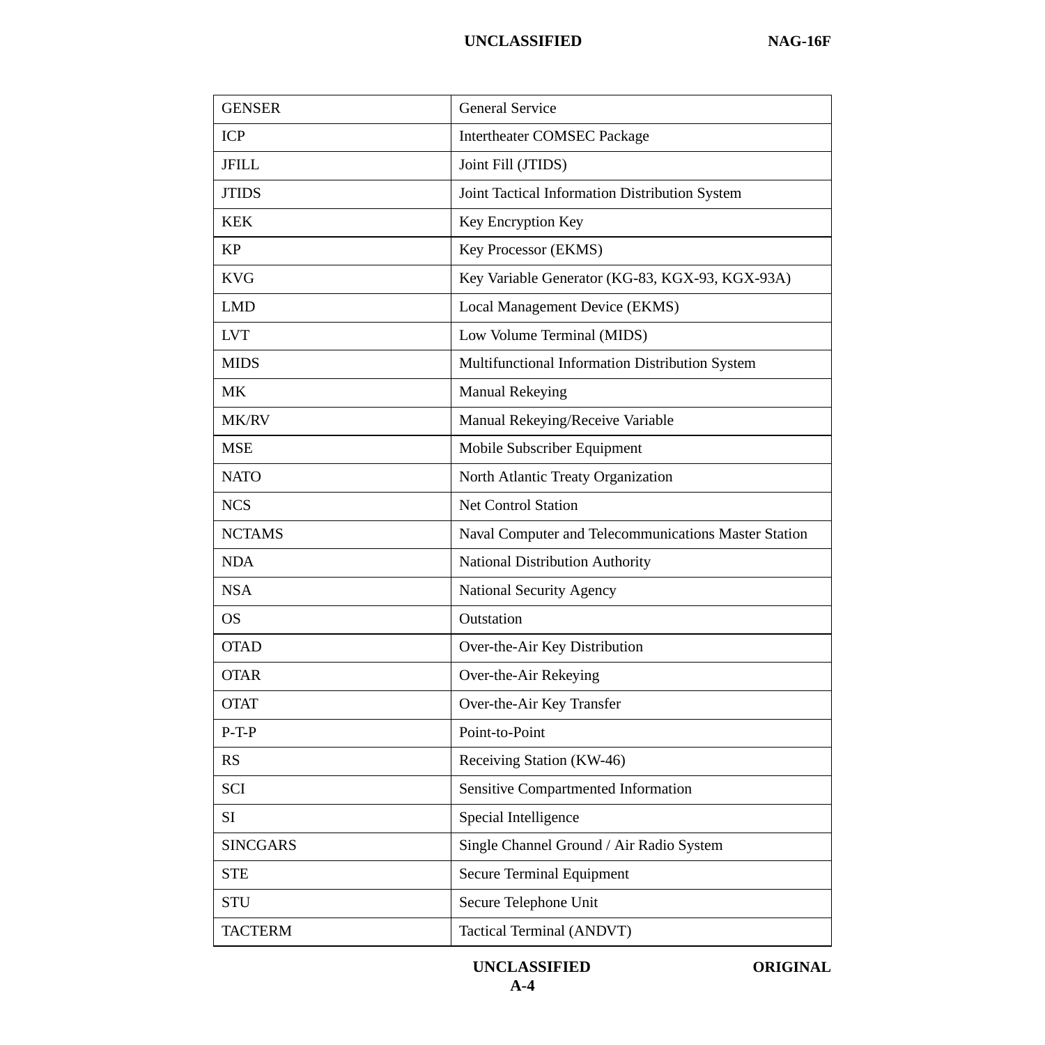| GENSER | General Service |
|---|---|
| ICP | Intertheater COMSEC Package |
| JFILL | Joint Fill (JTIDS) |
| JTIDS | Joint Tactical Information Distribution System |
| KEK | Key Encryption Key |
| KP | Key Processor (EKMS) |
| KVG | Key Variable Generator (KG-83, KGX-93, KGX-93A) |
| LMD | Local Management Device (EKMS) |
| LVT | Low Volume Terminal (MIDS) |
| MIDS | Multifunctional Information Distribution System |
| MK | Manual Rekeying |
| MK/RV | Manual Rekeying/Receive Variable |
| MSE | Mobile Subscriber Equipment |
| NATO | North Atlantic Treaty Organization |
| NCS | Net Control Station |
| NCTAMS | Naval Computer and Telecommunications Master Station |
| NDA | National Distribution Authority |
| NSA | National Security Agency |
| OS | Outstation |
| OTAD | Over-the-Air Key Distribution |
| OTAR | Over-the-Air Rekeying |
| OTAT | Over-the-Air Key Transfer |
| P-T-P | Point-to-Point |
| RS | Receiving Station (KW-46) |
| SCI | Sensitive Compartmented Information |
| SI | Special Intelligence |
| SINCGARS | Single Channel Ground / Air Radio System |
| STE | Secure Terminal Equipment |
| STU | Secure Telephone Unit |
| TACTERM | Tactical Terminal (ANDVT) |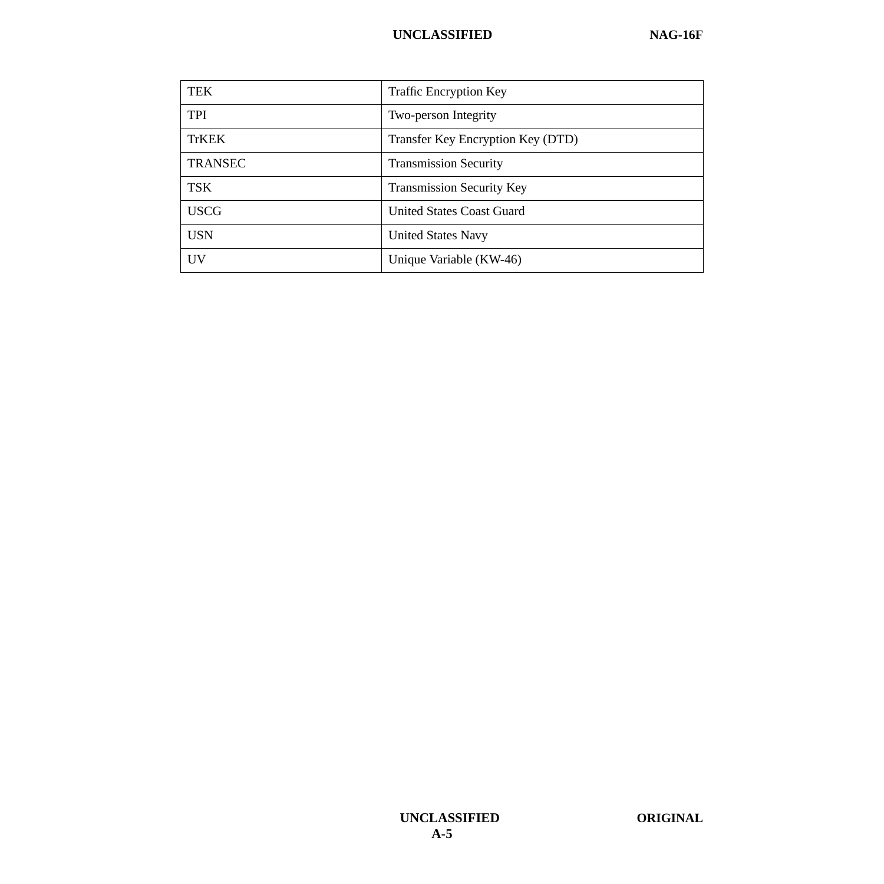| TEK | Traffic Encryption Key |
|---|---|
| TPI | Two-person Integrity |
| TrKEK | Transfer Key Encryption Key (DTD) |
| TRANSEC | Transmission Security |
| TSK | Transmission Security Key |
| USCG | United States Coast Guard |
| USN | United States Navy |
| UV | Unique Variable (KW-46) |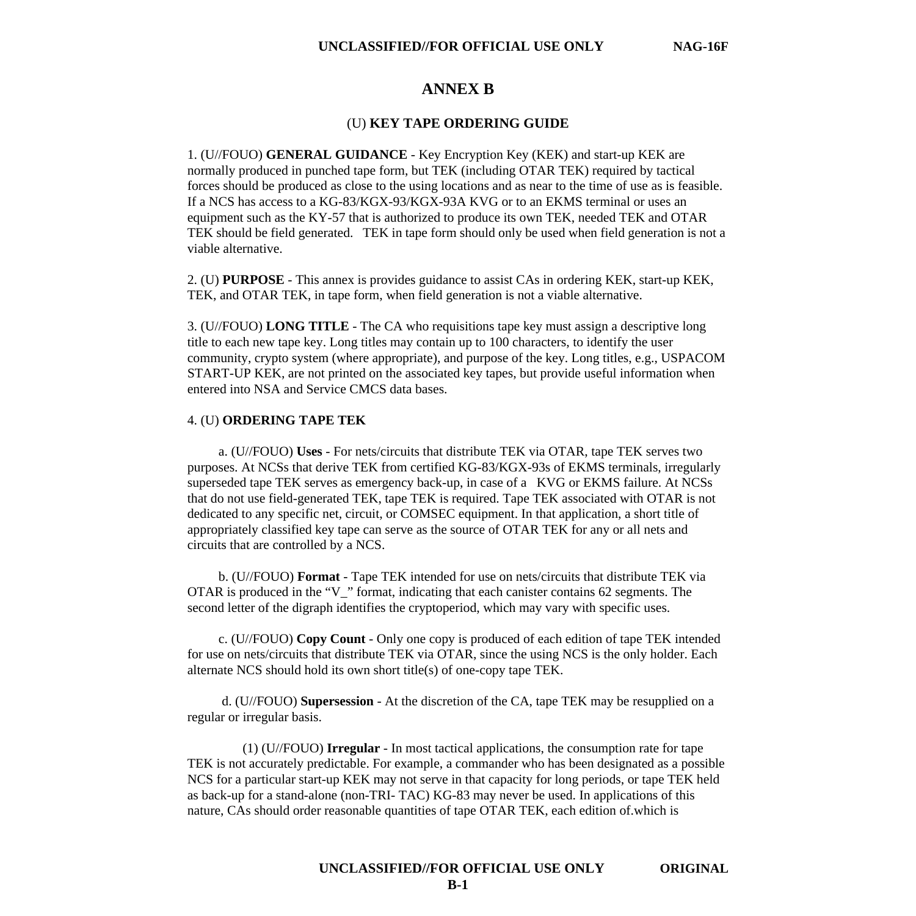# ANNEX B

## (U) KEY TAPE ORDERING GUIDE

1. (U//FOUO) **GENERAL GUIDANCE** - Key Encryption Key (KEK) and start-up KEK are normally produced in punched tape form, but TEK (including OTAR TEK) required by tactical forces should be produced as close to the using locations and as near to the time of use as is feasible. If a NCS has access to a KG-83/KGX-93/KGX-93A KVG or to an EKMS terminal or uses an equipment such as the KY-57 that is authorized to produce its own TEK, needed TEK and OTAR TEK should be field generated. TEK in tape form should only be used when field generation is not a viable alternative.

2. (U) **PURPOSE** - This annex is provides guidance to assist CAs in ordering KEK, start-up KEK, TEK, and OTAR TEK, in tape form, when field generation is not a viable alternative.

3. (U//FOUO) **LONG TITLE** - The CA who requisitions tape key must assign a descriptive long title to each new tape key. Long titles may contain up to 100 characters, to identify the user community, crypto system (where appropriate), and purpose of the key. Long titles, e.g., USPACOM START-UP KEK, are not printed on the associated key tapes, but provide useful information when entered into NSA and Service CMCS data bases.

4. (U) **ORDERING TAPE TEK**

a. (U//FOUO) **Uses** - For nets/circuits that distribute TEK via OTAR, tape TEK serves two purposes. At NCSs that derive TEK from certified KG-83/KGX-93s of EKMS terminals, irregularly superseded tape TEK serves as emergency back-up, in case of a KVG or EKMS failure. At NCSs that do not use field-generated TEK, tape TEK is required. Tape TEK associated with OTAR is not dedicated to any specific net, circuit, or COMSEC equipment. In that application, a short title of appropriately classified key tape can serve as the source of OTAR TEK for any or all nets and circuits that are controlled by a NCS.

b. (U//FOUO) **Format** - Tape TEK intended for use on nets/circuits that distribute TEK via OTAR is produced in the "V_" format, indicating that each canister contains 62 segments. The second letter of the digraph identifies the cryptoperiod, which may vary with specific uses.

c. (U//FOUO) **Copy Count** - Only one copy is produced of each edition of tape TEK intended for use on nets/circuits that distribute TEK via OTAR, since the using NCS is the only holder. Each alternate NCS should hold its own short title(s) of one-copy tape TEK.

d. (U//FOUO) **Supersession** - At the discretion of the CA, tape TEK may be resupplied on a regular or irregular basis.

(1) (U//FOUO) **Irregular** - In most tactical applications, the consumption rate for tape TEK is not accurately predictable. For example, a commander who has been designated as a possible NCS for a particular start-up KEK may not serve in that capacity for long periods, or tape TEK held as back-up for a stand-alone (non-TRI- TAC) KG-83 may never be used. In applications of this nature, CAs should order reasonable quantities of tape OTAR TEK, each edition of.which is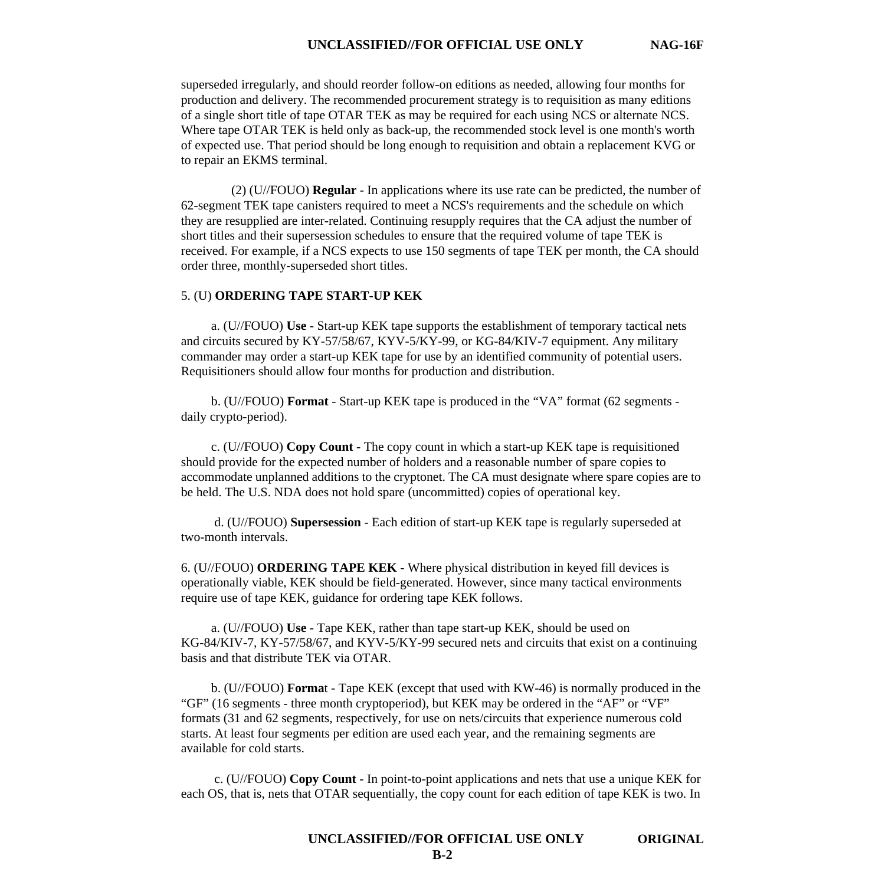superseded irregularly, and should reorder follow-on editions as needed, allowing four months for production and delivery. The recommended procurement strategy is to requisition as many editions of a single short title of tape OTAR TEK as may be required for each using NCS or alternate NCS. Where tape OTAR TEK is held only as back-up, the recommended stock level is one month's worth of expected use. That period should be long enough to requisition and obtain a replacement KVG or to repair an EKMS terminal.

(2) (U//FOUO) **Regular** - In applications where its use rate can be predicted, the number of 62-segment TEK tape canisters required to meet a NCS's requirements and the schedule on which they are resupplied are inter-related. Continuing resupply requires that the CA adjust the number of short titles and their supersession schedules to ensure that the required volume of tape TEK is received. For example, if a NCS expects to use 150 segments of tape TEK per month, the CA should order three, monthly-superseded short titles.

5. (U) **ORDERING TAPE START-UP KEK**

a. (U//FOUO) **Use** - Start-up KEK tape supports the establishment of temporary tactical nets and circuits secured by KY-57/58/67, KYV-5/KY-99, or KG-84/KIV-7 equipment. Any military commander may order a start-up KEK tape for use by an identified community of potential users. Requisitioners should allow four months for production and distribution.

b. (U//FOUO) **Format** - Start-up KEK tape is produced in the “VA” format (62 segments - daily crypto-period).

c. (U//FOUO) **Copy Count** - The copy count in which a start-up KEK tape is requisitioned should provide for the expected number of holders and a reasonable number of spare copies to accommodate unplanned additions to the cryptonet. The CA must designate where spare copies are to be held. The U.S. NDA does not hold spare (uncommitted) copies of operational key.

d. (U//FOUO) **Supersession** - Each edition of start-up KEK tape is regularly superseded at two-month intervals.

6. (U//FOUO) **ORDERING TAPE KEK** - Where physical distribution in keyed fill devices is operationally viable, KEK should be field-generated. However, since many tactical environments require use of tape KEK, guidance for ordering tape KEK follows.

a. (U//FOUO) **Use** - Tape KEK, rather than tape start-up KEK, should be used on KG-84/KIV-7, KY-57/58/67, and KYV-5/KY-99 secured nets and circuits that exist on a continuing basis and that distribute TEK via OTAR.

b. (U//FOUO) **Format** - Tape KEK (except that used with KW-46) is normally produced in the “GF” (16 segments - three month cryptoperiod), but KEK may be ordered in the “AF” or “VF” formats (31 and 62 segments, respectively, for use on nets/circuits that experience numerous cold starts. At least four segments per edition are used each year, and the remaining segments are available for cold starts.

c. (U//FOUO) **Copy Count** - In point-to-point applications and nets that use a unique KEK for each OS, that is, nets that OTAR sequentially, the copy count for each edition of tape KEK is two. In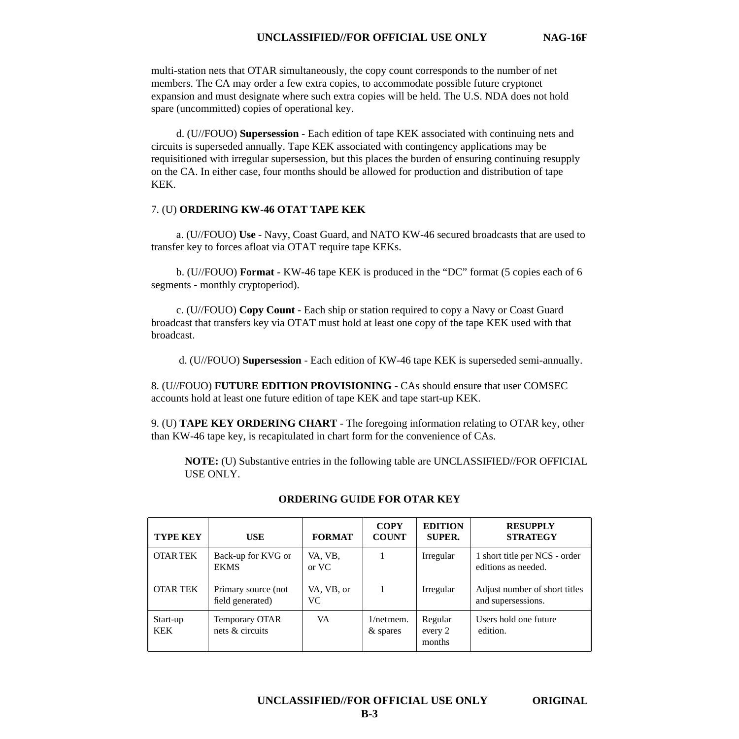multi-station nets that OTAR simultaneously, the copy count corresponds to the number of net members. The CA may order a few extra copies, to accommodate possible future cryptonet expansion and must designate where such extra copies will be held. The U.S. NDA does not hold spare (uncommitted) copies of operational key.

d. (U//FOUO) **Supersession** - Each edition of tape KEK associated with continuing nets and circuits is superseded annually. Tape KEK associated with contingency applications may be requisitioned with irregular supersession, but this places the burden of ensuring continuing resupply on the CA. In either case, four months should be allowed for production and distribution of tape KEK.

7. (U) **ORDERING KW-46 OTAT TAPE KEK**

a. (U//FOUO) **Use** - Navy, Coast Guard, and NATO KW-46 secured broadcasts that are used to transfer key to forces afloat via OTAT require tape KEKs.

b. (U//FOUO) **Format** - KW-46 tape KEK is produced in the “DC” format (5 copies each of 6 segments - monthly cryptoperiod).

c. (U//FOUO) **Copy Count** - Each ship or station required to copy a Navy or Coast Guard broadcast that transfers key via OTAT must hold at least one copy of the tape KEK used with that broadcast.

d. (U//FOUO) **Supersession** - Each edition of KW-46 tape KEK is superseded semi-annually.

8. (U//FOUO) **FUTURE EDITION PROVISIONING** - CAs should ensure that user COMSEC accounts hold at least one future edition of tape KEK and tape start-up KEK.

9. (U) **TAPE KEY ORDERING CHART** - The foregoing information relating to OTAR key, other than KW-46 tape key, is recapitulated in chart form for the convenience of CAs.

**NOTE:** (U) Substantive entries in the following table are UNCLASSIFIED//FOR OFFICIAL USE ONLY.

**ORDERING GUIDE FOR OTAR KEY**

| TYPE KEY | USE | FORMAT | COPY COUNT | EDITION SUPER. | RESUPPLY STRATEGY |
|---|---|---|---|---|---|
| OTAR TEK | Back-up for KVG or EKMS | VA, VB, or VC | 1 | Irregular | 1 short title per NCS - order editions as needed. |
| OTAR TEK | Primary source (not field generated) | VA, VB, or VC | 1 | Irregular | Adjust number of short titles and supersessions. |
| Start-up KEK | Temporary OTAR nets & circuits | VA | 1/netmem. & spares | Regular every 2 months | Users hold one future edition. |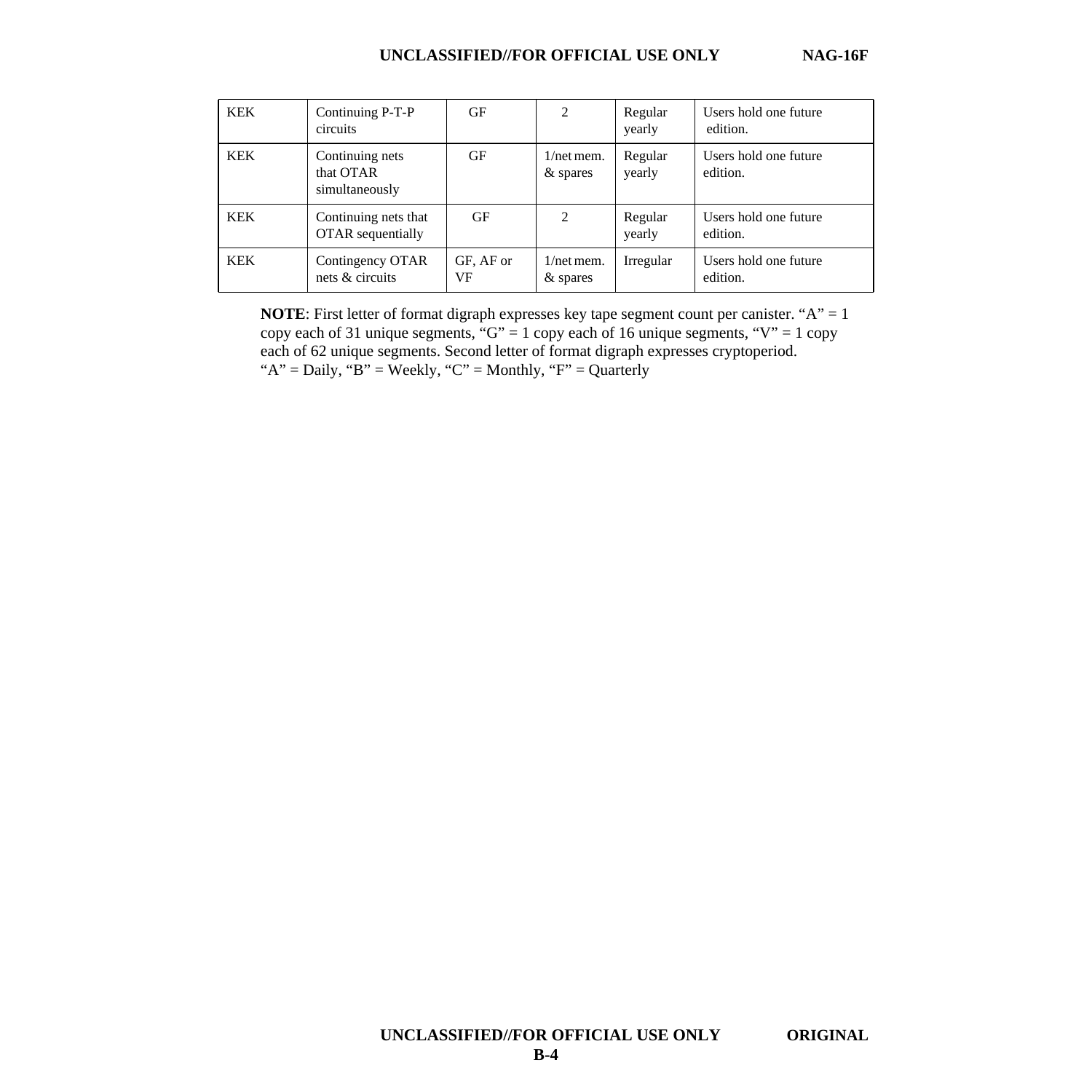| KEK | Continuing P-T-P circuits | GF | 2 | Regular yearly | Users hold one future edition. |
|---|---|---|---|---|---|
| KEK | Continuing nets that OTAR simultaneously | GF | 1/net mem. & spares | Regular yearly | Users hold one future edition. |
| KEK | Continuing nets that OTAR sequentially | GF | 2 | Regular yearly | Users hold one future edition. |
| KEK | Contingency OTAR nets & circuits | GF, AF or VF | 1/net mem. & spares | Irregular | Users hold one future edition. |

**NOTE**: First letter of format digraph expresses key tape segment count per canister. “A” = 1 copy each of 31 unique segments, “G” = 1 copy each of 16 unique segments, “V” = 1 copy each of 62 unique segments. Second letter of format digraph expresses cryptoperiod. “A” = Daily, “B” = Weekly, “C” = Monthly, “F” = Quarterly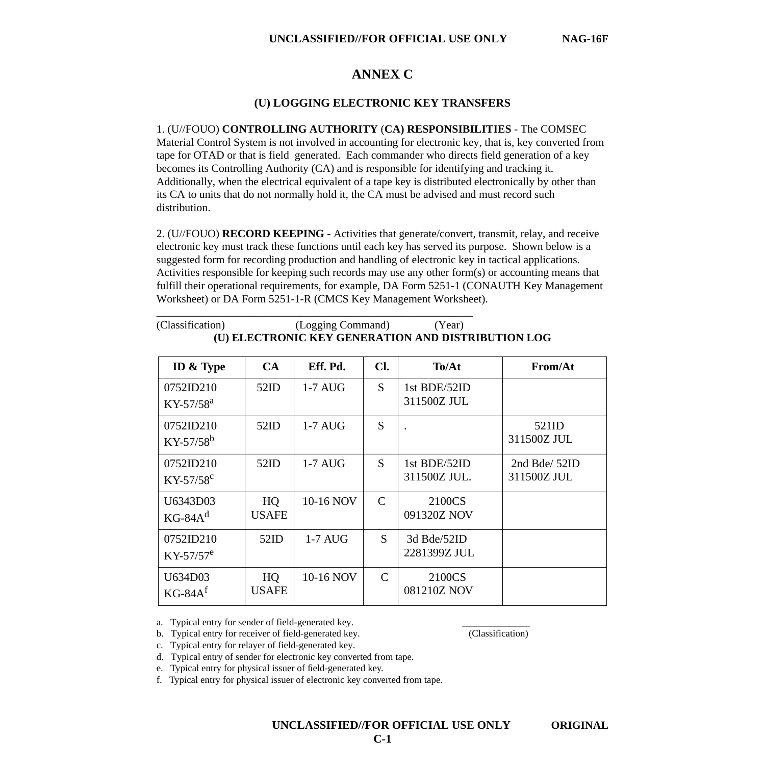# ANNEX C

## (U) LOGGING ELECTRONIC KEY TRANSFERS

1. (U//FOUO) **CONTROLLING AUTHORITY** (**CA) RESPONSIBILITIES** - The COMSEC Material Control System is not involved in accounting for electronic key, that is, key converted from tape for OTAD or that is field generated. Each commander who directs field generation of a key becomes its Controlling Authority (CA) and is responsible for identifying and tracking it. Additionally, when the electrical equivalent of a tape key is distributed electronically by other than its CA to units that do not normally hold it, the CA must be advised and must record such distribution.

2. (U//FOUO) **RECORD KEEPING** - Activities that generate/convert, transmit, relay, and receive electronic key must track these functions until each key has served its purpose. Shown below is a suggested form for recording production and handling of electronic key in tactical applications. Activities responsible for keeping such records may use any other form(s) or accounting means that fulfill their operational requirements, for example, DA Form 5251-1 (CONAUTH Key Management Worksheet) or DA Form 5251-1-R (CMCS Key Management Worksheet).

______________________________________________________

(Classification) (Logging Command) (Year)

**(U) ELECTRONIC KEY GENERATION AND DISTRIBUTION LOG**

| ID & Type | CA | Eff. Pd. | Cl. | To/At | From/At |
|---|---|---|---|---|---|
| 0752ID210 KY-57/58[a] | 52ID | 1-7 AUG | S | 1st BDE/52ID 311500Z JUL | |
| 0752ID210 KY-57/58[b] | 52ID | 1-7 AUG | S | . | 521ID 311500Z JUL |
| 0752ID210 KY-57/58[c] | 52ID | 1-7 AUG | S | 1st BDE/52ID 311500Z JUL. | 2nd Bde/ 52ID 311500Z JUL |
| U6343D03 KG-84A[d] | HQ USAFE | 10-16 NOV | C | 2100CS 091320Z NOV | |
| 0752ID210 KY-57/57[e] | 52ID | 1-7 AUG | S | 3d Bde/52ID 2281399Z JUL | |
| U634D03 KG-84A[f] | HQ USAFE | 10-16 NOV | C | 2100CS 081210Z NOV | |

a. Typical entry for sender of field-generated key.
b. Typical entry for receiver of field-generated key.
c. Typical entry for relayer of field-generated key.
d. Typical entry of sender for electronic key converted from tape.
e. Typical entry for physical issuer of field-generated key.
f. Typical entry for physical issuer of electronic key converted from tape.

______________

(Classification)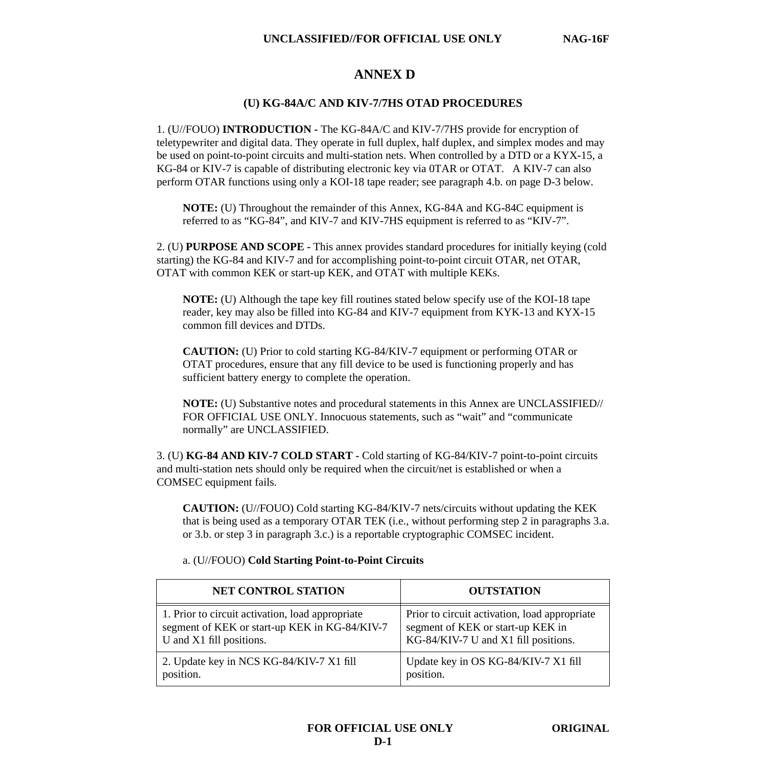# ANNEX D

## (U) KG-84A/C AND KIV-7/7HS OTAD PROCEDURES

1. (U//FOUO) **INTRODUCTION -** The KG-84A/C and KIV-7/7HS provide for encryption of teletypewriter and digital data. They operate in full duplex, half duplex, and simplex modes and may be used on point-to-point circuits and multi-station nets. When controlled by a DTD or a KYX-15, a KG-84 or KIV-7 is capable of distributing electronic key via 0TAR or OTAT.   A KIV-7 can also perform OTAR functions using only a KOI-18 tape reader; see paragraph 4.b. on page D-3 below.

> **NOTE:** (U) Throughout the remainder of this Annex, KG-84A and KG-84C equipment is referred to as "KG-84", and KIV-7 and KIV-7HS equipment is referred to as "KIV-7".

2. (U) **PURPOSE AND SCOPE -** This annex provides standard procedures for initially keying (cold starting) the KG-84 and KIV-7 and for accomplishing point-to-point circuit OTAR, net OTAR, OTAT with common KEK or start-up KEK, and OTAT with multiple KEKs.

> **NOTE:** (U) Although the tape key fill routines stated below specify use of the KOI-18 tape reader, key may also be filled into KG-84 and KIV-7 equipment from KYK-13 and KYX-15 common fill devices and DTDs.

> **CAUTION:** (U) Prior to cold starting KG-84/KIV-7 equipment or performing OTAR or OTAT procedures, ensure that any fill device to be used is functioning properly and has sufficient battery energy to complete the operation.

> **NOTE:** (U) Substantive notes and procedural statements in this Annex are UNCLASSIFIED// FOR OFFICIAL USE ONLY. Innocuous statements, such as "wait" and "communicate normally" are UNCLASSIFIED.

3. (U) **KG-84 AND KIV-7 COLD START** - Cold starting of KG-84/KIV-7 point-to-point circuits and multi-station nets should only be required when the circuit/net is established or when a COMSEC equipment fails.

> **CAUTION:** (U//FOUO) Cold starting KG-84/KIV-7 nets/circuits without updating the KEK that is being used as a temporary OTAR TEK (i.e., without performing step 2 in paragraphs 3.a. or 3.b. or step 3 in paragraph 3.c.) is a reportable cryptographic COMSEC incident.

a. (U//FOUO) **Cold Starting Point-to-Point Circuits**

| NET CONTROL STATION | OUTSTATION |
|---|---|
| 1. Prior to circuit activation, load appropriate segment of KEK or start-up KEK in KG-84/KIV-7 U and X1 fill positions. | Prior to circuit activation, load appropriate segment of KEK or start-up KEK in KG-84/KIV-7 U and X1 fill positions. |
| 2. Update key in NCS KG-84/KIV-7 X1 fill position. | Update key in OS KG-84/KIV-7 X1 fill position. |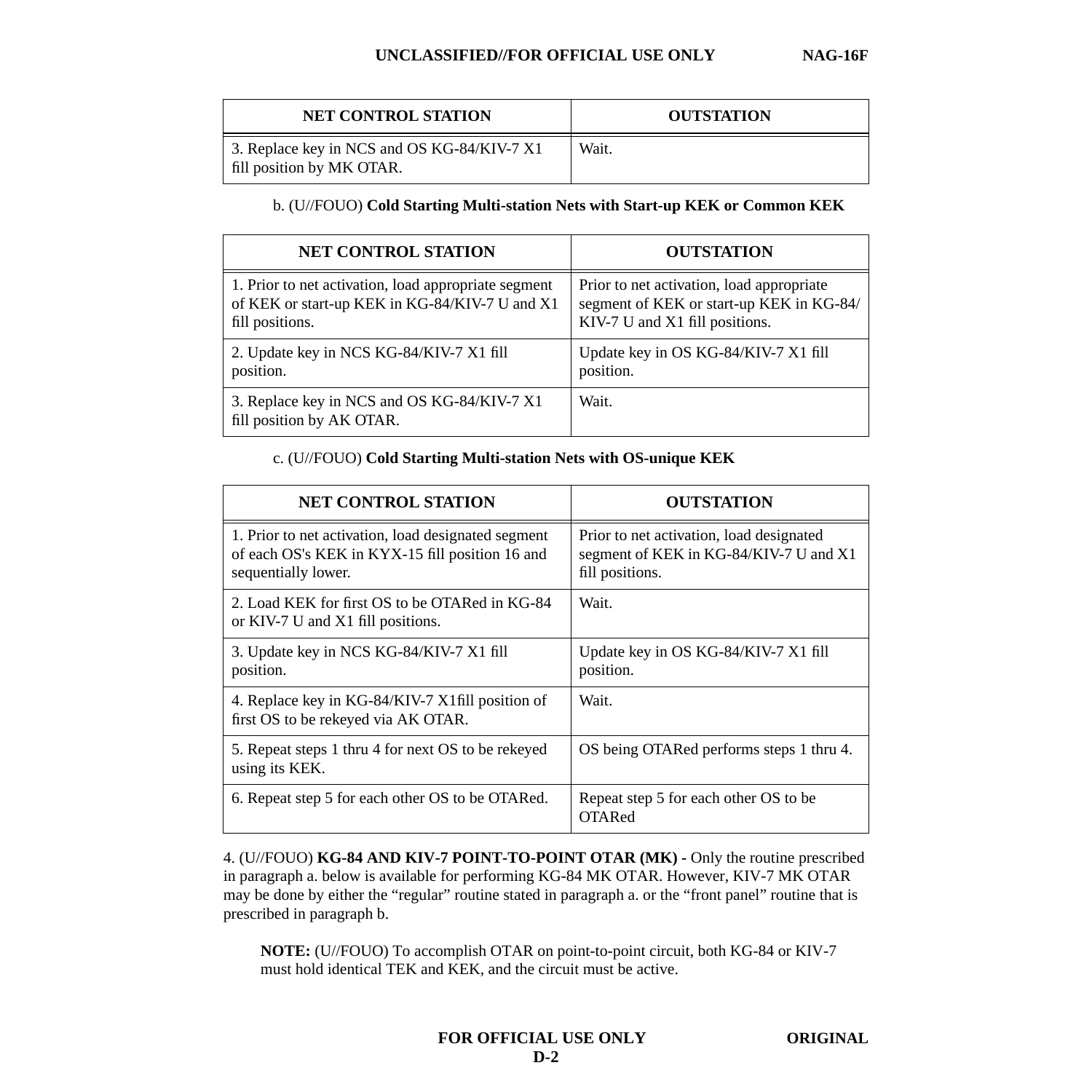| NET CONTROL STATION | OUTSTATION |
|---|---|
| 3. Replace key in NCS and OS KG-84/KIV-7 X1 fill position by MK OTAR. | Wait. |

b. (U//FOUO) **Cold Starting Multi-station Nets with Start-up KEK or Common KEK**

| NET CONTROL STATION | OUTSTATION |
|---|---|
| 1. Prior to net activation, load appropriate segment of KEK or start-up KEK in KG-84/KIV-7 U and X1 fill positions. | Prior to net activation, load appropriate segment of KEK or start-up KEK in KG-84/ KIV-7 U and X1 fill positions. |
| 2. Update key in NCS KG-84/KIV-7 X1 fill position. | Update key in OS KG-84/KIV-7 X1 fill position. |
| 3. Replace key in NCS and OS KG-84/KIV-7 X1 fill position by AK OTAR. | Wait. |

c. (U//FOUO) **Cold Starting Multi-station Nets with OS-unique KEK**

| NET CONTROL STATION | OUTSTATION |
|---|---|
| 1. Prior to net activation, load designated segment of each OS's KEK in KYX-15 fill position 16 and sequentially lower. | Prior to net activation, load designated segment of KEK in KG-84/KIV-7 U and X1 fill positions. |
| 2. Load KEK for first OS to be OTARed in KG-84 or KIV-7 U and X1 fill positions. | Wait. |
| 3. Update key in NCS KG-84/KIV-7 X1 fill position. | Update key in OS KG-84/KIV-7 X1 fill position. |
| 4. Replace key in KG-84/KIV-7 X1fill position of first OS to be rekeyed via AK OTAR. | Wait. |
| 5. Repeat steps 1 thru 4 for next OS to be rekeyed using its KEK. | OS being OTARed performs steps 1 thru 4. |
| 6. Repeat step 5 for each other OS to be OTARed. | Repeat step 5 for each other OS to be OTARed |

4. (U//FOUO) **KG-84 AND KIV-7 POINT-TO-POINT OTAR (MK) -** Only the routine prescribed in paragraph a. below is available for performing KG-84 MK OTAR. However, KIV-7 MK OTAR may be done by either the "regular" routine stated in paragraph a. or the "front panel" routine that is prescribed in paragraph b.

> **NOTE:** (U//FOUO) To accomplish OTAR on point-to-point circuit, both KG-84 or KIV-7 must hold identical TEK and KEK, and the circuit must be active.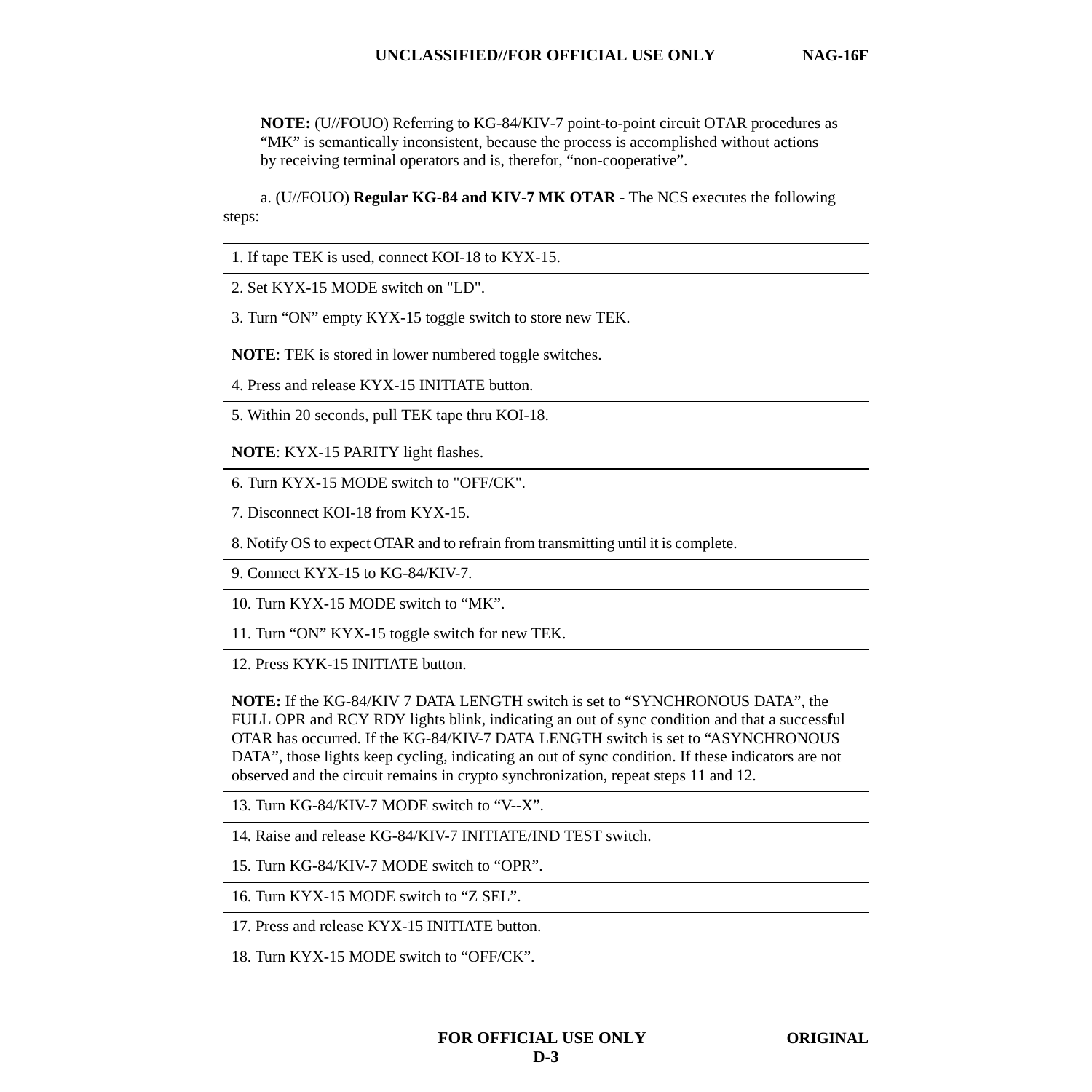**NOTE:** (U//FOUO) Referring to KG-84/KIV-7 point-to-point circuit OTAR procedures as "MK" is semantically inconsistent, because the process is accomplished without actions by receiving terminal operators and is, therefor, "non-cooperative".

a. (U//FOUO) **Regular KG-84 and KIV-7 MK OTAR** - The NCS executes the following steps:

| |
|---|
| 1. If tape TEK is used, connect KOI-18 to KYX-15. |
| 2. Set KYX-15 MODE switch on "LD". |
| 3. Turn "ON" empty KYX-15 toggle switch to store new TEK.<br><br>**NOTE**: TEK is stored in lower numbered toggle switches. |
| 4. Press and release KYX-15 INITIATE button. |
| 5. Within 20 seconds, pull TEK tape thru KOI-18.<br><br>**NOTE**: KYX-15 PARITY light flashes. |
| 6. Turn KYX-15 MODE switch to "OFF/CK". |
| 7. Disconnect KOI-18 from KYX-15. |
| 8. Notify OS to expect OTAR and to refrain from transmitting until it is complete. |
| 9. Connect KYX-15 to KG-84/KIV-7. |
| 10. Turn KYX-15 MODE switch to "MK". |
| 11. Turn "ON" KYX-15 toggle switch for new TEK. |
| 12. Press KYK-15 INITIATE button.<br><br>**NOTE:** If the KG-84/KIV 7 DATA LENGTH switch is set to "SYNCHRONOUS DATA", the FULL OPR and RCY RDY lights blink, indicating an out of sync condition and that a successful OTAR has occurred. If the KG-84/KIV-7 DATA LENGTH switch is set to "ASYNCHRONOUS DATA", those lights keep cycling, indicating an out of sync condition. If these indicators are not observed and the circuit remains in crypto synchronization, repeat steps 11 and 12. |
| 13. Turn KG-84/KIV-7 MODE switch to "V--X". |
| 14. Raise and release KG-84/KIV-7 INITIATE/IND TEST switch. |
| 15. Turn KG-84/KIV-7 MODE switch to "OPR". |
| 16. Turn KYX-15 MODE switch to "Z SEL". |
| 17. Press and release KYX-15 INITIATE button. |
| 18. Turn KYX-15 MODE switch to "OFF/CK". |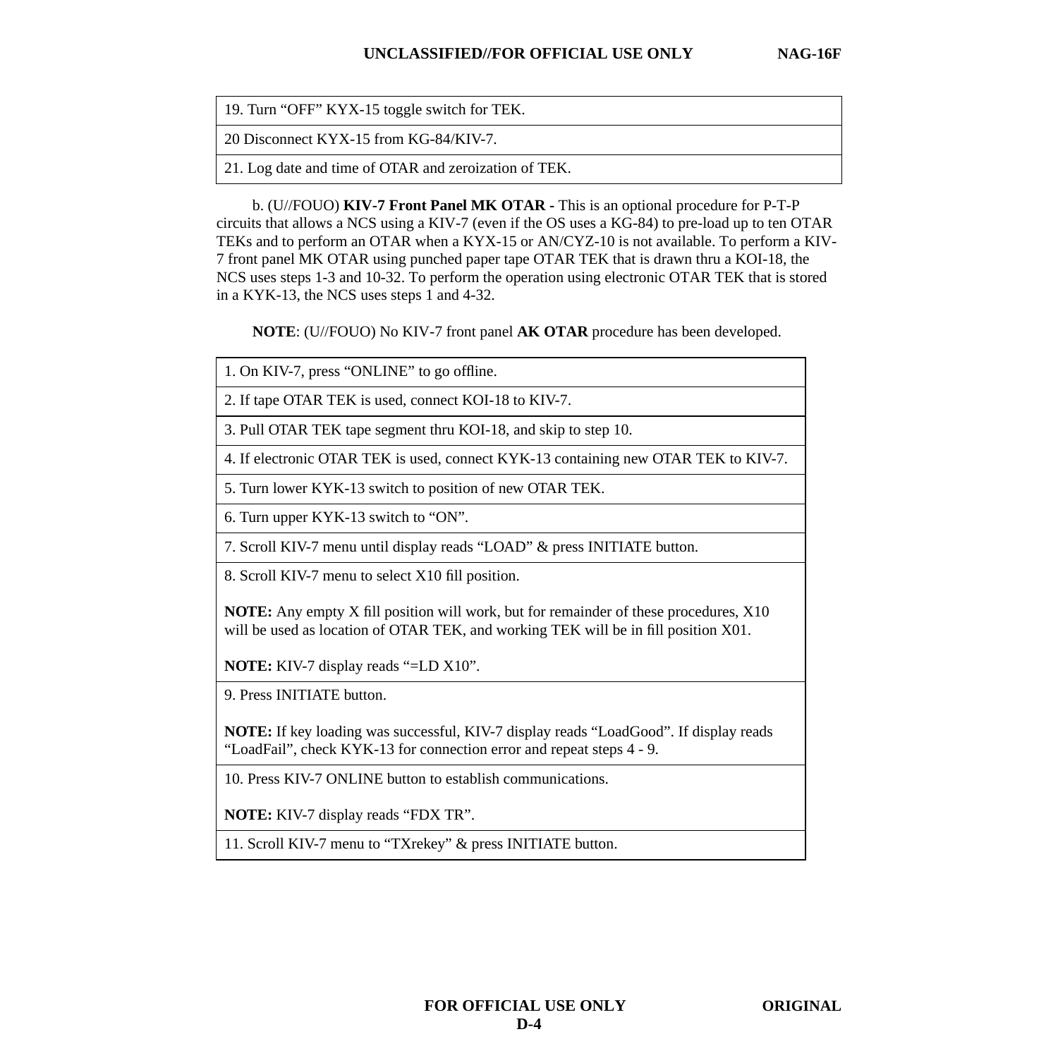| 19. Turn “OFF” KYX-15 toggle switch for TEK. |
|---|
| 20 Disconnect KYX-15 from KG-84/KIV-7. |
| 21. Log date and time of OTAR and zeroization of TEK. |

b. (U//FOUO) **KIV-7 Front Panel MK OTAR** - This is an optional procedure for P-T-P circuits that allows a NCS using a KIV-7 (even if the OS uses a KG-84) to pre-load up to ten OTAR TEKs and to perform an OTAR when a KYX-15 or AN/CYZ-10 is not available. To perform a KIV-7 front panel MK OTAR using punched paper tape OTAR TEK that is drawn thru a KOI-18, the NCS uses steps 1-3 and 10-32. To perform the operation using electronic OTAR TEK that is stored in a KYK-13, the NCS uses steps 1 and 4-32.

**NOTE**: (U//FOUO) No KIV-7 front panel **AK OTAR** procedure has been developed.

| 1. On KIV-7, press “ONLINE” to go offline. |
|---|
| 2. If tape OTAR TEK is used, connect KOI-18 to KIV-7. |
| 3. Pull OTAR TEK tape segment thru KOI-18, and skip to step 10. |
| 4. If electronic OTAR TEK is used, connect KYK-13 containing new OTAR TEK to KIV-7. |
| 5. Turn lower KYK-13 switch to position of new OTAR TEK. |
| 6. Turn upper KYK-13 switch to “ON”. |
| 7. Scroll KIV-7 menu until display reads “LOAD” & press INITIATE button. |
| 8. Scroll KIV-7 menu to select X10 fill position.<br><br>**NOTE:** Any empty X fill position will work, but for remainder of these procedures, X10 will be used as location of OTAR TEK, and working TEK will be in fill position X01.<br><br>**NOTE:** KIV-7 display reads “=LD X10”. |
| 9. Press INITIATE button.<br><br>**NOTE:** If key loading was successful, KIV-7 display reads “LoadGood”. If display reads “LoadFail”, check KYK-13 for connection error and repeat steps 4 - 9. |
| 10. Press KIV-7 ONLINE button to establish communications.<br><br>**NOTE:** KIV-7 display reads “FDX TR”. |
| 11. Scroll KIV-7 menu to “TXrekey” & press INITIATE button. |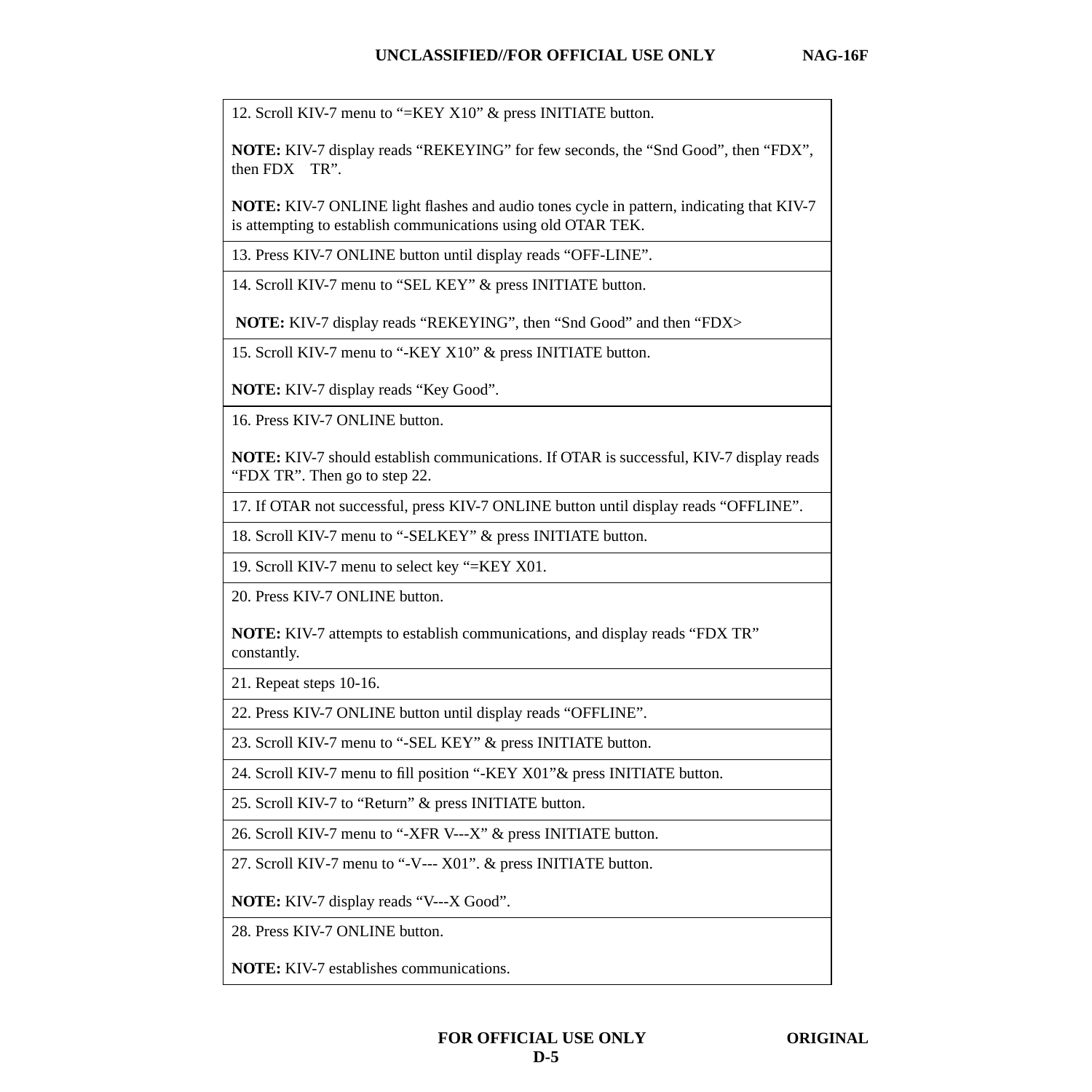| |
|---|
| 12. Scroll KIV-7 menu to “=KEY X10” & press INITIATE button.<br><br>**NOTE:** KIV-7 display reads “REKEYING” for few seconds, the “Snd Good”, then “FDX”, then FDX TR”.<br><br>**NOTE:** KIV-7 ONLINE light flashes and audio tones cycle in pattern, indicating that KIV-7 is attempting to establish communications using old OTAR TEK. |
| 13. Press KIV-7 ONLINE button until display reads “OFF-LINE”. |
| 14. Scroll KIV-7 menu to “SEL KEY” & press INITIATE button.<br><br>**NOTE:** KIV-7 display reads “REKEYING”, then “Snd Good” and then “FDX> |
| 15. Scroll KIV-7 menu to “-KEY X10” & press INITIATE button.<br><br>**NOTE:** KIV-7 display reads “Key Good”. |
| 16. Press KIV-7 ONLINE button.<br><br>**NOTE:** KIV-7 should establish communications. If OTAR is successful, KIV-7 display reads “FDX TR”. Then go to step 22. |
| 17. If OTAR not successful, press KIV-7 ONLINE button until display reads “OFFLINE”. |
| 18. Scroll KIV-7 menu to “-SELKEY” & press INITIATE button. |
| 19. Scroll KIV-7 menu to select key “=KEY X01. |
| 20. Press KIV-7 ONLINE button.<br><br>**NOTE:** KIV-7 attempts to establish communications, and display reads “FDX TR” constantly. |
| 21. Repeat steps 10-16. |
| 22. Press KIV-7 ONLINE button until display reads “OFFLINE”. |
| 23. Scroll KIV-7 menu to “-SEL KEY” & press INITIATE button. |
| 24. Scroll KIV-7 menu to fill position “-KEY X01”& press INITIATE button. |
| 25. Scroll KIV-7 to “Return” & press INITIATE button. |
| 26. Scroll KIV-7 menu to “-XFR V---X” & press INITIATE button. |
| 27. Scroll KIV-7 menu to “-V--- X01”. & press INITIATE button.<br><br>**NOTE:** KIV-7 display reads “V---X Good”. |
| 28. Press KIV-7 ONLINE button.<br><br>**NOTE:** KIV-7 establishes communications. |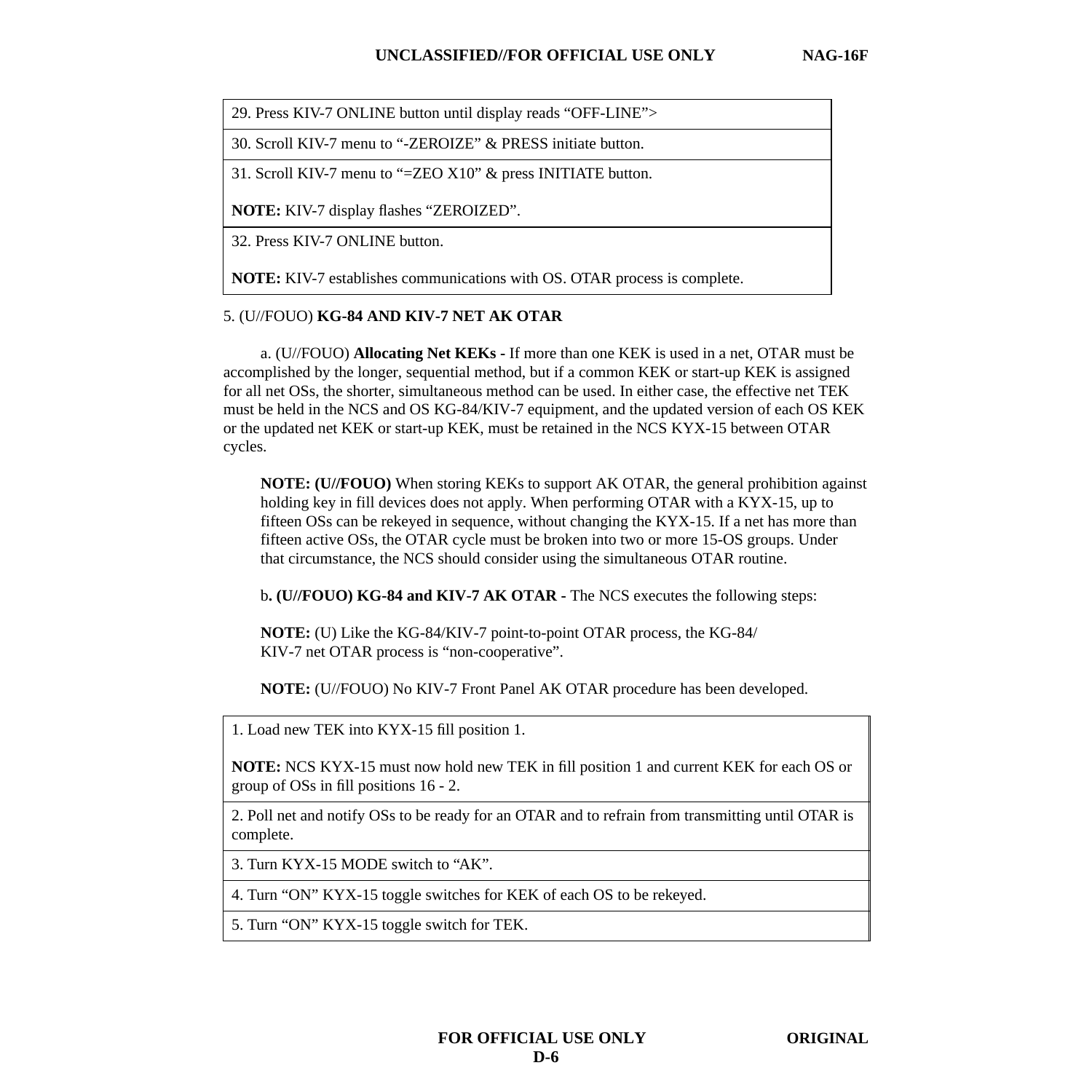| |
|---|
| 29. Press KIV-7 ONLINE button until display reads “OFF-LINE”> |
| 30. Scroll KIV-7 menu to “-ZEROIZE” & PRESS initiate button. |
| 31. Scroll KIV-7 menu to “=ZEO X10” & press INITIATE button.<br><br>**NOTE:** KIV-7 display flashes “ZEROIZED”. |
| 32. Press KIV-7 ONLINE button.<br><br>**NOTE:** KIV-7 establishes communications with OS. OTAR process is complete. |

5. (U//FOUO) **KG-84 AND KIV-7 NET AK OTAR**

a. (U//FOUO) **Allocating Net KEKs -** If more than one KEK is used in a net, OTAR must be accomplished by the longer, sequential method, but if a common KEK or start-up KEK is assigned for all net OSs, the shorter, simultaneous method can be used. In either case, the effective net TEK must be held in the NCS and OS KG-84/KIV-7 equipment, and the updated version of each OS KEK or the updated net KEK or start-up KEK, must be retained in the NCS KYX-15 between OTAR cycles.

**NOTE: (U//FOUO)** When storing KEKs to support AK OTAR, the general prohibition against holding key in fill devices does not apply. When performing OTAR with a KYX-15, up to fifteen OSs can be rekeyed in sequence, without changing the KYX-15. If a net has more than fifteen active OSs, the OTAR cycle must be broken into two or more 15-OS groups. Under that circumstance, the NCS should consider using the simultaneous OTAR routine.

b**. (U//FOUO) KG-84 and KIV-7 AK OTAR -** The NCS executes the following steps:

**NOTE:** (U) Like the KG-84/KIV-7 point-to-point OTAR process, the KG-84/ KIV-7 net OTAR process is “non-cooperative”.

**NOTE:** (U//FOUO) No KIV-7 Front Panel AK OTAR procedure has been developed.

| |
|---|
| 1. Load new TEK into KYX-15 fill position 1.<br><br>**NOTE:** NCS KYX-15 must now hold new TEK in fill position 1 and current KEK for each OS or group of OSs in fill positions 16 - 2. |
| 2. Poll net and notify OSs to be ready for an OTAR and to refrain from transmitting until OTAR is complete. |
| 3. Turn KYX-15 MODE switch to “AK”. |
| 4. Turn “ON” KYX-15 toggle switches for KEK of each OS to be rekeyed. |
| 5. Turn “ON” KYX-15 toggle switch for TEK. |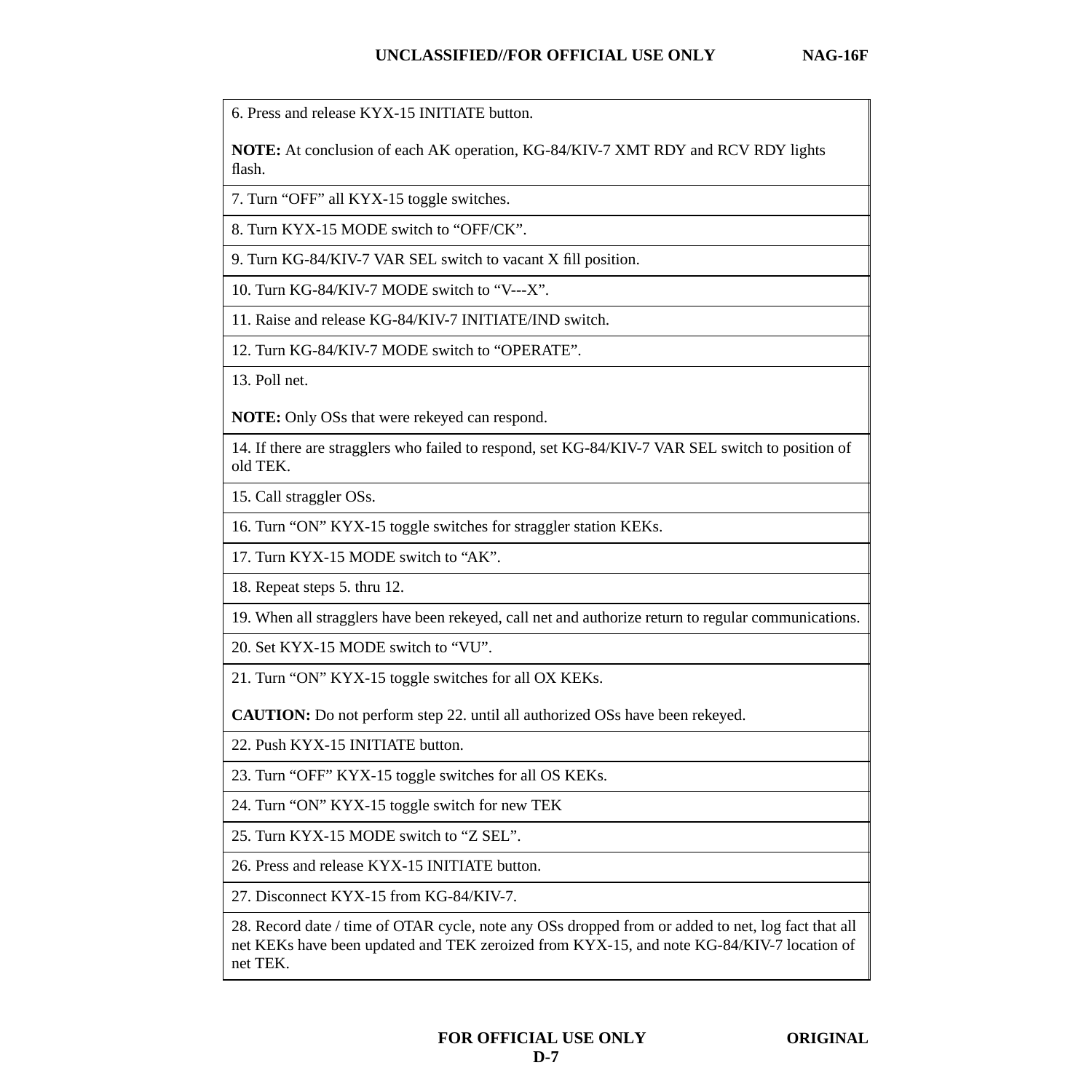| |
|---|
| 6. Press and release KYX-15 INITIATE button.<br><br>**NOTE:** At conclusion of each AK operation, KG-84/KIV-7 XMT RDY and RCV RDY lights flash. |
| 7. Turn “OFF” all KYX-15 toggle switches. |
| 8. Turn KYX-15 MODE switch to “OFF/CK”. |
| 9. Turn KG-84/KIV-7 VAR SEL switch to vacant X fill position. |
| 10. Turn KG-84/KIV-7 MODE switch to “V---X”. |
| 11. Raise and release KG-84/KIV-7 INITIATE/IND switch. |
| 12. Turn KG-84/KIV-7 MODE switch to “OPERATE”. |
| 13. Poll net.<br><br>**NOTE:** Only OSs that were rekeyed can respond. |
| 14. If there are stragglers who failed to respond, set KG-84/KIV-7 VAR SEL switch to position of old TEK. |
| 15. Call straggler OSs. |
| 16. Turn “ON” KYX-15 toggle switches for straggler station KEKs. |
| 17. Turn KYX-15 MODE switch to “AK”. |
| 18. Repeat steps 5. thru 12. |
| 19. When all stragglers have been rekeyed, call net and authorize return to regular communications. |
| 20. Set KYX-15 MODE switch to “VU”. |
| 21. Turn “ON” KYX-15 toggle switches for all OX KEKs.<br><br>**CAUTION:** Do not perform step 22. until all authorized OSs have been rekeyed. |
| 22. Push KYX-15 INITIATE button. |
| 23. Turn “OFF” KYX-15 toggle switches for all OS KEKs. |
| 24. Turn “ON” KYX-15 toggle switch for new TEK |
| 25. Turn KYX-15 MODE switch to “Z SEL”. |
| 26. Press and release KYX-15 INITIATE button. |
| 27. Disconnect KYX-15 from KG-84/KIV-7. |
| 28. Record date / time of OTAR cycle, note any OSs dropped from or added to net, log fact that all net KEKs have been updated and TEK zeroized from KYX-15, and note KG-84/KIV-7 location of net TEK. |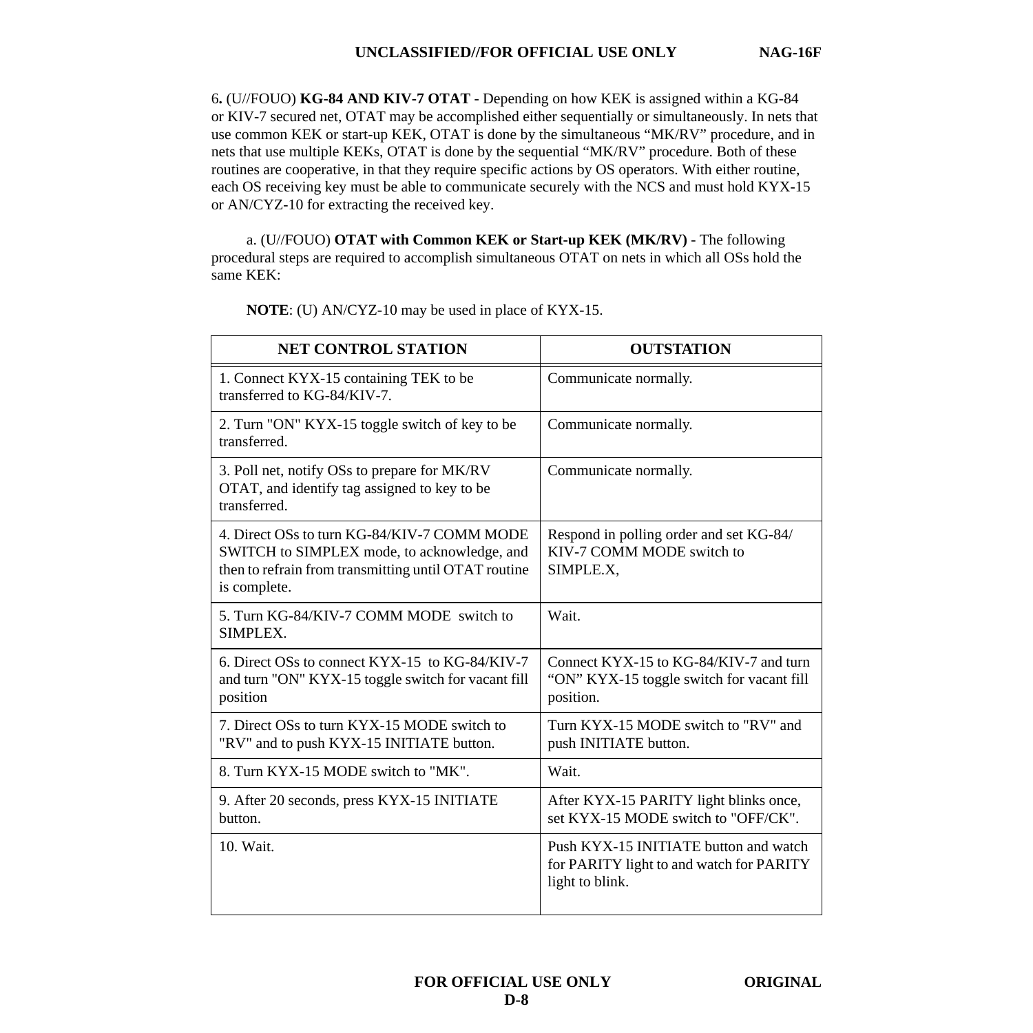6**.** (U//FOUO) **KG-84 AND KIV-7 OTAT** - Depending on how KEK is assigned within a KG-84 or KIV-7 secured net, OTAT may be accomplished either sequentially or simultaneously. In nets that use common KEK or start-up KEK, OTAT is done by the simultaneous “MK/RV” procedure, and in nets that use multiple KEKs, OTAT is done by the sequential “MK/RV” procedure. Both of these routines are cooperative, in that they require specific actions by OS operators. With either routine, each OS receiving key must be able to communicate securely with the NCS and must hold KYX-15 or AN/CYZ-10 for extracting the received key.

a. (U//FOUO) **OTAT with Common KEK or Start-up KEK (MK/RV)** - The following procedural steps are required to accomplish simultaneous OTAT on nets in which all OSs hold the same KEK:

**NOTE**: (U) AN/CYZ-10 may be used in place of KYX-15.

| NET CONTROL STATION | OUTSTATION |
|---|---|
| 1. Connect KYX-15 containing TEK to be transferred to KG-84/KIV-7. | Communicate normally. |
| 2. Turn "ON" KYX-15 toggle switch of key to be transferred. | Communicate normally. |
| 3. Poll net, notify OSs to prepare for MK/RV OTAT, and identify tag assigned to key to be transferred. | Communicate normally. |
| 4. Direct OSs to turn KG-84/KIV-7 COMM MODE SWITCH to SIMPLEX mode, to acknowledge, and then to refrain from transmitting until OTAT routine is complete. | Respond in polling order and set KG-84/ KIV-7 COMM MODE switch to SIMPLE.X, |
| 5. Turn KG-84/KIV-7 COMM MODE switch to SIMPLEX. | Wait. |
| 6. Direct OSs to connect KYX-15 to KG-84/KIV-7 and turn "ON" KYX-15 toggle switch for vacant fill position | Connect KYX-15 to KG-84/KIV-7 and turn “ON” KYX-15 toggle switch for vacant fill position. |
| 7. Direct OSs to turn KYX-15 MODE switch to "RV" and to push KYX-15 INITIATE button. | Turn KYX-15 MODE switch to "RV" and push INITIATE button. |
| 8. Turn KYX-15 MODE switch to "MK". | Wait. |
| 9. After 20 seconds, press KYX-15 INITIATE button. | After KYX-15 PARITY light blinks once, set KYX-15 MODE switch to "OFF/CK". |
| 10. Wait. | Push KYX-15 INITIATE button and watch for PARITY light to and watch for PARITY light to blink. |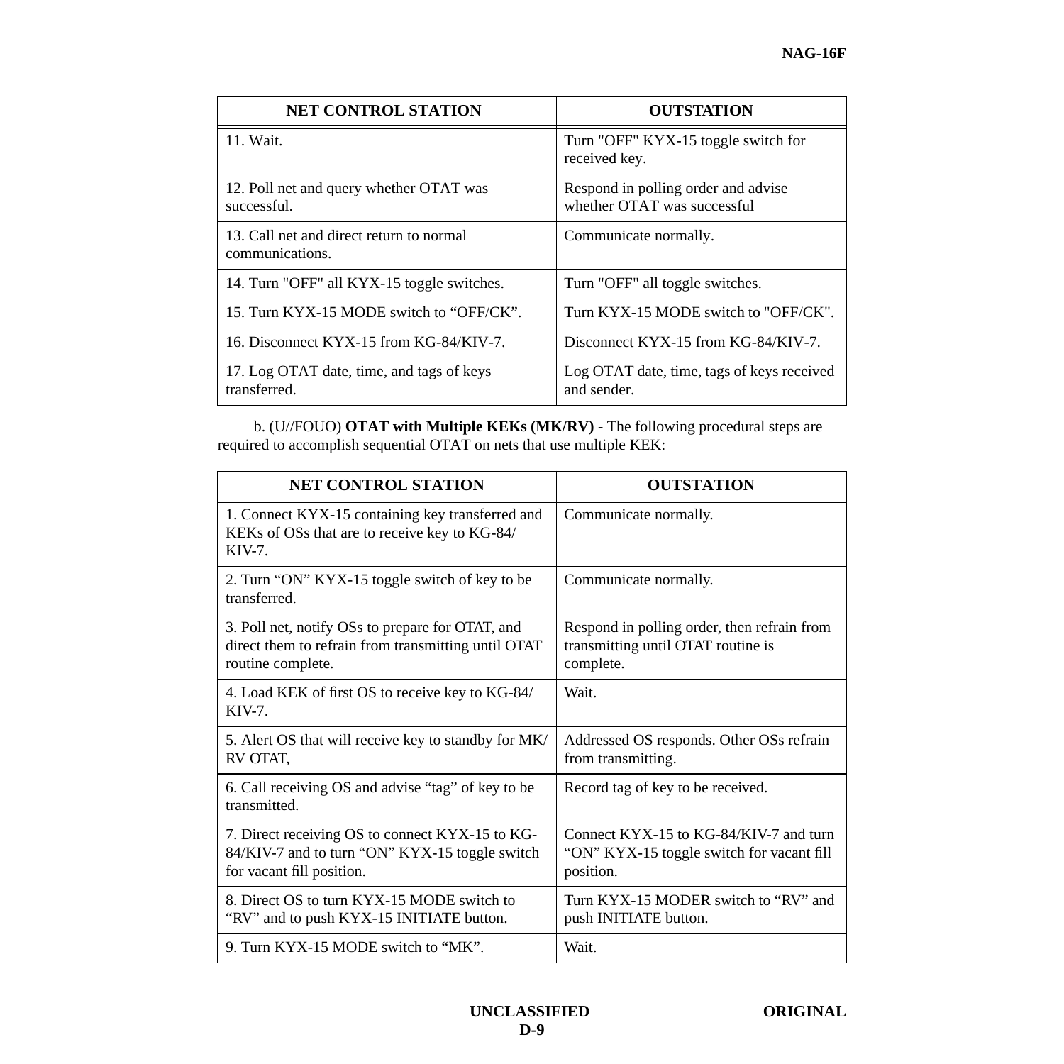| NET CONTROL STATION | OUTSTATION |
|---|---|
| 11. Wait. | Turn "OFF" KYX-15 toggle switch for received key. |
| 12. Poll net and query whether OTAT was successful. | Respond in polling order and advise whether OTAT was successful |
| 13. Call net and direct return to normal communications. | Communicate normally. |
| 14. Turn "OFF" all KYX-15 toggle switches. | Turn "OFF" all toggle switches. |
| 15. Turn KYX-15 MODE switch to “OFF/CK”. | Turn KYX-15 MODE switch to "OFF/CK". |
| 16. Disconnect KYX-15 from KG-84/KIV-7. | Disconnect KYX-15 from KG-84/KIV-7. |
| 17. Log OTAT date, time, and tags of keys transferred. | Log OTAT date, time, tags of keys received and sender. |

b. (U//FOUO) **OTAT with Multiple KEKs (MK/RV)** - The following procedural steps are required to accomplish sequential OTAT on nets that use multiple KEK:

| NET CONTROL STATION | OUTSTATION |
|---|---|
| 1. Connect KYX-15 containing key transferred and KEKs of OSs that are to receive key to KG-84/ KIV-7. | Communicate normally. |
| 2. Turn “ON” KYX-15 toggle switch of key to be transferred. | Communicate normally. |
| 3. Poll net, notify OSs to prepare for OTAT, and direct them to refrain from transmitting until OTAT routine complete. | Respond in polling order, then refrain from transmitting until OTAT routine is complete. |
| 4. Load KEK of first OS to receive key to KG-84/ KIV-7. | Wait. |
| 5. Alert OS that will receive key to standby for MK/ RV OTAT, | Addressed OS responds. Other OSs refrain from transmitting. |
| 6. Call receiving OS and advise “tag” of key to be transmitted. | Record tag of key to be received. |
| 7. Direct receiving OS to connect KYX-15 to KG-84/KIV-7 and to turn “ON” KYX-15 toggle switch for vacant fill position. | Connect KYX-15 to KG-84/KIV-7 and turn “ON” KYX-15 toggle switch for vacant fill position. |
| 8. Direct OS to turn KYX-15 MODE switch to “RV” and to push KYX-15 INITIATE button. | Turn KYX-15 MODER switch to “RV” and push INITIATE button. |
| 9. Turn KYX-15 MODE switch to “MK”. | Wait. |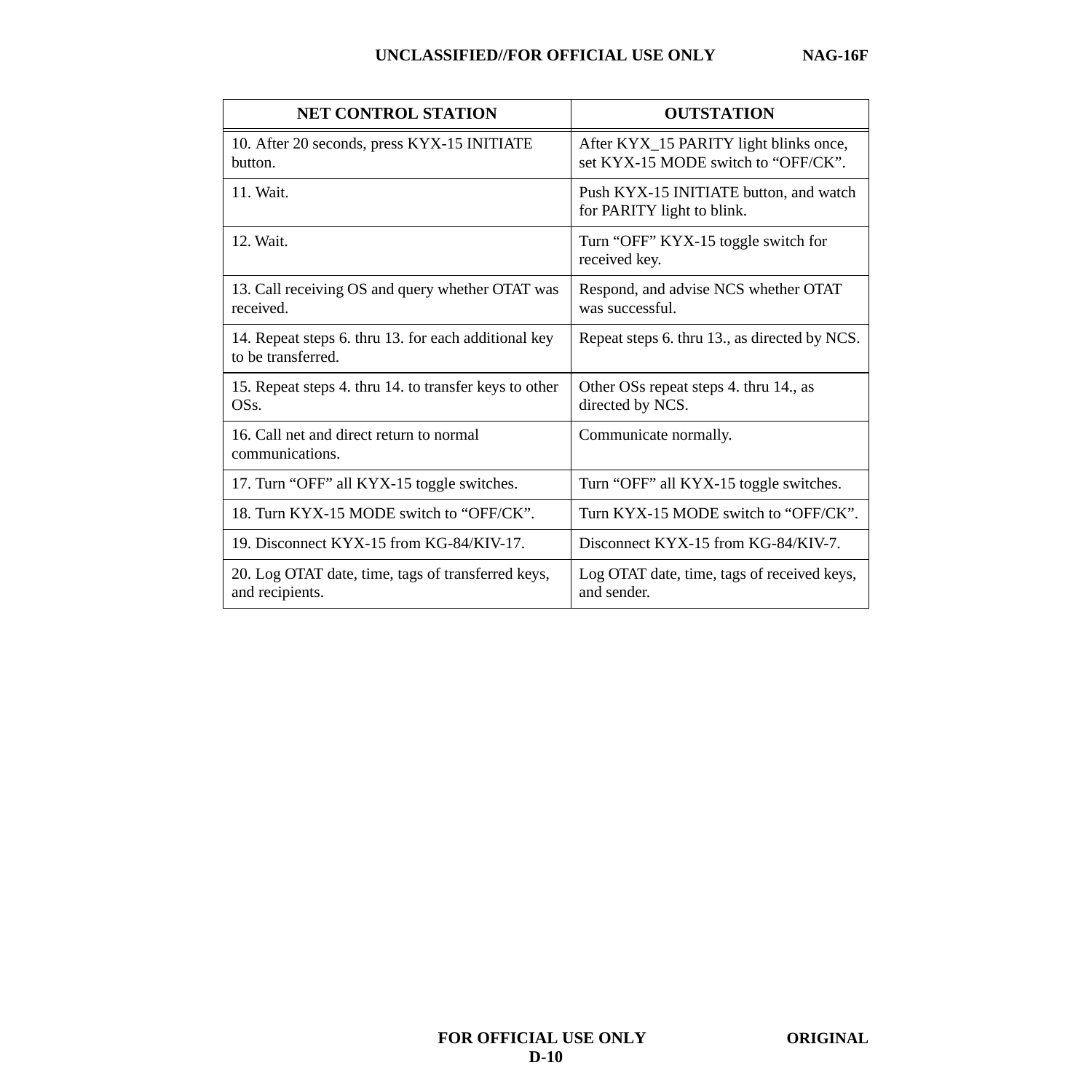| NET CONTROL STATION | OUTSTATION |
|---|---|
| 10. After 20 seconds, press KYX-15 INITIATE button. | After KYX_15 PARITY light blinks once, set KYX-15 MODE switch to “OFF/CK”. |
| 11. Wait. | Push KYX-15 INITIATE button, and watch for PARITY light to blink. |
| 12. Wait. | Turn “OFF” KYX-15 toggle switch for received key. |
| 13. Call receiving OS and query whether OTAT was received. | Respond, and advise NCS whether OTAT was successful. |
| 14. Repeat steps 6. thru 13. for each additional key to be transferred. | Repeat steps 6. thru 13., as directed by NCS. |
| 15. Repeat steps 4. thru 14. to transfer keys to other OSs. | Other OSs repeat steps 4. thru 14., as directed by NCS. |
| 16. Call net and direct return to normal communications. | Communicate normally. |
| 17. Turn “OFF” all KYX-15 toggle switches. | Turn “OFF” all KYX-15 toggle switches. |
| 18. Turn KYX-15 MODE switch to “OFF/CK”. | Turn KYX-15 MODE switch to “OFF/CK”. |
| 19. Disconnect KYX-15 from KG-84/KIV-17. | Disconnect KYX-15 from KG-84/KIV-7. |
| 20. Log OTAT date, time, tags of transferred keys, and recipients. | Log OTAT date, time, tags of received keys, and sender. |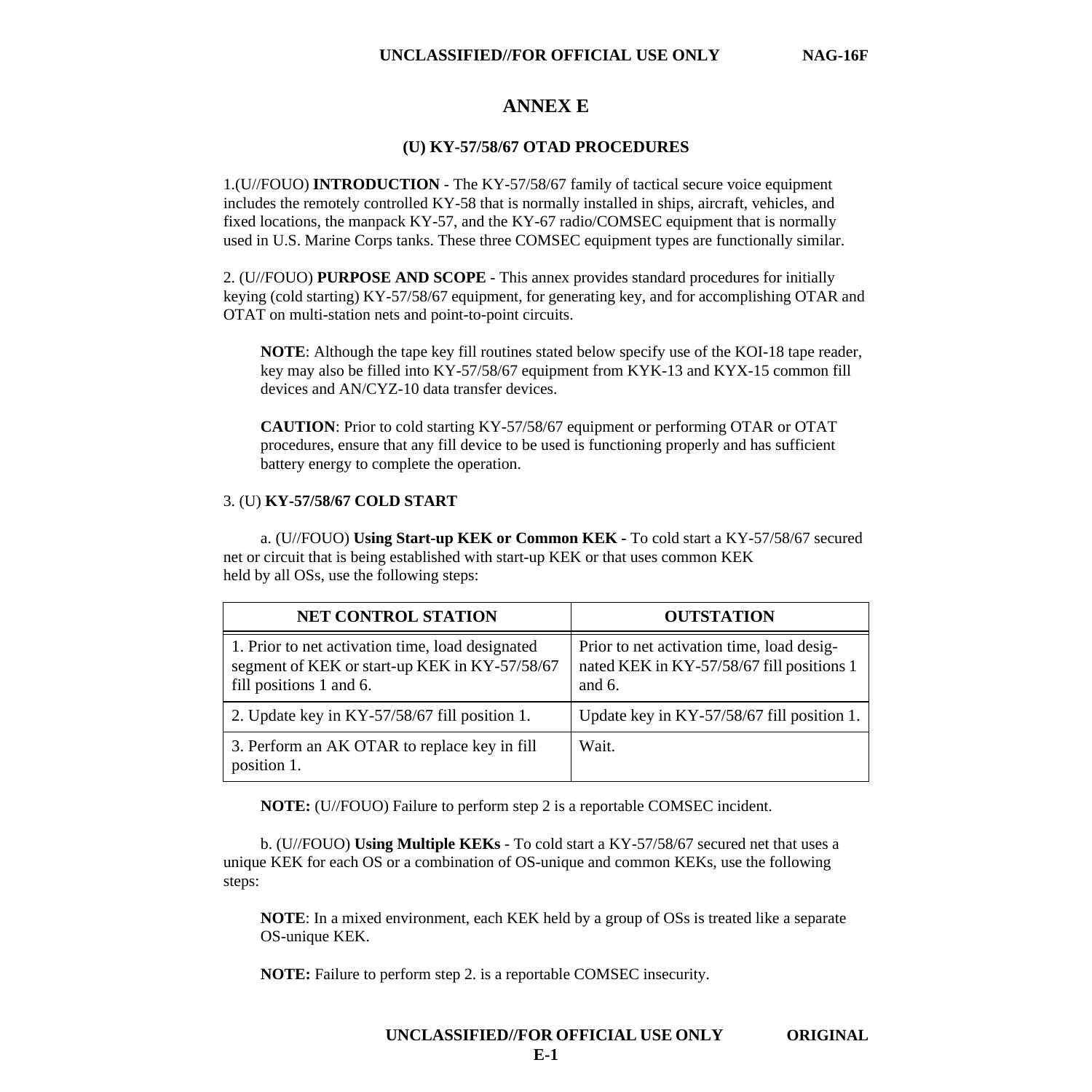# ANNEX E

## (U) KY-57/58/67 OTAD PROCEDURES

1.(U//FOUO) **INTRODUCTION** - The KY-57/58/67 family of tactical secure voice equipment includes the remotely controlled KY-58 that is normally installed in ships, aircraft, vehicles, and fixed locations, the manpack KY-57, and the KY-67 radio/COMSEC equipment that is normally used in U.S. Marine Corps tanks. These three COMSEC equipment types are functionally similar.

2. (U//FOUO) **PURPOSE AND SCOPE** - This annex provides standard procedures for initially keying (cold starting) KY-57/58/67 equipment, for generating key, and for accomplishing OTAR and OTAT on multi-station nets and point-to-point circuits.

> **NOTE**: Although the tape key fill routines stated below specify use of the KOI-18 tape reader, key may also be filled into KY-57/58/67 equipment from KYK-13 and KYX-15 common fill devices and AN/CYZ-10 data transfer devices.

> **CAUTION**: Prior to cold starting KY-57/58/67 equipment or performing OTAR or OTAT procedures, ensure that any fill device to be used is functioning properly and has sufficient battery energy to complete the operation.

3. (U) **KY-57/58/67 COLD START**

a. (U//FOUO) **Using Start-up KEK or Common KEK -** To cold start a KY-57/58/67 secured net or circuit that is being established with start-up KEK or that uses common KEK held by all OSs, use the following steps:

| NET CONTROL STATION | OUTSTATION |
|---|---|
| 1. Prior to net activation time, load designated segment of KEK or start-up KEK in KY-57/58/67 fill positions 1 and 6. | Prior to net activation time, load designated KEK in KY-57/58/67 fill positions 1 and 6. |
| 2. Update key in KY-57/58/67 fill position 1. | Update key in KY-57/58/67 fill position 1. |
| 3. Perform an AK OTAR to replace key in fill position 1. | Wait. |

**NOTE:** (U//FOUO) Failure to perform step 2 is a reportable COMSEC incident.

b. (U//FOUO) **Using Multiple KEKs** - To cold start a KY-57/58/67 secured net that uses a unique KEK for each OS or a combination of OS-unique and common KEKs, use the following steps:

> **NOTE**: In a mixed environment, each KEK held by a group of OSs is treated like a separate OS-unique KEK.

> **NOTE:** Failure to perform step 2. is a reportable COMSEC insecurity.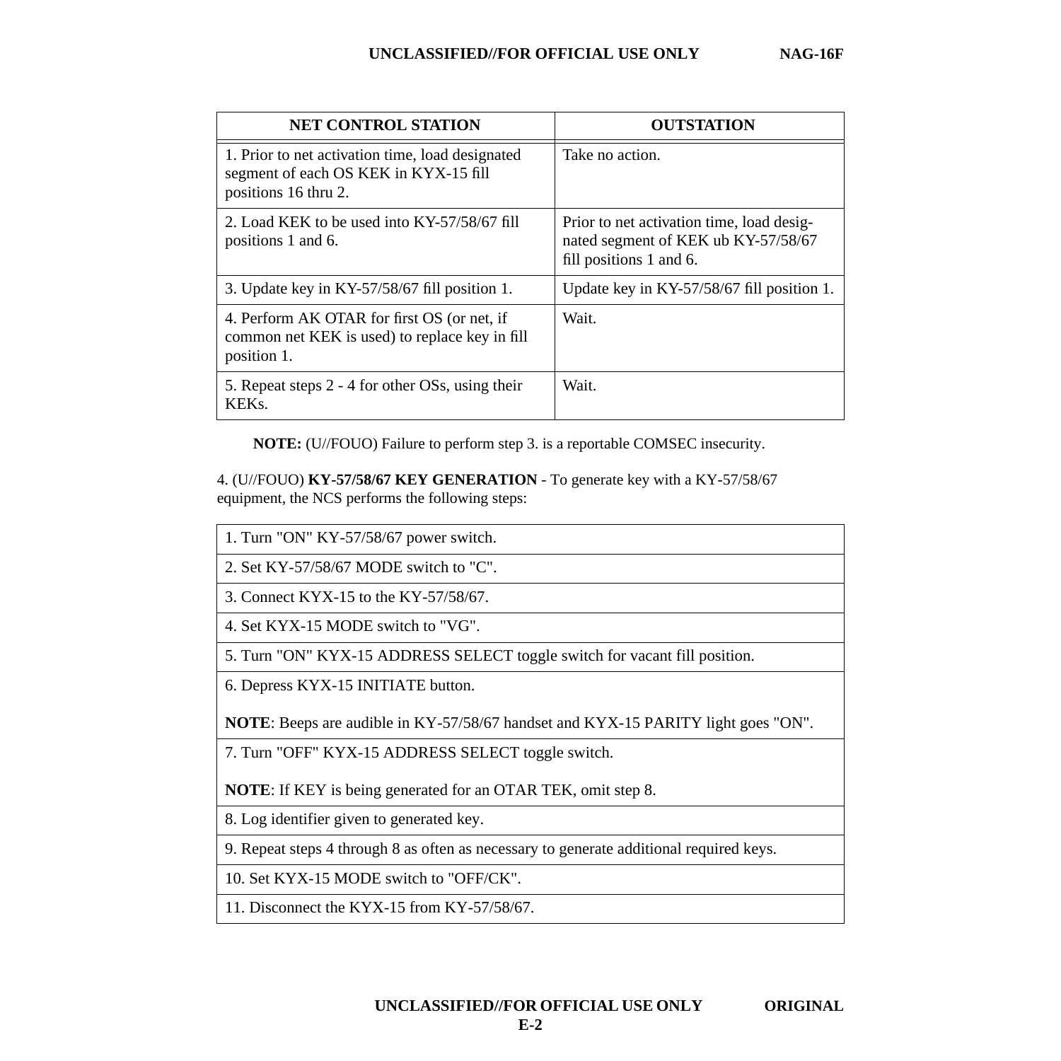| NET CONTROL STATION | OUTSTATION |
|---|---|
| 1. Prior to net activation time, load designated segment of each OS KEK in KYX-15 fill positions 16 thru 2. | Take no action. |
| 2. Load KEK to be used into KY-57/58/67 fill positions 1 and 6. | Prior to net activation time, load designated segment of KEK ub KY-57/58/67 fill positions 1 and 6. |
| 3. Update key in KY-57/58/67 fill position 1. | Update key in KY-57/58/67 fill position 1. |
| 4. Perform AK OTAR for first OS (or net, if common net KEK is used) to replace key in fill position 1. | Wait. |
| 5. Repeat steps 2 - 4 for other OSs, using their KEKs. | Wait. |

**NOTE:** (U//FOUO) Failure to perform step 3. is a reportable COMSEC insecurity.

4. (U//FOUO) **KY-57/58/67 KEY GENERATION** - To generate key with a KY-57/58/67 equipment, the NCS performs the following steps:

| |
|---|
| 1. Turn "ON" KY-57/58/67 power switch. |
| 2. Set KY-57/58/67 MODE switch to "C". |
| 3. Connect KYX-15 to the KY-57/58/67. |
| 4. Set KYX-15 MODE switch to "VG". |
| 5. Turn "ON" KYX-15 ADDRESS SELECT toggle switch for vacant fill position. |
| 6. Depress KYX-15 INITIATE button.<br><br>**NOTE**: Beeps are audible in KY-57/58/67 handset and KYX-15 PARITY light goes "ON". |
| 7. Turn "OFF" KYX-15 ADDRESS SELECT toggle switch.<br><br>**NOTE**: If KEY is being generated for an OTAR TEK, omit step 8. |
| 8. Log identifier given to generated key. |
| 9. Repeat steps 4 through 8 as often as necessary to generate additional required keys. |
| 10. Set KYX-15 MODE switch to "OFF/CK". |
| 11. Disconnect the KYX-15 from KY-57/58/67. |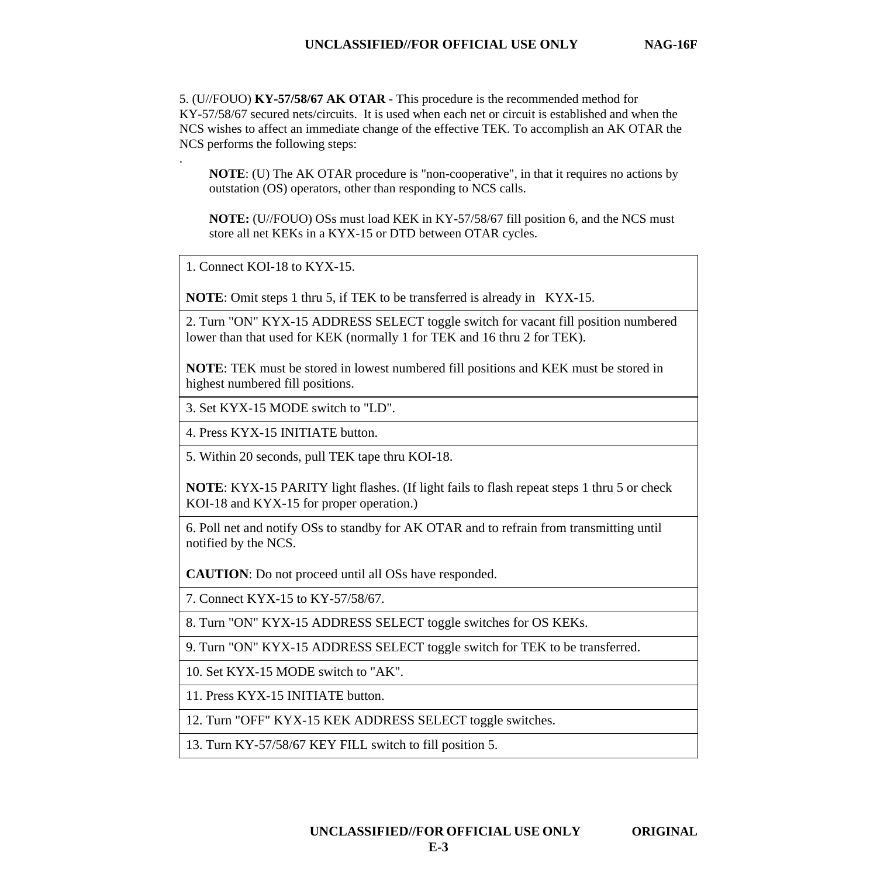5. (U//FOUO) **KY-57/58/67 AK OTAR** - This procedure is the recommended method for KY-57/58/67 secured nets/circuits. It is used when each net or circuit is established and when the NCS wishes to affect an immediate change of the effective TEK. To accomplish an AK OTAR the NCS performs the following steps:

.

> **NOTE**: (U) The AK OTAR procedure is "non-cooperative", in that it requires no actions by outstation (OS) operators, other than responding to NCS calls.
>
> **NOTE:** (U//FOUO) OSs must load KEK in KY-57/58/67 fill position 6, and the NCS must store all net KEKs in a KYX-15 or DTD between OTAR cycles.

| |
|---|
| 1. Connect KOI-18 to KYX-15.<br><br>**NOTE**: Omit steps 1 thru 5, if TEK to be transferred is already in KYX-15. |
| 2. Turn "ON" KYX-15 ADDRESS SELECT toggle switch for vacant fill position numbered lower than that used for KEK (normally 1 for TEK and 16 thru 2 for TEK).<br><br>**NOTE**: TEK must be stored in lowest numbered fill positions and KEK must be stored in highest numbered fill positions. |
| 3. Set KYX-15 MODE switch to "LD". |
| 4. Press KYX-15 INITIATE button. |
| 5. Within 20 seconds, pull TEK tape thru KOI-18.<br><br>**NOTE**: KYX-15 PARITY light flashes. (If light fails to flash repeat steps 1 thru 5 or check KOI-18 and KYX-15 for proper operation.) |
| 6. Poll net and notify OSs to standby for AK OTAR and to refrain from transmitting until notified by the NCS.<br><br>**CAUTION**: Do not proceed until all OSs have responded. |
| 7. Connect KYX-15 to KY-57/58/67. |
| 8. Turn "ON" KYX-15 ADDRESS SELECT toggle switches for OS KEKs. |
| 9. Turn "ON" KYX-15 ADDRESS SELECT toggle switch for TEK to be transferred. |
| 10. Set KYX-15 MODE switch to "AK". |
| 11. Press KYX-15 INITIATE button. |
| 12. Turn "OFF" KYX-15 KEK ADDRESS SELECT toggle switches. |
| 13. Turn KY-57/58/67 KEY FILL switch to fill position 5. |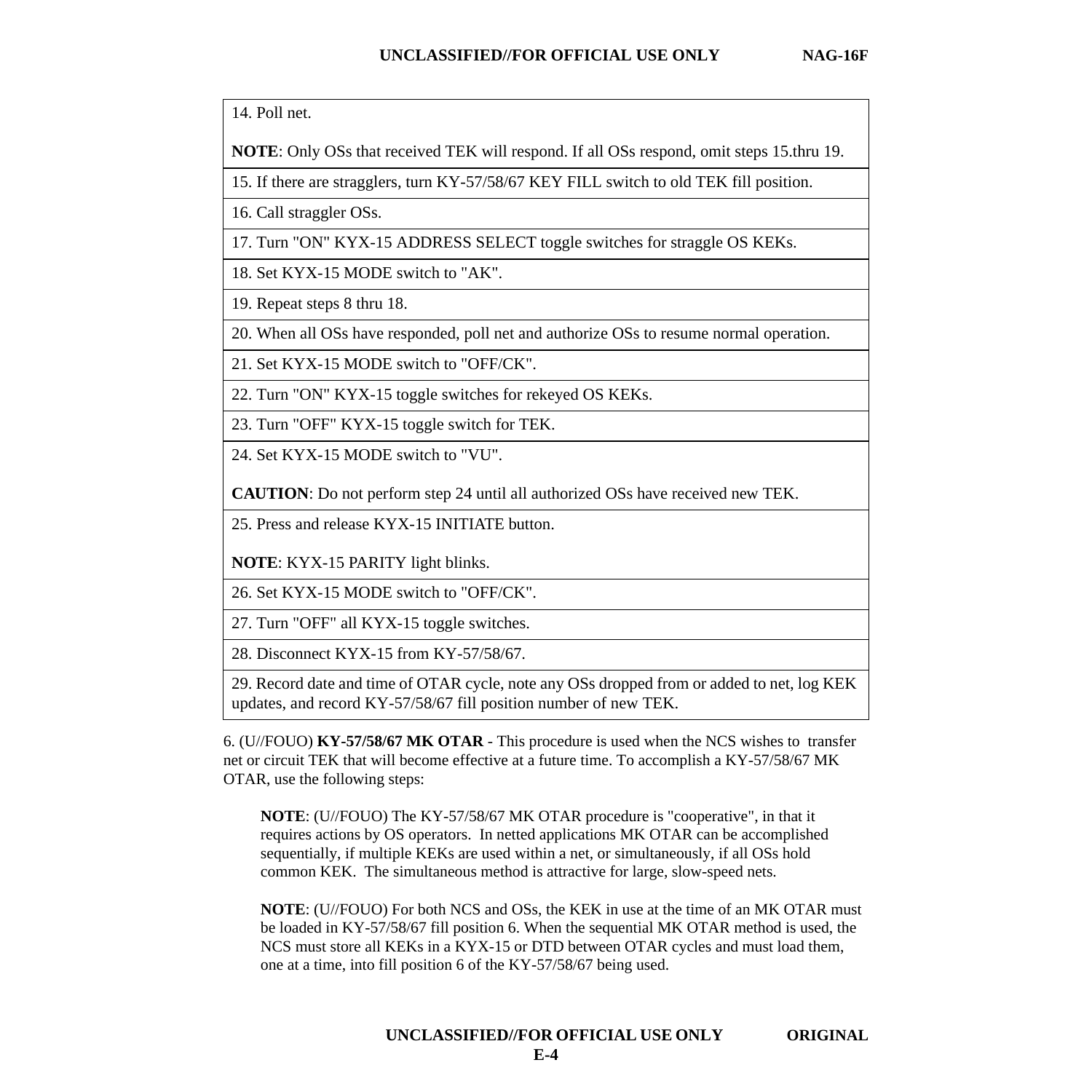| |
|---|
| 14. Poll net.<br><br>**NOTE**: Only OSs that received TEK will respond. If all OSs respond, omit steps 15.thru 19. |
| 15. If there are stragglers, turn KY-57/58/67 KEY FILL switch to old TEK fill position. |
| 16. Call straggler OSs. |
| 17. Turn "ON" KYX-15 ADDRESS SELECT toggle switches for straggle OS KEKs. |
| 18. Set KYX-15 MODE switch to "AK". |
| 19. Repeat steps 8 thru 18. |
| 20. When all OSs have responded, poll net and authorize OSs to resume normal operation. |
| 21. Set KYX-15 MODE switch to "OFF/CK". |
| 22. Turn "ON" KYX-15 toggle switches for rekeyed OS KEKs. |
| 23. Turn "OFF" KYX-15 toggle switch for TEK. |
| 24. Set KYX-15 MODE switch to "VU".<br><br>**CAUTION**: Do not perform step 24 until all authorized OSs have received new TEK. |
| 25. Press and release KYX-15 INITIATE button.<br><br>**NOTE**: KYX-15 PARITY light blinks. |
| 26. Set KYX-15 MODE switch to "OFF/CK". |
| 27. Turn "OFF" all KYX-15 toggle switches. |
| 28. Disconnect KYX-15 from KY-57/58/67. |
| 29. Record date and time of OTAR cycle, note any OSs dropped from or added to net, log KEK updates, and record KY-57/58/67 fill position number of new TEK. |

6. (U//FOUO) **KY-57/58/67 MK OTAR** - This procedure is used when the NCS wishes to transfer net or circuit TEK that will become effective at a future time. To accomplish a KY-57/58/67 MK OTAR, use the following steps:

> **NOTE**: (U//FOUO) The KY-57/58/67 MK OTAR procedure is "cooperative", in that it requires actions by OS operators. In netted applications MK OTAR can be accomplished sequentially, if multiple KEKs are used within a net, or simultaneously, if all OSs hold common KEK. The simultaneous method is attractive for large, slow-speed nets.
>
> **NOTE**: (U//FOUO) For both NCS and OSs, the KEK in use at the time of an MK OTAR must be loaded in KY-57/58/67 fill position 6. When the sequential MK OTAR method is used, the NCS must store all KEKs in a KYX-15 or DTD between OTAR cycles and must load them, one at a time, into fill position 6 of the KY-57/58/67 being used.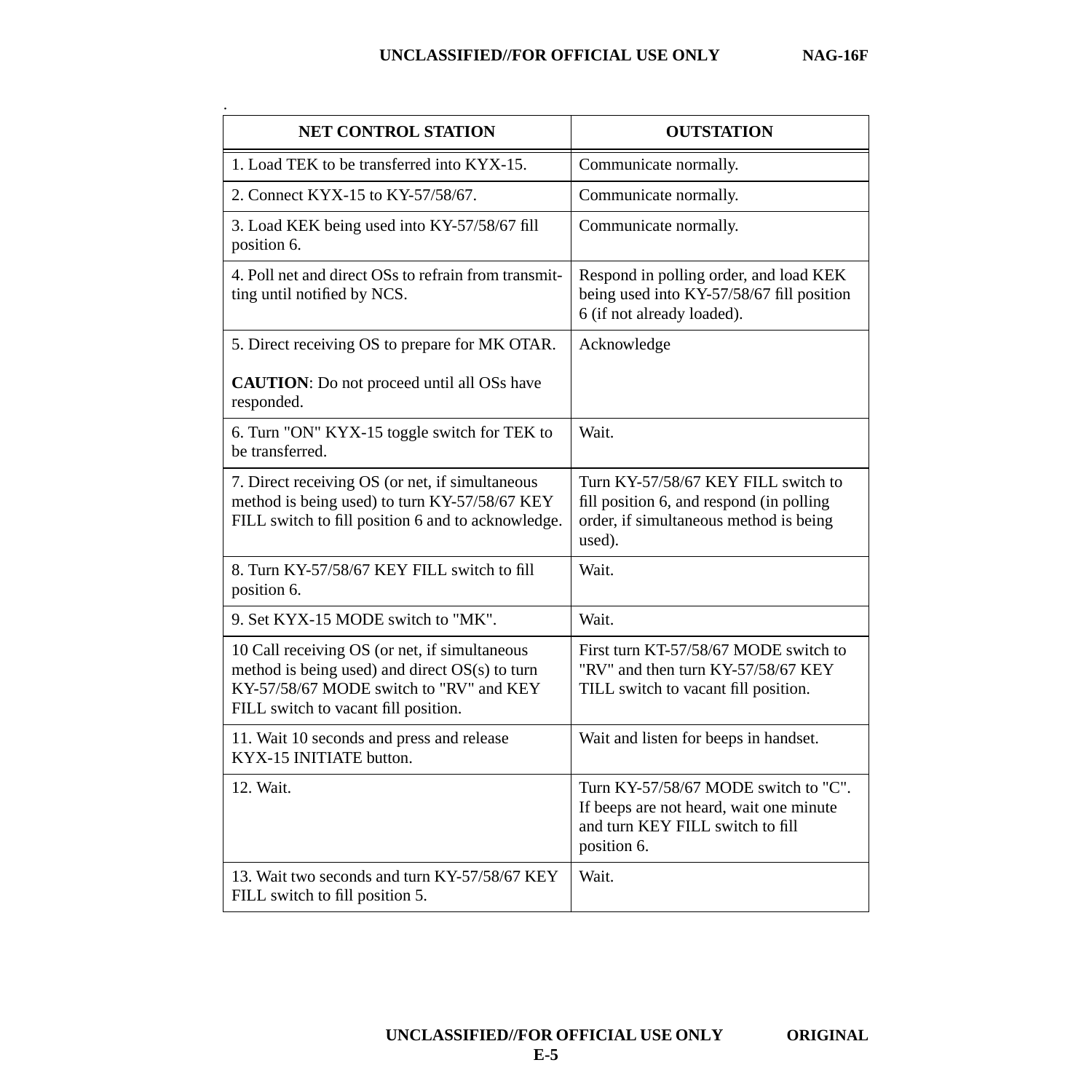| NET CONTROL STATION | OUTSTATION |
|---|---|
| 1. Load TEK to be transferred into KYX-15. | Communicate normally. |
| 2. Connect KYX-15 to KY-57/58/67. | Communicate normally. |
| 3. Load KEK being used into KY-57/58/67 fill position 6. | Communicate normally. |
| 4. Poll net and direct OSs to refrain from transmitting until notified by NCS. | Respond in polling order, and load KEK being used into KY-57/58/67 fill position 6 (if not already loaded). |
| 5. Direct receiving OS to prepare for MK OTAR.<br><br>**CAUTION**: Do not proceed until all OSs have responded. | Acknowledge |
| 6. Turn "ON" KYX-15 toggle switch for TEK to be transferred. | Wait. |
| 7. Direct receiving OS (or net, if simultaneous method is being used) to turn KY-57/58/67 KEY FILL switch to fill position 6 and to acknowledge. | Turn KY-57/58/67 KEY FILL switch to fill position 6, and respond (in polling order, if simultaneous method is being used). |
| 8. Turn KY-57/58/67 KEY FILL switch to fill position 6. | Wait. |
| 9. Set KYX-15 MODE switch to "MK". | Wait. |
| 10 Call receiving OS (or net, if simultaneous method is being used) and direct OS(s) to turn KY-57/58/67 MODE switch to "RV" and KEY FILL switch to vacant fill position. | First turn KT-57/58/67 MODE switch to "RV" and then turn KY-57/58/67 KEY TILL switch to vacant fill position. |
| 11. Wait 10 seconds and press and release KYX-15 INITIATE button. | Wait and listen for beeps in handset. |
| 12. Wait. | Turn KY-57/58/67 MODE switch to "C". If beeps are not heard, wait one minute and turn KEY FILL switch to fill position 6. |
| 13. Wait two seconds and turn KY-57/58/67 KEY FILL switch to fill position 5. | Wait. |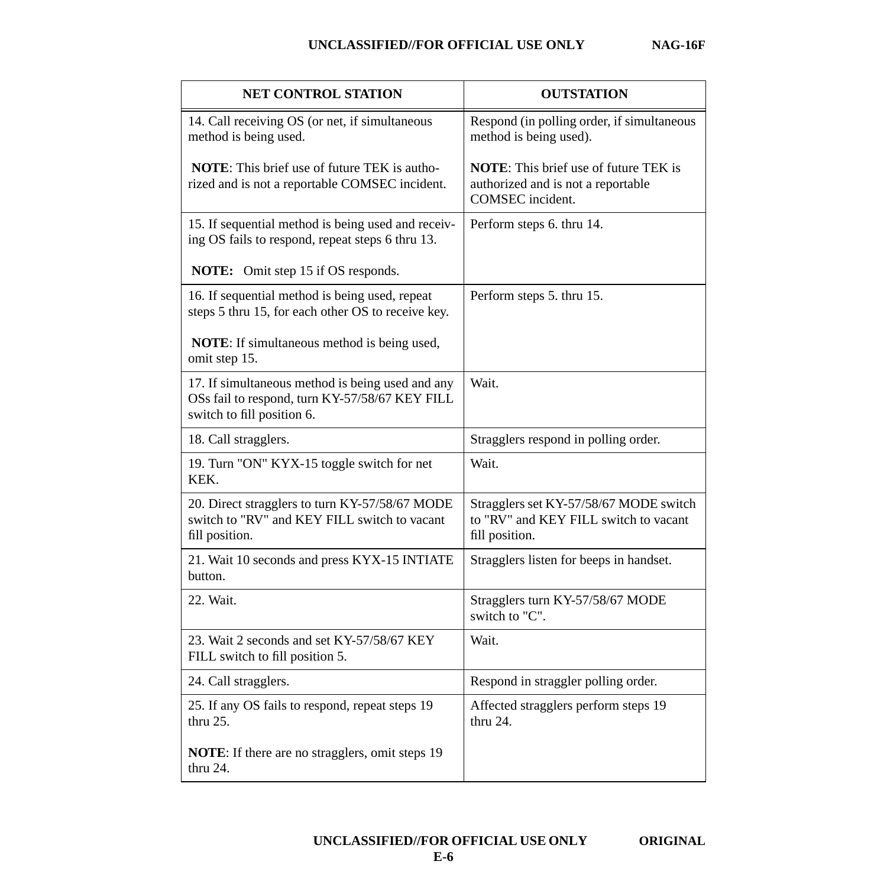| NET CONTROL STATION | OUTSTATION |
|---|---|
| 14. Call receiving OS (or net, if simultaneous method is being used.<br><br>**NOTE**: This brief use of future TEK is authorized and is not a reportable COMSEC incident. | Respond (in polling order, if simultaneous method is being used).<br><br>**NOTE**: This brief use of future TEK is authorized and is not a reportable COMSEC incident. |
| 15. If sequential method is being used and receiving OS fails to respond, repeat steps 6 thru 13.<br><br>**NOTE:** Omit step 15 if OS responds. | Perform steps 6. thru 14. |
| 16. If sequential method is being used, repeat steps 5 thru 15, for each other OS to receive key.<br><br>**NOTE**: If simultaneous method is being used, omit step 15. | Perform steps 5. thru 15. |
| 17. If simultaneous method is being used and any OSs fail to respond, turn KY-57/58/67 KEY FILL switch to fill position 6. | Wait. |
| 18. Call stragglers. | Stragglers respond in polling order. |
| 19. Turn "ON" KYX-15 toggle switch for net KEK. | Wait. |
| 20. Direct stragglers to turn KY-57/58/67 MODE switch to "RV" and KEY FILL switch to vacant fill position. | Stragglers set KY-57/58/67 MODE switch to "RV" and KEY FILL switch to vacant fill position. |
| 21. Wait 10 seconds and press KYX-15 INTIATE button. | Stragglers listen for beeps in handset. |
| 22. Wait. | Stragglers turn KY-57/58/67 MODE switch to "C". |
| 23. Wait 2 seconds and set KY-57/58/67 KEY FILL switch to fill position 5. | Wait. |
| 24. Call stragglers. | Respond in straggler polling order. |
| 25. If any OS fails to respond, repeat steps 19 thru 25.<br><br>**NOTE**: If there are no stragglers, omit steps 19 thru 24. | Affected stragglers perform steps 19 thru 24. |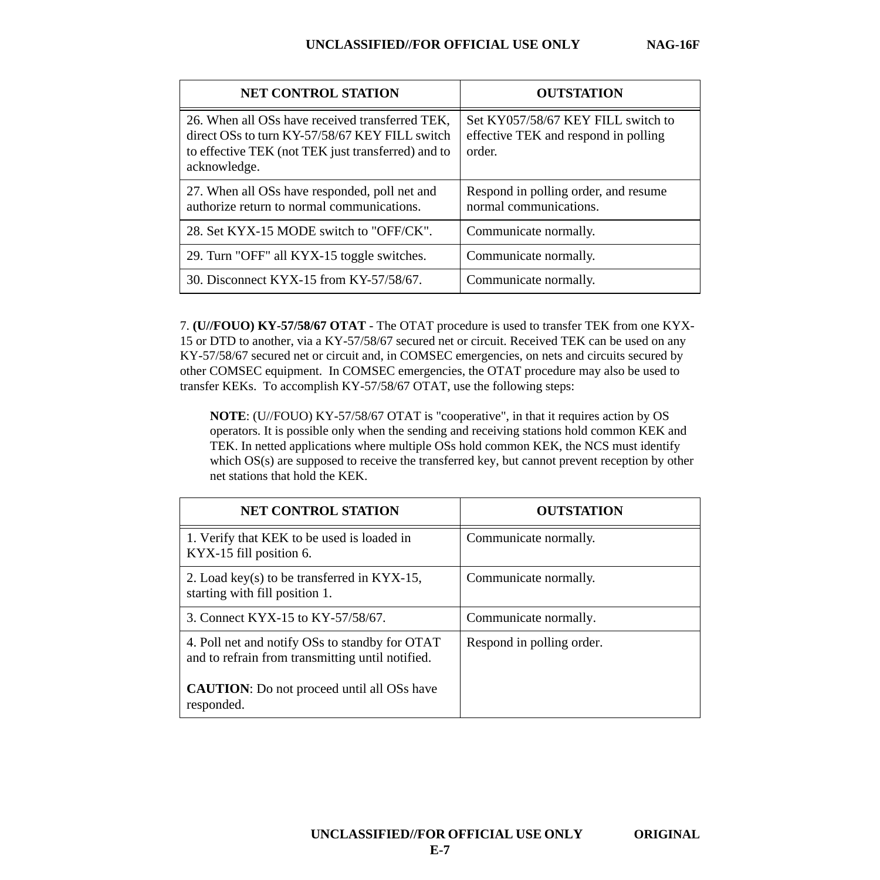| NET CONTROL STATION | OUTSTATION |
| --- | --- |
| 26. When all OSs have received transferred TEK, direct OSs to turn KY-57/58/67 KEY FILL switch to effective TEK (not TEK just transferred) and to acknowledge. | Set KY057/58/67 KEY FILL switch to effective TEK and respond in polling order. |
| 27. When all OSs have responded, poll net and authorize return to normal communications. | Respond in polling order, and resume normal communications. |
| 28. Set KYX-15 MODE switch to "OFF/CK". | Communicate normally. |
| 29. Turn "OFF" all KYX-15 toggle switches. | Communicate normally. |
| 30. Disconnect KYX-15 from KY-57/58/67. | Communicate normally. |

7. **(U//FOUO) KY-57/58/67 OTAT** - The OTAT procedure is used to transfer TEK from one KYX-15 or DTD to another, via a KY-57/58/67 secured net or circuit. Received TEK can be used on any KY-57/58/67 secured net or circuit and, in COMSEC emergencies, on nets and circuits secured by other COMSEC equipment. In COMSEC emergencies, the OTAT procedure may also be used to transfer KEKs. To accomplish KY-57/58/67 OTAT, use the following steps:

> **NOTE**: (U//FOUO) KY-57/58/67 OTAT is "cooperative", in that it requires action by OS operators. It is possible only when the sending and receiving stations hold common KEK and TEK. In netted applications where multiple OSs hold common KEK, the NCS must identify which OS(s) are supposed to receive the transferred key, but cannot prevent reception by other net stations that hold the KEK.

| NET CONTROL STATION | OUTSTATION |
| --- | --- |
| 1. Verify that KEK to be used is loaded in KYX-15 fill position 6. | Communicate normally. |
| 2. Load key(s) to be transferred in KYX-15, starting with fill position 1. | Communicate normally. |
| 3. Connect KYX-15 to KY-57/58/67. | Communicate normally. |
| 4. Poll net and notify OSs to standby for OTAT and to refrain from transmitting until notified.<br><br>**CAUTION**: Do not proceed until all OSs have responded. | Respond in polling order. |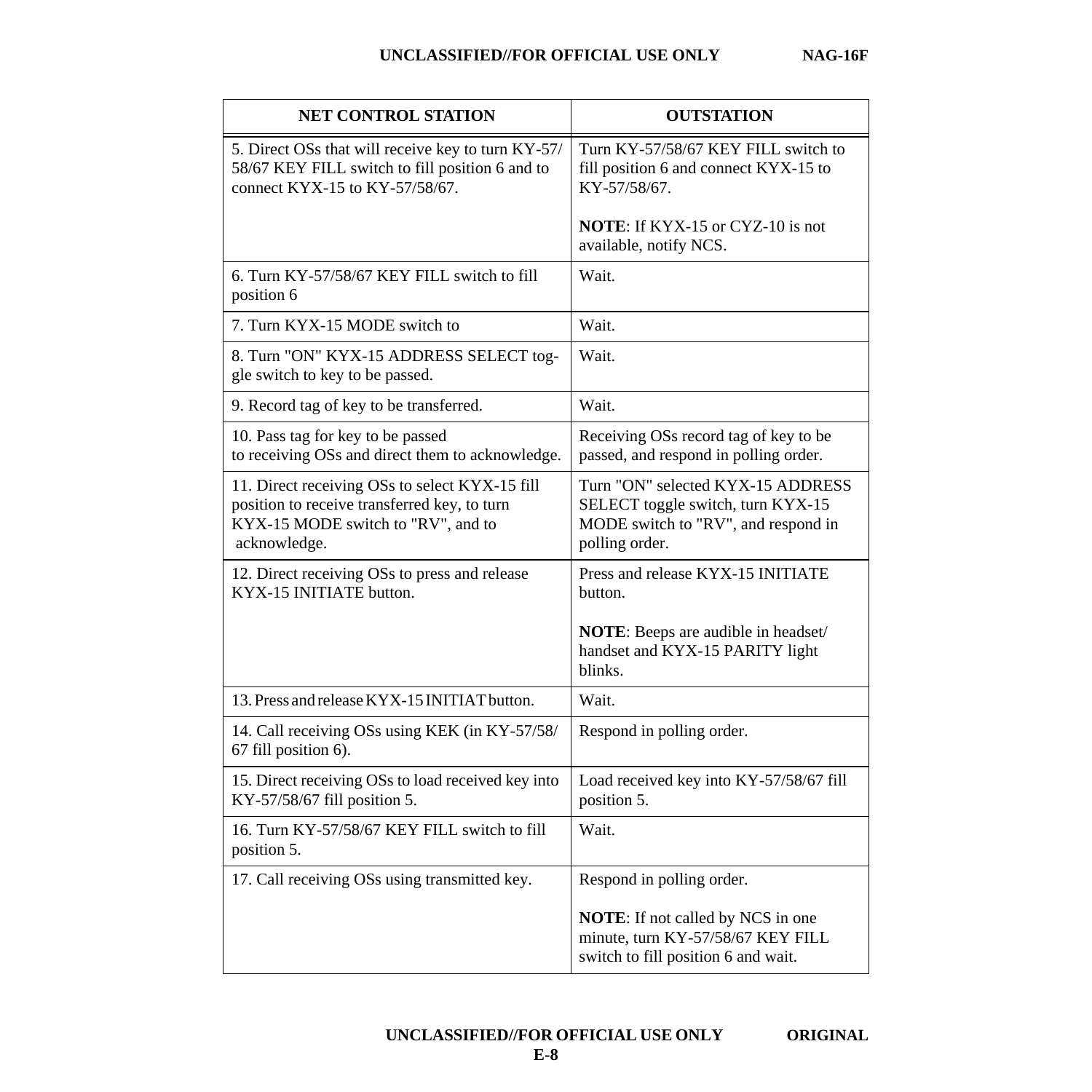| NET CONTROL STATION | OUTSTATION |
|---|---|
| 5. Direct OSs that will receive key to turn KY-57/58/67 KEY FILL switch to fill position 6 and to connect KYX-15 to KY-57/58/67. | Turn KY-57/58/67 KEY FILL switch to fill position 6 and connect KYX-15 to KY-57/58/67.<br><br>**NOTE**: If KYX-15 or CYZ-10 is not available, notify NCS. |
| 6. Turn KY-57/58/67 KEY FILL switch to fill position 6 | Wait. |
| 7. Turn KYX-15 MODE switch to | Wait. |
| 8. Turn "ON" KYX-15 ADDRESS SELECT toggle switch to key to be passed. | Wait. |
| 9. Record tag of key to be transferred. | Wait. |
| 10. Pass tag for key to be passed to receiving OSs and direct them to acknowledge. | Receiving OSs record tag of key to be passed, and respond in polling order. |
| 11. Direct receiving OSs to select KYX-15 fill position to receive transferred key, to turn KYX-15 MODE switch to "RV", and to acknowledge. | Turn "ON" selected KYX-15 ADDRESS SELECT toggle switch, turn KYX-15 MODE switch to "RV", and respond in polling order. |
| 12. Direct receiving OSs to press and release KYX-15 INITIATE button. | Press and release KYX-15 INITIATE button.<br><br>**NOTE**: Beeps are audible in headset/handset and KYX-15 PARITY light blinks. |
| 13. Press and release KYX-15 INITIAT button. | Wait. |
| 14. Call receiving OSs using KEK (in KY-57/58/67 fill position 6). | Respond in polling order. |
| 15. Direct receiving OSs to load received key into KY-57/58/67 fill position 5. | Load received key into KY-57/58/67 fill position 5. |
| 16. Turn KY-57/58/67 KEY FILL switch to fill position 5. | Wait. |
| 17. Call receiving OSs using transmitted key. | Respond in polling order.<br><br>**NOTE**: If not called by NCS in one minute, turn KY-57/58/67 KEY FILL switch to fill position 6 and wait. |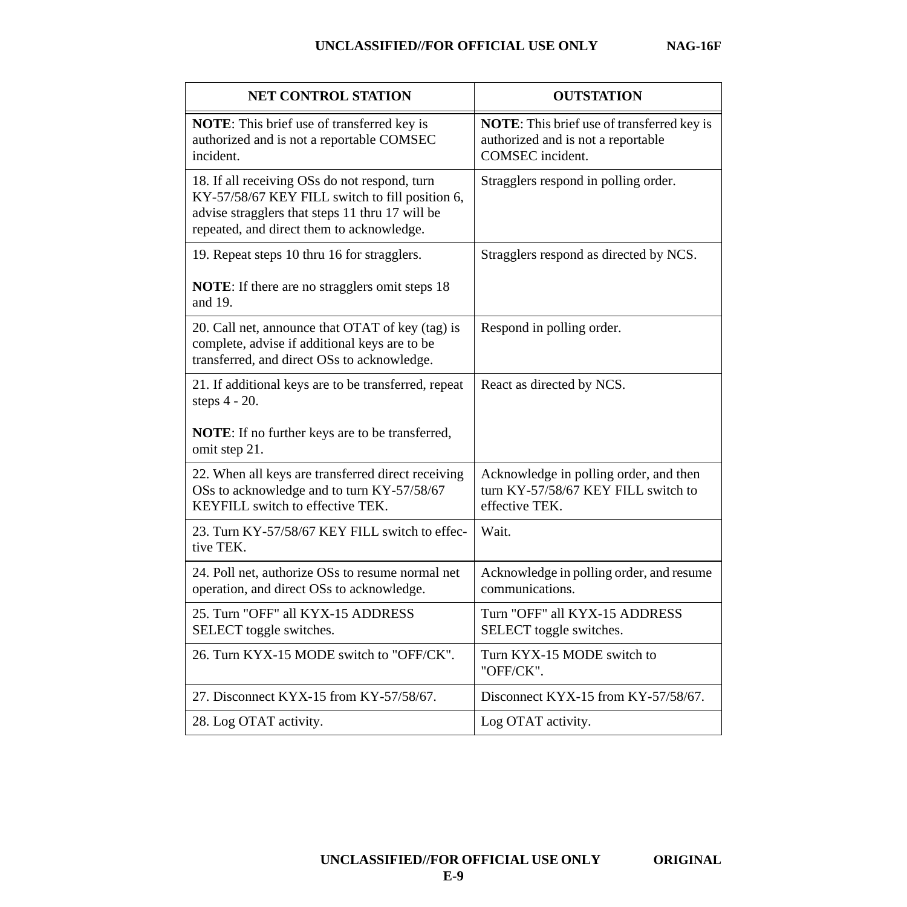| NET CONTROL STATION | OUTSTATION |
|---|---|
| **NOTE**: This brief use of transferred key is authorized and is not a reportable COMSEC incident. | **NOTE**: This brief use of transferred key is authorized and is not a reportable COMSEC incident. |
| 18. If all receiving OSs do not respond, turn KY-57/58/67 KEY FILL switch to fill position 6, advise stragglers that steps 11 thru 17 will be repeated, and direct them to acknowledge. | Stragglers respond in polling order. |
| 19. Repeat steps 10 thru 16 for stragglers.<br><br>**NOTE**: If there are no stragglers omit steps 18 and 19. | Stragglers respond as directed by NCS. |
| 20. Call net, announce that OTAT of key (tag) is complete, advise if additional keys are to be transferred, and direct OSs to acknowledge. | Respond in polling order. |
| 21. If additional keys are to be transferred, repeat steps 4 - 20.<br><br>**NOTE**: If no further keys are to be transferred, omit step 21. | React as directed by NCS. |
| 22. When all keys are transferred direct receiving OSs to acknowledge and to turn KY-57/58/67 KEYFILL switch to effective TEK. | Acknowledge in polling order, and then turn KY-57/58/67 KEY FILL switch to effective TEK. |
| 23. Turn KY-57/58/67 KEY FILL switch to effective TEK. | Wait. |
| 24. Poll net, authorize OSs to resume normal net operation, and direct OSs to acknowledge. | Acknowledge in polling order, and resume communications. |
| 25. Turn "OFF" all KYX-15 ADDRESS SELECT toggle switches. | Turn "OFF" all KYX-15 ADDRESS SELECT toggle switches. |
| 26. Turn KYX-15 MODE switch to "OFF/CK". | Turn KYX-15 MODE switch to "OFF/CK". |
| 27. Disconnect KYX-15 from KY-57/58/67. | Disconnect KYX-15 from KY-57/58/67. |
| 28. Log OTAT activity. | Log OTAT activity. |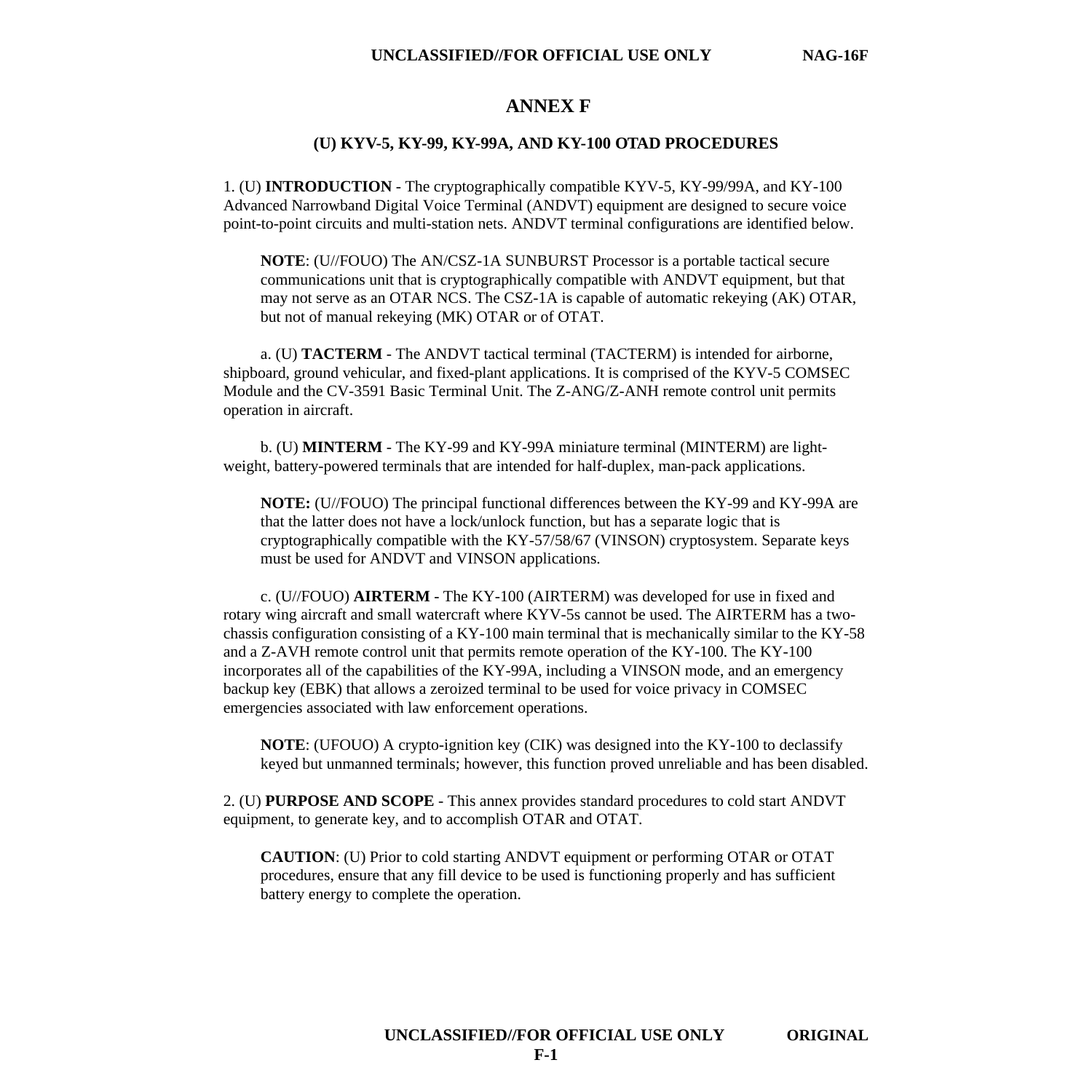# ANNEX F

## (U) KYV-5, KY-99, KY-99A, AND KY-100 OTAD PROCEDURES

1. (U) **INTRODUCTION** - The cryptographically compatible KYV-5, KY-99/99A, and KY-100 Advanced Narrowband Digital Voice Terminal (ANDVT) equipment are designed to secure voice point-to-point circuits and multi-station nets. ANDVT terminal configurations are identified below.

> **NOTE**: (U//FOUO) The AN/CSZ-1A SUNBURST Processor is a portable tactical secure communications unit that is cryptographically compatible with ANDVT equipment, but that may not serve as an OTAR NCS. The CSZ-1A is capable of automatic rekeying (AK) OTAR, but not of manual rekeying (MK) OTAR or of OTAT.

a. (U) **TACTERM** - The ANDVT tactical terminal (TACTERM) is intended for airborne, shipboard, ground vehicular, and fixed-plant applications. It is comprised of the KYV-5 COMSEC Module and the CV-3591 Basic Terminal Unit. The Z-ANG/Z-ANH remote control unit permits operation in aircraft.

b. (U) **MINTERM** - The KY-99 and KY-99A miniature terminal (MINTERM) are light-weight, battery-powered terminals that are intended for half-duplex, man-pack applications.

> **NOTE:** (U//FOUO) The principal functional differences between the KY-99 and KY-99A are that the latter does not have a lock/unlock function, but has a separate logic that is cryptographically compatible with the KY-57/58/67 (VINSON) cryptosystem. Separate keys must be used for ANDVT and VINSON applications.

c. (U//FOUO) **AIRTERM** - The KY-100 (AIRTERM) was developed for use in fixed and rotary wing aircraft and small watercraft where KYV-5s cannot be used. The AIRTERM has a two-chassis configuration consisting of a KY-100 main terminal that is mechanically similar to the KY-58 and a Z-AVH remote control unit that permits remote operation of the KY-100. The KY-100 incorporates all of the capabilities of the KY-99A, including a VINSON mode, and an emergency backup key (EBK) that allows a zeroized terminal to be used for voice privacy in COMSEC emergencies associated with law enforcement operations.

> **NOTE**: (UFOUO) A crypto-ignition key (CIK) was designed into the KY-100 to declassify keyed but unmanned terminals; however, this function proved unreliable and has been disabled.

2. (U) **PURPOSE AND SCOPE** - This annex provides standard procedures to cold start ANDVT equipment, to generate key, and to accomplish OTAR and OTAT.

> **CAUTION**: (U) Prior to cold starting ANDVT equipment or performing OTAR or OTAT procedures, ensure that any fill device to be used is functioning properly and has sufficient battery energy to complete the operation.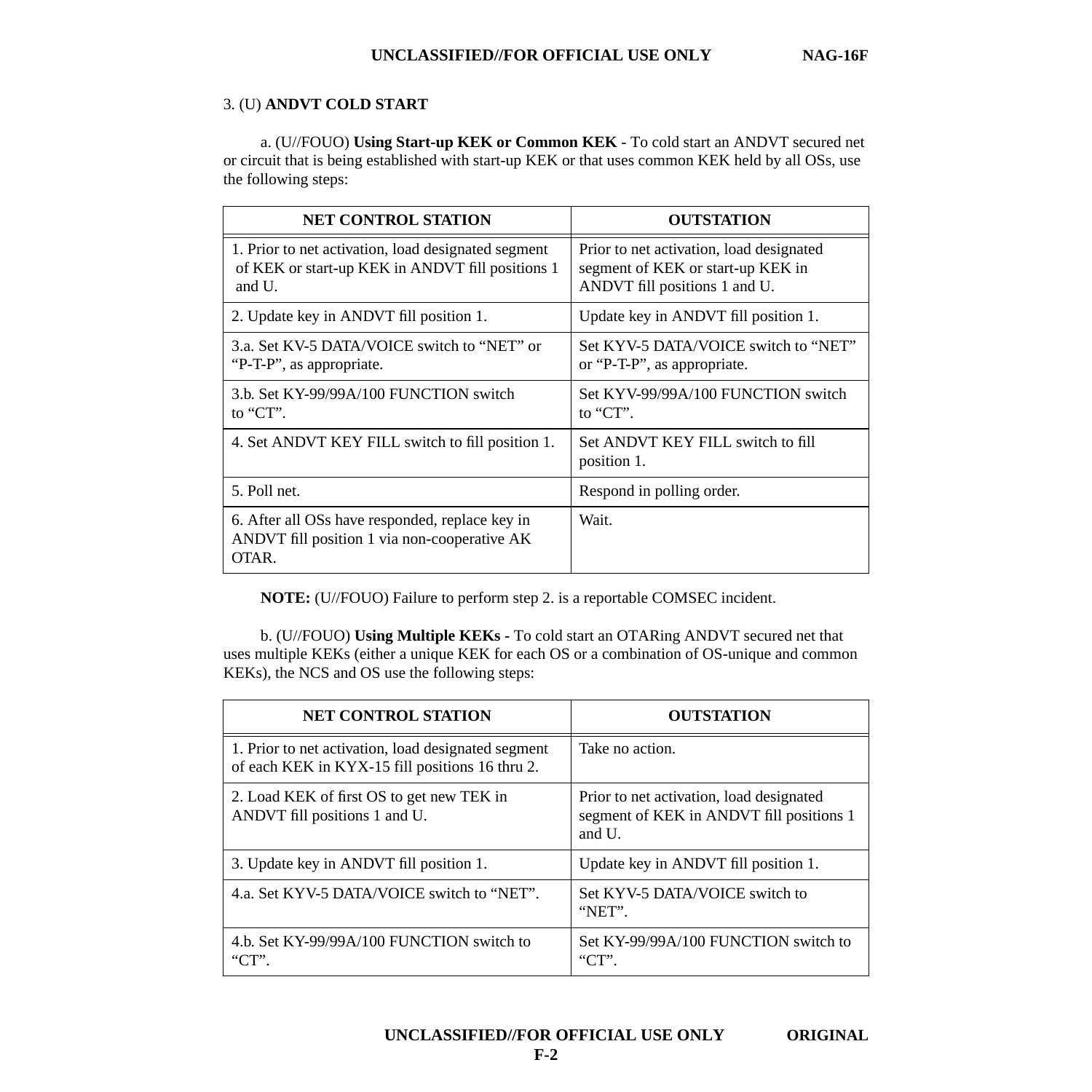3. (U) **ANDVT COLD START**

a. (U//FOUO) **Using Start-up KEK or Common KEK** - To cold start an ANDVT secured net or circuit that is being established with start-up KEK or that uses common KEK held by all OSs, use the following steps:

| NET CONTROL STATION | OUTSTATION |
|---|---|
| 1. Prior to net activation, load designated segment of KEK or start-up KEK in ANDVT fill positions 1 and U. | Prior to net activation, load designated segment of KEK or start-up KEK in ANDVT fill positions 1 and U. |
| 2. Update key in ANDVT fill position 1. | Update key in ANDVT fill position 1. |
| 3.a. Set KV-5 DATA/VOICE switch to “NET” or “P-T-P”, as appropriate. | Set KYV-5 DATA/VOICE switch to “NET” or “P-T-P”, as appropriate. |
| 3.b. Set KY-99/99A/100 FUNCTION switch to “CT”. | Set KYV-99/99A/100 FUNCTION switch to “CT”. |
| 4. Set ANDVT KEY FILL switch to fill position 1. | Set ANDVT KEY FILL switch to fill position 1. |
| 5. Poll net. | Respond in polling order. |
| 6. After all OSs have responded, replace key in ANDVT fill position 1 via non-cooperative AK OTAR. | Wait. |

**NOTE:** (U//FOUO) Failure to perform step 2. is a reportable COMSEC incident.

b. (U//FOUO) **Using Multiple KEKs -** To cold start an OTARing ANDVT secured net that uses multiple KEKs (either a unique KEK for each OS or a combination of OS-unique and common KEKs), the NCS and OS use the following steps:

| NET CONTROL STATION | OUTSTATION |
|---|---|
| 1. Prior to net activation, load designated segment of each KEK in KYX-15 fill positions 16 thru 2. | Take no action. |
| 2. Load KEK of first OS to get new TEK in ANDVT fill positions 1 and U. | Prior to net activation, load designated segment of KEK in ANDVT fill positions 1 and U. |
| 3. Update key in ANDVT fill position 1. | Update key in ANDVT fill position 1. |
| 4.a. Set KYV-5 DATA/VOICE switch to “NET”. | Set KYV-5 DATA/VOICE switch to “NET”. |
| 4.b. Set KY-99/99A/100 FUNCTION switch to “CT”. | Set KY-99/99A/100 FUNCTION switch to “CT”. |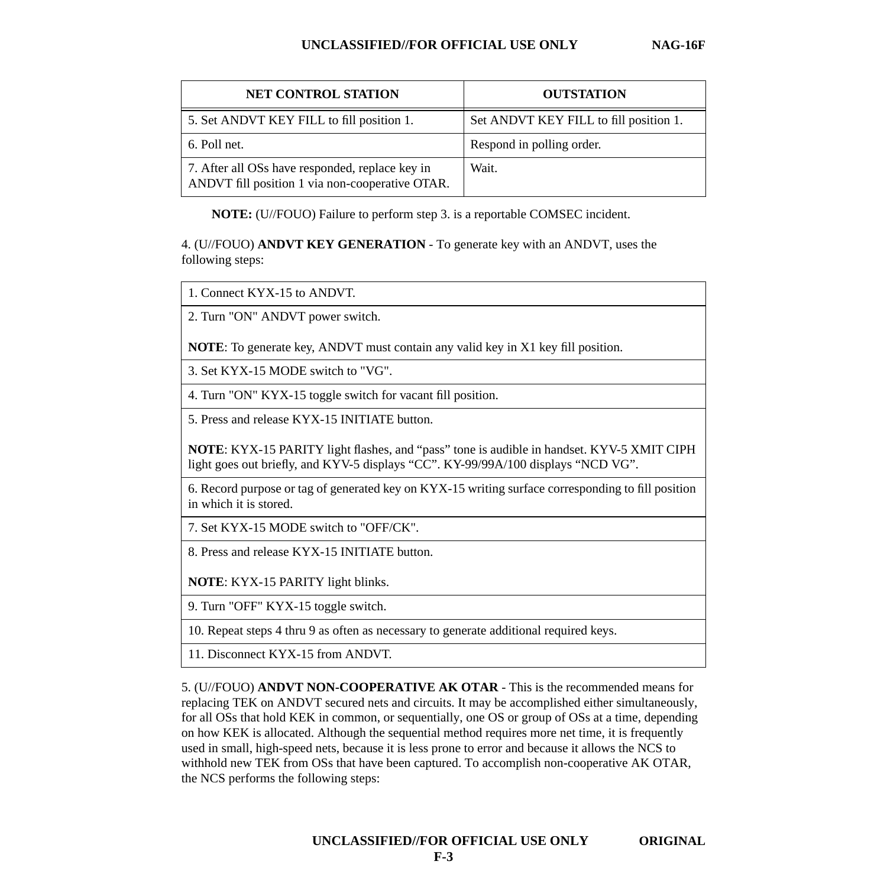| NET CONTROL STATION | OUTSTATION |
|---|---|
| 5. Set ANDVT KEY FILL to fill position 1. | Set ANDVT KEY FILL to fill position 1. |
| 6. Poll net. | Respond in polling order. |
| 7. After all OSs have responded, replace key in ANDVT fill position 1 via non-cooperative OTAR. | Wait. |

**NOTE:** (U//FOUO) Failure to perform step 3. is a reportable COMSEC incident.

4. (U//FOUO) **ANDVT KEY GENERATION** - To generate key with an ANDVT, uses the following steps:

| |
|---|
| 1. Connect KYX-15 to ANDVT. |
| 2. Turn "ON" ANDVT power switch.<br><br>**NOTE**: To generate key, ANDVT must contain any valid key in X1 key fill position. |
| 3. Set KYX-15 MODE switch to "VG". |
| 4. Turn "ON" KYX-15 toggle switch for vacant fill position. |
| 5. Press and release KYX-15 INITIATE button.<br><br>**NOTE**: KYX-15 PARITY light flashes, and "pass" tone is audible in handset. KYV-5 XMIT CIPH light goes out briefly, and KYV-5 displays "CC". KY-99/99A/100 displays "NCD VG". |
| 6. Record purpose or tag of generated key on KYX-15 writing surface corresponding to fill position in which it is stored. |
| 7. Set KYX-15 MODE switch to "OFF/CK". |
| 8. Press and release KYX-15 INITIATE button.<br><br>**NOTE**: KYX-15 PARITY light blinks. |
| 9. Turn "OFF" KYX-15 toggle switch. |
| 10. Repeat steps 4 thru 9 as often as necessary to generate additional required keys. |
| 11. Disconnect KYX-15 from ANDVT. |

5. (U//FOUO) **ANDVT NON-COOPERATIVE AK OTAR** - This is the recommended means for replacing TEK on ANDVT secured nets and circuits. It may be accomplished either simultaneously, for all OSs that hold KEK in common, or sequentially, one OS or group of OSs at a time, depending on how KEK is allocated. Although the sequential method requires more net time, it is frequently used in small, high-speed nets, because it is less prone to error and because it allows the NCS to withhold new TEK from OSs that have been captured. To accomplish non-cooperative AK OTAR, the NCS performs the following steps: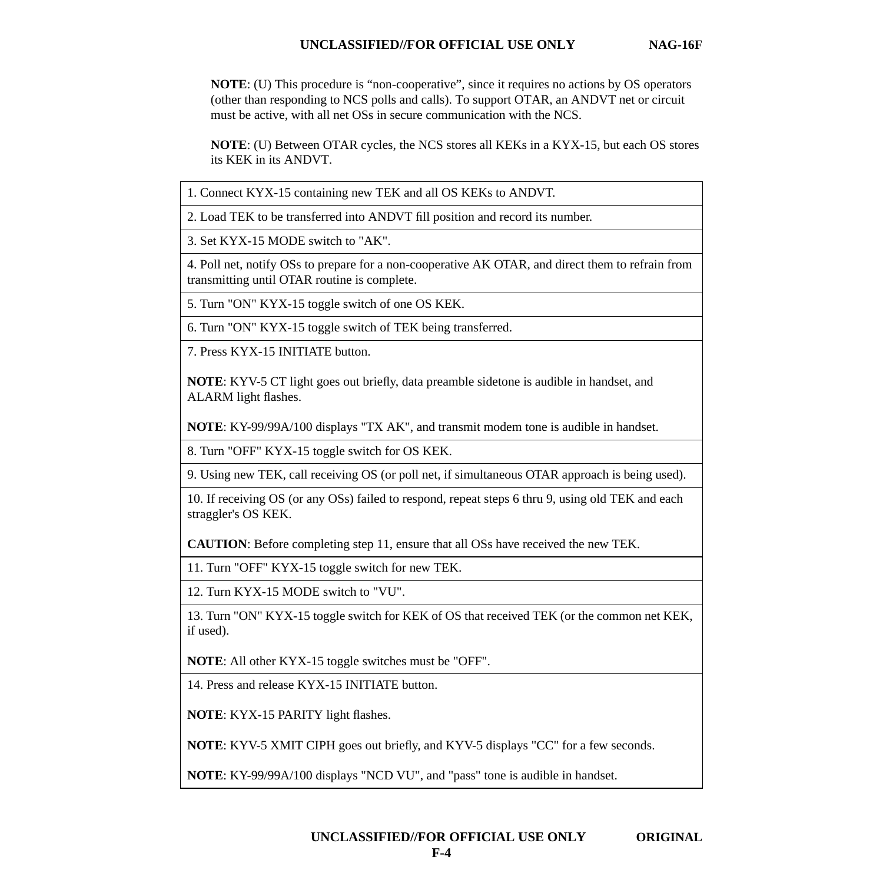**NOTE**: (U) This procedure is “non-cooperative”, since it requires no actions by OS operators (other than responding to NCS polls and calls). To support OTAR, an ANDVT net or circuit must be active, with all net OSs in secure communication with the NCS.

**NOTE**: (U) Between OTAR cycles, the NCS stores all KEKs in a KYX-15, but each OS stores its KEK in its ANDVT.

| |
|---|
| 1. Connect KYX-15 containing new TEK and all OS KEKs to ANDVT. |
| 2. Load TEK to be transferred into ANDVT fill position and record its number. |
| 3. Set KYX-15 MODE switch to "AK". |
| 4. Poll net, notify OSs to prepare for a non-cooperative AK OTAR, and direct them to refrain from transmitting until OTAR routine is complete. |
| 5. Turn "ON" KYX-15 toggle switch of one OS KEK. |
| 6. Turn "ON" KYX-15 toggle switch of TEK being transferred. |
| 7. Press KYX-15 INITIATE button.<br><br>**NOTE**: KYV-5 CT light goes out briefly, data preamble sidetone is audible in handset, and ALARM light flashes.<br><br>**NOTE**: KY-99/99A/100 displays "TX AK", and transmit modem tone is audible in handset. |
| 8. Turn "OFF" KYX-15 toggle switch for OS KEK. |
| 9. Using new TEK, call receiving OS (or poll net, if simultaneous OTAR approach is being used). |
| 10. If receiving OS (or any OSs) failed to respond, repeat steps 6 thru 9, using old TEK and each straggler's OS KEK.<br><br>**CAUTION**: Before completing step 11, ensure that all OSs have received the new TEK. |
| 11. Turn "OFF" KYX-15 toggle switch for new TEK. |
| 12. Turn KYX-15 MODE switch to "VU". |
| 13. Turn "ON" KYX-15 toggle switch for KEK of OS that received TEK (or the common net KEK, if used).<br><br>**NOTE**: All other KYX-15 toggle switches must be "OFF". |
| 14. Press and release KYX-15 INITIATE button.<br><br>**NOTE**: KYX-15 PARITY light flashes.<br><br>**NOTE**: KYV-5 XMIT CIPH goes out briefly, and KYV-5 displays "CC" for a few seconds.<br><br>**NOTE**: KY-99/99A/100 displays "NCD VU", and "pass" tone is audible in handset. |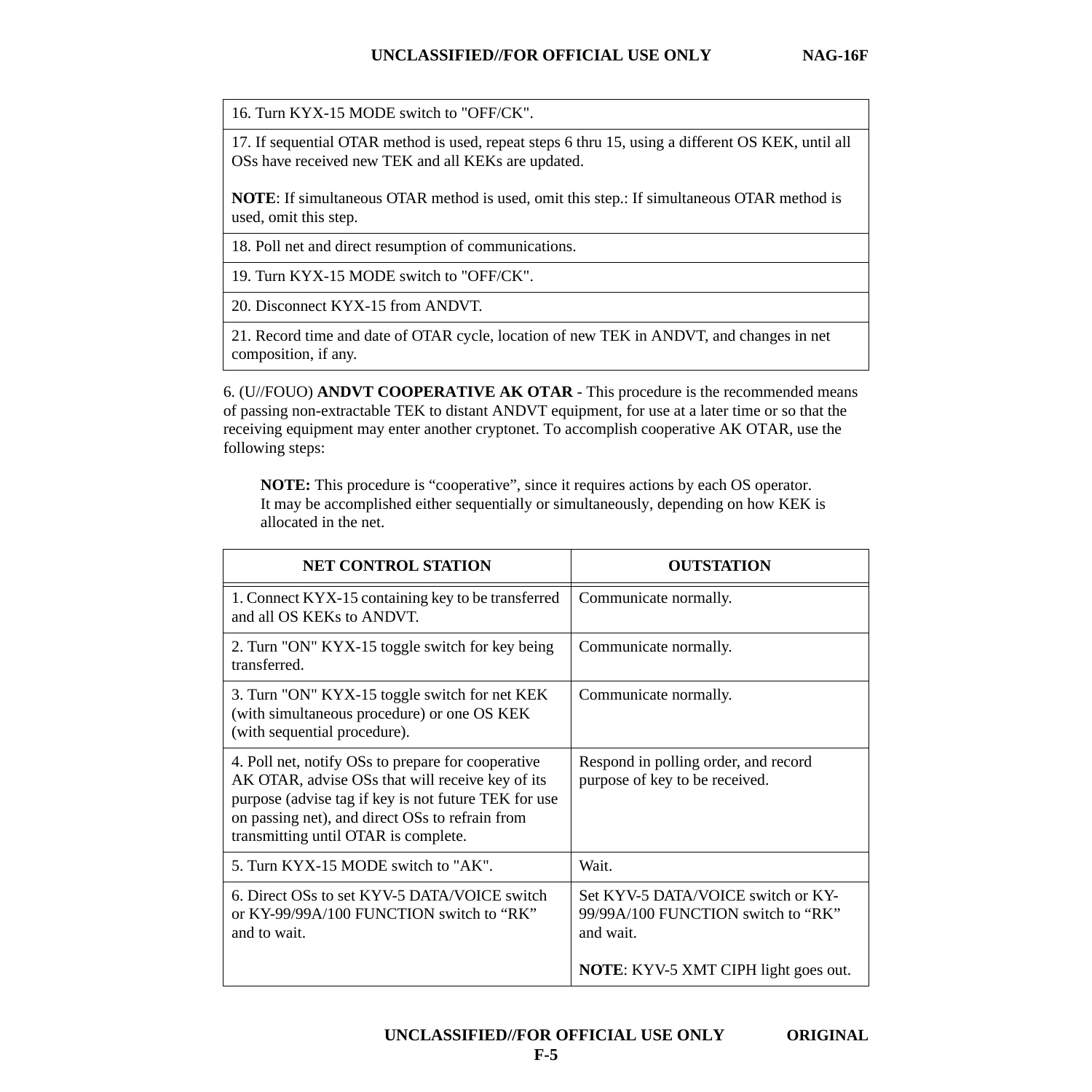| 16. Turn KYX-15 MODE switch to "OFF/CK". |
|---|
| 17. If sequential OTAR method is used, repeat steps 6 thru 15, using a different OS KEK, until all OSs have received new TEK and all KEKs are updated.<br><br>**NOTE**: If simultaneous OTAR method is used, omit this step.: If simultaneous OTAR method is used, omit this step. |
| 18. Poll net and direct resumption of communications. |
| 19. Turn KYX-15 MODE switch to "OFF/CK". |
| 20. Disconnect KYX-15 from ANDVT. |
| 21. Record time and date of OTAR cycle, location of new TEK in ANDVT, and changes in net composition, if any. |

6. (U//FOUO) **ANDVT COOPERATIVE AK OTAR** - This procedure is the recommended means of passing non-extractable TEK to distant ANDVT equipment, for use at a later time or so that the receiving equipment may enter another cryptonet. To accomplish cooperative AK OTAR, use the following steps:

> **NOTE:** This procedure is "cooperative", since it requires actions by each OS operator. It may be accomplished either sequentially or simultaneously, depending on how KEK is allocated in the net.

| NET CONTROL STATION | OUTSTATION |
|---|---|
| 1. Connect KYX-15 containing key to be transferred and all OS KEKs to ANDVT. | Communicate normally. |
| 2. Turn "ON" KYX-15 toggle switch for key being transferred. | Communicate normally. |
| 3. Turn "ON" KYX-15 toggle switch for net KEK (with simultaneous procedure) or one OS KEK (with sequential procedure). | Communicate normally. |
| 4. Poll net, notify OSs to prepare for cooperative AK OTAR, advise OSs that will receive key of its purpose (advise tag if key is not future TEK for use on passing net), and direct OSs to refrain from transmitting until OTAR is complete. | Respond in polling order, and record purpose of key to be received. |
| 5. Turn KYX-15 MODE switch to "AK". | Wait. |
| 6. Direct OSs to set KYV-5 DATA/VOICE switch or KY-99/99A/100 FUNCTION switch to "RK" and to wait. | Set KYV-5 DATA/VOICE switch or KY-99/99A/100 FUNCTION switch to "RK" and wait.<br><br>**NOTE**: KYV-5 XMT CIPH light goes out. |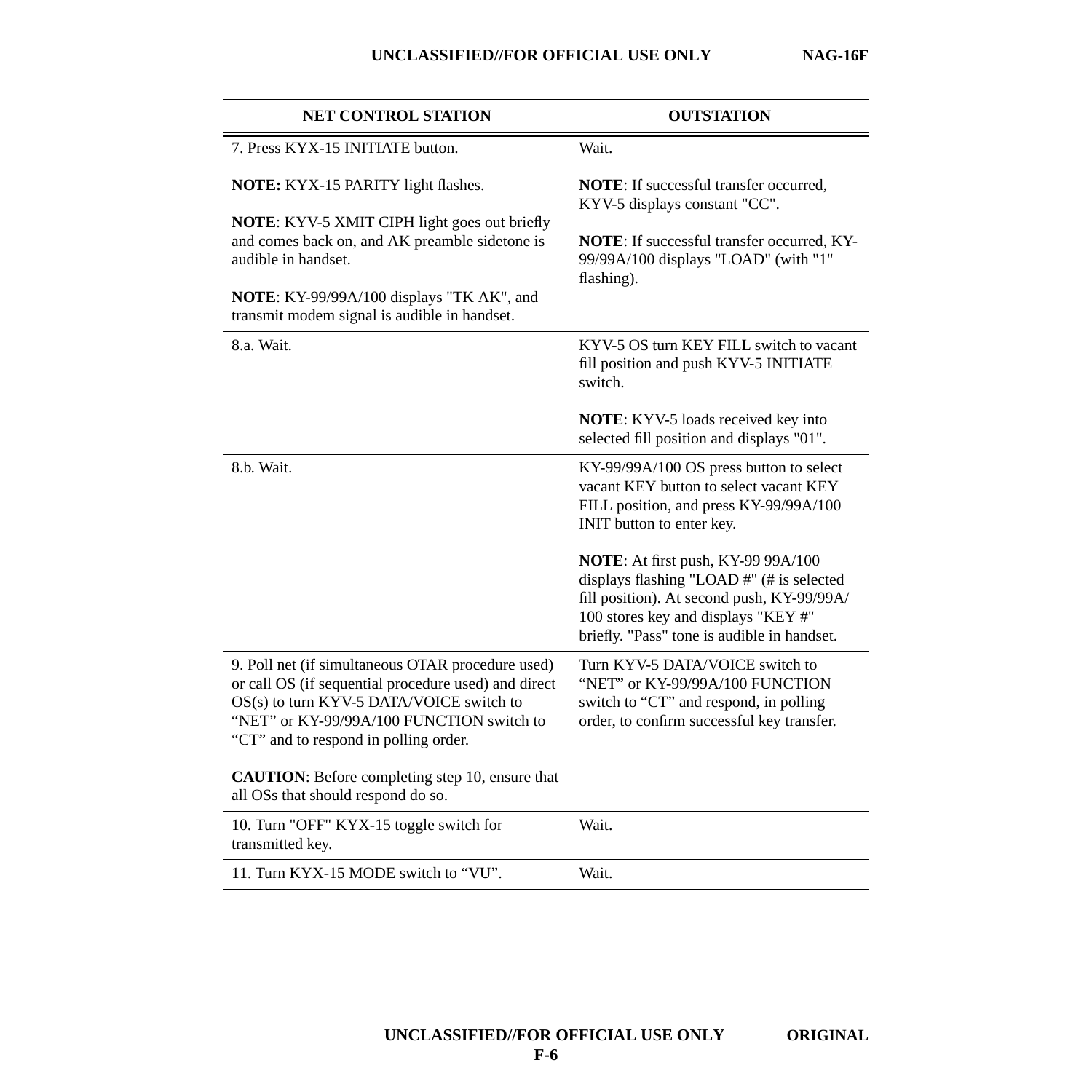| NET CONTROL STATION | OUTSTATION |
|---|---|
| 7. Press KYX-15 INITIATE button.<br><br>**NOTE:** KYX-15 PARITY light flashes.<br><br>**NOTE**: KYV-5 XMIT CIPH light goes out briefly and comes back on, and AK preamble sidetone is audible in handset.<br><br>**NOTE**: KY-99/99A/100 displays "TK AK", and transmit modem signal is audible in handset. | Wait.<br><br>**NOTE**: If successful transfer occurred, KYV-5 displays constant "CC".<br><br>**NOTE**: If successful transfer occurred, KY-99/99A/100 displays "LOAD" (with "1" flashing). |
| 8.a. Wait. | KYV-5 OS turn KEY FILL switch to vacant fill position and push KYV-5 INITIATE switch.<br><br>**NOTE**: KYV-5 loads received key into selected fill position and displays "01". |
| 8.b. Wait. | KY-99/99A/100 OS press button to select vacant KEY button to select vacant KEY FILL position, and press KY-99/99A/100 INIT button to enter key.<br><br>**NOTE**: At first push, KY-99 99A/100 displays flashing "LOAD #" (# is selected fill position). At second push, KY-99/99A/100 stores key and displays "KEY #" briefly. "Pass" tone is audible in handset. |
| 9. Poll net (if simultaneous OTAR procedure used) or call OS (if sequential procedure used) and direct OS(s) to turn KYV-5 DATA/VOICE switch to “NET” or KY-99/99A/100 FUNCTION switch to “CT” and to respond in polling order.<br><br>**CAUTION**: Before completing step 10, ensure that all OSs that should respond do so. | Turn KYV-5 DATA/VOICE switch to “NET” or KY-99/99A/100 FUNCTION switch to “CT” and respond, in polling order, to confirm successful key transfer. |
| 10. Turn "OFF" KYX-15 toggle switch for transmitted key. | Wait. |
| 11. Turn KYX-15 MODE switch to “VU”. | Wait. |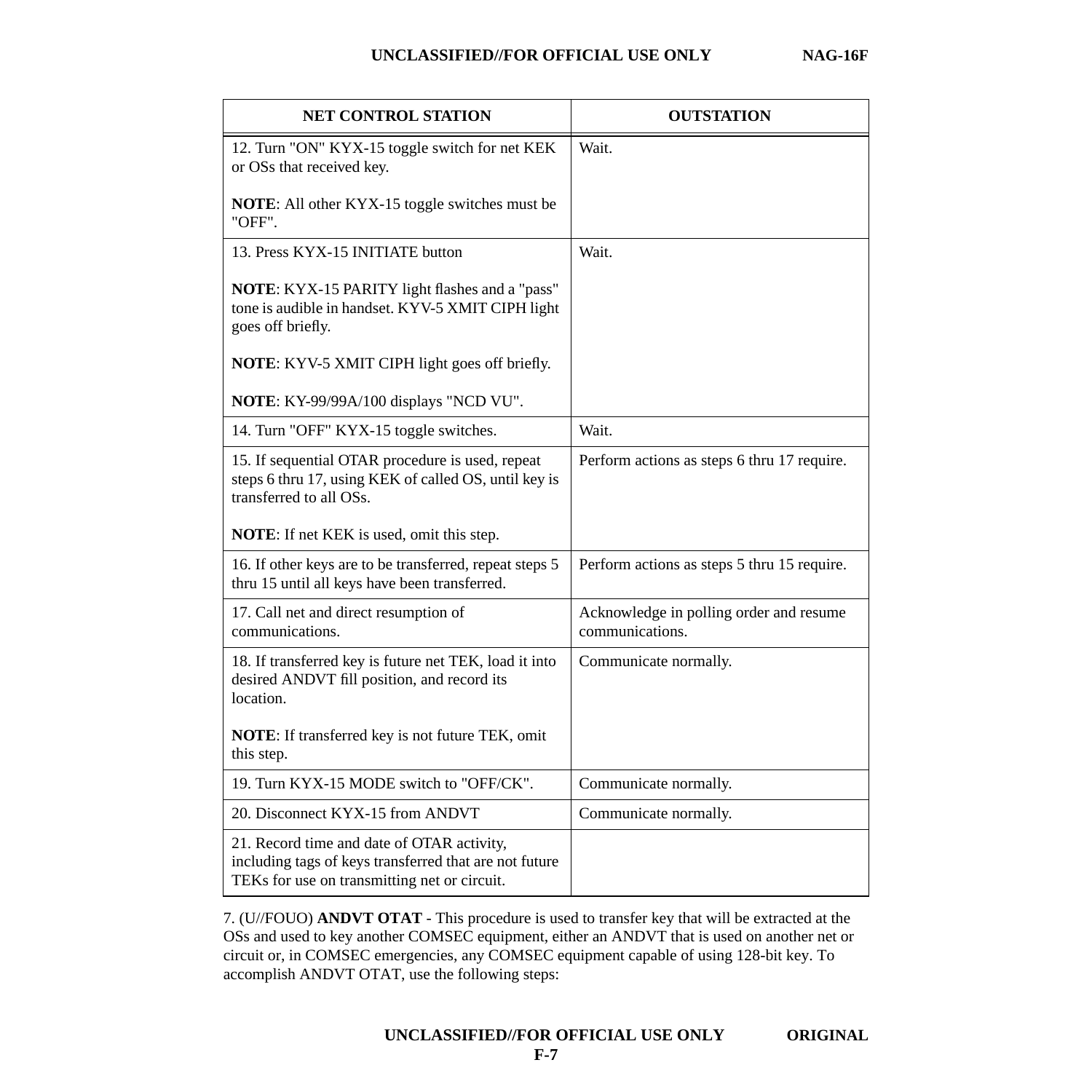| NET CONTROL STATION | OUTSTATION |
|---|---|
| 12. Turn "ON" KYX-15 toggle switch for net KEK or OSs that received key.<br><br>**NOTE**: All other KYX-15 toggle switches must be "OFF". | Wait. |
| 13. Press KYX-15 INITIATE button<br><br>**NOTE**: KYX-15 PARITY light flashes and a "pass" tone is audible in handset. KYV-5 XMIT CIPH light goes off briefly.<br><br>**NOTE**: KYV-5 XMIT CIPH light goes off briefly.<br><br>**NOTE**: KY-99/99A/100 displays "NCD VU". | Wait. |
| 14. Turn "OFF" KYX-15 toggle switches. | Wait. |
| 15. If sequential OTAR procedure is used, repeat steps 6 thru 17, using KEK of called OS, until key is transferred to all OSs.<br><br>**NOTE**: If net KEK is used, omit this step. | Perform actions as steps 6 thru 17 require. |
| 16. If other keys are to be transferred, repeat steps 5 thru 15 until all keys have been transferred. | Perform actions as steps 5 thru 15 require. |
| 17. Call net and direct resumption of communications. | Acknowledge in polling order and resume communications. |
| 18. If transferred key is future net TEK, load it into desired ANDVT fill position, and record its location.<br><br>**NOTE**: If transferred key is not future TEK, omit this step. | Communicate normally. |
| 19. Turn KYX-15 MODE switch to "OFF/CK". | Communicate normally. |
| 20. Disconnect KYX-15 from ANDVT | Communicate normally. |
| 21. Record time and date of OTAR activity, including tags of keys transferred that are not future TEKs for use on transmitting net or circuit. | |

7. (U//FOUO) **ANDVT OTAT** - This procedure is used to transfer key that will be extracted at the OSs and used to key another COMSEC equipment, either an ANDVT that is used on another net or circuit or, in COMSEC emergencies, any COMSEC equipment capable of using 128-bit key. To accomplish ANDVT OTAT, use the following steps: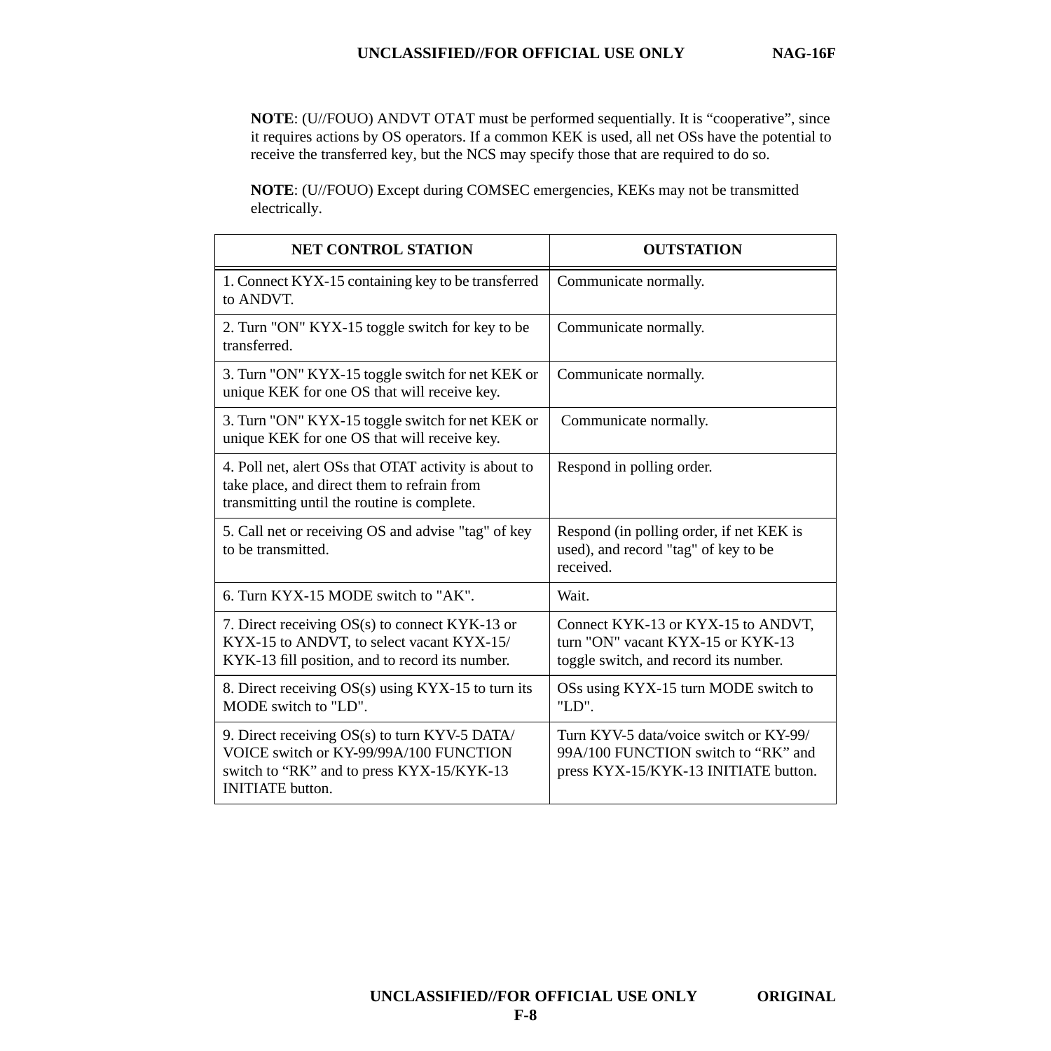**NOTE**: (U//FOUO) ANDVT OTAT must be performed sequentially. It is "cooperative", since it requires actions by OS operators. If a common KEK is used, all net OSs have the potential to receive the transferred key, but the NCS may specify those that are required to do so.

**NOTE**: (U//FOUO) Except during COMSEC emergencies, KEKs may not be transmitted electrically.

| NET CONTROL STATION | OUTSTATION |
|---|---|
| 1. Connect KYX-15 containing key to be transferred to ANDVT. | Communicate normally. |
| 2. Turn "ON" KYX-15 toggle switch for key to be transferred. | Communicate normally. |
| 3. Turn "ON" KYX-15 toggle switch for net KEK or unique KEK for one OS that will receive key. | Communicate normally. |
| 3. Turn "ON" KYX-15 toggle switch for net KEK or unique KEK for one OS that will receive key. | Communicate normally. |
| 4. Poll net, alert OSs that OTAT activity is about to take place, and direct them to refrain from transmitting until the routine is complete. | Respond in polling order. |
| 5. Call net or receiving OS and advise "tag" of key to be transmitted. | Respond (in polling order, if net KEK is used), and record "tag" of key to be received. |
| 6. Turn KYX-15 MODE switch to "AK". | Wait. |
| 7. Direct receiving OS(s) to connect KYK-13 or KYX-15 to ANDVT, to select vacant KYX-15/ KYK-13 fill position, and to record its number. | Connect KYK-13 or KYX-15 to ANDVT, turn "ON" vacant KYX-15 or KYK-13 toggle switch, and record its number. |
| 8. Direct receiving OS(s) using KYX-15 to turn its MODE switch to "LD". | OSs using KYX-15 turn MODE switch to "LD". |
| 9. Direct receiving OS(s) to turn KYV-5 DATA/ VOICE switch or KY-99/99A/100 FUNCTION switch to "RK" and to press KYX-15/KYK-13 INITIATE button. | Turn KYV-5 data/voice switch or KY-99/ 99A/100 FUNCTION switch to "RK" and press KYX-15/KYK-13 INITIATE button. |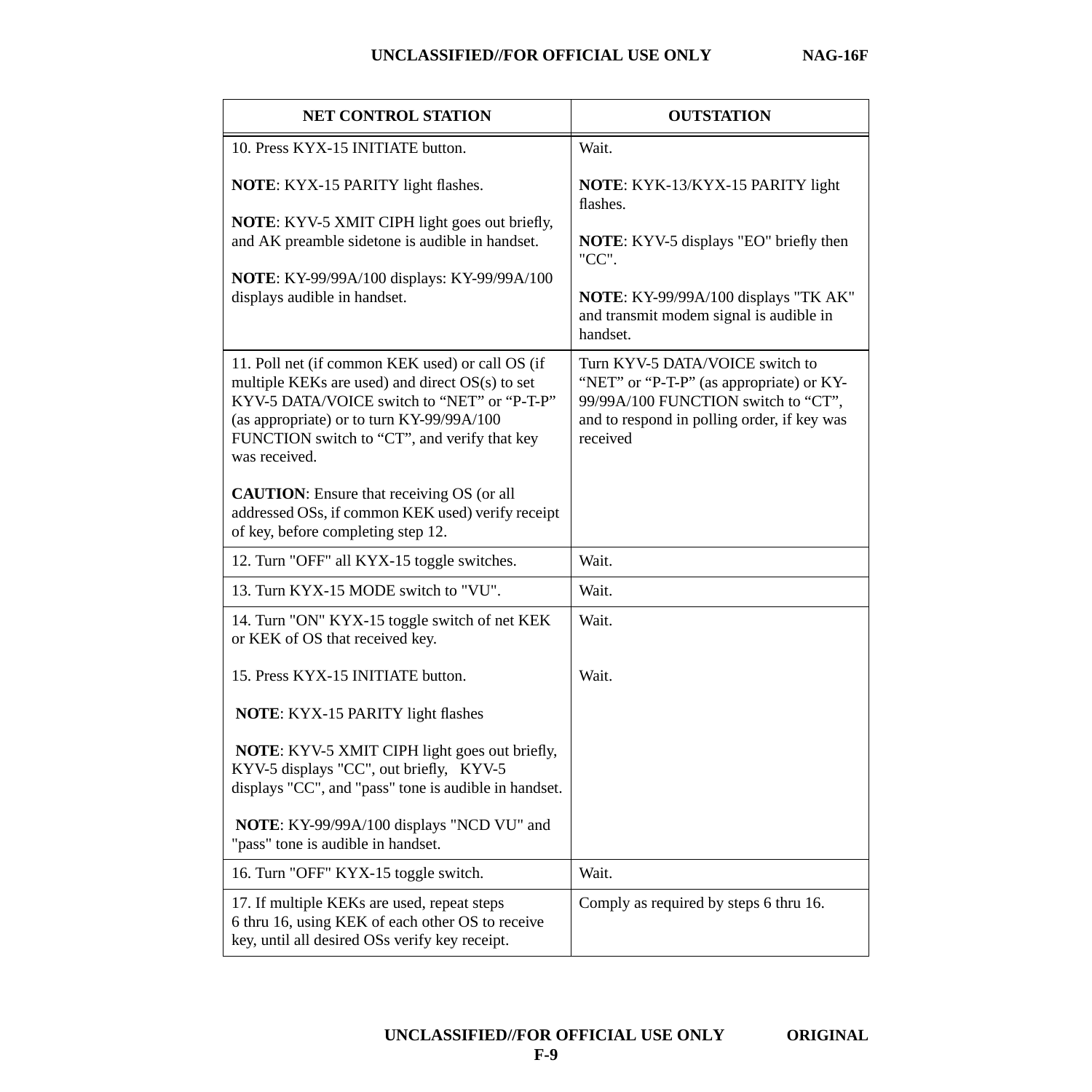| NET CONTROL STATION | OUTSTATION |
|---|---|
| 10. Press KYX-15 INITIATE button.<br><br>**NOTE**: KYX-15 PARITY light flashes.<br><br>**NOTE**: KYV-5 XMIT CIPH light goes out briefly, and AK preamble sidetone is audible in handset.<br><br>**NOTE**: KY-99/99A/100 displays: KY-99/99A/100 displays audible in handset. | Wait.<br><br>**NOTE**: KYK-13/KYX-15 PARITY light flashes.<br><br>**NOTE**: KYV-5 displays "EO" briefly then "CC".<br><br>**NOTE**: KY-99/99A/100 displays "TK AK" and transmit modem signal is audible in handset. |
| 11. Poll net (if common KEK used) or call OS (if multiple KEKs are used) and direct OS(s) to set KYV-5 DATA/VOICE switch to "NET" or "P-T-P" (as appropriate) or to turn KY-99/99A/100 FUNCTION switch to "CT", and verify that key was received.<br><br>**CAUTION**: Ensure that receiving OS (or all addressed OSs, if common KEK used) verify receipt of key, before completing step 12. | Turn KYV-5 DATA/VOICE switch to "NET" or "P-T-P" (as appropriate) or KY-99/99A/100 FUNCTION switch to "CT", and to respond in polling order, if key was received |
| 12. Turn "OFF" all KYX-15 toggle switches. | Wait. |
| 13. Turn KYX-15 MODE switch to "VU". | Wait. |
| 14. Turn "ON" KYX-15 toggle switch of net KEK or KEK of OS that received key.<br><br>15. Press KYX-15 INITIATE button.<br><br>**NOTE**: KYX-15 PARITY light flashes<br><br>**NOTE**: KYV-5 XMIT CIPH light goes out briefly, KYV-5 displays "CC", out briefly, KYV-5 displays "CC", and "pass" tone is audible in handset.<br><br>**NOTE**: KY-99/99A/100 displays "NCD VU" and "pass" tone is audible in handset. | Wait.<br><br>Wait. |
| 16. Turn "OFF" KYX-15 toggle switch. | Wait. |
| 17. If multiple KEKs are used, repeat steps 6 thru 16, using KEK of each other OS to receive key, until all desired OSs verify key receipt. | Comply as required by steps 6 thru 16. |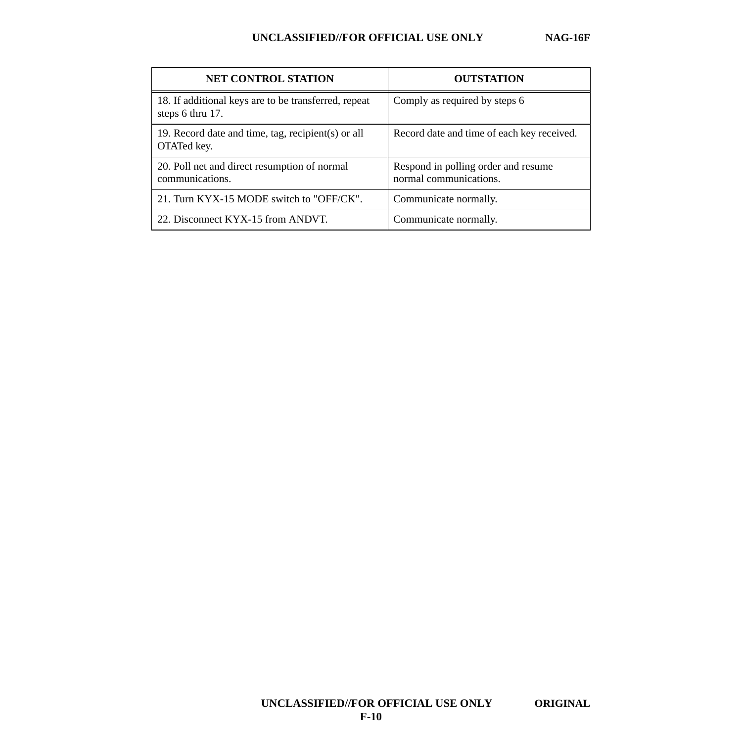| NET CONTROL STATION | OUTSTATION |
|---|---|
| 18. If additional keys are to be transferred, repeat steps 6 thru 17. | Comply as required by steps 6 |
| 19. Record date and time, tag, recipient(s) or all OTATed key. | Record date and time of each key received. |
| 20. Poll net and direct resumption of normal communications. | Respond in polling order and resume normal communications. |
| 21. Turn KYX-15 MODE switch to "OFF/CK". | Communicate normally. |
| 22. Disconnect KYX-15 from ANDVT. | Communicate normally. |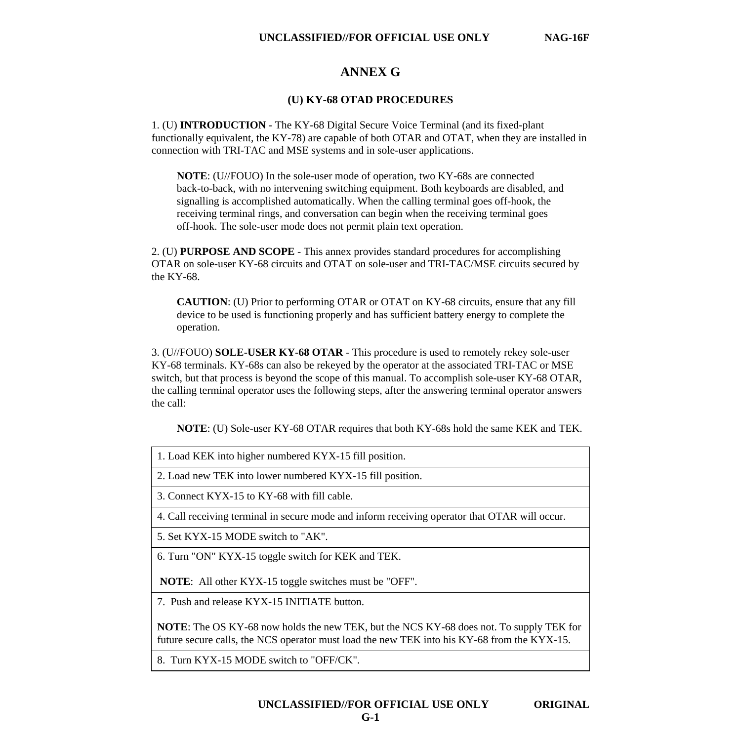# ANNEX G

## (U) KY-68 OTAD PROCEDURES

1. (U) **INTRODUCTION** - The KY-68 Digital Secure Voice Terminal (and its fixed-plant functionally equivalent, the KY-78) are capable of both OTAR and OTAT, when they are installed in connection with TRI-TAC and MSE systems and in sole-user applications.

> **NOTE**: (U//FOUO) In the sole-user mode of operation, two KY-68s are connected back-to-back, with no intervening switching equipment. Both keyboards are disabled, and signalling is accomplished automatically. When the calling terminal goes off-hook, the receiving terminal rings, and conversation can begin when the receiving terminal goes off-hook. The sole-user mode does not permit plain text operation.

2. (U) **PURPOSE AND SCOPE** - This annex provides standard procedures for accomplishing OTAR on sole-user KY-68 circuits and OTAT on sole-user and TRI-TAC/MSE circuits secured by the KY-68.

> **CAUTION**: (U) Prior to performing OTAR or OTAT on KY-68 circuits, ensure that any fill device to be used is functioning properly and has sufficient battery energy to complete the operation.

3. (U//FOUO) **SOLE-USER KY-68 OTAR** - This procedure is used to remotely rekey sole-user KY-68 terminals. KY-68s can also be rekeyed by the operator at the associated TRI-TAC or MSE switch, but that process is beyond the scope of this manual. To accomplish sole-user KY-68 OTAR, the calling terminal operator uses the following steps, after the answering terminal operator answers the call:

> **NOTE**: (U) Sole-user KY-68 OTAR requires that both KY-68s hold the same KEK and TEK.

| |
|---|
| 1. Load KEK into higher numbered KYX-15 fill position. |
| 2. Load new TEK into lower numbered KYX-15 fill position. |
| 3. Connect KYX-15 to KY-68 with fill cable. |
| 4. Call receiving terminal in secure mode and inform receiving operator that OTAR will occur. |
| 5. Set KYX-15 MODE switch to "AK". |
| 6. Turn "ON" KYX-15 toggle switch for KEK and TEK.<br><br>**NOTE**: All other KYX-15 toggle switches must be "OFF". |
| 7. Push and release KYX-15 INITIATE button.<br><br>**NOTE**: The OS KY-68 now holds the new TEK, but the NCS KY-68 does not. To supply TEK for future secure calls, the NCS operator must load the new TEK into his KY-68 from the KYX-15. |
| 8. Turn KYX-15 MODE switch to "OFF/CK". |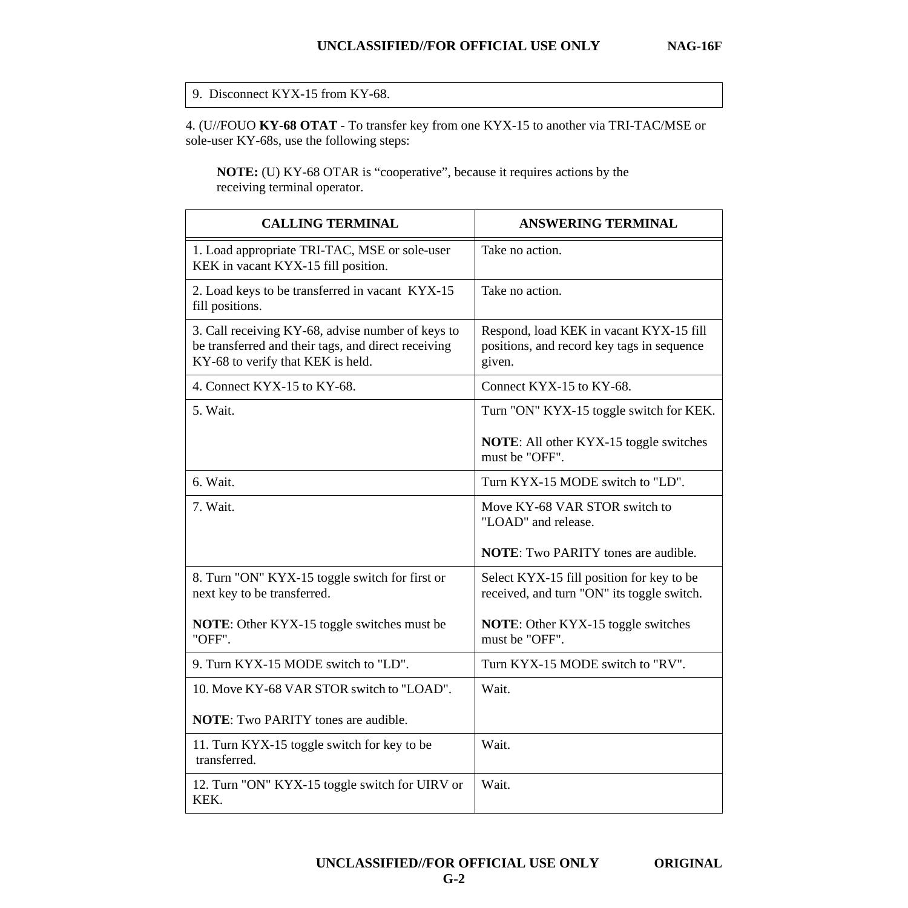| 9. Disconnect KYX-15 from KY-68. |
|---|

4. (U//FOUO **KY-68 OTAT** - To transfer key from one KYX-15 to another via TRI-TAC/MSE or sole-user KY-68s, use the following steps:

**NOTE:** (U) KY-68 OTAR is "cooperative", because it requires actions by the receiving terminal operator.

| CALLING TERMINAL | ANSWERING TERMINAL |
|---|---|
| 1. Load appropriate TRI-TAC, MSE or sole-user KEK in vacant KYX-15 fill position. | Take no action. |
| 2. Load keys to be transferred in vacant KYX-15 fill positions. | Take no action. |
| 3. Call receiving KY-68, advise number of keys to be transferred and their tags, and direct receiving KY-68 to verify that KEK is held. | Respond, load KEK in vacant KYX-15 fill positions, and record key tags in sequence given. |
| 4. Connect KYX-15 to KY-68. | Connect KYX-15 to KY-68. |
| 5. Wait. | Turn "ON" KYX-15 toggle switch for KEK.<br><br>**NOTE**: All other KYX-15 toggle switches must be "OFF". |
| 6. Wait. | Turn KYX-15 MODE switch to "LD". |
| 7. Wait. | Move KY-68 VAR STOR switch to "LOAD" and release.<br><br>**NOTE**: Two PARITY tones are audible. |
| 8. Turn "ON" KYX-15 toggle switch for first or next key to be transferred.<br><br>**NOTE**: Other KYX-15 toggle switches must be "OFF". | Select KYX-15 fill position for key to be received, and turn "ON" its toggle switch.<br><br>**NOTE**: Other KYX-15 toggle switches must be "OFF". |
| 9. Turn KYX-15 MODE switch to "LD". | Turn KYX-15 MODE switch to "RV". |
| 10. Move KY-68 VAR STOR switch to "LOAD".<br><br>**NOTE**: Two PARITY tones are audible. | Wait. |
| 11. Turn KYX-15 toggle switch for key to be transferred. | Wait. |
| 12. Turn "ON" KYX-15 toggle switch for UIRV or KEK. | Wait. |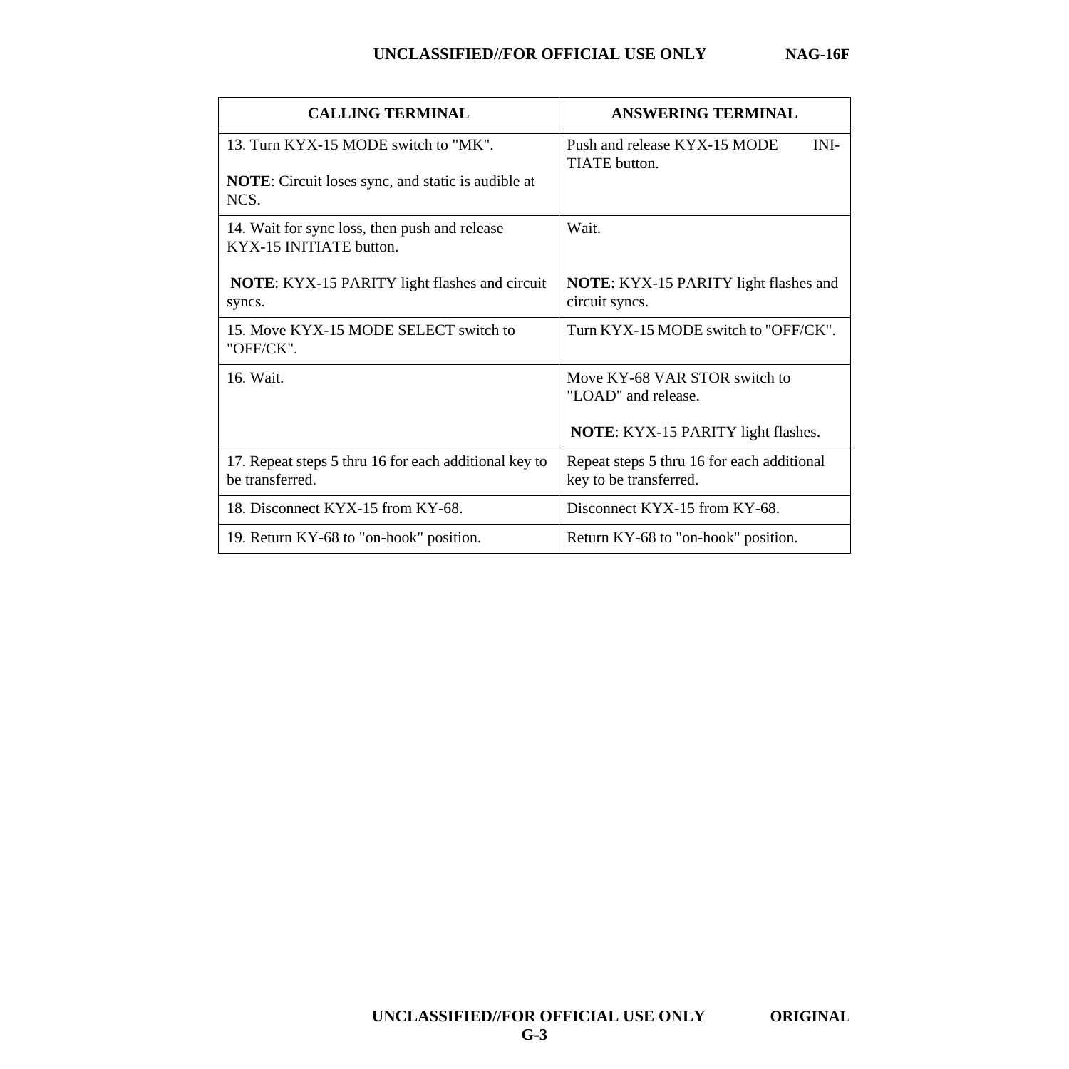| CALLING TERMINAL | ANSWERING TERMINAL |
|---|---|
| 13. Turn KYX-15 MODE switch to "MK".<br><br>**NOTE**: Circuit loses sync, and static is audible at NCS. | Push and release KYX-15 MODE INITIATE button. |
| 14. Wait for sync loss, then push and release KYX-15 INITIATE button.<br><br>**NOTE**: KYX-15 PARITY light flashes and circuit syncs. | Wait.<br><br>**NOTE**: KYX-15 PARITY light flashes and circuit syncs. |
| 15. Move KYX-15 MODE SELECT switch to "OFF/CK". | Turn KYX-15 MODE switch to "OFF/CK". |
| 16. Wait. | Move KY-68 VAR STOR switch to "LOAD" and release.<br><br>**NOTE**: KYX-15 PARITY light flashes. |
| 17. Repeat steps 5 thru 16 for each additional key to be transferred. | Repeat steps 5 thru 16 for each additional key to be transferred. |
| 18. Disconnect KYX-15 from KY-68. | Disconnect KYX-15 from KY-68. |
| 19. Return KY-68 to "on-hook" position. | Return KY-68 to "on-hook" position. |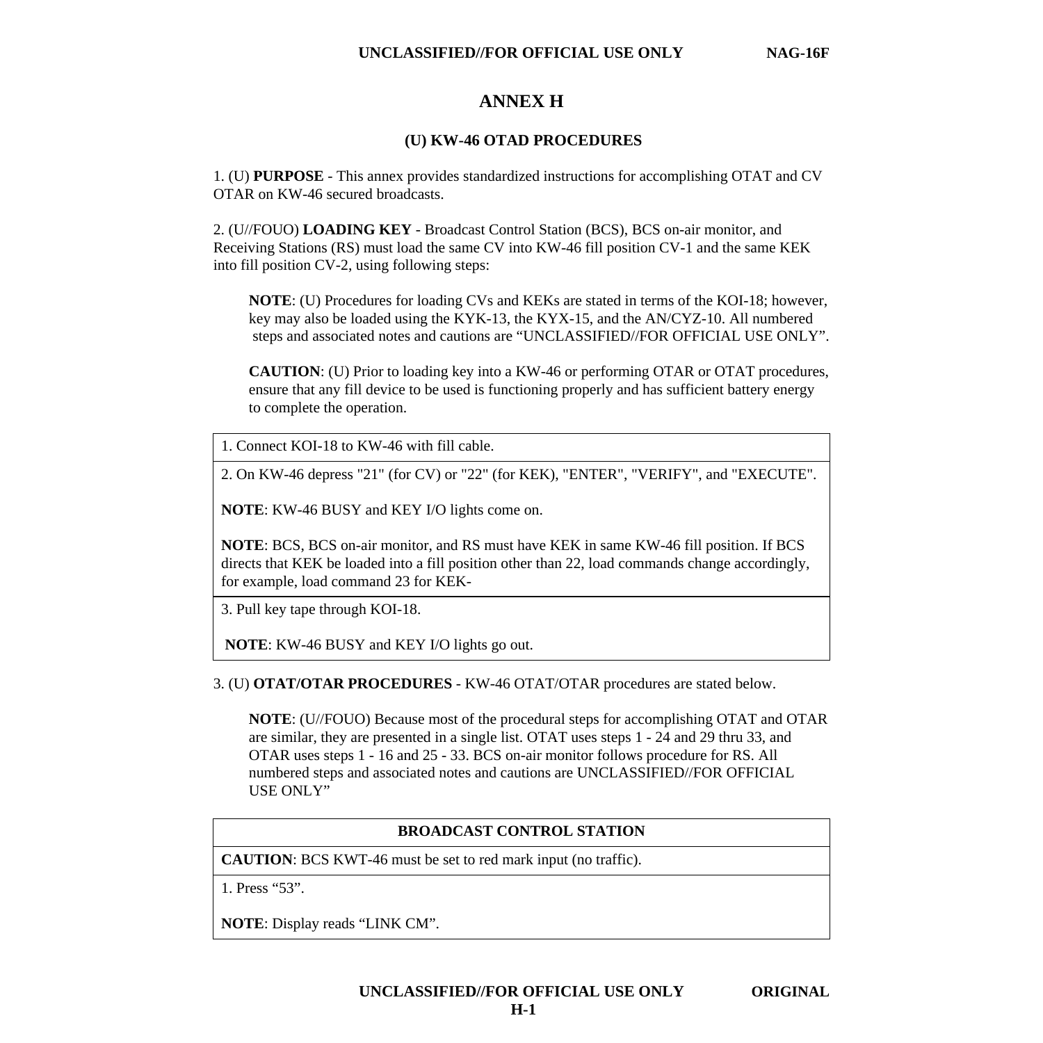# ANNEX H

## (U) KW-46 OTAD PROCEDURES

1. (U) **PURPOSE** - This annex provides standardized instructions for accomplishing OTAT and CV OTAR on KW-46 secured broadcasts.

2. (U//FOUO) **LOADING KEY** - Broadcast Control Station (BCS), BCS on-air monitor, and Receiving Stations (RS) must load the same CV into KW-46 fill position CV-1 and the same KEK into fill position CV-2, using following steps:

> **NOTE**: (U) Procedures for loading CVs and KEKs are stated in terms of the KOI-18; however, key may also be loaded using the KYK-13, the KYX-15, and the AN/CYZ-10. All numbered steps and associated notes and cautions are "UNCLASSIFIED//FOR OFFICIAL USE ONLY".
>
> **CAUTION**: (U) Prior to loading key into a KW-46 or performing OTAR or OTAT procedures, ensure that any fill device to be used is functioning properly and has sufficient battery energy to complete the operation.

| |
|---|
| 1. Connect KOI-18 to KW-46 with fill cable. |
| 2. On KW-46 depress "21" (for CV) or "22" (for KEK), "ENTER", "VERIFY", and "EXECUTE".<br><br>**NOTE**: KW-46 BUSY and KEY I/O lights come on.<br><br>**NOTE**: BCS, BCS on-air monitor, and RS must have KEK in same KW-46 fill position. If BCS directs that KEK be loaded into a fill position other than 22, load commands change accordingly, for example, load command 23 for KEK- |
| 3. Pull key tape through KOI-18.<br><br>**NOTE**: KW-46 BUSY and KEY I/O lights go out. |

3. (U) **OTAT/OTAR PROCEDURES** - KW-46 OTAT/OTAR procedures are stated below.

> **NOTE**: (U//FOUO) Because most of the procedural steps for accomplishing OTAT and OTAR are similar, they are presented in a single list. OTAT uses steps 1 - 24 and 29 thru 33, and OTAR uses steps 1 - 16 and 25 - 33. BCS on-air monitor follows procedure for RS. All numbered steps and associated notes and cautions are UNCLASSIFIED//FOR OFFICIAL USE ONLY"

| **BROADCAST CONTROL STATION** |
|---|
| **CAUTION**: BCS KWT-46 must be set to red mark input (no traffic). |
| 1. Press "53".<br><br>**NOTE**: Display reads "LINK CM". |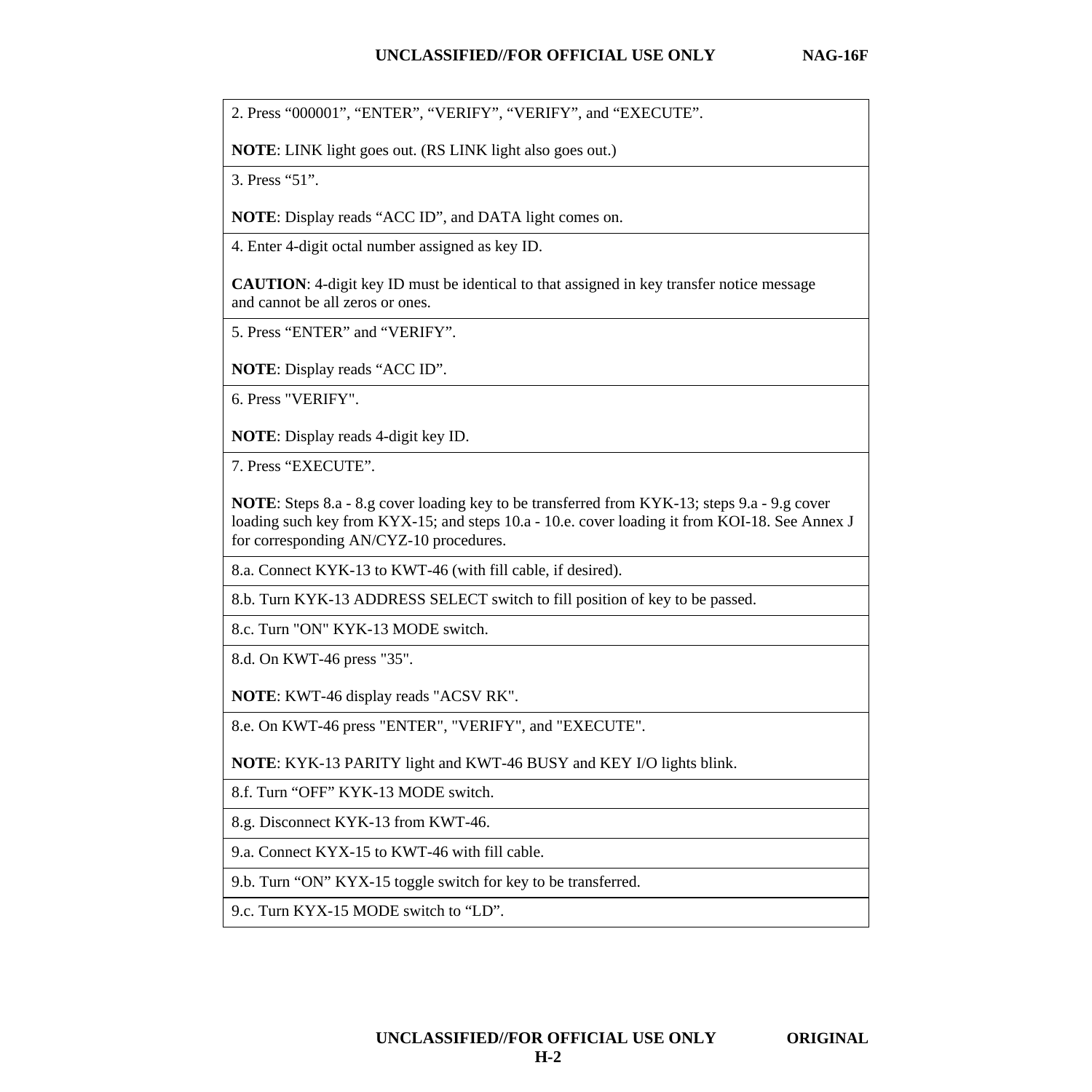| |
|---|
| 2. Press “000001”, “ENTER”, “VERIFY”, “VERIFY”, and “EXECUTE”.<br><br>**NOTE**: LINK light goes out. (RS LINK light also goes out.) |
| 3. Press “51”.<br><br>**NOTE**: Display reads “ACC ID”, and DATA light comes on. |
| 4. Enter 4-digit octal number assigned as key ID.<br><br>**CAUTION**: 4-digit key ID must be identical to that assigned in key transfer notice message and cannot be all zeros or ones. |
| 5. Press “ENTER” and “VERIFY”.<br><br>**NOTE**: Display reads “ACC ID”. |
| 6. Press "VERIFY".<br><br>**NOTE**: Display reads 4-digit key ID. |
| 7. Press “EXECUTE”.<br><br>**NOTE**: Steps 8.a - 8.g cover loading key to be transferred from KYK-13; steps 9.a - 9.g cover loading such key from KYX-15; and steps 10.a - 10.e. cover loading it from KOI-18. See Annex J for corresponding AN/CYZ-10 procedures. |
| 8.a. Connect KYK-13 to KWT-46 (with fill cable, if desired). |
| 8.b. Turn KYK-13 ADDRESS SELECT switch to fill position of key to be passed. |
| 8.c. Turn "ON" KYK-13 MODE switch. |
| 8.d. On KWT-46 press "35".<br><br>**NOTE**: KWT-46 display reads "ACSV RK". |
| 8.e. On KWT-46 press "ENTER", "VERIFY", and "EXECUTE".<br><br>**NOTE**: KYK-13 PARITY light and KWT-46 BUSY and KEY I/O lights blink. |
| 8.f. Turn “OFF” KYK-13 MODE switch. |
| 8.g. Disconnect KYK-13 from KWT-46. |
| 9.a. Connect KYX-15 to KWT-46 with fill cable. |
| 9.b. Turn “ON” KYX-15 toggle switch for key to be transferred. |
| 9.c. Turn KYX-15 MODE switch to “LD”. |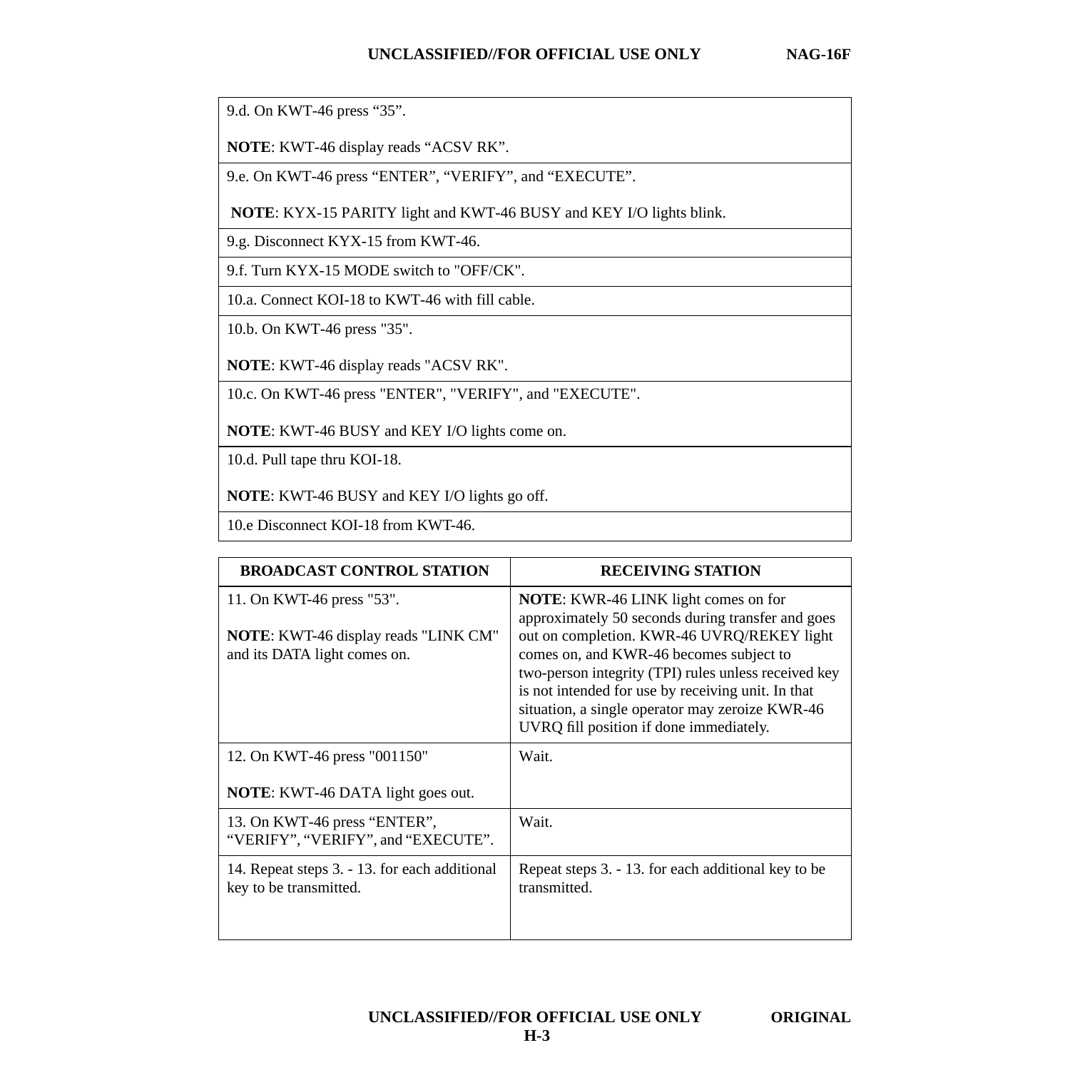| 9.d. On KWT-46 press “35”.<br><br>**NOTE**: KWT-46 display reads “ACSV RK”. |
|---|
| 9.e. On KWT-46 press “ENTER”, “VERIFY”, and “EXECUTE”.<br><br>**NOTE**: KYX-15 PARITY light and KWT-46 BUSY and KEY I/O lights blink. |
| 9.g. Disconnect KYX-15 from KWT-46. |
| 9.f. Turn KYX-15 MODE switch to "OFF/CK". |
| 10.a. Connect KOI-18 to KWT-46 with fill cable. |
| 10.b. On KWT-46 press "35".<br><br>**NOTE**: KWT-46 display reads "ACSV RK". |
| 10.c. On KWT-46 press "ENTER", "VERIFY", and "EXECUTE".<br><br>**NOTE**: KWT-46 BUSY and KEY I/O lights come on. |
| 10.d. Pull tape thru KOI-18.<br><br>**NOTE**: KWT-46 BUSY and KEY I/O lights go off. |
| 10.e Disconnect KOI-18 from KWT-46. |

| BROADCAST CONTROL STATION | RECEIVING STATION |
|---|---|
| 11. On KWT-46 press "53".<br><br>**NOTE**: KWT-46 display reads "LINK CM" and its DATA light comes on. | **NOTE**: KWR-46 LINK light comes on for approximately 50 seconds during transfer and goes out on completion. KWR-46 UVRQ/REKEY light comes on, and KWR-46 becomes subject to two-person integrity (TPI) rules unless received key is not intended for use by receiving unit. In that situation, a single operator may zeroize KWR-46 UVRQ fill position if done immediately. |
| 12. On KWT-46 press "001150"<br><br>**NOTE**: KWT-46 DATA light goes out. | Wait. |
| 13. On KWT-46 press “ENTER”, “VERIFY”, “VERIFY”, and “EXECUTE”. | Wait. |
| 14. Repeat steps 3. - 13. for each additional key to be transmitted. | Repeat steps 3. - 13. for each additional key to be transmitted. |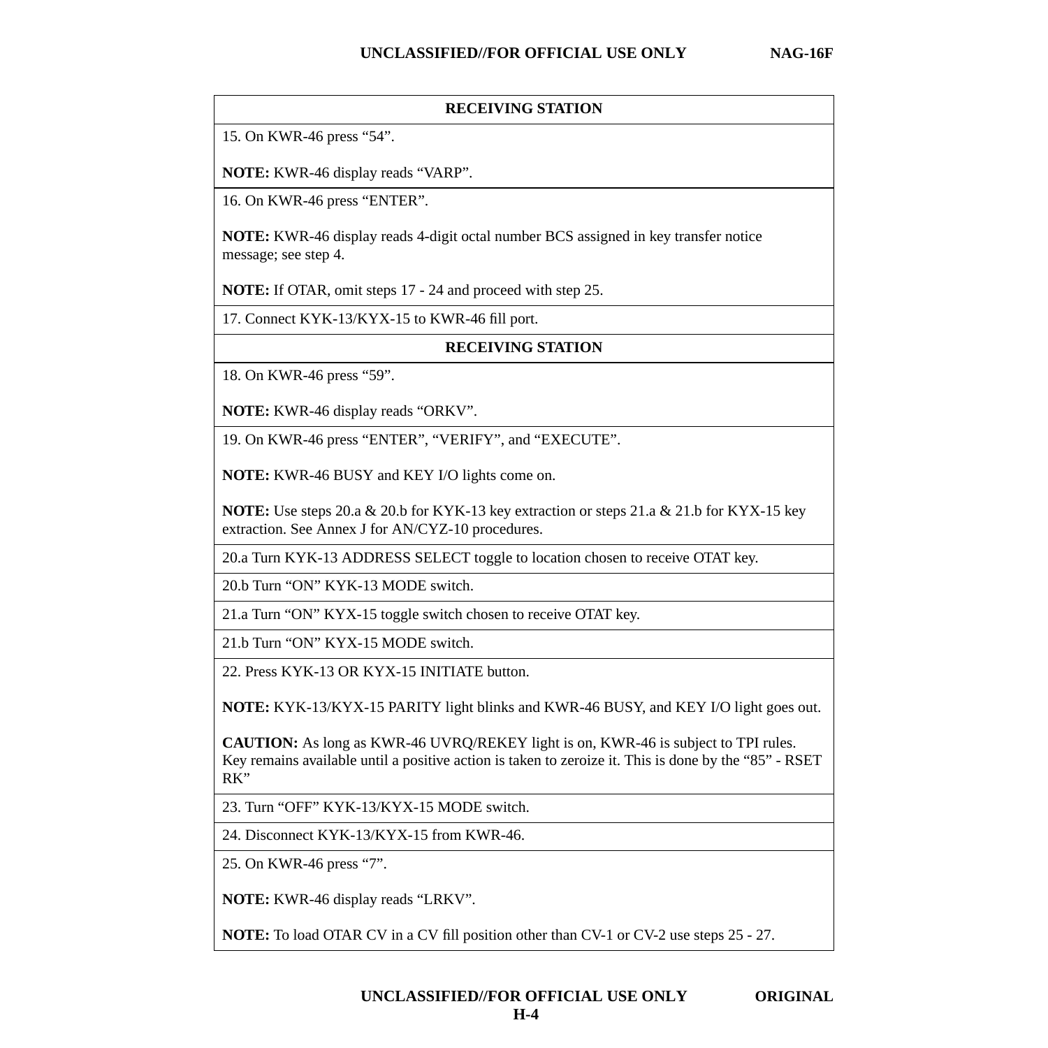| RECEIVING STATION |
|---|
| 15. On KWR-46 press "54".<br><br>**NOTE:** KWR-46 display reads "VARP". |
| 16. On KWR-46 press "ENTER".<br><br>**NOTE:** KWR-46 display reads 4-digit octal number BCS assigned in key transfer notice message; see step 4.<br><br>**NOTE:** If OTAR, omit steps 17 - 24 and proceed with step 25. |
| 17. Connect KYK-13/KYX-15 to KWR-46 fill port. |
| **RECEIVING STATION** |
| 18. On KWR-46 press "59".<br><br>**NOTE:** KWR-46 display reads "ORKV". |
| 19. On KWR-46 press "ENTER", "VERIFY", and "EXECUTE".<br><br>**NOTE:** KWR-46 BUSY and KEY I/O lights come on.<br><br>**NOTE:** Use steps 20.a & 20.b for KYK-13 key extraction or steps 21.a & 21.b for KYX-15 key extraction. See Annex J for AN/CYZ-10 procedures. |
| 20.a Turn KYK-13 ADDRESS SELECT toggle to location chosen to receive OTAT key. |
| 20.b Turn "ON" KYK-13 MODE switch. |
| 21.a Turn "ON" KYX-15 toggle switch chosen to receive OTAT key. |
| 21.b Turn "ON" KYX-15 MODE switch. |
| 22. Press KYK-13 OR KYX-15 INITIATE button.<br><br>**NOTE:** KYK-13/KYX-15 PARITY light blinks and KWR-46 BUSY, and KEY I/O light goes out.<br><br>**CAUTION:** As long as KWR-46 UVRQ/REKEY light is on, KWR-46 is subject to TPI rules. Key remains available until a positive action is taken to zeroize it. This is done by the "85" - RSET RK" |
| 23. Turn "OFF" KYK-13/KYX-15 MODE switch. |
| 24. Disconnect KYK-13/KYX-15 from KWR-46. |
| 25. On KWR-46 press "7".<br><br>**NOTE:** KWR-46 display reads "LRKV".<br><br>**NOTE:** To load OTAR CV in a CV fill position other than CV-1 or CV-2 use steps 25 - 27. |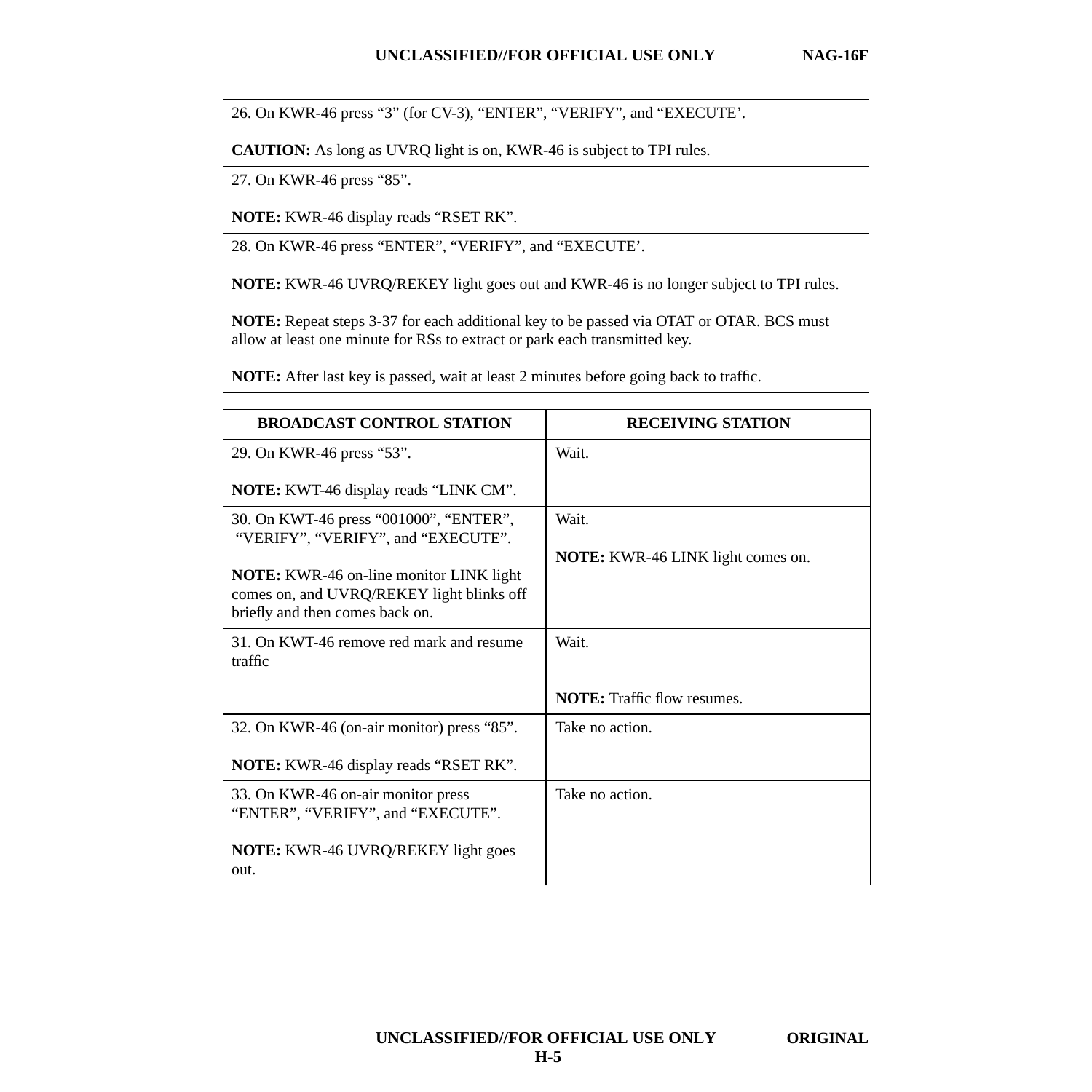| |
|---|
| 26. On KWR-46 press “3” (for CV-3), “ENTER”, “VERIFY”, and “EXECUTE’.<br><br>**CAUTION:** As long as UVRQ light is on, KWR-46 is subject to TPI rules. |
| 27. On KWR-46 press “85”.<br><br>**NOTE:** KWR-46 display reads “RSET RK”. |
| 28. On KWR-46 press “ENTER”, “VERIFY”, and “EXECUTE’.<br><br>**NOTE:** KWR-46 UVRQ/REKEY light goes out and KWR-46 is no longer subject to TPI rules.<br><br>**NOTE:** Repeat steps 3-37 for each additional key to be passed via OTAT or OTAR. BCS must allow at least one minute for RSs to extract or park each transmitted key.<br><br>**NOTE:** After last key is passed, wait at least 2 minutes before going back to traffic. |

| BROADCAST CONTROL STATION | RECEIVING STATION |
|---|---|
| 29. On KWR-46 press “53”.<br><br>**NOTE:** KWT-46 display reads “LINK CM”. | Wait. |
| 30. On KWT-46 press “001000”, “ENTER”, “VERIFY”, “VERIFY”, and “EXECUTE”.<br><br>**NOTE:** KWR-46 on-line monitor LINK light comes on, and UVRQ/REKEY light blinks off briefly and then comes back on. | Wait.<br><br>**NOTE:** KWR-46 LINK light comes on. |
| 31. On KWT-46 remove red mark and resume traffic | Wait.<br><br>**NOTE:** Traffic flow resumes. |
| 32. On KWR-46 (on-air monitor) press “85”.<br><br>**NOTE:** KWR-46 display reads “RSET RK”. | Take no action. |
| 33. On KWR-46 on-air monitor press “ENTER”, “VERIFY”, and “EXECUTE”.<br><br>**NOTE:** KWR-46 UVRQ/REKEY light goes out. | Take no action. |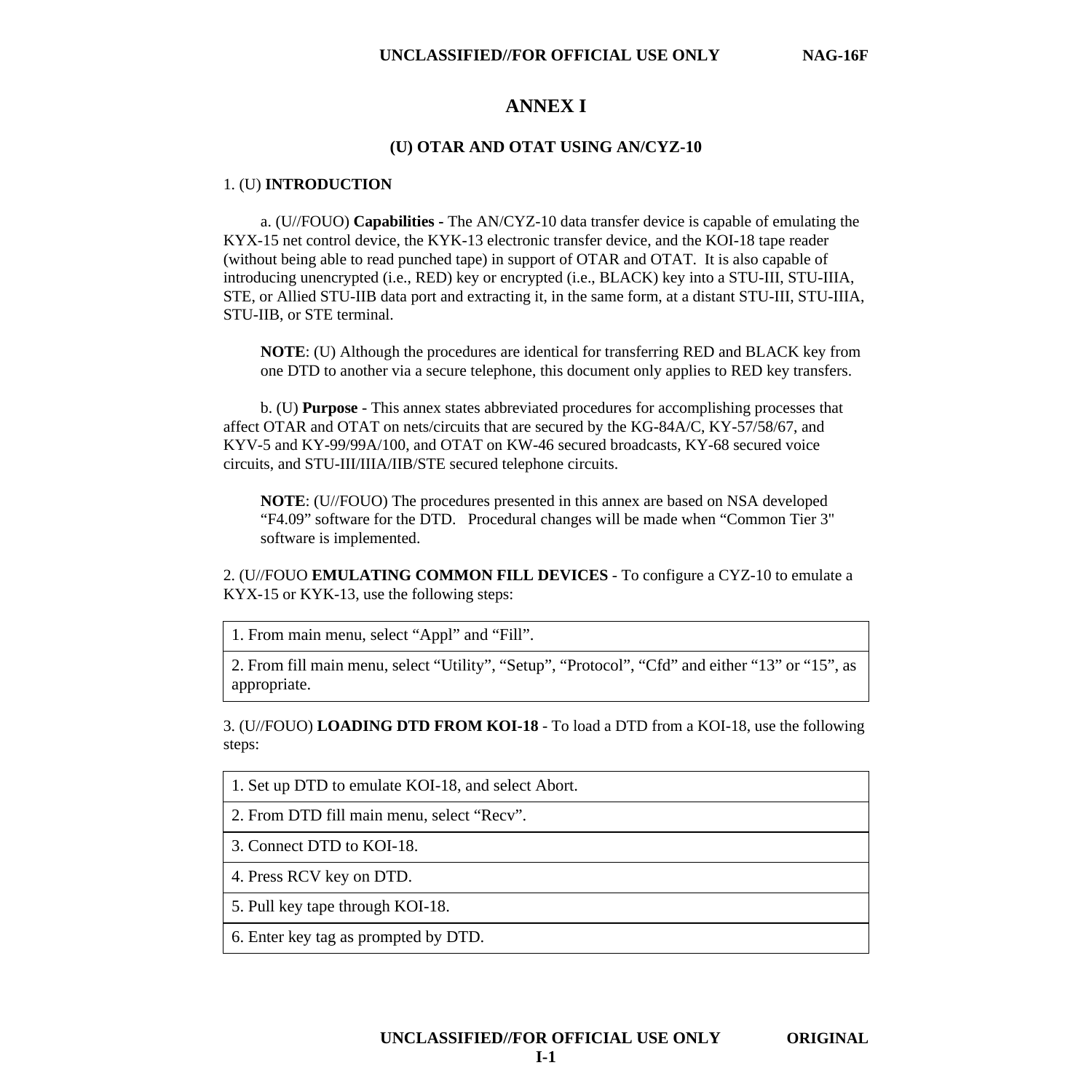# ANNEX I

## (U) OTAR AND OTAT USING AN/CYZ-10

1. (U) **INTRODUCTION**

a. (U//FOUO) **Capabilities** - The AN/CYZ-10 data transfer device is capable of emulating the KYX-15 net control device, the KYK-13 electronic transfer device, and the KOI-18 tape reader (without being able to read punched tape) in support of OTAR and OTAT. It is also capable of introducing unencrypted (i.e., RED) key or encrypted (i.e., BLACK) key into a STU-III, STU-IIIA, STE, or Allied STU-IIB data port and extracting it, in the same form, at a distant STU-III, STU-IIIA, STU-IIB, or STE terminal.

**NOTE**: (U) Although the procedures are identical for transferring RED and BLACK key from one DTD to another via a secure telephone, this document only applies to RED key transfers.

b. (U) **Purpose** - This annex states abbreviated procedures for accomplishing processes that affect OTAR and OTAT on nets/circuits that are secured by the KG-84A/C, KY-57/58/67, and KYV-5 and KY-99/99A/100, and OTAT on KW-46 secured broadcasts, KY-68 secured voice circuits, and STU-III/IIIA/IIB/STE secured telephone circuits.

**NOTE**: (U//FOUO) The procedures presented in this annex are based on NSA developed "F4.09" software for the DTD. Procedural changes will be made when "Common Tier 3" software is implemented.

2. (U//FOUO **EMULATING COMMON FILL DEVICES** - To configure a CYZ-10 to emulate a KYX-15 or KYK-13, use the following steps:

| 1. From main menu, select "Appl" and "Fill". |
|---|
| 2. From fill main menu, select "Utility", "Setup", "Protocol", "Cfd" and either "13" or "15", as appropriate. |

3. (U//FOUO) **LOADING DTD FROM KOI-18** - To load a DTD from a KOI-18, use the following steps:

| 1. Set up DTD to emulate KOI-18, and select Abort. |
|---|
| 2. From DTD fill main menu, select "Recv". |
| 3. Connect DTD to KOI-18. |
| 4. Press RCV key on DTD. |
| 5. Pull key tape through KOI-18. |
| 6. Enter key tag as prompted by DTD. |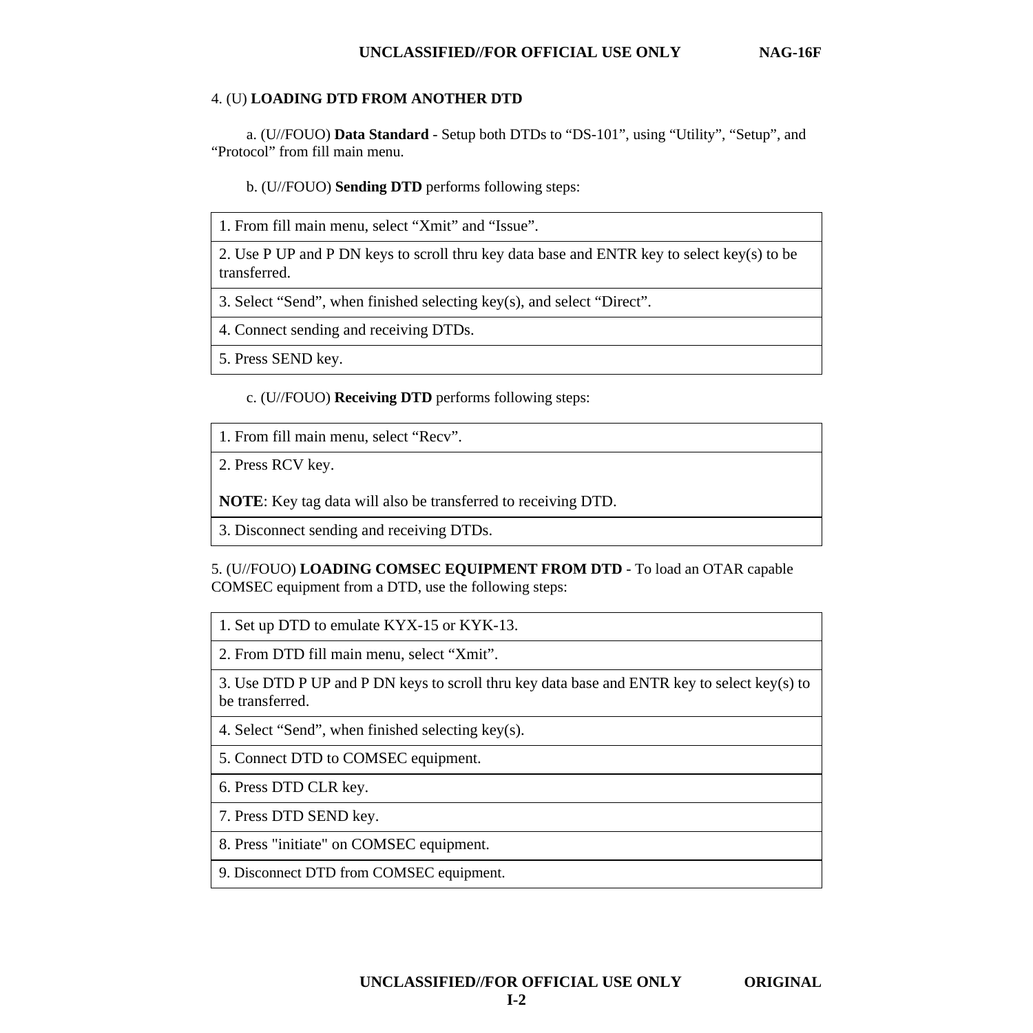4. (U) **LOADING DTD FROM ANOTHER DTD**

a. (U//FOUO) **Data Standard** - Setup both DTDs to "DS-101", using "Utility", "Setup", and "Protocol" from fill main menu.

b. (U//FOUO) **Sending DTD** performs following steps:

| |
|---|
| 1. From fill main menu, select "Xmit" and "Issue". |
| 2. Use P UP and P DN keys to scroll thru key data base and ENTR key to select key(s) to be transferred. |
| 3. Select "Send", when finished selecting key(s), and select "Direct". |
| 4. Connect sending and receiving DTDs. |
| 5. Press SEND key. |

c. (U//FOUO) **Receiving DTD** performs following steps:

| |
|---|
| 1. From fill main menu, select "Recv". |
| 2. Press RCV key.<br><br>**NOTE**: Key tag data will also be transferred to receiving DTD. |
| 3. Disconnect sending and receiving DTDs. |

5. (U//FOUO) **LOADING COMSEC EQUIPMENT FROM DTD** - To load an OTAR capable COMSEC equipment from a DTD, use the following steps:

| |
|---|
| 1. Set up DTD to emulate KYX-15 or KYK-13. |
| 2. From DTD fill main menu, select "Xmit". |
| 3. Use DTD P UP and P DN keys to scroll thru key data base and ENTR key to select key(s) to be transferred. |
| 4. Select "Send", when finished selecting key(s). |
| 5. Connect DTD to COMSEC equipment. |
| 6. Press DTD CLR key. |
| 7. Press DTD SEND key. |
| 8. Press "initiate" on COMSEC equipment. |
| 9. Disconnect DTD from COMSEC equipment. |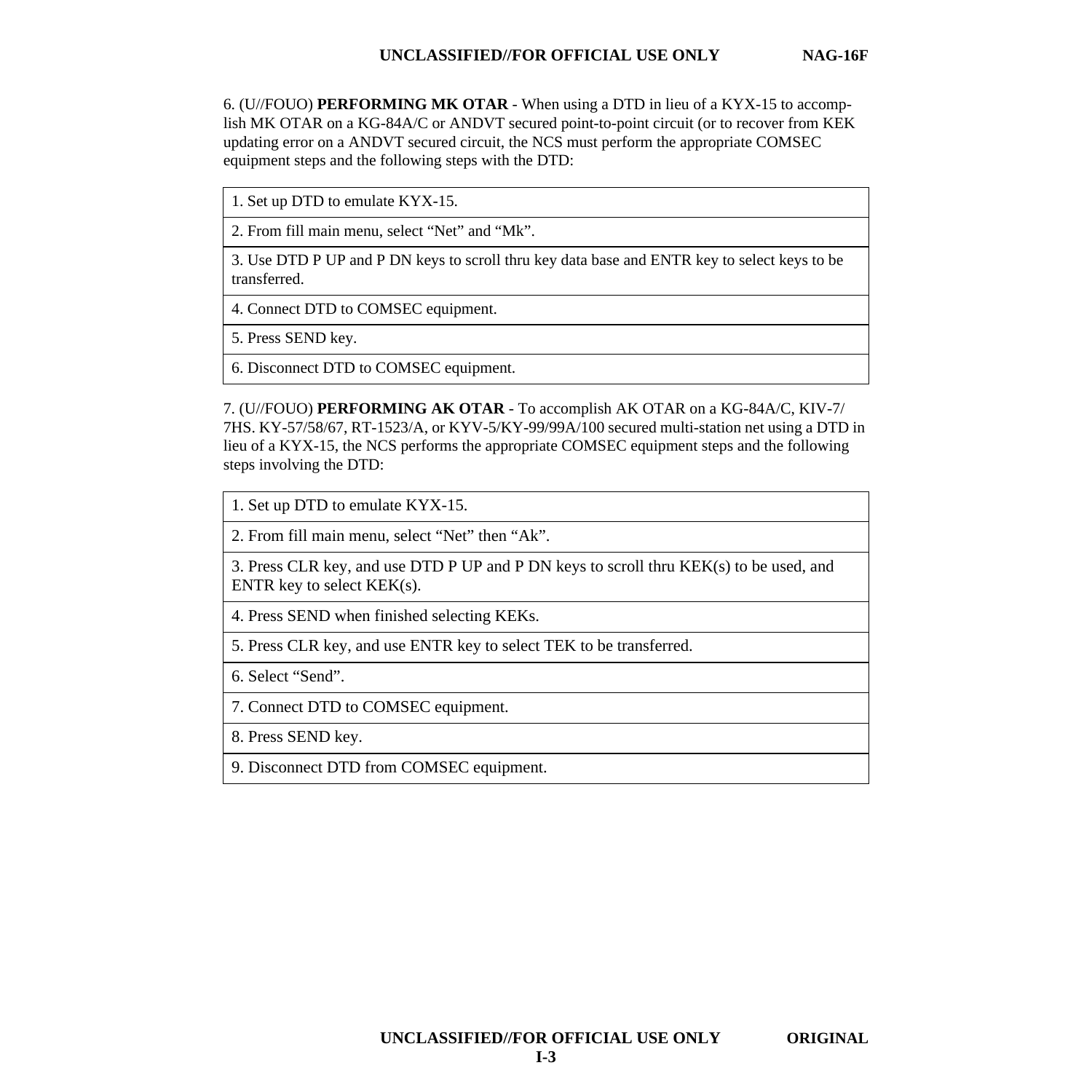6. (U//FOUO) **PERFORMING MK OTAR** - When using a DTD in lieu of a KYX-15 to accomplish MK OTAR on a KG-84A/C or ANDVT secured point-to-point circuit (or to recover from KEK updating error on a ANDVT secured circuit, the NCS must perform the appropriate COMSEC equipment steps and the following steps with the DTD:

| |
|---|
| 1. Set up DTD to emulate KYX-15. |
| 2. From fill main menu, select "Net" and "Mk". |
| 3. Use DTD P UP and P DN keys to scroll thru key data base and ENTR key to select keys to be transferred. |
| 4. Connect DTD to COMSEC equipment. |
| 5. Press SEND key. |
| 6. Disconnect DTD to COMSEC equipment. |

7. (U//FOUO) **PERFORMING AK OTAR** - To accomplish AK OTAR on a KG-84A/C, KIV-7/7HS. KY-57/58/67, RT-1523/A, or KYV-5/KY-99/99A/100 secured multi-station net using a DTD in lieu of a KYX-15, the NCS performs the appropriate COMSEC equipment steps and the following steps involving the DTD:

| |
|---|
| 1. Set up DTD to emulate KYX-15. |
| 2. From fill main menu, select "Net" then "Ak". |
| 3. Press CLR key, and use DTD P UP and P DN keys to scroll thru KEK(s) to be used, and ENTR key to select KEK(s). |
| 4. Press SEND when finished selecting KEKs. |
| 5. Press CLR key, and use ENTR key to select TEK to be transferred. |
| 6. Select "Send". |
| 7. Connect DTD to COMSEC equipment. |
| 8. Press SEND key. |
| 9. Disconnect DTD from COMSEC equipment. |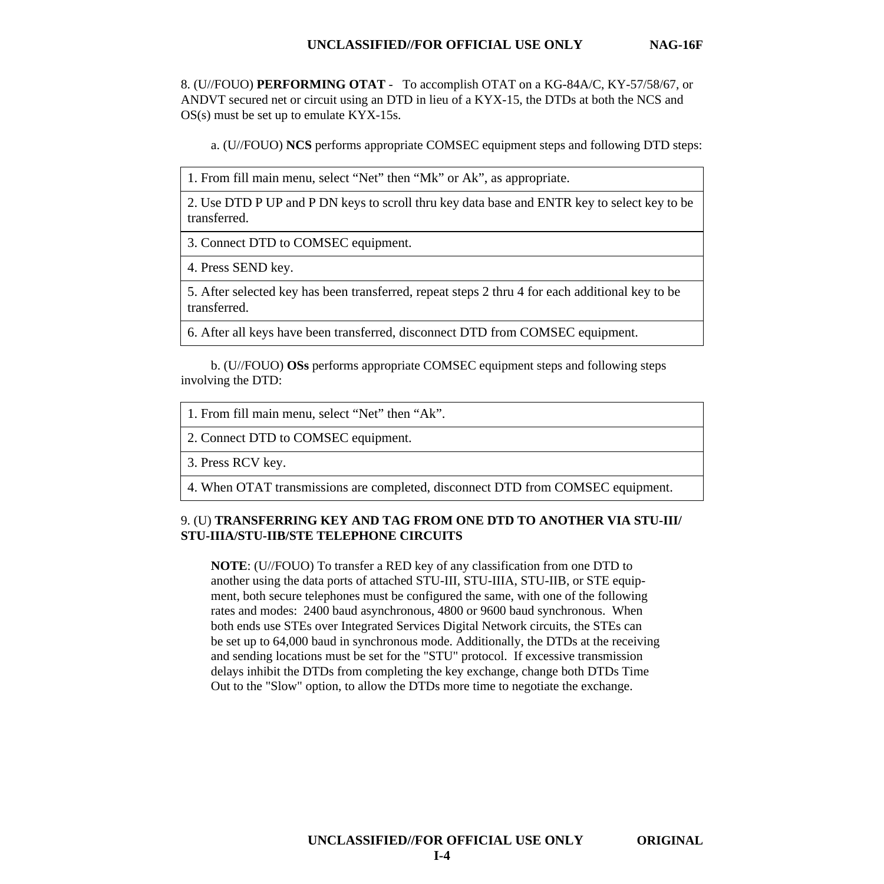8. (U//FOUO) **PERFORMING OTAT** - To accomplish OTAT on a KG-84A/C, KY-57/58/67, or ANDVT secured net or circuit using an DTD in lieu of a KYX-15, the DTDs at both the NCS and OS(s) must be set up to emulate KYX-15s.

a. (U//FOUO) **NCS** performs appropriate COMSEC equipment steps and following DTD steps:

| |
|---|
| 1. From fill main menu, select “Net” then “Mk” or Ak”, as appropriate. |
| 2. Use DTD P UP and P DN keys to scroll thru key data base and ENTR key to select key to be transferred. |
| 3. Connect DTD to COMSEC equipment. |
| 4. Press SEND key. |
| 5. After selected key has been transferred, repeat steps 2 thru 4 for each additional key to be transferred. |
| 6. After all keys have been transferred, disconnect DTD from COMSEC equipment. |

b. (U//FOUO) **OSs** performs appropriate COMSEC equipment steps and following steps involving the DTD:

| |
|---|
| 1. From fill main menu, select “Net” then “Ak”. |
| 2. Connect DTD to COMSEC equipment. |
| 3. Press RCV key. |
| 4. When OTAT transmissions are completed, disconnect DTD from COMSEC equipment. |

9. (U) **TRANSFERRING KEY AND TAG FROM ONE DTD TO ANOTHER VIA STU-III/ STU-IIIA/STU-IIB/STE TELEPHONE CIRCUITS**

**NOTE**: (U//FOUO) To transfer a RED key of any classification from one DTD to another using the data ports of attached STU-III, STU-IIIA, STU-IIB, or STE equipment, both secure telephones must be configured the same, with one of the following rates and modes: 2400 baud asynchronous, 4800 or 9600 baud synchronous. When both ends use STEs over Integrated Services Digital Network circuits, the STEs can be set up to 64,000 baud in synchronous mode. Additionally, the DTDs at the receiving and sending locations must be set for the "STU" protocol. If excessive transmission delays inhibit the DTDs from completing the key exchange, change both DTDs Time Out to the "Slow" option, to allow the DTDs more time to negotiate the exchange.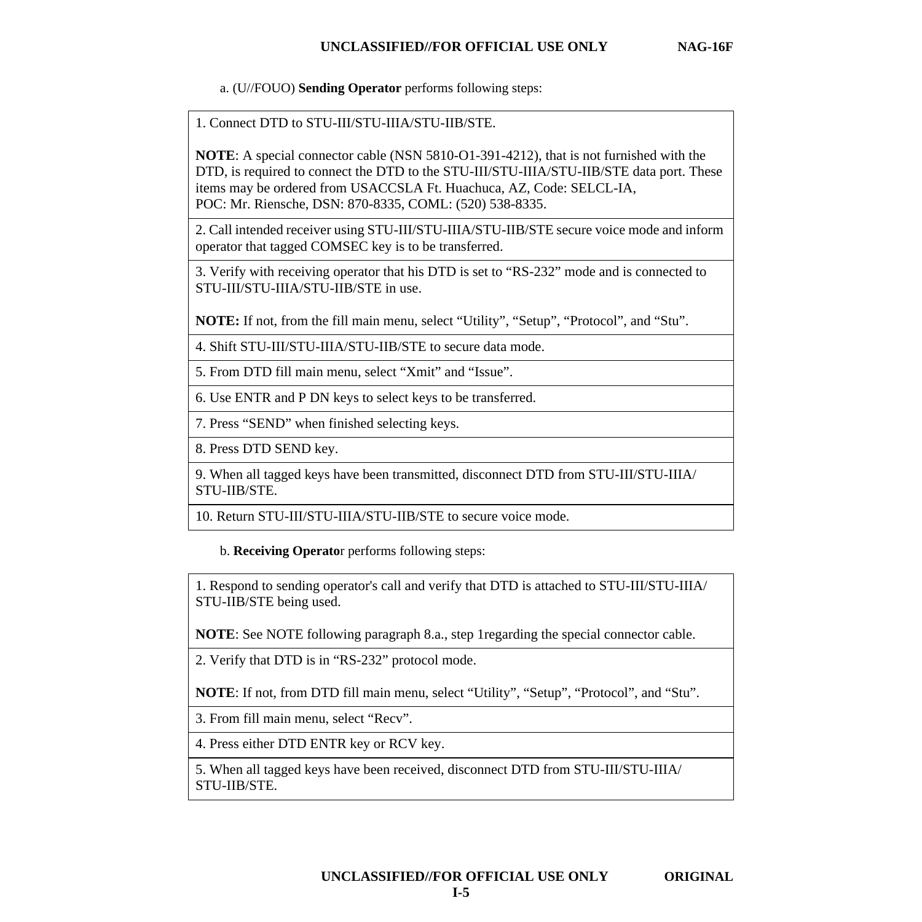a. (U//FOUO) **Sending Operator** performs following steps:

| |
|---|
| 1. Connect DTD to STU-III/STU-IIIA/STU-IIB/STE.<br><br>**NOTE**: A special connector cable (NSN 5810-O1-391-4212), that is not furnished with the DTD, is required to connect the DTD to the STU-III/STU-IIIA/STU-IIB/STE data port. These items may be ordered from USACCSLA Ft. Huachuca, AZ, Code: SELCL-IA,<br>POC: Mr. Riensche, DSN: 870-8335, COML: (520) 538-8335. |
| 2. Call intended receiver using STU-III/STU-IIIA/STU-IIB/STE secure voice mode and inform operator that tagged COMSEC key is to be transferred. |
| 3. Verify with receiving operator that his DTD is set to "RS-232" mode and is connected to STU-III/STU-IIIA/STU-IIB/STE in use.<br><br>**NOTE:** If not, from the fill main menu, select "Utility", "Setup", "Protocol", and "Stu". |
| 4. Shift STU-III/STU-IIIA/STU-IIB/STE to secure data mode. |
| 5. From DTD fill main menu, select "Xmit" and "Issue". |
| 6. Use ENTR and P DN keys to select keys to be transferred. |
| 7. Press "SEND" when finished selecting keys. |
| 8. Press DTD SEND key. |
| 9. When all tagged keys have been transmitted, disconnect DTD from STU-III/STU-IIIA/ STU-IIB/STE. |
| 10. Return STU-III/STU-IIIA/STU-IIB/STE to secure voice mode. |

b. **Receiving Operato**r performs following steps:

| |
|---|
| 1. Respond to sending operator's call and verify that DTD is attached to STU-III/STU-IIIA/ STU-IIB/STE being used.<br><br>**NOTE**: See NOTE following paragraph 8.a., step 1regarding the special connector cable. |
| 2. Verify that DTD is in "RS-232" protocol mode.<br><br>**NOTE**: If not, from DTD fill main menu, select "Utility", "Setup", "Protocol", and "Stu". |
| 3. From fill main menu, select "Recv". |
| 4. Press either DTD ENTR key or RCV key. |
| 5. When all tagged keys have been received, disconnect DTD from STU-III/STU-IIIA/ STU-IIB/STE. |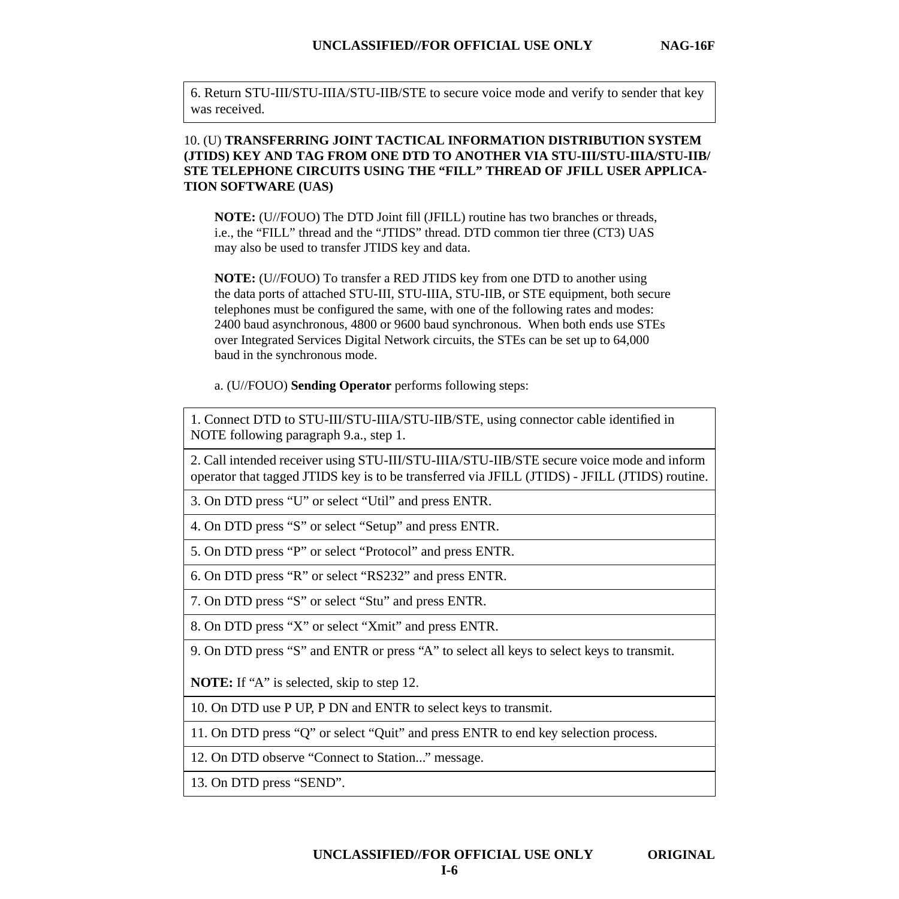| 6. Return STU-III/STU-IIIA/STU-IIB/STE to secure voice mode and verify to sender that key was received. |
|---|

10. (U) **TRANSFERRING JOINT TACTICAL INFORMATION DISTRIBUTION SYSTEM (JTIDS) KEY AND TAG FROM ONE DTD TO ANOTHER VIA STU-III/STU-IIIA/STU-IIB/ STE TELEPHONE CIRCUITS USING THE "FILL" THREAD OF JFILL USER APPLICATION SOFTWARE (UAS)**

**NOTE:** (U//FOUO) The DTD Joint fill (JFILL) routine has two branches or threads, i.e., the "FILL" thread and the "JTIDS" thread. DTD common tier three (CT3) UAS may also be used to transfer JTIDS key and data.

**NOTE:** (U//FOUO) To transfer a RED JTIDS key from one DTD to another using the data ports of attached STU-III, STU-IIIA, STU-IIB, or STE equipment, both secure telephones must be configured the same, with one of the following rates and modes: 2400 baud asynchronous, 4800 or 9600 baud synchronous. When both ends use STEs over Integrated Services Digital Network circuits, the STEs can be set up to 64,000 baud in the synchronous mode.

a. (U//FOUO) **Sending Operator** performs following steps:

| 1. Connect DTD to STU-III/STU-IIIA/STU-IIB/STE, using connector cable identified in NOTE following paragraph 9.a., step 1. |
|---|
| 2. Call intended receiver using STU-III/STU-IIIA/STU-IIB/STE secure voice mode and inform operator that tagged JTIDS key is to be transferred via JFILL (JTIDS) - JFILL (JTIDS) routine. |
| 3. On DTD press "U" or select "Util" and press ENTR. |
| 4. On DTD press "S" or select "Setup" and press ENTR. |
| 5. On DTD press "P" or select "Protocol" and press ENTR. |
| 6. On DTD press "R" or select "RS232" and press ENTR. |
| 7. On DTD press "S" or select "Stu" and press ENTR. |
| 8. On DTD press "X" or select "Xmit" and press ENTR. |
| 9. On DTD press "S" and ENTR or press "A" to select all keys to select keys to transmit. **NOTE:** If "A" is selected, skip to step 12. |
| 10. On DTD use P UP, P DN and ENTR to select keys to transmit. |
| 11. On DTD press "Q" or select "Quit" and press ENTR to end key selection process. |
| 12. On DTD observe "Connect to Station..." message. |
| 13. On DTD press "SEND". |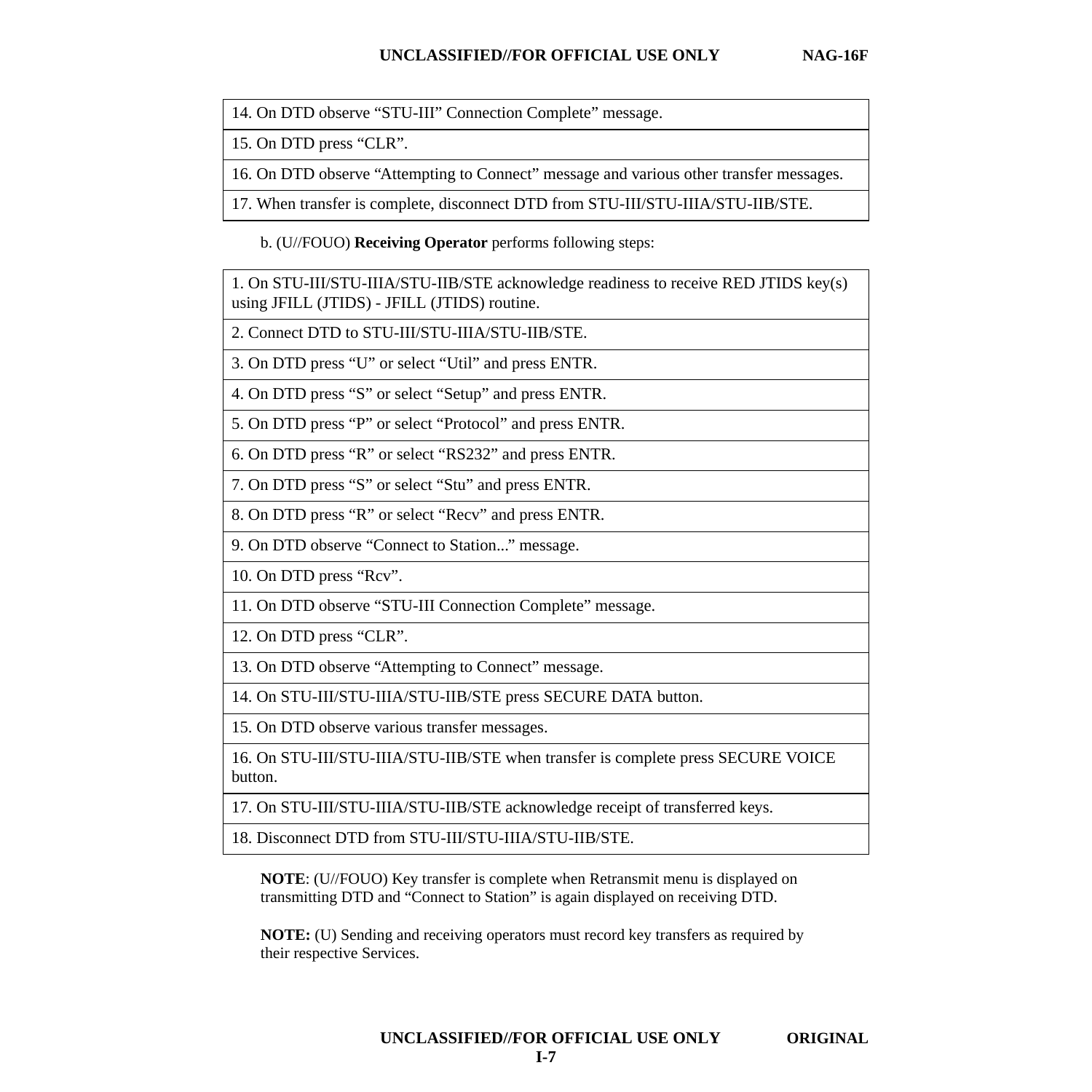| 14. On DTD observe “STU-III” Connection Complete” message. |
|---|
| 15. On DTD press “CLR”. |
| 16. On DTD observe “Attempting to Connect” message and various other transfer messages. |
| 17. When transfer is complete, disconnect DTD from STU-III/STU-IIIA/STU-IIB/STE. |

b. (U//FOUO) **Receiving Operator** performs following steps:

| 1. On STU-III/STU-IIIA/STU-IIB/STE acknowledge readiness to receive RED JTIDS key(s) using JFILL (JTIDS) - JFILL (JTIDS) routine. |
|---|
| 2. Connect DTD to STU-III/STU-IIIA/STU-IIB/STE. |
| 3. On DTD press “U” or select “Util” and press ENTR. |
| 4. On DTD press “S” or select “Setup” and press ENTR. |
| 5. On DTD press “P” or select “Protocol” and press ENTR. |
| 6. On DTD press “R” or select “RS232” and press ENTR. |
| 7. On DTD press “S” or select “Stu” and press ENTR. |
| 8. On DTD press “R” or select “Recv” and press ENTR. |
| 9. On DTD observe “Connect to Station...” message. |
| 10. On DTD press “Rcv”. |
| 11. On DTD observe “STU-III Connection Complete” message. |
| 12. On DTD press “CLR”. |
| 13. On DTD observe “Attempting to Connect” message. |
| 14. On STU-III/STU-IIIA/STU-IIB/STE press SECURE DATA button. |
| 15. On DTD observe various transfer messages. |
| 16. On STU-III/STU-IIIA/STU-IIB/STE when transfer is complete press SECURE VOICE button. |
| 17. On STU-III/STU-IIIA/STU-IIB/STE acknowledge receipt of transferred keys. |
| 18. Disconnect DTD from STU-III/STU-IIIA/STU-IIB/STE. |

**NOTE**: (U//FOUO) Key transfer is complete when Retransmit menu is displayed on transmitting DTD and “Connect to Station” is again displayed on receiving DTD.

**NOTE:** (U) Sending and receiving operators must record key transfers as required by their respective Services.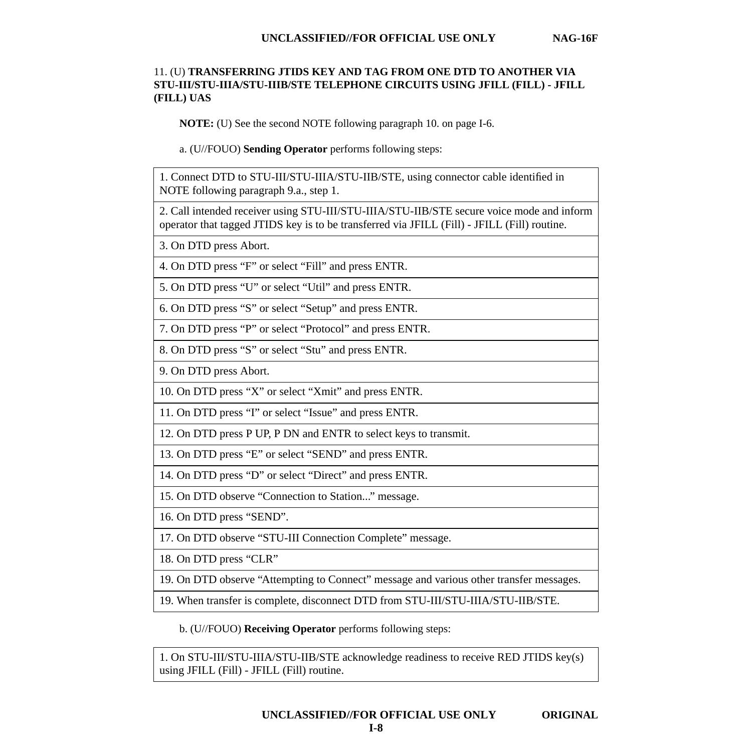11. (U) **TRANSFERRING JTIDS KEY AND TAG FROM ONE DTD TO ANOTHER VIA STU-III/STU-IIIA/STU-IIIB/STE TELEPHONE CIRCUITS USING JFILL (FILL) - JFILL (FILL) UAS**

**NOTE:** (U) See the second NOTE following paragraph 10. on page I-6.

a. (U//FOUO) **Sending Operator** performs following steps:

| |
|---|
| 1. Connect DTD to STU-III/STU-IIIA/STU-IIB/STE, using connector cable identified in NOTE following paragraph 9.a., step 1. |
| 2. Call intended receiver using STU-III/STU-IIIA/STU-IIB/STE secure voice mode and inform operator that tagged JTIDS key is to be transferred via JFILL (Fill) - JFILL (Fill) routine. |
| 3. On DTD press Abort. |
| 4. On DTD press “F” or select “Fill” and press ENTR. |
| 5. On DTD press “U” or select “Util” and press ENTR. |
| 6. On DTD press “S” or select “Setup” and press ENTR. |
| 7. On DTD press “P” or select “Protocol” and press ENTR. |
| 8. On DTD press “S” or select “Stu” and press ENTR. |
| 9. On DTD press Abort. |
| 10. On DTD press “X” or select “Xmit” and press ENTR. |
| 11. On DTD press “I” or select “Issue” and press ENTR. |
| 12. On DTD press P UP, P DN and ENTR to select keys to transmit. |
| 13. On DTD press “E” or select “SEND” and press ENTR. |
| 14. On DTD press “D” or select “Direct” and press ENTR. |
| 15. On DTD observe “Connection to Station...” message. |
| 16. On DTD press “SEND”. |
| 17. On DTD observe “STU-III Connection Complete” message. |
| 18. On DTD press “CLR” |
| 19. On DTD observe “Attempting to Connect” message and various other transfer messages. |
| 19. When transfer is complete, disconnect DTD from STU-III/STU-IIIA/STU-IIB/STE. |

b. (U//FOUO) **Receiving Operator** performs following steps:

| |
|---|
| 1. On STU-III/STU-IIIA/STU-IIB/STE acknowledge readiness to receive RED JTIDS key(s) using JFILL (Fill) - JFILL (Fill) routine. |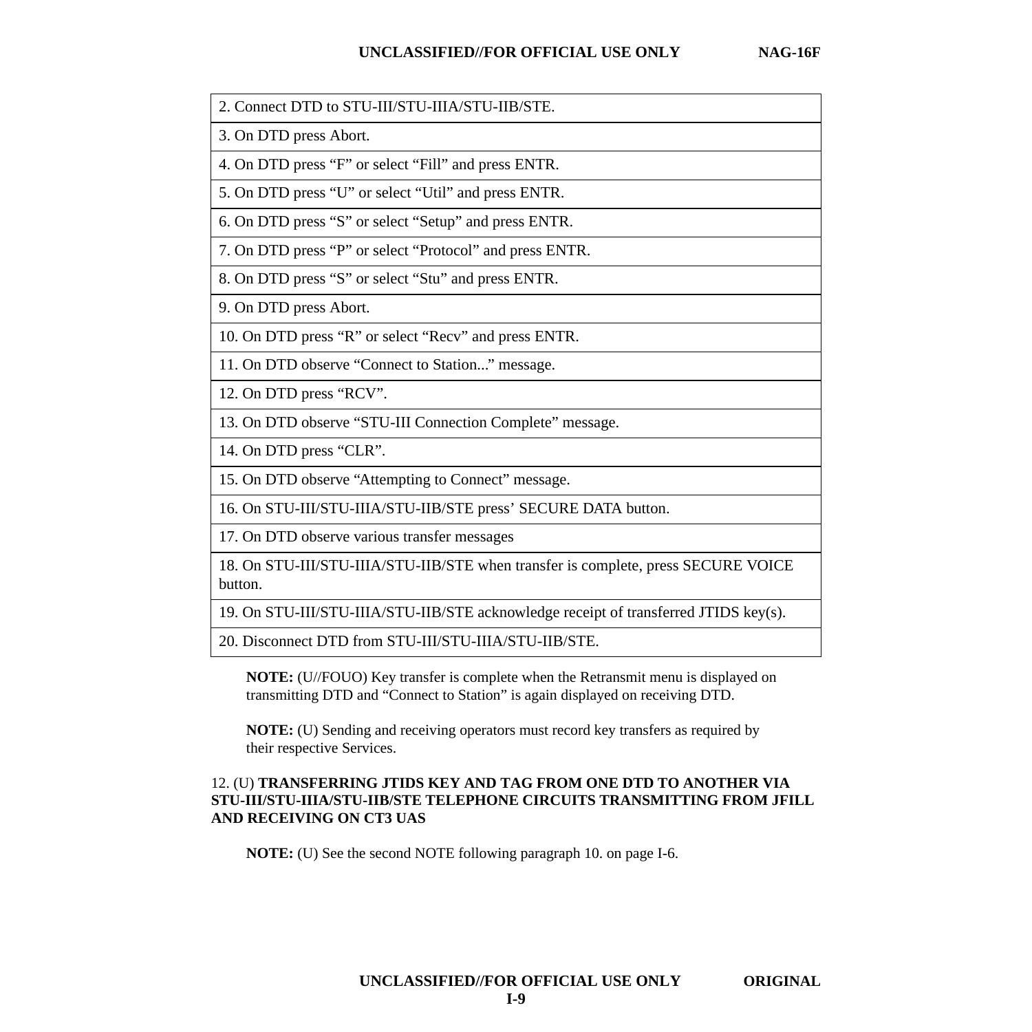| 2. Connect DTD to STU-III/STU-IIIA/STU-IIB/STE. |
|---|
| 3. On DTD press Abort. |
| 4. On DTD press “F” or select “Fill” and press ENTR. |
| 5. On DTD press “U” or select “Util” and press ENTR. |
| 6. On DTD press “S” or select “Setup” and press ENTR. |
| 7. On DTD press “P” or select “Protocol” and press ENTR. |
| 8. On DTD press “S” or select “Stu” and press ENTR. |
| 9. On DTD press Abort. |
| 10. On DTD press “R” or select “Recv” and press ENTR. |
| 11. On DTD observe “Connect to Station...” message. |
| 12. On DTD press “RCV”. |
| 13. On DTD observe “STU-III Connection Complete” message. |
| 14. On DTD press “CLR”. |
| 15. On DTD observe “Attempting to Connect” message. |
| 16. On STU-III/STU-IIIA/STU-IIB/STE press’ SECURE DATA button. |
| 17. On DTD observe various transfer messages |
| 18. On STU-III/STU-IIIA/STU-IIB/STE when transfer is complete, press SECURE VOICE button. |
| 19. On STU-III/STU-IIIA/STU-IIB/STE acknowledge receipt of transferred JTIDS key(s). |
| 20. Disconnect DTD from STU-III/STU-IIIA/STU-IIB/STE. |

**NOTE:** (U//FOUO) Key transfer is complete when the Retransmit menu is displayed on transmitting DTD and “Connect to Station” is again displayed on receiving DTD.

**NOTE:** (U) Sending and receiving operators must record key transfers as required by their respective Services.

12. (U) **TRANSFERRING JTIDS KEY AND TAG FROM ONE DTD TO ANOTHER VIA STU-III/STU-IIIA/STU-IIB/STE TELEPHONE CIRCUITS TRANSMITTING FROM JFILL AND RECEIVING ON CT3 UAS**

**NOTE:** (U) See the second NOTE following paragraph 10. on page I-6.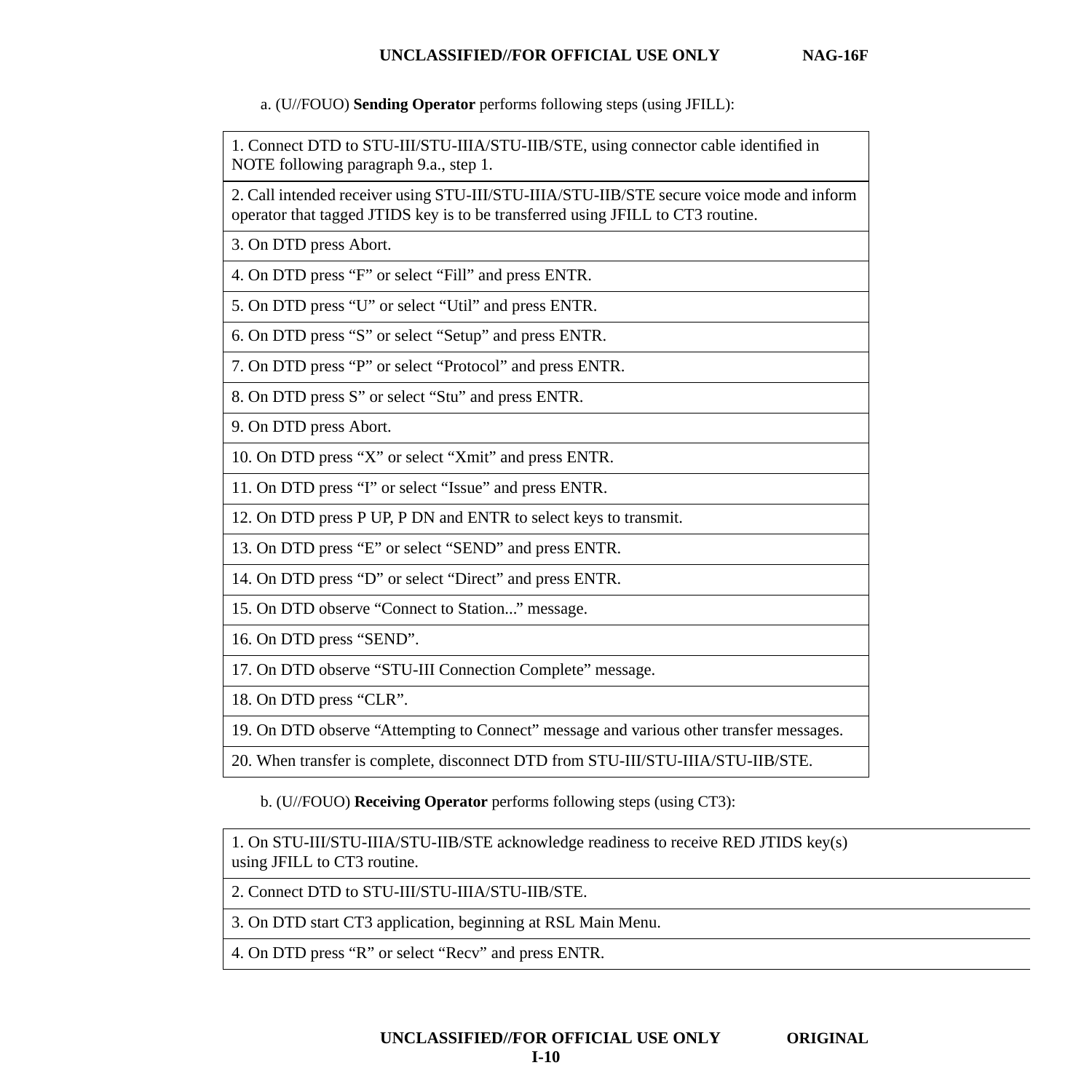a. (U//FOUO) **Sending Operator** performs following steps (using JFILL):

| |
|---|
| 1. Connect DTD to STU-III/STU-IIIA/STU-IIB/STE, using connector cable identified in NOTE following paragraph 9.a., step 1. |
| 2. Call intended receiver using STU-III/STU-IIIA/STU-IIB/STE secure voice mode and inform operator that tagged JTIDS key is to be transferred using JFILL to CT3 routine. |
| 3. On DTD press Abort. |
| 4. On DTD press “F” or select “Fill” and press ENTR. |
| 5. On DTD press “U” or select “Util” and press ENTR. |
| 6. On DTD press “S” or select “Setup” and press ENTR. |
| 7. On DTD press “P” or select “Protocol” and press ENTR. |
| 8. On DTD press S” or select “Stu” and press ENTR. |
| 9. On DTD press Abort. |
| 10. On DTD press “X” or select “Xmit” and press ENTR. |
| 11. On DTD press “I” or select “Issue” and press ENTR. |
| 12. On DTD press P UP, P DN and ENTR to select keys to transmit. |
| 13. On DTD press “E” or select “SEND” and press ENTR. |
| 14. On DTD press “D” or select “Direct” and press ENTR. |
| 15. On DTD observe “Connect to Station...” message. |
| 16. On DTD press “SEND”. |
| 17. On DTD observe “STU-III Connection Complete” message. |
| 18. On DTD press “CLR”. |
| 19. On DTD observe “Attempting to Connect” message and various other transfer messages. |
| 20. When transfer is complete, disconnect DTD from STU-III/STU-IIIA/STU-IIB/STE. |

b. (U//FOUO) **Receiving Operator** performs following steps (using CT3):

| |
|---|
| 1. On STU-III/STU-IIIA/STU-IIB/STE acknowledge readiness to receive RED JTIDS key(s) using JFILL to CT3 routine. |
| 2. Connect DTD to STU-III/STU-IIIA/STU-IIB/STE. |
| 3. On DTD start CT3 application, beginning at RSL Main Menu. |
| 4. On DTD press “R” or select “Recv” and press ENTR. |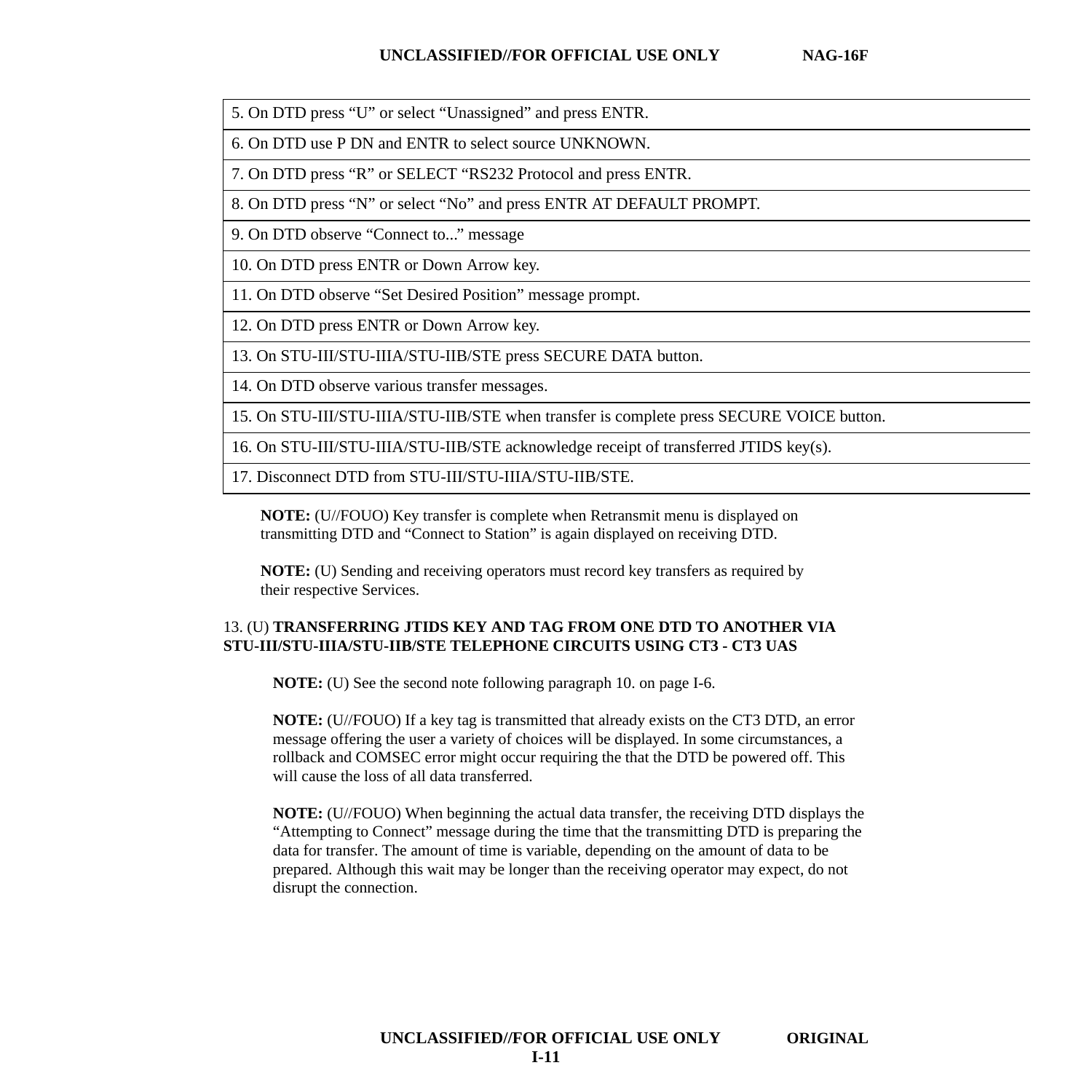| |
|---|
| 5. On DTD press “U” or select “Unassigned” and press ENTR. |
| 6. On DTD use P DN and ENTR to select source UNKNOWN. |
| 7. On DTD press “R” or SELECT “RS232 Protocol and press ENTR. |
| 8. On DTD press “N” or select “No” and press ENTR AT DEFAULT PROMPT. |
| 9. On DTD observe “Connect to...” message |
| 10. On DTD press ENTR or Down Arrow key. |
| 11. On DTD observe “Set Desired Position” message prompt. |
| 12. On DTD press ENTR or Down Arrow key. |
| 13. On STU-III/STU-IIIA/STU-IIB/STE press SECURE DATA button. |
| 14. On DTD observe various transfer messages. |
| 15. On STU-III/STU-IIIA/STU-IIB/STE when transfer is complete press SECURE VOICE button. |
| 16. On STU-III/STU-IIIA/STU-IIB/STE acknowledge receipt of transferred JTIDS key(s). |
| 17. Disconnect DTD from STU-III/STU-IIIA/STU-IIB/STE. |

**NOTE:** (U//FOUO) Key transfer is complete when Retransmit menu is displayed on transmitting DTD and “Connect to Station” is again displayed on receiving DTD.

**NOTE:** (U) Sending and receiving operators must record key transfers as required by their respective Services.

13. (U) **TRANSFERRING JTIDS KEY AND TAG FROM ONE DTD TO ANOTHER VIA STU-III/STU-IIIA/STU-IIB/STE TELEPHONE CIRCUITS USING CT3 - CT3 UAS**

**NOTE:** (U) See the second note following paragraph 10. on page I-6.

**NOTE:** (U//FOUO) If a key tag is transmitted that already exists on the CT3 DTD, an error message offering the user a variety of choices will be displayed. In some circumstances, a rollback and COMSEC error might occur requiring the that the DTD be powered off. This will cause the loss of all data transferred.

**NOTE:** (U//FOUO) When beginning the actual data transfer, the receiving DTD displays the “Attempting to Connect” message during the time that the transmitting DTD is preparing the data for transfer. The amount of time is variable, depending on the amount of data to be prepared. Although this wait may be longer than the receiving operator may expect, do not disrupt the connection.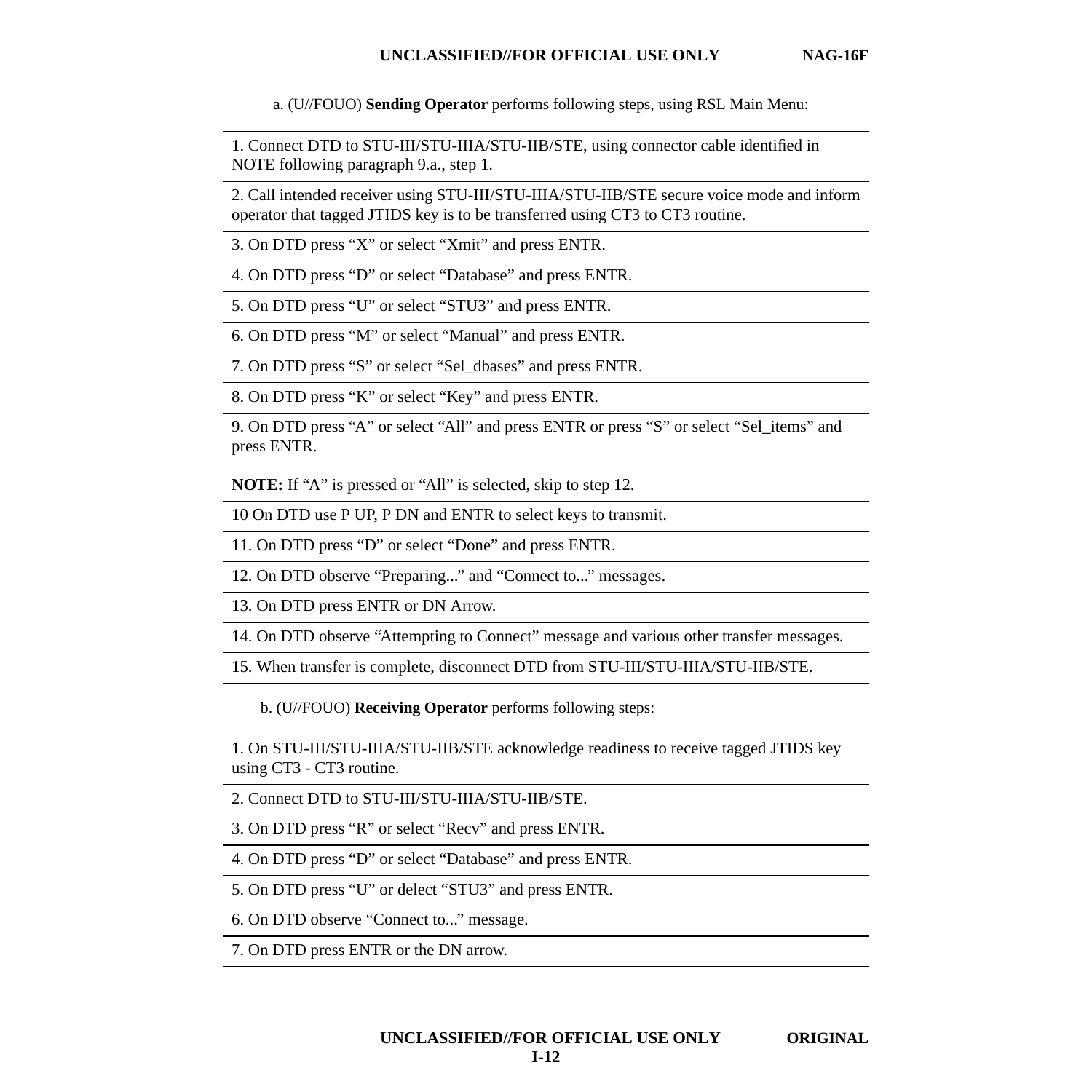a. (U//FOUO) **Sending Operator** performs following steps, using RSL Main Menu:

| |
|---|
| 1. Connect DTD to STU-III/STU-IIIA/STU-IIB/STE, using connector cable identified in NOTE following paragraph 9.a., step 1. |
| 2. Call intended receiver using STU-III/STU-IIIA/STU-IIB/STE secure voice mode and inform operator that tagged JTIDS key is to be transferred using CT3 to CT3 routine. |
| 3. On DTD press “X” or select “Xmit” and press ENTR. |
| 4. On DTD press “D” or select “Database” and press ENTR. |
| 5. On DTD press “U” or select “STU3” and press ENTR. |
| 6. On DTD press “M” or select “Manual” and press ENTR. |
| 7. On DTD press “S” or select “Sel_dbases” and press ENTR. |
| 8. On DTD press “K” or select “Key” and press ENTR. |
| 9. On DTD press “A” or select “All” and press ENTR or press “S” or select “Sel_items” and press ENTR. **NOTE:** If “A” is pressed or “All” is selected, skip to step 12. |
| 10 On DTD use P UP, P DN and ENTR to select keys to transmit. |
| 11. On DTD press “D” or select “Done” and press ENTR. |
| 12. On DTD observe “Preparing...” and “Connect to...” messages. |
| 13. On DTD press ENTR or DN Arrow. |
| 14. On DTD observe “Attempting to Connect” message and various other transfer messages. |
| 15. When transfer is complete, disconnect DTD from STU-III/STU-IIIA/STU-IIB/STE. |

b. (U//FOUO) **Receiving Operator** performs following steps:

| |
|---|
| 1. On STU-III/STU-IIIA/STU-IIB/STE acknowledge readiness to receive tagged JTIDS key using CT3 - CT3 routine. |
| 2. Connect DTD to STU-III/STU-IIIA/STU-IIB/STE. |
| 3. On DTD press “R” or select “Recv” and press ENTR. |
| 4. On DTD press “D” or select “Database” and press ENTR. |
| 5. On DTD press “U” or delect “STU3” and press ENTR. |
| 6. On DTD observe “Connect to...” message. |
| 7. On DTD press ENTR or the DN arrow. |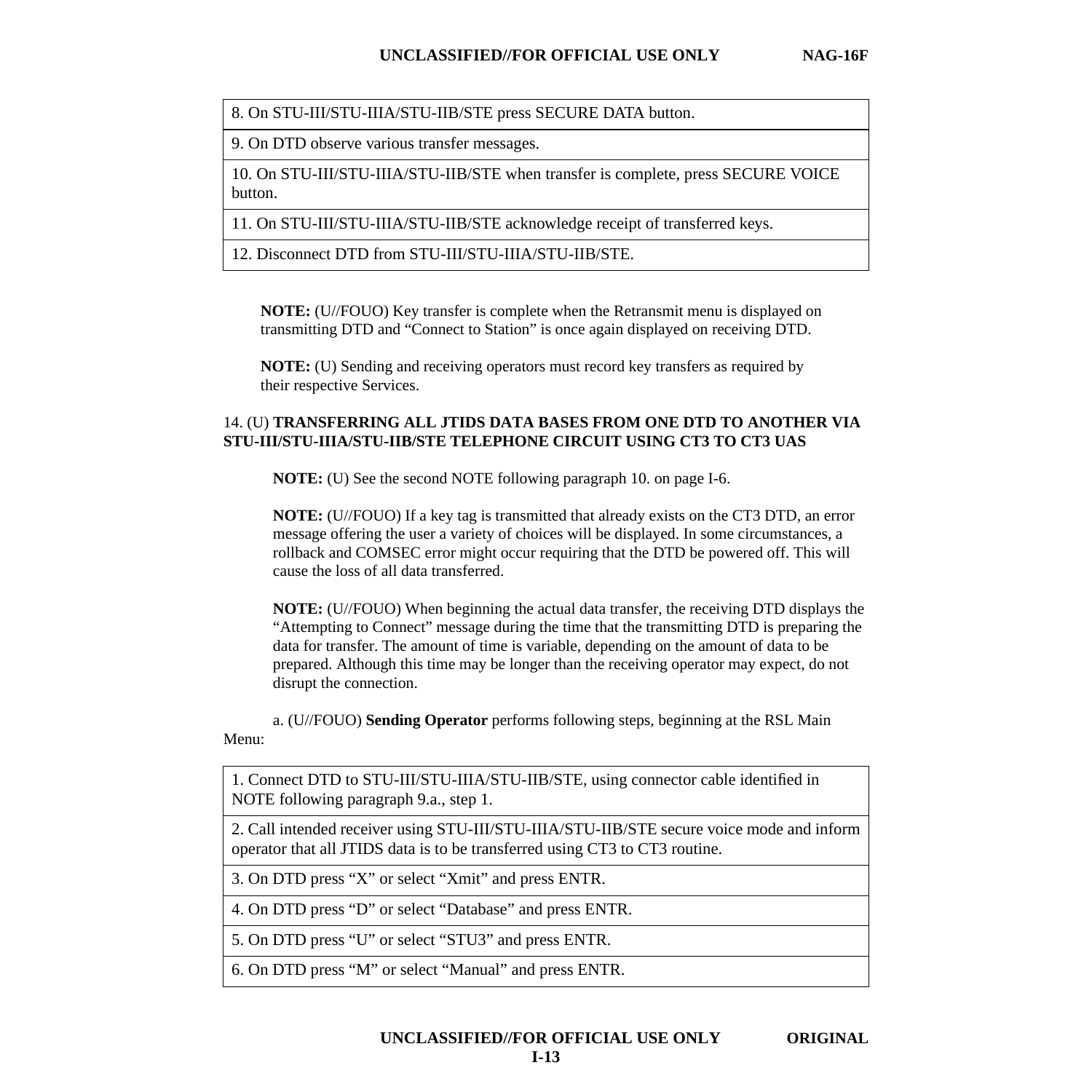| 8. On STU-III/STU-IIIA/STU-IIB/STE press SECURE DATA button. |
|---|
| 9. On DTD observe various transfer messages. |
| 10. On STU-III/STU-IIIA/STU-IIB/STE when transfer is complete, press SECURE VOICE button. |
| 11. On STU-III/STU-IIIA/STU-IIB/STE acknowledge receipt of transferred keys. |
| 12. Disconnect DTD from STU-III/STU-IIIA/STU-IIB/STE. |

**NOTE:** (U//FOUO) Key transfer is complete when the Retransmit menu is displayed on transmitting DTD and "Connect to Station" is once again displayed on receiving DTD.

**NOTE:** (U) Sending and receiving operators must record key transfers as required by their respective Services.

14. (U) **TRANSFERRING ALL JTIDS DATA BASES FROM ONE DTD TO ANOTHER VIA STU-III/STU-IIIA/STU-IIB/STE TELEPHONE CIRCUIT USING CT3 TO CT3 UAS**

**NOTE:** (U) See the second NOTE following paragraph 10. on page I-6.

**NOTE:** (U//FOUO) If a key tag is transmitted that already exists on the CT3 DTD, an error message offering the user a variety of choices will be displayed. In some circumstances, a rollback and COMSEC error might occur requiring that the DTD be powered off. This will cause the loss of all data transferred.

**NOTE:** (U//FOUO) When beginning the actual data transfer, the receiving DTD displays the "Attempting to Connect" message during the time that the transmitting DTD is preparing the data for transfer. The amount of time is variable, depending on the amount of data to be prepared. Although this time may be longer than the receiving operator may expect, do not disrupt the connection.

a. (U//FOUO) **Sending Operator** performs following steps, beginning at the RSL Main Menu:

| 1. Connect DTD to STU-III/STU-IIIA/STU-IIB/STE, using connector cable identified in NOTE following paragraph 9.a., step 1. |
|---|
| 2. Call intended receiver using STU-III/STU-IIIA/STU-IIB/STE secure voice mode and inform operator that all JTIDS data is to be transferred using CT3 to CT3 routine. |
| 3. On DTD press "X" or select "Xmit" and press ENTR. |
| 4. On DTD press "D" or select "Database" and press ENTR. |
| 5. On DTD press "U" or select "STU3" and press ENTR. |
| 6. On DTD press "M" or select "Manual" and press ENTR. |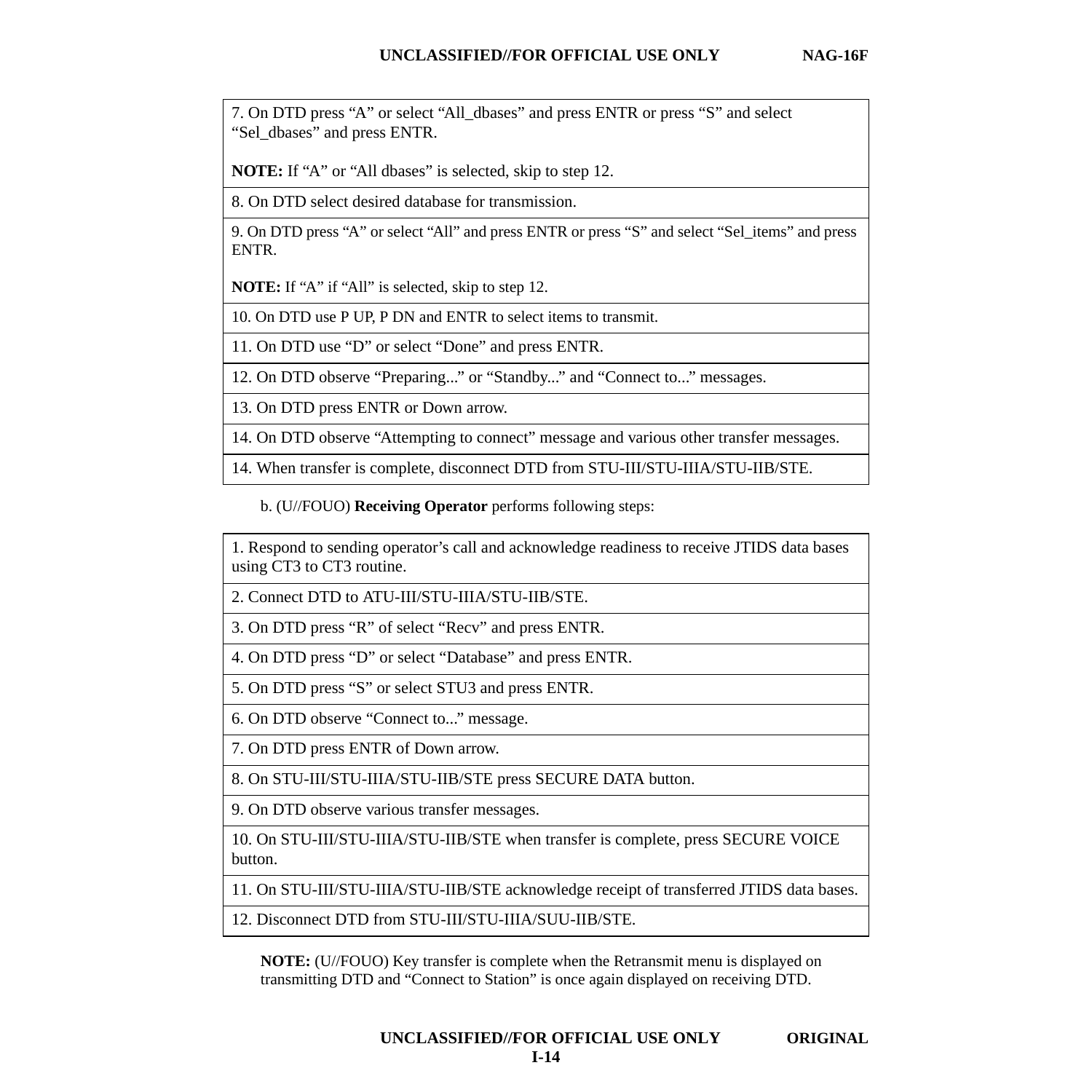| 7. On DTD press “A” or select “All_dbases” and press ENTR or press “S” and select “Sel_dbases” and press ENTR.<br><br>**NOTE:** If “A” or “All dbases” is selected, skip to step 12. |
|---|
| 8. On DTD select desired database for transmission. |
| 9. On DTD press “A” or select “All” and press ENTR or press “S” and select “Sel_items” and press ENTR.<br><br>**NOTE:** If “A” if “All” is selected, skip to step 12. |
| 10. On DTD use P UP, P DN and ENTR to select items to transmit. |
| 11. On DTD use “D” or select “Done” and press ENTR. |
| 12. On DTD observe “Preparing...” or “Standby...” and “Connect to...” messages. |
| 13. On DTD press ENTR or Down arrow. |
| 14. On DTD observe “Attempting to connect” message and various other transfer messages. |
| 14. When transfer is complete, disconnect DTD from STU-III/STU-IIIA/STU-IIB/STE. |

b. (U//FOUO) **Receiving Operator** performs following steps:

| 1. Respond to sending operator’s call and acknowledge readiness to receive JTIDS data bases using CT3 to CT3 routine. |
|---|
| 2. Connect DTD to ATU-III/STU-IIIA/STU-IIB/STE. |
| 3. On DTD press “R” of select “Recv” and press ENTR. |
| 4. On DTD press “D” or select “Database” and press ENTR. |
| 5. On DTD press “S” or select STU3 and press ENTR. |
| 6. On DTD observe “Connect to...” message. |
| 7. On DTD press ENTR of Down arrow. |
| 8. On STU-III/STU-IIIA/STU-IIB/STE press SECURE DATA button. |
| 9. On DTD observe various transfer messages. |
| 10. On STU-III/STU-IIIA/STU-IIB/STE when transfer is complete, press SECURE VOICE button. |
| 11. On STU-III/STU-IIIA/STU-IIB/STE acknowledge receipt of transferred JTIDS data bases. |
| 12. Disconnect DTD from STU-III/STU-IIIA/SUU-IIB/STE. |

**NOTE:** (U//FOUO) Key transfer is complete when the Retransmit menu is displayed on transmitting DTD and “Connect to Station” is once again displayed on receiving DTD.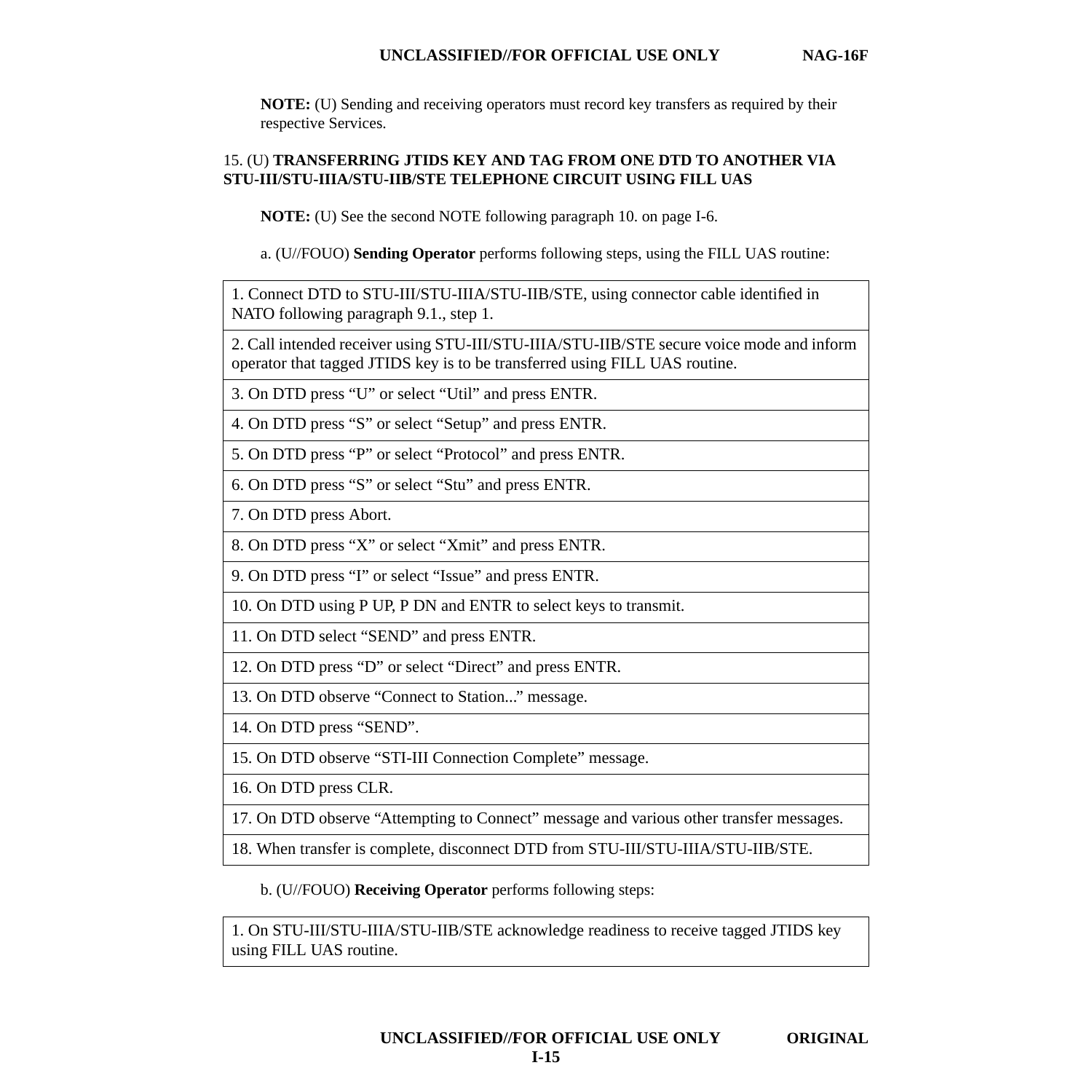**NOTE:** (U) Sending and receiving operators must record key transfers as required by their respective Services.

15. (U) **TRANSFERRING JTIDS KEY AND TAG FROM ONE DTD TO ANOTHER VIA STU-III/STU-IIIA/STU-IIB/STE TELEPHONE CIRCUIT USING FILL UAS**

**NOTE:** (U) See the second NOTE following paragraph 10. on page I-6.

a. (U//FOUO) **Sending Operator** performs following steps, using the FILL UAS routine:

| |
|---|
| 1. Connect DTD to STU-III/STU-IIIA/STU-IIB/STE, using connector cable identified in NATO following paragraph 9.1., step 1. |
| 2. Call intended receiver using STU-III/STU-IIIA/STU-IIB/STE secure voice mode and inform operator that tagged JTIDS key is to be transferred using FILL UAS routine. |
| 3. On DTD press “U” or select “Util” and press ENTR. |
| 4. On DTD press “S” or select “Setup” and press ENTR. |
| 5. On DTD press “P” or select “Protocol” and press ENTR. |
| 6. On DTD press “S” or select “Stu” and press ENTR. |
| 7. On DTD press Abort. |
| 8. On DTD press “X” or select “Xmit” and press ENTR. |
| 9. On DTD press “I” or select “Issue” and press ENTR. |
| 10. On DTD using P UP, P DN and ENTR to select keys to transmit. |
| 11. On DTD select “SEND” and press ENTR. |
| 12. On DTD press “D” or select “Direct” and press ENTR. |
| 13. On DTD observe “Connect to Station...” message. |
| 14. On DTD press “SEND”. |
| 15. On DTD observe “STI-III Connection Complete” message. |
| 16. On DTD press CLR. |
| 17. On DTD observe “Attempting to Connect” message and various other transfer messages. |
| 18. When transfer is complete, disconnect DTD from STU-III/STU-IIIA/STU-IIB/STE. |

b. (U//FOUO) **Receiving Operator** performs following steps:

| |
|---|
| 1. On STU-III/STU-IIIA/STU-IIB/STE acknowledge readiness to receive tagged JTIDS key using FILL UAS routine. |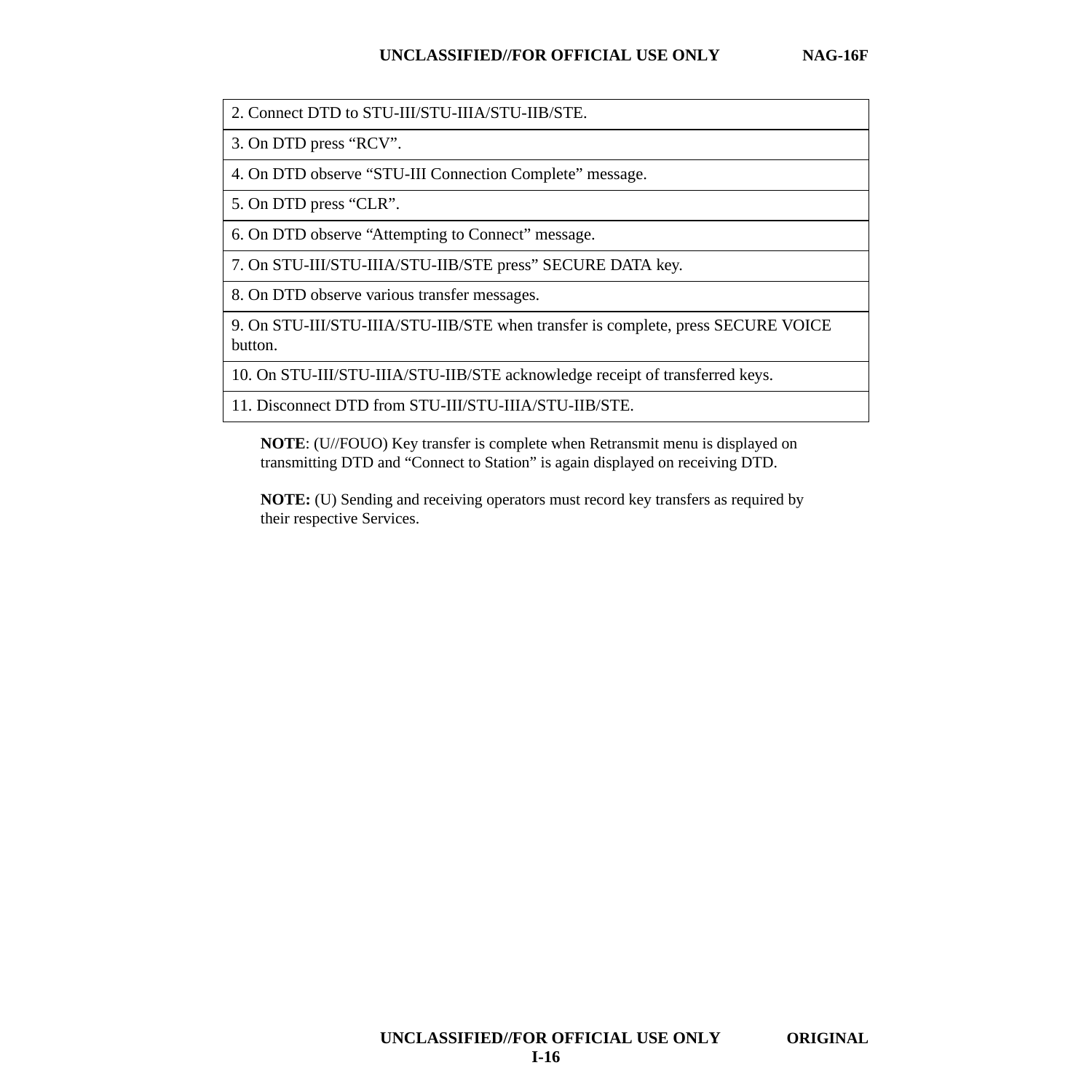| 2. Connect DTD to STU-III/STU-IIIA/STU-IIB/STE. |
|---|
| 3. On DTD press “RCV”. |
| 4. On DTD observe “STU-III Connection Complete” message. |
| 5. On DTD press “CLR”. |
| 6. On DTD observe “Attempting to Connect” message. |
| 7. On STU-III/STU-IIIA/STU-IIB/STE press” SECURE DATA key. |
| 8. On DTD observe various transfer messages. |
| 9. On STU-III/STU-IIIA/STU-IIB/STE when transfer is complete, press SECURE VOICE button. |
| 10. On STU-III/STU-IIIA/STU-IIB/STE acknowledge receipt of transferred keys. |
| 11. Disconnect DTD from STU-III/STU-IIIA/STU-IIB/STE. |

**NOTE**: (U//FOUO) Key transfer is complete when Retransmit menu is displayed on transmitting DTD and “Connect to Station” is again displayed on receiving DTD.

**NOTE:** (U) Sending and receiving operators must record key transfers as required by their respective Services.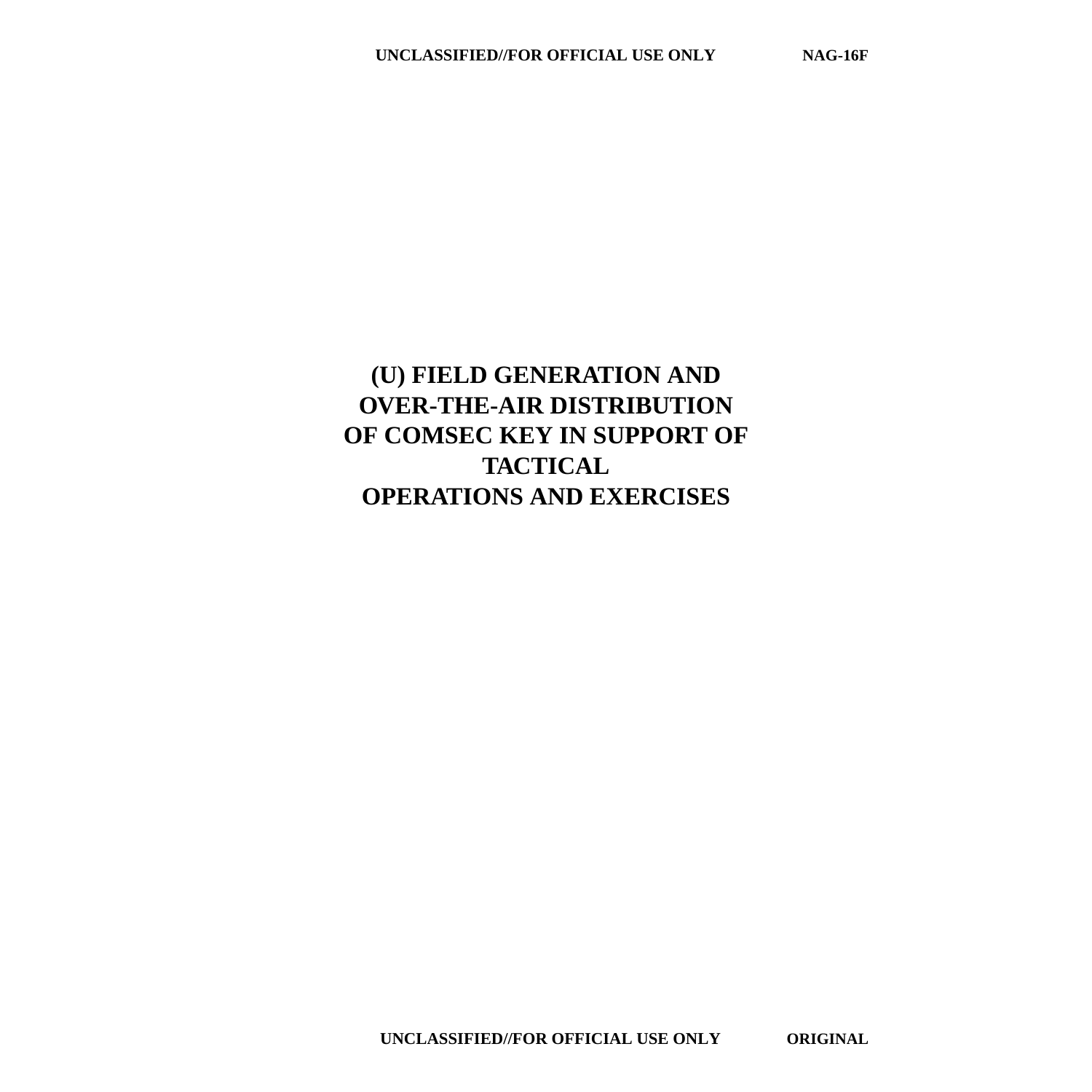# (U) FIELD GENERATION AND OVER-THE-AIR DISTRIBUTION OF COMSEC KEY IN SUPPORT OF TACTICAL OPERATIONS AND EXERCISES